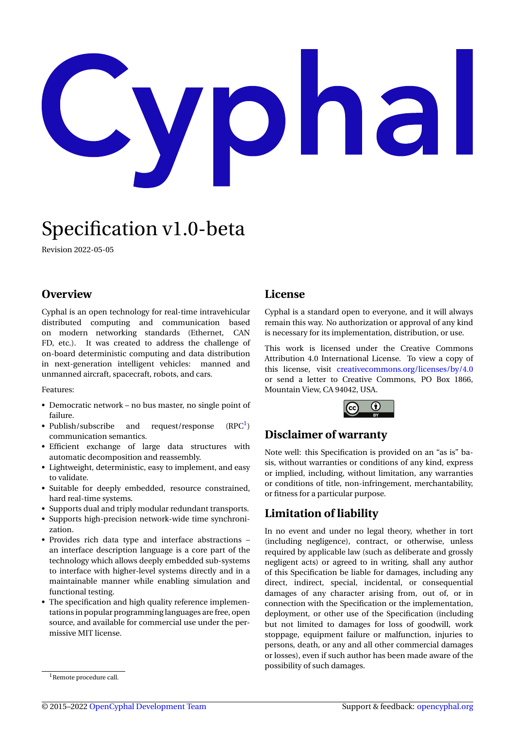# Cyphal

## Specification v1.0-beta

Revision 2022-05-05

### Overview

Cyphal is an open technology for real-time intravehicular distributed computing and communication based on modern networking standards (Ethernet, CAN FD, etc.). It was created to address the challenge of on-board deterministic computing and data distribution in next-generation intelligent vehicles: manned and unmanned aircraft, spacecraft, robots, and cars.

Features:

- Democratic network – no bus master, no single point of failure.
- Publish/subscribe and request/response (RPC[1]) communication semantics.
- Efficient exchange of large data structures with automatic decomposition and reassembly.
- Lightweight, deterministic, easy to implement, and easy to validate.
- Suitable for deeply embedded, resource constrained, hard real-time systems.
- Supports dual and triply modular redundant transports.
- Supports high-precision network-wide time synchronization.
- Provides rich data type and interface abstractions – an interface description language is a core part of the technology which allows deeply embedded sub-systems to interface with higher-level systems directly and in a maintainable manner while enabling simulation and functional testing.
- The specification and high quality reference implementations in popular programming languages are free, open source, and available for commercial use under the permissive MIT license.

[1] Remote procedure call.

### License

Cyphal is a standard open to everyone, and it will always remain this way. No authorization or approval of any kind is necessary for its implementation, distribution, or use.

This work is licensed under the Creative Commons Attribution 4.0 International License. To view a copy of this license, visit creativecommons.org/licenses/by/4.0 or send a letter to Creative Commons, PO Box 1866, Mountain View, CA 94042, USA.

### Disclaimer of warranty

Note well: this Specification is provided on an "as is" basis, without warranties or conditions of any kind, express or implied, including, without limitation, any warranties or conditions of title, non-infringement, merchantability, or fitness for a particular purpose.

### Limitation of liability

In no event and under no legal theory, whether in tort (including negligence), contract, or otherwise, unless required by applicable law (such as deliberate and grossly negligent acts) or agreed to in writing, shall any author of this Specification be liable for damages, including any direct, indirect, special, incidental, or consequential damages of any character arising from, out of, or in connection with the Specification or the implementation, deployment, or other use of the Specification (including but not limited to damages for loss of goodwill, work stoppage, equipment failure or malfunction, injuries to persons, death, or any and all other commercial damages or losses), even if such author has been made aware of the possibility of such damages.

© 2015–2022 OpenCyphal Development Team

Support & feedback: opencyphal.org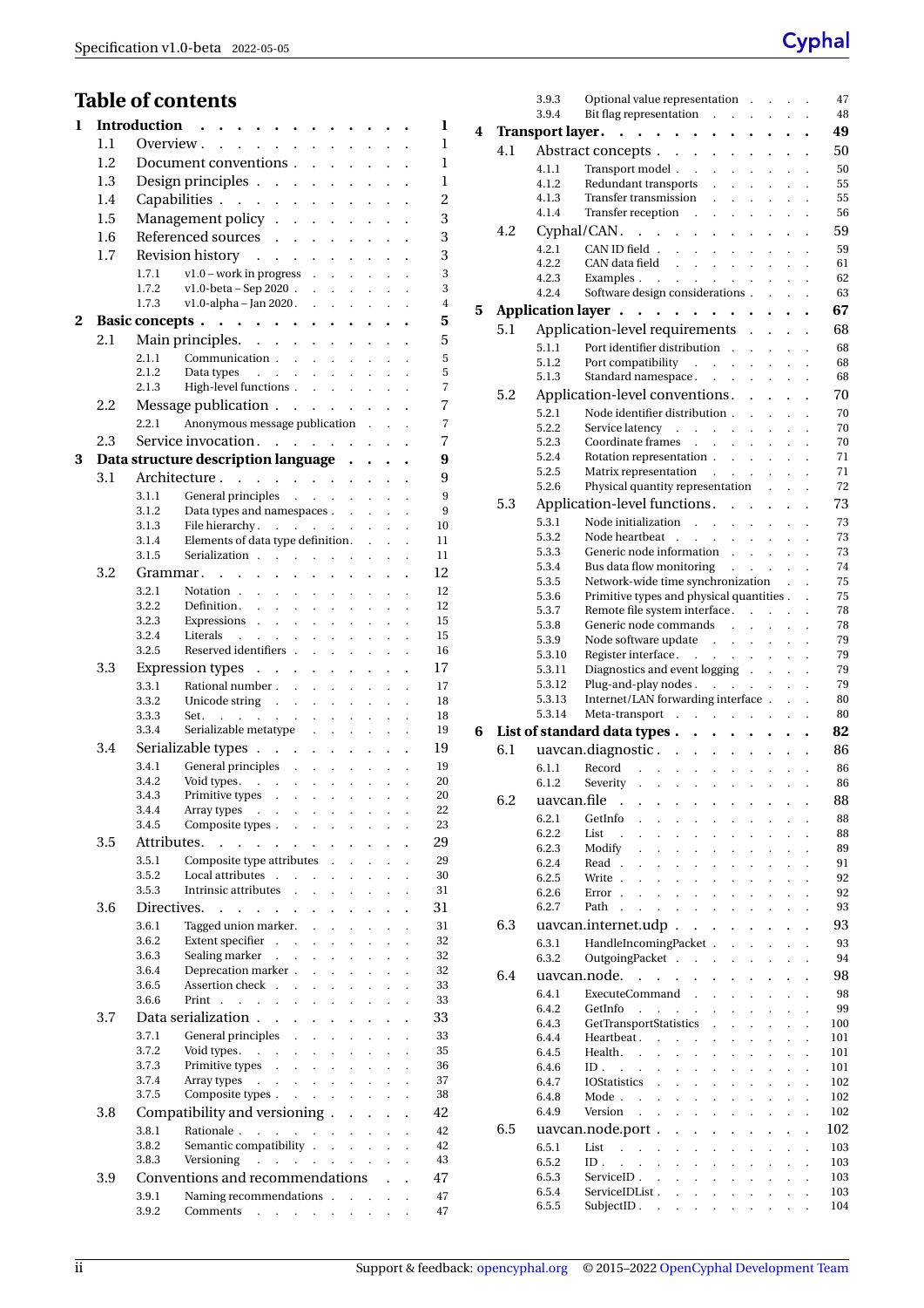# Table of contents

**1 Introduction** . . . 1
- 1.1 Overview . . . 1
- 1.2 Document conventions . . . 1
- 1.3 Design principles . . . 1
- 1.4 Capabilities . . . 2
- 1.5 Management policy . . . 3
- 1.6 Referenced sources . . . 3
- 1.7 Revision history . . . 3
  - 1.7.1 v1.0 – work in progress . . . 3
  - 1.7.2 v1.0-beta – Sep 2020 . . . 3
  - 1.7.3 v1.0-alpha – Jan 2020 . . . 4

**2 Basic concepts** . . . 5
- 2.1 Main principles . . . 5
  - 2.1.1 Communication . . . 5
  - 2.1.2 Data types . . . 5
  - 2.1.3 High-level functions . . . 7
- 2.2 Message publication . . . 7
  - 2.2.1 Anonymous message publication . . . 7
- 2.3 Service invocation . . . 7

**3 Data structure description language** . . . 9
- 3.1 Architecture . . . 9
  - 3.1.1 General principles . . . 9
  - 3.1.2 Data types and namespaces . . . 9
  - 3.1.3 File hierarchy . . . 10
  - 3.1.4 Elements of data type definition . . . 11
  - 3.1.5 Serialization . . . 11
- 3.2 Grammar . . . 12
  - 3.2.1 Notation . . . 12
  - 3.2.2 Definition . . . 12
  - 3.2.3 Expressions . . . 15
  - 3.2.4 Literals . . . 15
  - 3.2.5 Reserved identifiers . . . 16
- 3.3 Expression types . . . 17
  - 3.3.1 Rational number . . . 17
  - 3.3.2 Unicode string . . . 18
  - 3.3.3 Set . . . 18
  - 3.3.4 Serializable metatype . . . 19
- 3.4 Serializable types . . . 19
  - 3.4.1 General principles . . . 19
  - 3.4.2 Void types . . . 20
  - 3.4.3 Primitive types . . . 20
  - 3.4.4 Array types . . . 22
  - 3.4.5 Composite types . . . 23
- 3.5 Attributes . . . 29
  - 3.5.1 Composite type attributes . . . 29
  - 3.5.2 Local attributes . . . 30
  - 3.5.3 Intrinsic attributes . . . 31
- 3.6 Directives . . . 31
  - 3.6.1 Tagged union marker . . . 31
  - 3.6.2 Extent specifier . . . 32
  - 3.6.3 Sealing marker . . . 32
  - 3.6.4 Deprecation marker . . . 32
  - 3.6.5 Assertion check . . . 33
  - 3.6.6 Print . . . 33
- 3.7 Data serialization . . . 33
  - 3.7.1 General principles . . . 33
  - 3.7.2 Void types . . . 35
  - 3.7.3 Primitive types . . . 36
  - 3.7.4 Array types . . . 37
  - 3.7.5 Composite types . . . 38
- 3.8 Compatibility and versioning . . . 42
  - 3.8.1 Rationale . . . 42
  - 3.8.2 Semantic compatibility . . . 42
  - 3.8.3 Versioning . . . 43
- 3.9 Conventions and recommendations . . . 47
  - 3.9.1 Naming recommendations . . . 47
  - 3.9.2 Comments . . . 47
  - 3.9.3 Optional value representation . . . 47
  - 3.9.4 Bit flag representation . . . 48

**4 Transport layer** . . . 49
- 4.1 Abstract concepts . . . 50
  - 4.1.1 Transport model . . . 50
  - 4.1.2 Redundant transports . . . 55
  - 4.1.3 Transfer transmission . . . 55
  - 4.1.4 Transfer reception . . . 56
- 4.2 Cyphal/CAN . . . 59
  - 4.2.1 CAN ID field . . . 59
  - 4.2.2 CAN data field . . . 61
  - 4.2.3 Examples . . . 62
  - 4.2.4 Software design considerations . . . 63

**5 Application layer** . . . 67
- 5.1 Application-level requirements . . . 68
  - 5.1.1 Port identifier distribution . . . 68
  - 5.1.2 Port compatibility . . . 68
  - 5.1.3 Standard namespace . . . 68
- 5.2 Application-level conventions . . . 70
  - 5.2.1 Node identifier distribution . . . 70
  - 5.2.2 Service latency . . . 70
  - 5.2.3 Coordinate frames . . . 70
  - 5.2.4 Rotation representation . . . 71
  - 5.2.5 Matrix representation . . . 71
  - 5.2.6 Physical quantity representation . . . 72
- 5.3 Application-level functions . . . 73
  - 5.3.1 Node initialization . . . 73
  - 5.3.2 Node heartbeat . . . 73
  - 5.3.3 Generic node information . . . 73
  - 5.3.4 Bus data flow monitoring . . . 74
  - 5.3.5 Network-wide time synchronization . . . 75
  - 5.3.6 Primitive types and physical quantities . . . 75
  - 5.3.7 Remote file system interface . . . 78
  - 5.3.8 Generic node commands . . . 78
  - 5.3.9 Node software update . . . 79
  - 5.3.10 Register interface . . . 79
  - 5.3.11 Diagnostics and event logging . . . 79
  - 5.3.12 Plug-and-play nodes . . . 79
  - 5.3.13 Internet/LAN forwarding interface . . . 80
  - 5.3.14 Meta-transport . . . 80

**6 List of standard data types** . . . 82
- 6.1 uavcan.diagnostic . . . 86
  - 6.1.1 Record . . . 86
  - 6.1.2 Severity . . . 86
- 6.2 uavcan.file . . . 88
  - 6.2.1 GetInfo . . . 88
  - 6.2.2 List . . . 88
  - 6.2.3 Modify . . . 89
  - 6.2.4 Read . . . 91
  - 6.2.5 Write . . . 92
  - 6.2.6 Error . . . 92
  - 6.2.7 Path . . . 93
- 6.3 uavcan.internet.udp . . . 93
  - 6.3.1 HandleIncomingPacket . . . 93
  - 6.3.2 OutgoingPacket . . . 94
- 6.4 uavcan.node . . . 98
  - 6.4.1 ExecuteCommand . . . 98
  - 6.4.2 GetInfo . . . 99
  - 6.4.3 GetTransportStatistics . . . 100
  - 6.4.4 Heartbeat . . . 101
  - 6.4.5 Health . . . 101
  - 6.4.6 ID . . . 101
  - 6.4.7 IOStatistics . . . 102
  - 6.4.8 Mode . . . 102
  - 6.4.9 Version . . . 102
- 6.5 uavcan.node.port . . . 102
  - 6.5.1 List . . . 103
  - 6.5.2 ID . . . 103
  - 6.5.3 ServiceID . . . 103
  - 6.5.4 ServiceIDList . . . 103
  - 6.5.5 SubjectID . . . 104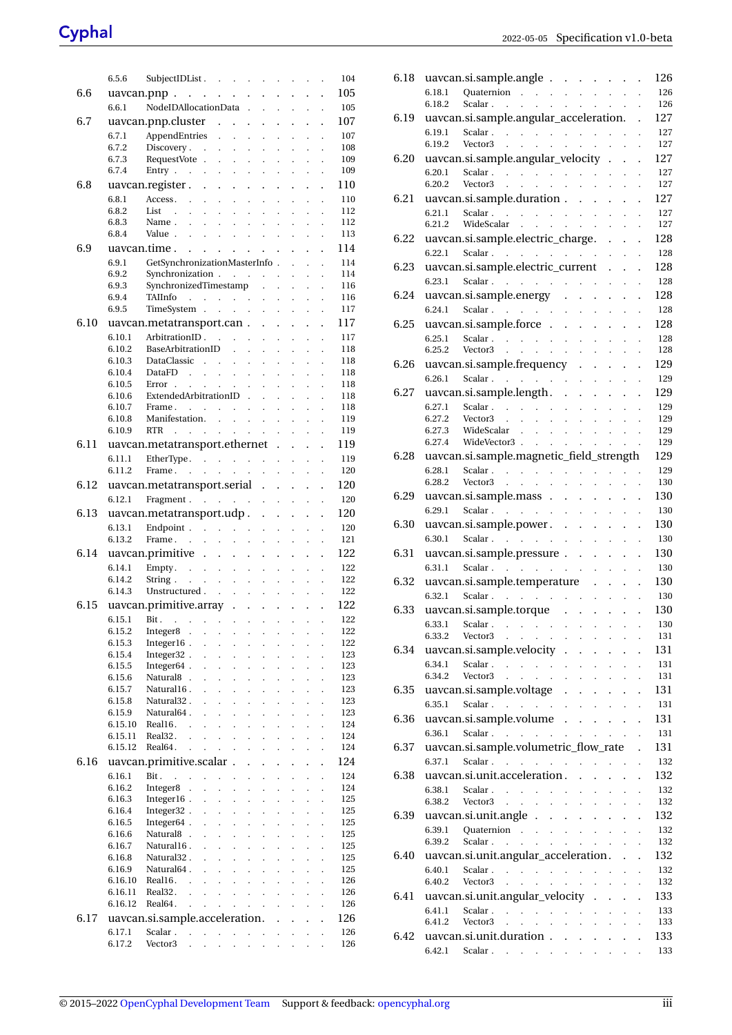6.5.6 SubjectIDList . . . . . . . . . . 104

6.6 uavcan.pnp . . . . . . . . . . . 105
- 6.6.1 NodeIDAllocationData . . . . . 105

6.7 uavcan.pnp.cluster . . . . . . . . 107
- 6.7.1 AppendEntries . . . . . . . . 107
- 6.7.2 Discovery . . . . . . . . . . 108
- 6.7.3 RequestVote . . . . . . . . . 109
- 6.7.4 Entry . . . . . . . . . . . 109

6.8 uavcan.register . . . . . . . . . 110
- 6.8.1 Access . . . . . . . . . . . 110
- 6.8.2 List . . . . . . . . . . . 112
- 6.8.3 Name . . . . . . . . . . . 112
- 6.8.4 Value . . . . . . . . . . . 113

6.9 uavcan.time . . . . . . . . . . 114
- 6.9.1 GetSynchronizationMasterInfo . . . . 114
- 6.9.2 Synchronization . . . . . . . . 114
- 6.9.3 SynchronizedTimestamp . . . . . 116
- 6.9.4 TAIInfo . . . . . . . . . . 116
- 6.9.5 TimeSystem . . . . . . . . . 117

6.10 uavcan.metatransport.can . . . . . . 117
- 6.10.1 ArbitrationID . . . . . . . . 117
- 6.10.2 BaseArbitrationID . . . . . . . 118
- 6.10.3 DataClassic . . . . . . . . . 118
- 6.10.4 DataFD . . . . . . . . . . 118
- 6.10.5 Error . . . . . . . . . . . 118
- 6.10.6 ExtendedArbitrationID . . . . . 118
- 6.10.7 Frame . . . . . . . . . . . 118
- 6.10.8 Manifestation . . . . . . . . 119
- 6.10.9 RTR . . . . . . . . . . . 119

6.11 uavcan.metatransport.ethernet . . . . 119
- 6.11.1 EtherType . . . . . . . . . 119
- 6.11.2 Frame . . . . . . . . . . . 120

6.12 uavcan.metatransport.serial . . . . . 120
- 6.12.1 Fragment . . . . . . . . . . 120

6.13 uavcan.metatransport.udp . . . . . . 120
- 6.13.1 Endpoint . . . . . . . . . . 120
- 6.13.2 Frame . . . . . . . . . . . 121

6.14 uavcan.primitive . . . . . . . . . 122
- 6.14.1 Empty . . . . . . . . . . . 122
- 6.14.2 String . . . . . . . . . . . 122
- 6.14.3 Unstructured . . . . . . . . . 122

6.15 uavcan.primitive.array . . . . . . . 122
- 6.15.1 Bit . . . . . . . . . . . . 122
- 6.15.2 Integer8 . . . . . . . . . . 122
- 6.15.3 Integer16 . . . . . . . . . . 122
- 6.15.4 Integer32 . . . . . . . . . . 123
- 6.15.5 Integer64 . . . . . . . . . . 123
- 6.15.6 Natural8 . . . . . . . . . . 123
- 6.15.7 Natural16 . . . . . . . . . . 123
- 6.15.8 Natural32 . . . . . . . . . . 123
- 6.15.9 Natural64 . . . . . . . . . . 123
- 6.15.10 Real16 . . . . . . . . . . . 124
- 6.15.11 Real32 . . . . . . . . . . . 124
- 6.15.12 Real64 . . . . . . . . . . . 124

6.16 uavcan.primitive.scalar . . . . . . . 124
- 6.16.1 Bit . . . . . . . . . . . . 124
- 6.16.2 Integer8 . . . . . . . . . . 124
- 6.16.3 Integer16 . . . . . . . . . . 125
- 6.16.4 Integer32 . . . . . . . . . . 125
- 6.16.5 Integer64 . . . . . . . . . . 125
- 6.16.6 Natural8 . . . . . . . . . . 125
- 6.16.7 Natural16 . . . . . . . . . . 125
- 6.16.8 Natural32 . . . . . . . . . . 125
- 6.16.9 Natural64 . . . . . . . . . . 125
- 6.16.10 Real16 . . . . . . . . . . . 126
- 6.16.11 Real32 . . . . . . . . . . . 126
- 6.16.12 Real64 . . . . . . . . . . . 126

6.17 uavcan.si.sample.acceleration . . . . 126
- 6.17.1 Scalar . . . . . . . . . . . 126
- 6.17.2 Vector3 . . . . . . . . . . 126

6.18 uavcan.si.sample.angle . . . . . . . 126
- 6.18.1 Quaternion . . . . . . . . . 126
- 6.18.2 Scalar . . . . . . . . . . . 126

6.19 uavcan.si.sample.angular_acceleration . . 127
- 6.19.1 Scalar . . . . . . . . . . . 127
- 6.19.2 Vector3 . . . . . . . . . . 127

6.20 uavcan.si.sample.angular_velocity . . . 127
- 6.20.1 Scalar . . . . . . . . . . . 127
- 6.20.2 Vector3 . . . . . . . . . . 127

6.21 uavcan.si.sample.duration . . . . . . 127
- 6.21.1 Scalar . . . . . . . . . . . 127
- 6.21.2 WideScalar . . . . . . . . . 127

6.22 uavcan.si.sample.electric_charge . . . . 128
- 6.22.1 Scalar . . . . . . . . . . . 128

6.23 uavcan.si.sample.electric_current . . . 128
- 6.23.1 Scalar . . . . . . . . . . . 128

6.24 uavcan.si.sample.energy . . . . . . 128
- 6.24.1 Scalar . . . . . . . . . . . 128

6.25 uavcan.si.sample.force . . . . . . . 128
- 6.25.1 Scalar . . . . . . . . . . . 128
- 6.25.2 Vector3 . . . . . . . . . . 128

6.26 uavcan.si.sample.frequency . . . . . 129
- 6.26.1 Scalar . . . . . . . . . . . 129

6.27 uavcan.si.sample.length . . . . . . . 129
- 6.27.1 Scalar . . . . . . . . . . . 129
- 6.27.2 Vector3 . . . . . . . . . . 129
- 6.27.3 WideScalar . . . . . . . . . 129
- 6.27.4 WideVector3 . . . . . . . . . 129

6.28 uavcan.si.sample.magnetic_field_strength 129
- 6.28.1 Scalar . . . . . . . . . . . 129
- 6.28.2 Vector3 . . . . . . . . . . 130

6.29 uavcan.si.sample.mass . . . . . . . 130
- 6.29.1 Scalar . . . . . . . . . . . 130

6.30 uavcan.si.sample.power . . . . . . . 130
- 6.30.1 Scalar . . . . . . . . . . . 130

6.31 uavcan.si.sample.pressure . . . . . . 130
- 6.31.1 Scalar . . . . . . . . . . . 130

6.32 uavcan.si.sample.temperature . . . . 130
- 6.32.1 Scalar . . . . . . . . . . . 130

6.33 uavcan.si.sample.torque . . . . . . 130
- 6.33.1 Scalar . . . . . . . . . . . 130
- 6.33.2 Vector3 . . . . . . . . . . 131

6.34 uavcan.si.sample.velocity . . . . . . 131
- 6.34.1 Scalar . . . . . . . . . . . 131
- 6.34.2 Vector3 . . . . . . . . . . 131

6.35 uavcan.si.sample.voltage . . . . . . 131
- 6.35.1 Scalar . . . . . . . . . . . 131

6.36 uavcan.si.sample.volume . . . . . . 131
- 6.36.1 Scalar . . . . . . . . . . . 131

6.37 uavcan.si.sample.volumetric_flow_rate . 131
- 6.37.1 Scalar . . . . . . . . . . . 132

6.38 uavcan.si.unit.acceleration . . . . . . 132
- 6.38.1 Scalar . . . . . . . . . . . 132
- 6.38.2 Vector3 . . . . . . . . . . 132

6.39 uavcan.si.unit.angle . . . . . . . . 132
- 6.39.1 Quaternion . . . . . . . . . 132
- 6.39.2 Scalar . . . . . . . . . . . 132

6.40 uavcan.si.unit.angular_acceleration . . . 132
- 6.40.1 Scalar . . . . . . . . . . . 132
- 6.40.2 Vector3 . . . . . . . . . . 132

6.41 uavcan.si.unit.angular_velocity . . . . 133
- 6.41.1 Scalar . . . . . . . . . . . 133
- 6.41.2 Vector3 . . . . . . . . . . 133

6.42 uavcan.si.unit.duration . . . . . . . 133
- 6.42.1 Scalar . . . . . . . . . . . 133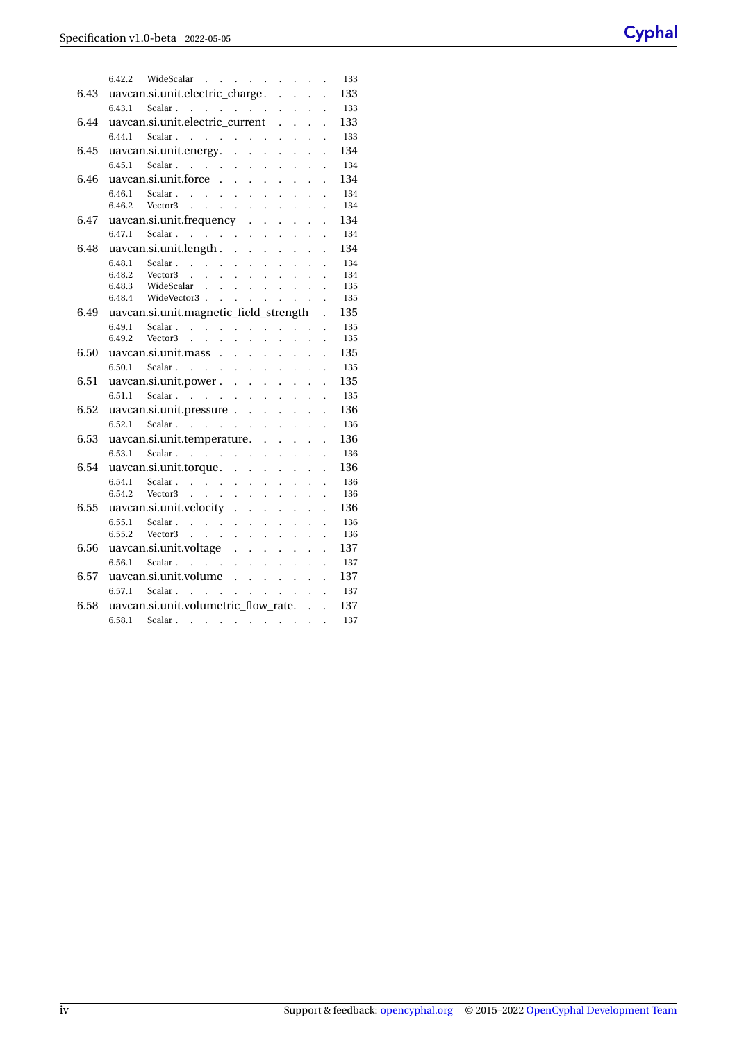- 6.42.2 WideScalar . . . . . . . . . . 133
- 6.43 uavcan.si.unit.electric_charge . . . . . 133
  - 6.43.1 Scalar . . . . . . . . . . . . 133
- 6.44 uavcan.si.unit.electric_current . . . . 133
  - 6.44.1 Scalar . . . . . . . . . . . . 133
- 6.45 uavcan.si.unit.energy . . . . . . . . 134
  - 6.45.1 Scalar . . . . . . . . . . . . 134
- 6.46 uavcan.si.unit.force . . . . . . . . 134
  - 6.46.1 Scalar . . . . . . . . . . . . 134
  - 6.46.2 Vector3 . . . . . . . . . . . 134
- 6.47 uavcan.si.unit.frequency . . . . . . 134
  - 6.47.1 Scalar . . . . . . . . . . . . 134
- 6.48 uavcan.si.unit.length . . . . . . . . 134
  - 6.48.1 Scalar . . . . . . . . . . . . 134
  - 6.48.2 Vector3 . . . . . . . . . . . 134
  - 6.48.3 WideScalar . . . . . . . . . . 135
  - 6.48.4 WideVector3 . . . . . . . . . 135
- 6.49 uavcan.si.unit.magnetic_field_strength . 135
  - 6.49.1 Scalar . . . . . . . . . . . . 135
  - 6.49.2 Vector3 . . . . . . . . . . . 135
- 6.50 uavcan.si.unit.mass . . . . . . . . 135
  - 6.50.1 Scalar . . . . . . . . . . . . 135
- 6.51 uavcan.si.unit.power . . . . . . . . 135
  - 6.51.1 Scalar . . . . . . . . . . . . 135
- 6.52 uavcan.si.unit.pressure . . . . . . . 136
  - 6.52.1 Scalar . . . . . . . . . . . . 136
- 6.53 uavcan.si.unit.temperature . . . . . . 136
  - 6.53.1 Scalar . . . . . . . . . . . . 136
- 6.54 uavcan.si.unit.torque . . . . . . . . 136
  - 6.54.1 Scalar . . . . . . . . . . . . 136
  - 6.54.2 Vector3 . . . . . . . . . . . 136
- 6.55 uavcan.si.unit.velocity . . . . . . . 136
  - 6.55.1 Scalar . . . . . . . . . . . . 136
  - 6.55.2 Vector3 . . . . . . . . . . . 136
- 6.56 uavcan.si.unit.voltage . . . . . . . 137
  - 6.56.1 Scalar . . . . . . . . . . . . 137
- 6.57 uavcan.si.unit.volume . . . . . . . 137
  - 6.57.1 Scalar . . . . . . . . . . . . 137
- 6.58 uavcan.si.unit.volumetric_flow_rate . . . 137
  - 6.58.1 Scalar . . . . . . . . . . . . 137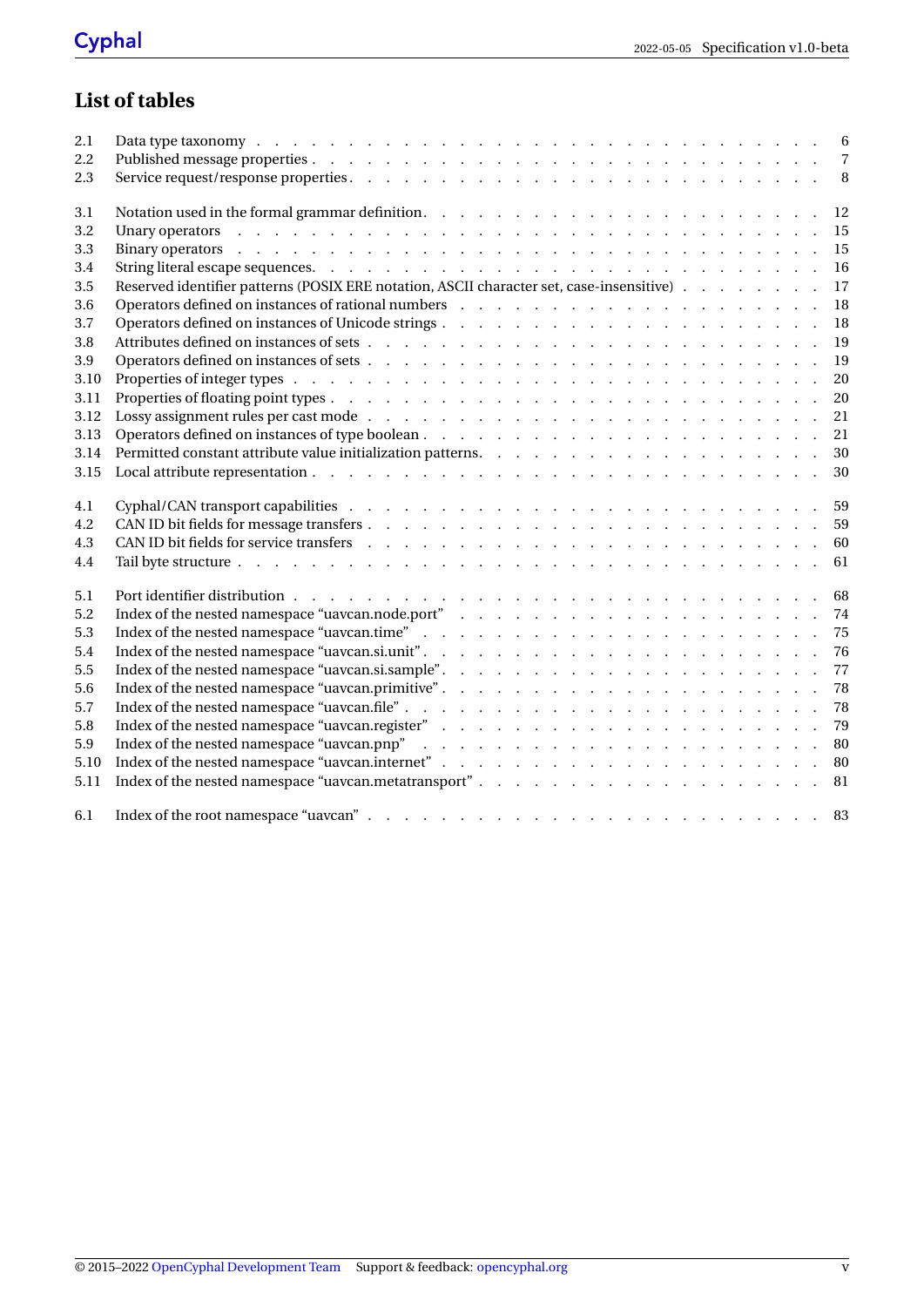# List of tables

| | | |
|---|---|---|
| 2.1 | Data type taxonomy | 6 |
| 2.2 | Published message properties | 7 |
| 2.3 | Service request/response properties | 8 |
| 3.1 | Notation used in the formal grammar definition | 12 |
| 3.2 | Unary operators | 15 |
| 3.3 | Binary operators | 15 |
| 3.4 | String literal escape sequences | 16 |
| 3.5 | Reserved identifier patterns (POSIX ERE notation, ASCII character set, case-insensitive) | 17 |
| 3.6 | Operators defined on instances of rational numbers | 18 |
| 3.7 | Operators defined on instances of Unicode strings | 18 |
| 3.8 | Attributes defined on instances of sets | 19 |
| 3.9 | Operators defined on instances of sets | 19 |
| 3.10 | Properties of integer types | 20 |
| 3.11 | Properties of floating point types | 20 |
| 3.12 | Lossy assignment rules per cast mode | 21 |
| 3.13 | Operators defined on instances of type boolean | 21 |
| 3.14 | Permitted constant attribute value initialization patterns | 30 |
| 3.15 | Local attribute representation | 30 |
| 4.1 | Cyphal/CAN transport capabilities | 59 |
| 4.2 | CAN ID bit fields for message transfers | 59 |
| 4.3 | CAN ID bit fields for service transfers | 60 |
| 4.4 | Tail byte structure | 61 |
| 5.1 | Port identifier distribution | 68 |
| 5.2 | Index of the nested namespace "uavcan.node.port" | 74 |
| 5.3 | Index of the nested namespace "uavcan.time" | 75 |
| 5.4 | Index of the nested namespace "uavcan.si.unit" | 76 |
| 5.5 | Index of the nested namespace "uavcan.si.sample" | 77 |
| 5.6 | Index of the nested namespace "uavcan.primitive" | 78 |
| 5.7 | Index of the nested namespace "uavcan.file" | 78 |
| 5.8 | Index of the nested namespace "uavcan.register" | 79 |
| 5.9 | Index of the nested namespace "uavcan.pnp" | 80 |
| 5.10 | Index of the nested namespace "uavcan.internet" | 80 |
| 5.11 | Index of the nested namespace "uavcan.metatransport" | 81 |
| 6.1 | Index of the root namespace "uavcan" | 83 |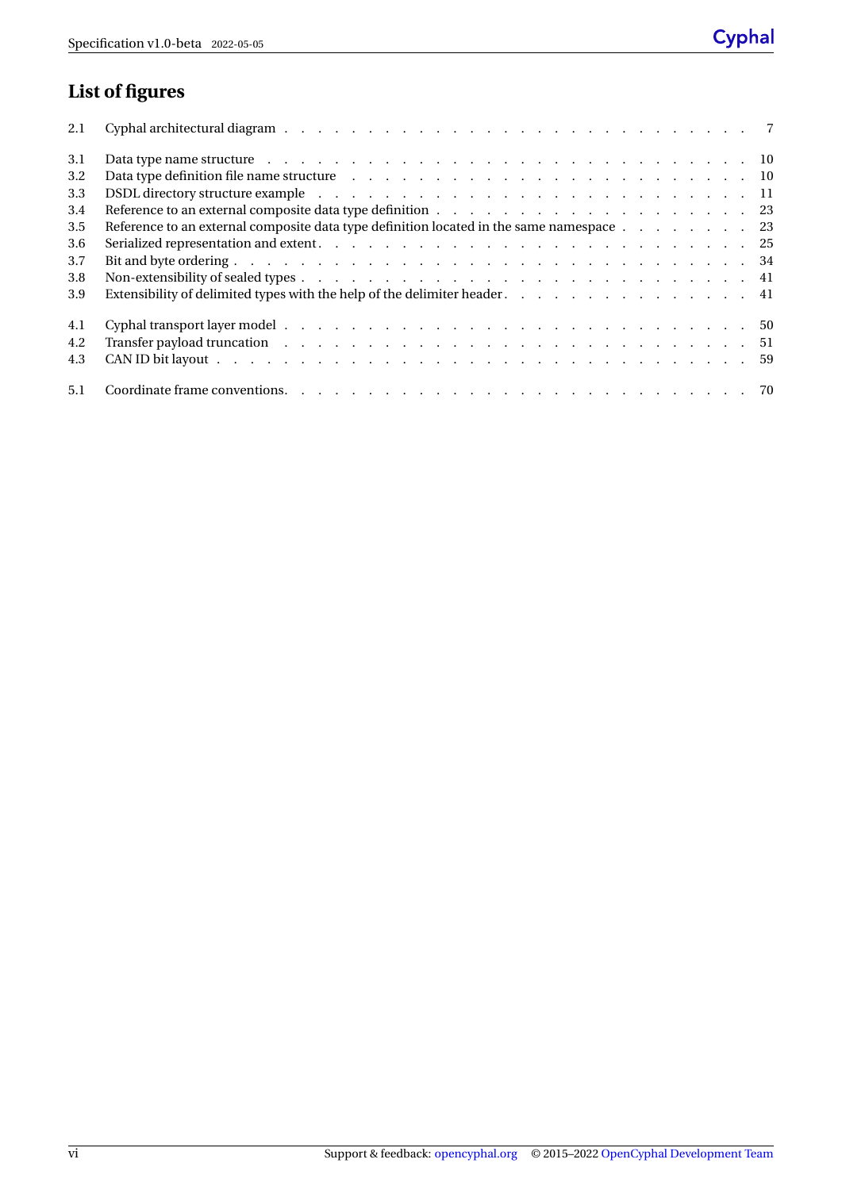# List of figures

| | | |
|---|---|---|
| 2.1 | Cyphal architectural diagram | 7 |
| 3.1 | Data type name structure | 10 |
| 3.2 | Data type definition file name structure | 10 |
| 3.3 | DSDL directory structure example | 11 |
| 3.4 | Reference to an external composite data type definition | 23 |
| 3.5 | Reference to an external composite data type definition located in the same namespace | 23 |
| 3.6 | Serialized representation and extent | 25 |
| 3.7 | Bit and byte ordering | 34 |
| 3.8 | Non-extensibility of sealed types | 41 |
| 3.9 | Extensibility of delimited types with the help of the delimiter header | 41 |
| 4.1 | Cyphal transport layer model | 50 |
| 4.2 | Transfer payload truncation | 51 |
| 4.3 | CAN ID bit layout | 59 |
| 5.1 | Coordinate frame conventions | 70 |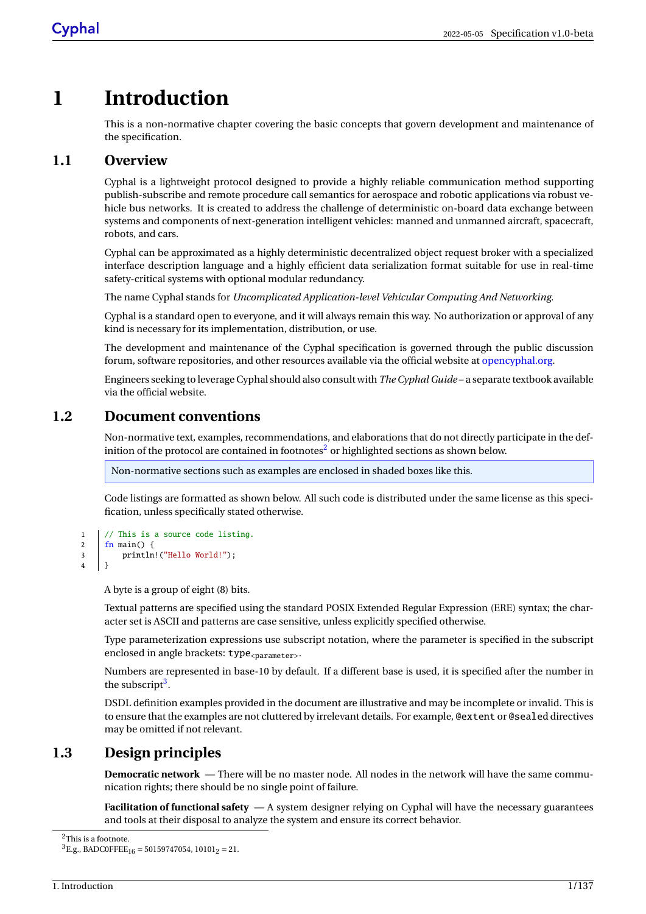# 1 Introduction

This is a non-normative chapter covering the basic concepts that govern development and maintenance of the specification.

## 1.1 Overview

Cyphal is a lightweight protocol designed to provide a highly reliable communication method supporting publish-subscribe and remote procedure call semantics for aerospace and robotic applications via robust vehicle bus networks. It is created to address the challenge of deterministic on-board data exchange between systems and components of next-generation intelligent vehicles: manned and unmanned aircraft, spacecraft, robots, and cars.

Cyphal can be approximated as a highly deterministic decentralized object request broker with a specialized interface description language and a highly efficient data serialization format suitable for use in real-time safety-critical systems with optional modular redundancy.

The name Cyphal stands for *Uncomplicated Application-level Vehicular Computing And Networking*.

Cyphal is a standard open to everyone, and it will always remain this way. No authorization or approval of any kind is necessary for its implementation, distribution, or use.

The development and maintenance of the Cyphal specification is governed through the public discussion forum, software repositories, and other resources available via the official website at opencyphal.org.

Engineers seeking to leverage Cyphal should also consult with *The Cyphal Guide* – a separate textbook available via the official website.

## 1.2 Document conventions

Non-normative text, examples, recommendations, and elaborations that do not directly participate in the definition of the protocol are contained in footnotes[2] or highlighted sections as shown below.

> Non-normative sections such as examples are enclosed in shaded boxes like this.

Code listings are formatted as shown below. All such code is distributed under the same license as this specification, unless specifically stated otherwise.

```
// This is a source code listing.
fn main() {
    println!("Hello World!");
}
```

A byte is a group of eight (8) bits.

Textual patterns are specified using the standard POSIX Extended Regular Expression (ERE) syntax; the character set is ASCII and patterns are case sensitive, unless explicitly specified otherwise.

Type parameterization expressions use subscript notation, where the parameter is specified in the subscript enclosed in angle brackets: $\texttt{type}_{\langle\text{parameter}\rangle}$.

Numbers are represented in base-10 by default. If a different base is used, it is specified after the number in the subscript[3].

DSDL definition examples provided in the document are illustrative and may be incomplete or invalid. This is to ensure that the examples are not cluttered by irrelevant details. For example, `@extent` or `@sealed` directives may be omitted if not relevant.

## 1.3 Design principles

**Democratic network** — There will be no master node. All nodes in the network will have the same communication rights; there should be no single point of failure.

**Facilitation of functional safety** — A system designer relying on Cyphal will have the necessary guarantees and tools at their disposal to analyze the system and ensure its correct behavior.

---

[2] This is a footnote.

[3] E.g., $\text{BADC0FFEE}_{16} = 50159747054$, $10101_2 = 21$.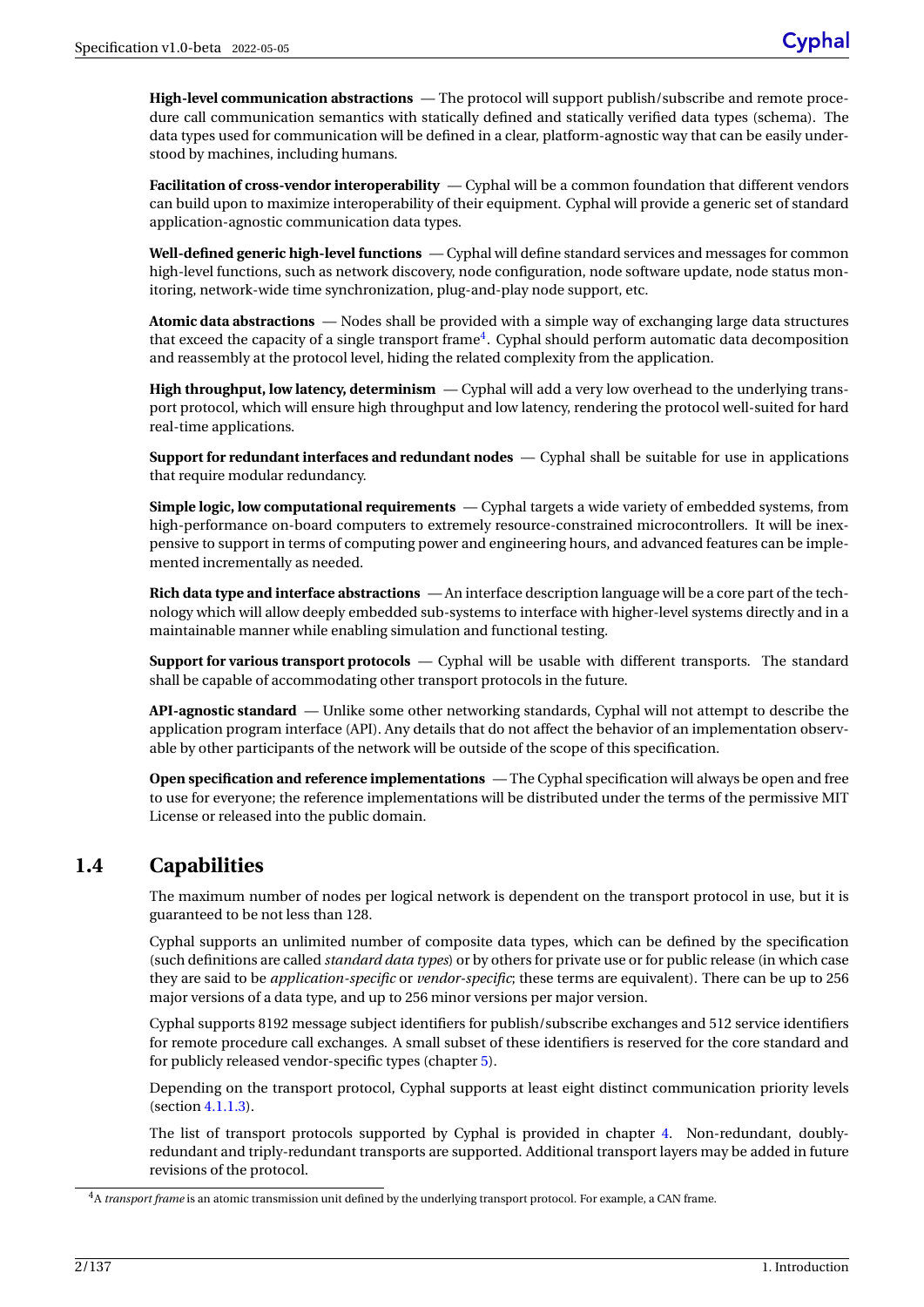**High-level communication abstractions** — The protocol will support publish/subscribe and remote procedure call communication semantics with statically defined and statically verified data types (schema). The data types used for communication will be defined in a clear, platform-agnostic way that can be easily understood by machines, including humans.

**Facilitation of cross-vendor interoperability** — Cyphal will be a common foundation that different vendors can build upon to maximize interoperability of their equipment. Cyphal will provide a generic set of standard application-agnostic communication data types.

**Well-defined generic high-level functions** — Cyphal will define standard services and messages for common high-level functions, such as network discovery, node configuration, node software update, node status monitoring, network-wide time synchronization, plug-and-play node support, etc.

**Atomic data abstractions** — Nodes shall be provided with a simple way of exchanging large data structures that exceed the capacity of a single transport frame[4]. Cyphal should perform automatic data decomposition and reassembly at the protocol level, hiding the related complexity from the application.

**High throughput, low latency, determinism** — Cyphal will add a very low overhead to the underlying transport protocol, which will ensure high throughput and low latency, rendering the protocol well-suited for hard real-time applications.

**Support for redundant interfaces and redundant nodes** — Cyphal shall be suitable for use in applications that require modular redundancy.

**Simple logic, low computational requirements** — Cyphal targets a wide variety of embedded systems, from high-performance on-board computers to extremely resource-constrained microcontrollers. It will be inexpensive to support in terms of computing power and engineering hours, and advanced features can be implemented incrementally as needed.

**Rich data type and interface abstractions** — An interface description language will be a core part of the technology which will allow deeply embedded sub-systems to interface with higher-level systems directly and in a maintainable manner while enabling simulation and functional testing.

**Support for various transport protocols** — Cyphal will be usable with different transports. The standard shall be capable of accommodating other transport protocols in the future.

**API-agnostic standard** — Unlike some other networking standards, Cyphal will not attempt to describe the application program interface (API). Any details that do not affect the behavior of an implementation observable by other participants of the network will be outside of the scope of this specification.

**Open specification and reference implementations** — The Cyphal specification will always be open and free to use for everyone; the reference implementations will be distributed under the terms of the permissive MIT License or released into the public domain.

## 1.4 Capabilities

The maximum number of nodes per logical network is dependent on the transport protocol in use, but it is guaranteed to be not less than 128.

Cyphal supports an unlimited number of composite data types, which can be defined by the specification (such definitions are called *standard data types*) or by others for private use or for public release (in which case they are said to be *application-specific* or *vendor-specific*; these terms are equivalent). There can be up to 256 major versions of a data type, and up to 256 minor versions per major version.

Cyphal supports 8192 message subject identifiers for publish/subscribe exchanges and 512 service identifiers for remote procedure call exchanges. A small subset of these identifiers is reserved for the core standard and for publicly released vendor-specific types (chapter 5).

Depending on the transport protocol, Cyphal supports at least eight distinct communication priority levels (section 4.1.1.3).

The list of transport protocols supported by Cyphal is provided in chapter 4. Non-redundant, doubly-redundant and triply-redundant transports are supported. Additional transport layers may be added in future revisions of the protocol.

[4] A *transport frame* is an atomic transmission unit defined by the underlying transport protocol. For example, a CAN frame.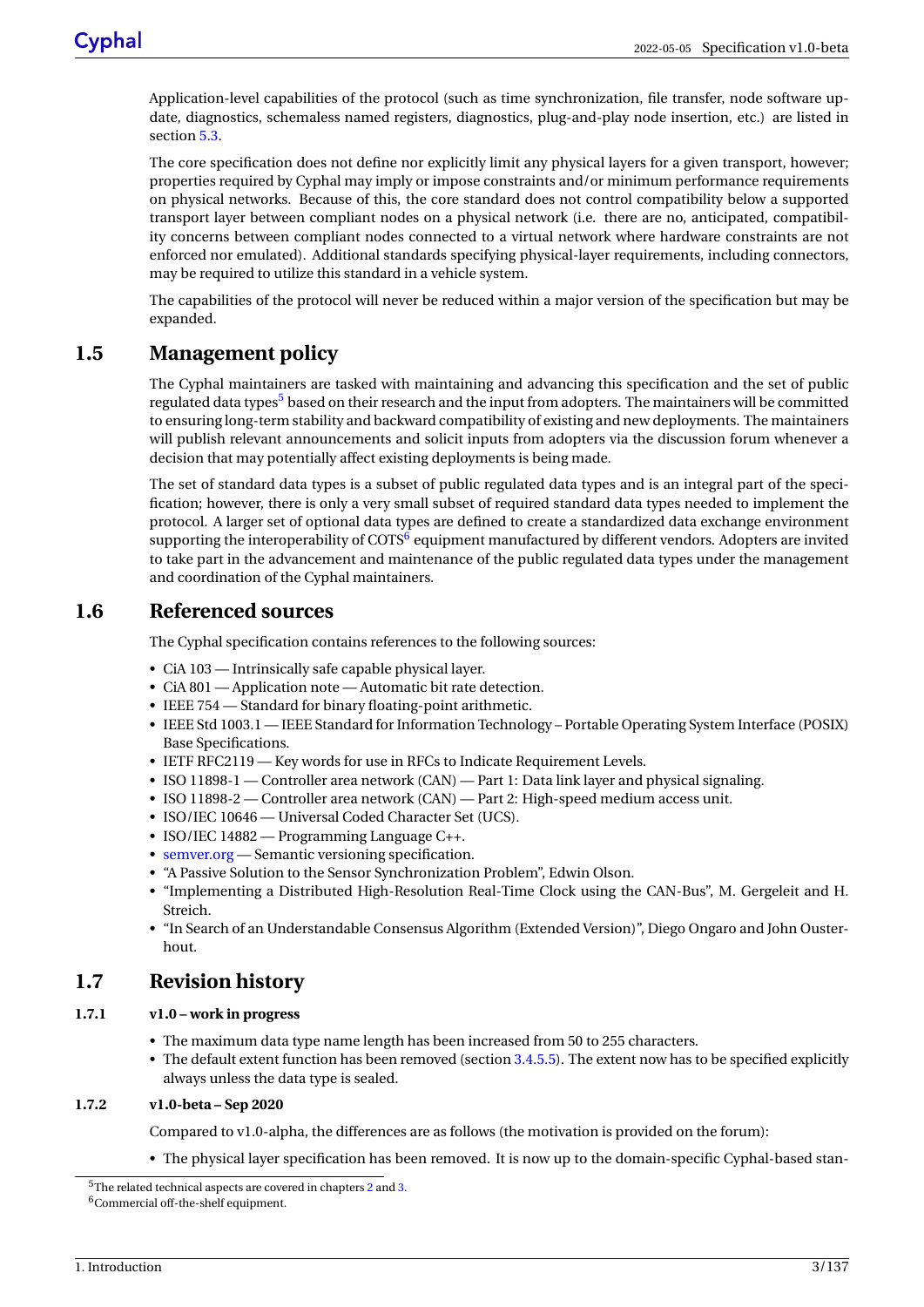Application-level capabilities of the protocol (such as time synchronization, file transfer, node software update, diagnostics, schemaless named registers, diagnostics, plug-and-play node insertion, etc.) are listed in section 5.3.

The core specification does not define nor explicitly limit any physical layers for a given transport, however; properties required by Cyphal may imply or impose constraints and/or minimum performance requirements on physical networks. Because of this, the core standard does not control compatibility below a supported transport layer between compliant nodes on a physical network (i.e. there are no, anticipated, compatibility concerns between compliant nodes connected to a virtual network where hardware constraints are not enforced nor emulated). Additional standards specifying physical-layer requirements, including connectors, may be required to utilize this standard in a vehicle system.

The capabilities of the protocol will never be reduced within a major version of the specification but may be expanded.

## 1.5 Management policy

The Cyphal maintainers are tasked with maintaining and advancing this specification and the set of public regulated data types[5] based on their research and the input from adopters. The maintainers will be committed to ensuring long-term stability and backward compatibility of existing and new deployments. The maintainers will publish relevant announcements and solicit inputs from adopters via the discussion forum whenever a decision that may potentially affect existing deployments is being made.

The set of standard data types is a subset of public regulated data types and is an integral part of the specification; however, there is only a very small subset of required standard data types needed to implement the protocol. A larger set of optional data types are defined to create a standardized data exchange environment supporting the interoperability of COTS[6] equipment manufactured by different vendors. Adopters are invited to take part in the advancement and maintenance of the public regulated data types under the management and coordination of the Cyphal maintainers.

## 1.6 Referenced sources

The Cyphal specification contains references to the following sources:

- CiA 103 — Intrinsically safe capable physical layer.
- CiA 801 — Application note — Automatic bit rate detection.
- IEEE 754 — Standard for binary floating-point arithmetic.
- IEEE Std 1003.1 — IEEE Standard for Information Technology – Portable Operating System Interface (POSIX) Base Specifications.
- IETF RFC2119 — Key words for use in RFCs to Indicate Requirement Levels.
- ISO 11898-1 — Controller area network (CAN) — Part 1: Data link layer and physical signaling.
- ISO 11898-2 — Controller area network (CAN) — Part 2: High-speed medium access unit.
- ISO/IEC 10646 — Universal Coded Character Set (UCS).
- ISO/IEC 14882 — Programming Language C++.
- semver.org — Semantic versioning specification.
- "A Passive Solution to the Sensor Synchronization Problem", Edwin Olson.
- "Implementing a Distributed High-Resolution Real-Time Clock using the CAN-Bus", M. Gergeleit and H. Streich.
- "In Search of an Understandable Consensus Algorithm (Extended Version)", Diego Ongaro and John Ousterhout.

## 1.7 Revision history

### 1.7.1 v1.0 – work in progress

- The maximum data type name length has been increased from 50 to 255 characters.
- The default extent function has been removed (section 3.4.5.5). The extent now has to be specified explicitly always unless the data type is sealed.

### 1.7.2 v1.0-beta – Sep 2020

Compared to v1.0-alpha, the differences are as follows (the motivation is provided on the forum):

- The physical layer specification has been removed. It is now up to the domain-specific Cyphal-based stan-

[5] The related technical aspects are covered in chapters 2 and 3.

[6] Commercial off-the-shelf equipment.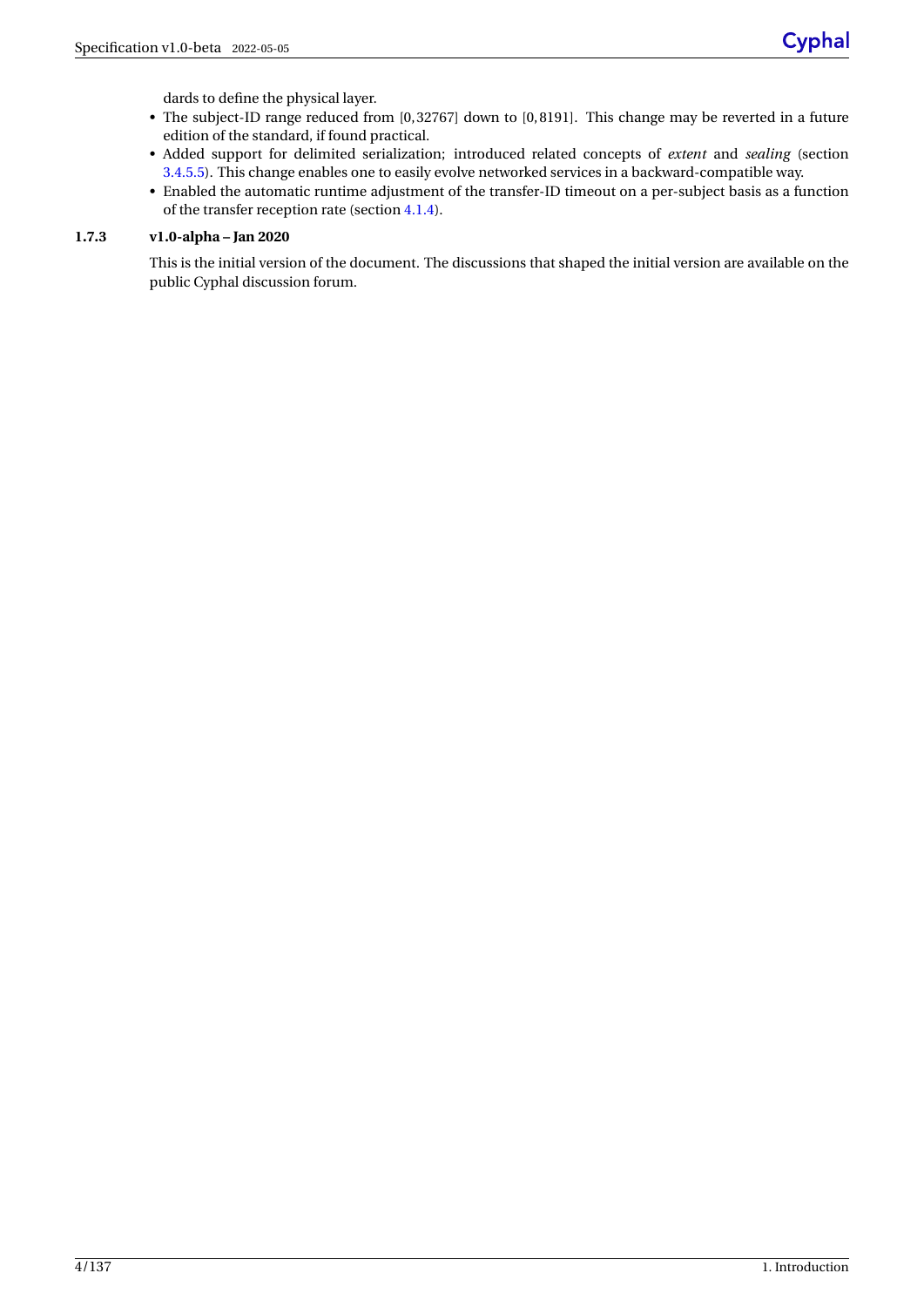dards to define the physical layer.

- The subject-ID range reduced from $[0, 32767]$ down to $[0, 8191]$. This change may be reverted in a future edition of the standard, if found practical.
- Added support for delimited serialization; introduced related concepts of *extent* and *sealing* (section 3.4.5.5). This change enables one to easily evolve networked services in a backward-compatible way.
- Enabled the automatic runtime adjustment of the transfer-ID timeout on a per-subject basis as a function of the transfer reception rate (section 4.1.4).

### 1.7.3 v1.0-alpha – Jan 2020

This is the initial version of the document. The discussions that shaped the initial version are available on the public Cyphal discussion forum.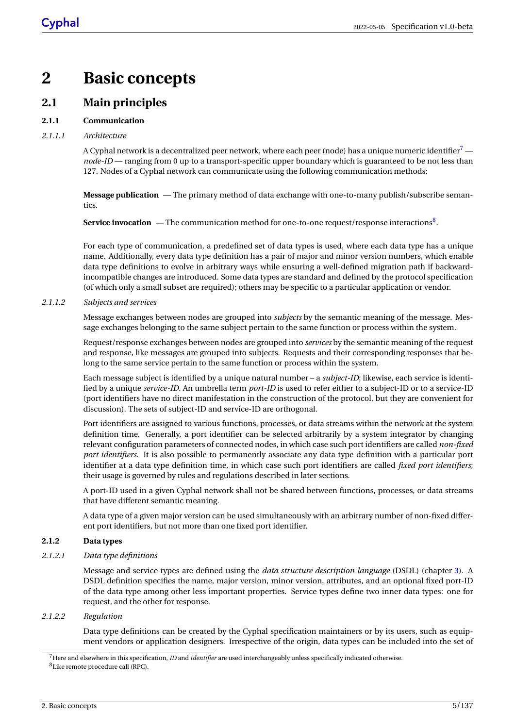# 2 Basic concepts

## 2.1 Main principles

### 2.1.1 Communication

#### 2.1.1.1 Architecture

A Cyphal network is a decentralized peer network, where each peer (node) has a unique numeric identifier[7] — *node-ID* — ranging from 0 up to a transport-specific upper boundary which is guaranteed to be not less than 127. Nodes of a Cyphal network can communicate using the following communication methods:

**Message publication** — The primary method of data exchange with one-to-many publish/subscribe semantics.

**Service invocation** — The communication method for one-to-one request/response interactions[8].

For each type of communication, a predefined set of data types is used, where each data type has a unique name. Additionally, every data type definition has a pair of major and minor version numbers, which enable data type definitions to evolve in arbitrary ways while ensuring a well-defined migration path if backward-incompatible changes are introduced. Some data types are standard and defined by the protocol specification (of which only a small subset are required); others may be specific to a particular application or vendor.

#### 2.1.1.2 Subjects and services

Message exchanges between nodes are grouped into *subjects* by the semantic meaning of the message. Message exchanges belonging to the same subject pertain to the same function or process within the system.

Request/response exchanges between nodes are grouped into *services* by the semantic meaning of the request and response, like messages are grouped into subjects. Requests and their corresponding responses that belong to the same service pertain to the same function or process within the system.

Each message subject is identified by a unique natural number – a *subject-ID*; likewise, each service is identified by a unique *service-ID*. An umbrella term *port-ID* is used to refer either to a subject-ID or to a service-ID (port identifiers have no direct manifestation in the construction of the protocol, but they are convenient for discussion). The sets of subject-ID and service-ID are orthogonal.

Port identifiers are assigned to various functions, processes, or data streams within the network at the system definition time. Generally, a port identifier can be selected arbitrarily by a system integrator by changing relevant configuration parameters of connected nodes, in which case such port identifiers are called *non-fixed port identifiers*. It is also possible to permanently associate any data type definition with a particular port identifier at a data type definition time, in which case such port identifiers are called *fixed port identifiers*; their usage is governed by rules and regulations described in later sections.

A port-ID used in a given Cyphal network shall not be shared between functions, processes, or data streams that have different semantic meaning.

A data type of a given major version can be used simultaneously with an arbitrary number of non-fixed different port identifiers, but not more than one fixed port identifier.

### 2.1.2 Data types

#### 2.1.2.1 Data type definitions

Message and service types are defined using the *data structure description language* (DSDL) (chapter 3). A DSDL definition specifies the name, major version, minor version, attributes, and an optional fixed port-ID of the data type among other less important properties. Service types define two inner data types: one for request, and the other for response.

#### 2.1.2.2 Regulation

Data type definitions can be created by the Cyphal specification maintainers or by its users, such as equipment vendors or application designers. Irrespective of the origin, data types can be included into the set of

[7] Here and elsewhere in this specification, *ID* and *identifier* are used interchangeably unless specifically indicated otherwise.

[8] Like remote procedure call (RPC).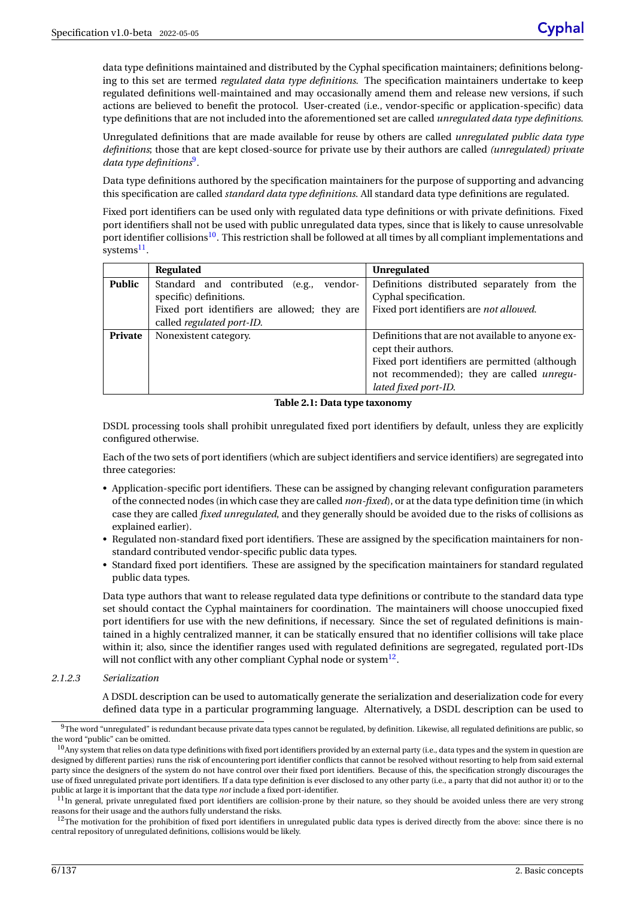data type definitions maintained and distributed by the Cyphal specification maintainers; definitions belonging to this set are termed *regulated data type definitions*. The specification maintainers undertake to keep regulated definitions well-maintained and may occasionally amend them and release new versions, if such actions are believed to benefit the protocol. User-created (i.e., vendor-specific or application-specific) data type definitions that are not included into the aforementioned set are called *unregulated data type definitions*.

Unregulated definitions that are made available for reuse by others are called *unregulated public data type definitions*; those that are kept closed-source for private use by their authors are called *(unregulated) private data type definitions*[9].

Data type definitions authored by the specification maintainers for the purpose of supporting and advancing this specification are called *standard data type definitions*. All standard data type definitions are regulated.

Fixed port identifiers can be used only with regulated data type definitions or with private definitions. Fixed port identifiers shall not be used with public unregulated data types, since that is likely to cause unresolvable port identifier collisions[10]. This restriction shall be followed at all times by all compliant implementations and systems[11].

| | **Regulated** | **Unregulated** |
|---|---|---|
| **Public** | Standard and contributed (e.g., vendor-specific) definitions. Fixed port identifiers are allowed; they are called *regulated port-ID*. | Definitions distributed separately from the Cyphal specification. Fixed port identifiers are *not allowed*. |
| **Private** | Nonexistent category. | Definitions that are not available to anyone except their authors. Fixed port identifiers are permitted (although not recommended); they are called *unregulated fixed port-ID*. |

**Table 2.1: Data type taxonomy**

DSDL processing tools shall prohibit unregulated fixed port identifiers by default, unless they are explicitly configured otherwise.

Each of the two sets of port identifiers (which are subject identifiers and service identifiers) are segregated into three categories:

- Application-specific port identifiers. These can be assigned by changing relevant configuration parameters of the connected nodes (in which case they are called *non-fixed*), or at the data type definition time (in which case they are called *fixed unregulated*, and they generally should be avoided due to the risks of collisions as explained earlier).
- Regulated non-standard fixed port identifiers. These are assigned by the specification maintainers for non-standard contributed vendor-specific public data types.
- Standard fixed port identifiers. These are assigned by the specification maintainers for standard regulated public data types.

Data type authors that want to release regulated data type definitions or contribute to the standard data type set should contact the Cyphal maintainers for coordination. The maintainers will choose unoccupied fixed port identifiers for use with the new definitions, if necessary. Since the set of regulated definitions is maintained in a highly centralized manner, it can be statically ensured that no identifier collisions will take place within it; also, since the identifier ranges used with regulated definitions are segregated, regulated port-IDs will not conflict with any other compliant Cyphal node or system[12].

#### 2.1.2.3 Serialization

A DSDL description can be used to automatically generate the serialization and deserialization code for every defined data type in a particular programming language. Alternatively, a DSDL description can be used to

---

[9] The word "unregulated" is redundant because private data types cannot be regulated, by definition. Likewise, all regulated definitions are public, so the word "public" can be omitted.

[10] Any system that relies on data type definitions with fixed port identifiers provided by an external party (i.e., data types and the system in question are designed by different parties) runs the risk of encountering port identifier conflicts that cannot be resolved without resorting to help from said external party since the designers of the system do not have control over their fixed port identifiers. Because of this, the specification strongly discourages the use of fixed unregulated private port identifiers. If a data type definition is ever disclosed to any other party (i.e., a party that did not author it) or to the public at large it is important that the data type *not* include a fixed port-identifier.

[11] In general, private unregulated fixed port identifiers are collision-prone by their nature, so they should be avoided unless there are very strong reasons for their usage and the authors fully understand the risks.

[12] The motivation for the prohibition of fixed port identifiers in unregulated public data types is derived directly from the above: since there is no central repository of unregulated definitions, collisions would be likely.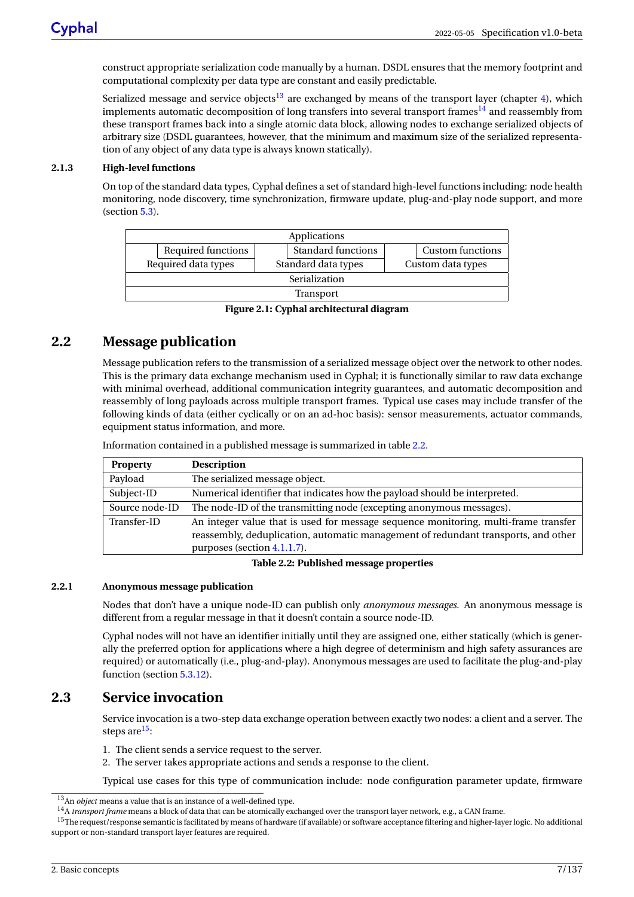construct appropriate serialization code manually by a human. DSDL ensures that the memory footprint and computational complexity per data type are constant and easily predictable.

Serialized message and service objects[13] are exchanged by means of the transport layer (chapter 4), which implements automatic decomposition of long transfers into several transport frames[14] and reassembly from these transport frames back into a single atomic data block, allowing nodes to exchange serialized objects of arbitrary size (DSDL guarantees, however, that the minimum and maximum size of the serialized representation of any object of any data type is always known statically).

### 2.1.3 High-level functions

On top of the standard data types, Cyphal defines a set of standard high-level functions including: node health monitoring, node discovery, time synchronization, firmware update, plug-and-play node support, and more (section 5.3).

| | | |
|---|---|---|
| Applications | | |
| Required functions | Standard functions | Custom functions |
| Required data types | Standard data types | Custom data types |
| Serialization | | |
| Transport | | |

**Figure 2.1: Cyphal architectural diagram**

## 2.2 Message publication

Message publication refers to the transmission of a serialized message object over the network to other nodes. This is the primary data exchange mechanism used in Cyphal; it is functionally similar to raw data exchange with minimal overhead, additional communication integrity guarantees, and automatic decomposition and reassembly of long payloads across multiple transport frames. Typical use cases may include transfer of the following kinds of data (either cyclically or on an ad-hoc basis): sensor measurements, actuator commands, equipment status information, and more.

Information contained in a published message is summarized in table 2.2.

| Property | Description |
|---|---|
| Payload | The serialized message object. |
| Subject-ID | Numerical identifier that indicates how the payload should be interpreted. |
| Source node-ID | The node-ID of the transmitting node (excepting anonymous messages). |
| Transfer-ID | An integer value that is used for message sequence monitoring, multi-frame transfer reassembly, deduplication, automatic management of redundant transports, and other purposes (section 4.1.1.7). |

**Table 2.2: Published message properties**

### 2.2.1 Anonymous message publication

Nodes that don't have a unique node-ID can publish only *anonymous messages*. An anonymous message is different from a regular message in that it doesn't contain a source node-ID.

Cyphal nodes will not have an identifier initially until they are assigned one, either statically (which is generally the preferred option for applications where a high degree of determinism and high safety assurances are required) or automatically (i.e., plug-and-play). Anonymous messages are used to facilitate the plug-and-play function (section 5.3.12).

## 2.3 Service invocation

Service invocation is a two-step data exchange operation between exactly two nodes: a client and a server. The steps are[15]:

1. The client sends a service request to the server.
2. The server takes appropriate actions and sends a response to the client.

Typical use cases for this type of communication include: node configuration parameter update, firmware

[13] An *object* means a value that is an instance of a well-defined type.

[14] A *transport frame* means a block of data that can be atomically exchanged over the transport layer network, e.g., a CAN frame.

[15] The request/response semantic is facilitated by means of hardware (if available) or software acceptance filtering and higher-layer logic. No additional support or non-standard transport layer features are required.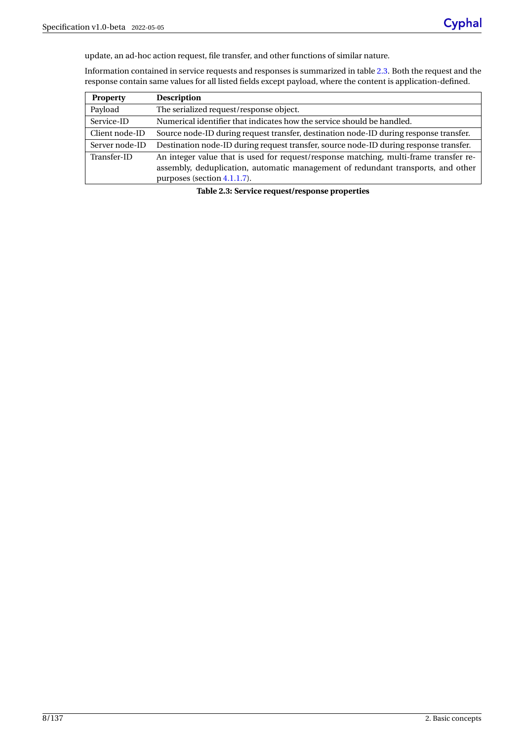update, an ad-hoc action request, file transfer, and other functions of similar nature.

Information contained in service requests and responses is summarized in table 2.3. Both the request and the response contain same values for all listed fields except payload, where the content is application-defined.

| Property | Description |
|---|---|
| Payload | The serialized request/response object. |
| Service-ID | Numerical identifier that indicates how the service should be handled. |
| Client node-ID | Source node-ID during request transfer, destination node-ID during response transfer. |
| Server node-ID | Destination node-ID during request transfer, source node-ID during response transfer. |
| Transfer-ID | An integer value that is used for request/response matching, multi-frame transfer reassembly, deduplication, automatic management of redundant transports, and other purposes (section 4.1.1.7). |

**Table 2.3: Service request/response properties**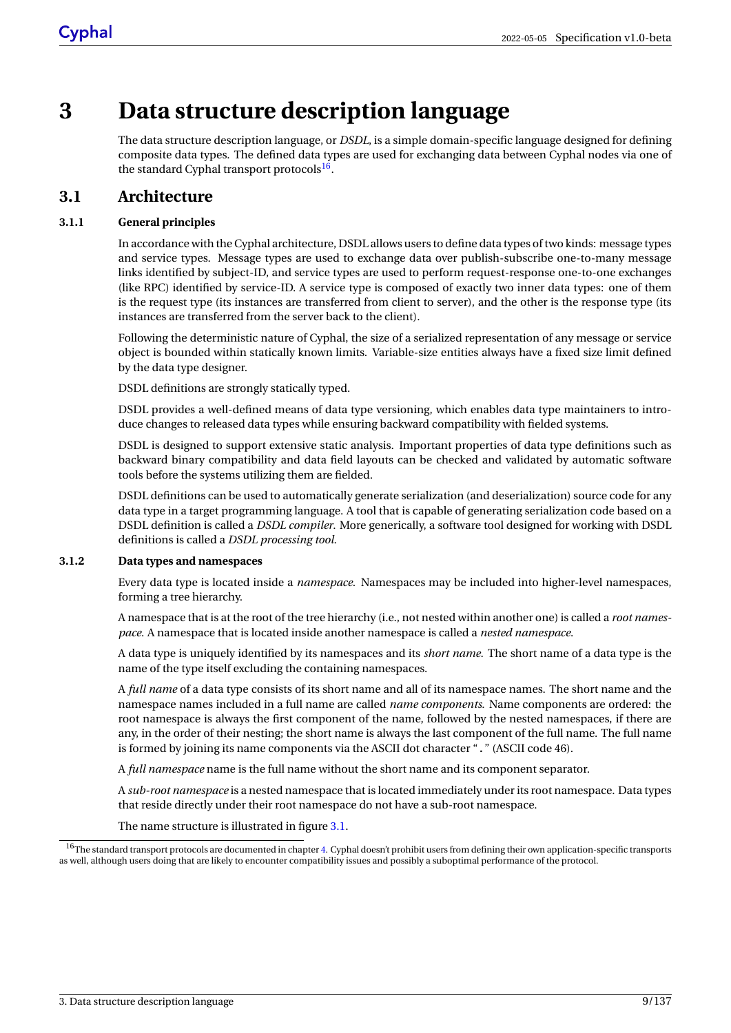# 3 Data structure description language

The data structure description language, or *DSDL*, is a simple domain-specific language designed for defining composite data types. The defined data types are used for exchanging data between Cyphal nodes via one of the standard Cyphal transport protocols[16].

## 3.1 Architecture

### 3.1.1 General principles

In accordance with the Cyphal architecture, DSDL allows users to define data types of two kinds: message types and service types. Message types are used to exchange data over publish-subscribe one-to-many message links identified by subject-ID, and service types are used to perform request-response one-to-one exchanges (like RPC) identified by service-ID. A service type is composed of exactly two inner data types: one of them is the request type (its instances are transferred from client to server), and the other is the response type (its instances are transferred from the server back to the client).

Following the deterministic nature of Cyphal, the size of a serialized representation of any message or service object is bounded within statically known limits. Variable-size entities always have a fixed size limit defined by the data type designer.

DSDL definitions are strongly statically typed.

DSDL provides a well-defined means of data type versioning, which enables data type maintainers to introduce changes to released data types while ensuring backward compatibility with fielded systems.

DSDL is designed to support extensive static analysis. Important properties of data type definitions such as backward binary compatibility and data field layouts can be checked and validated by automatic software tools before the systems utilizing them are fielded.

DSDL definitions can be used to automatically generate serialization (and deserialization) source code for any data type in a target programming language. A tool that is capable of generating serialization code based on a DSDL definition is called a *DSDL compiler*. More generically, a software tool designed for working with DSDL definitions is called a *DSDL processing tool*.

### 3.1.2 Data types and namespaces

Every data type is located inside a *namespace*. Namespaces may be included into higher-level namespaces, forming a tree hierarchy.

A namespace that is at the root of the tree hierarchy (i.e., not nested within another one) is called a *root namespace*. A namespace that is located inside another namespace is called a *nested namespace*.

A data type is uniquely identified by its namespaces and its *short name*. The short name of a data type is the name of the type itself excluding the containing namespaces.

A *full name* of a data type consists of its short name and all of its namespace names. The short name and the namespace names included in a full name are called *name components*. Name components are ordered: the root namespace is always the first component of the name, followed by the nested namespaces, if there are any, in the order of their nesting; the short name is always the last component of the full name. The full name is formed by joining its name components via the ASCII dot character "`.`" (ASCII code 46).

A *full namespace* name is the full name without the short name and its component separator.

A *sub-root namespace* is a nested namespace that is located immediately under its root namespace. Data types that reside directly under their root namespace do not have a sub-root namespace.

The name structure is illustrated in figure 3.1.

[16] The standard transport protocols are documented in chapter 4. Cyphal doesn't prohibit users from defining their own application-specific transports as well, although users doing that are likely to encounter compatibility issues and possibly a suboptimal performance of the protocol.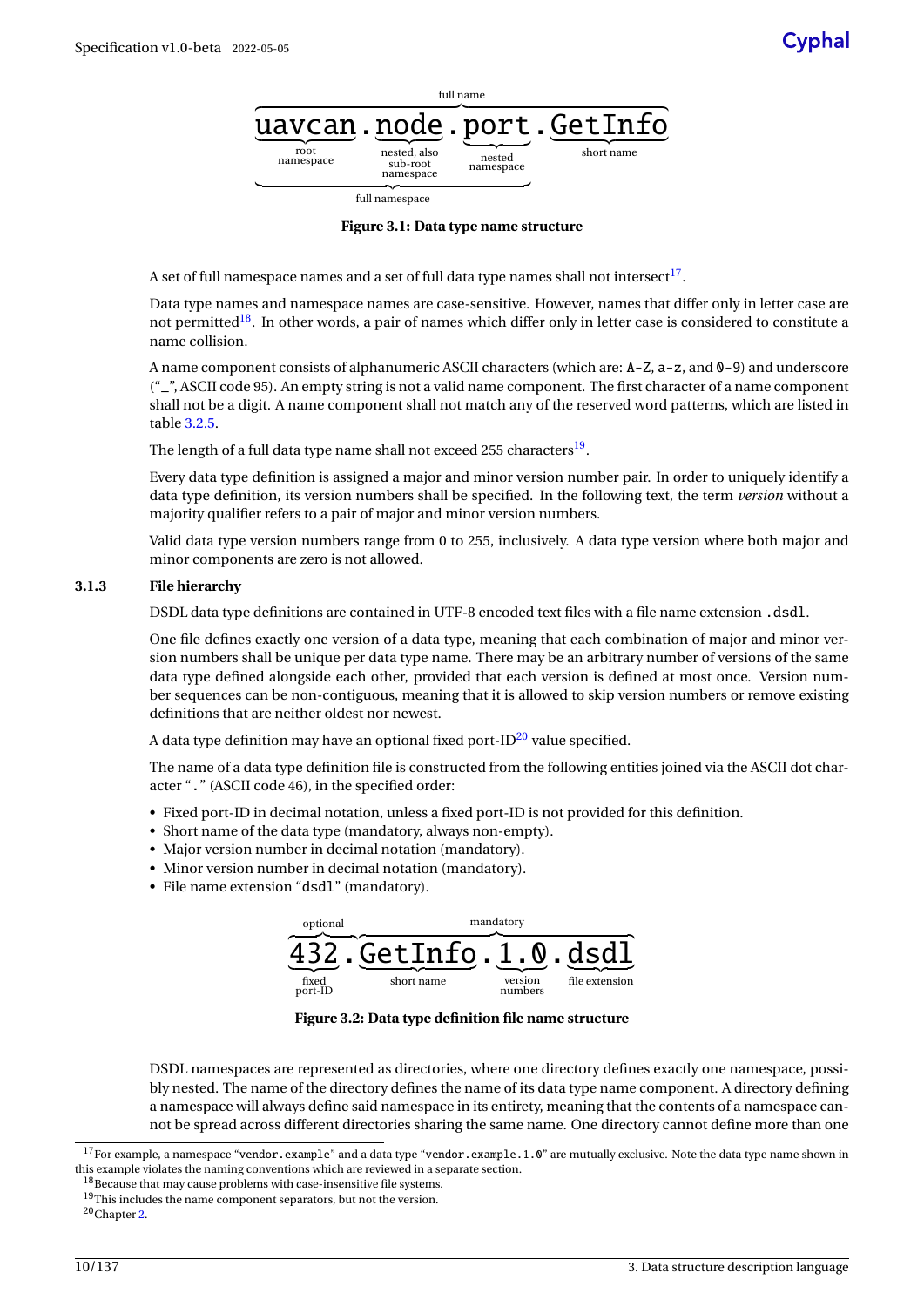```
                        full name
uavcan . node . port . GetInfo
 root     nested, also   nested      short name
namespace sub-root      namespace
          namespace
        full namespace
```

**Figure 3.1: Data type name structure**

A set of full namespace names and a set of full data type names shall not intersect[17].

Data type names and namespace names are case-sensitive. However, names that differ only in letter case are not permitted[18]. In other words, a pair of names which differ only in letter case is considered to constitute a name collision.

A name component consists of alphanumeric ASCII characters (which are: `A-Z`, `a-z`, and `0-9`) and underscore ("`_`", ASCII code 95). An empty string is not a valid name component. The first character of a name component shall not be a digit. A name component shall not match any of the reserved word patterns, which are listed in table 3.2.5.

The length of a full data type name shall not exceed 255 characters[19].

Every data type definition is assigned a major and minor version number pair. In order to uniquely identify a data type definition, its version numbers shall be specified. In the following text, the term *version* without a majority qualifier refers to a pair of major and minor version numbers.

Valid data type version numbers range from 0 to 255, inclusively. A data type version where both major and minor components are zero is not allowed.

### 3.1.3 File hierarchy

DSDL data type definitions are contained in UTF-8 encoded text files with a file name extension `.dsdl`.

One file defines exactly one version of a data type, meaning that each combination of major and minor version numbers shall be unique per data type name. There may be an arbitrary number of versions of the same data type defined alongside each other, provided that each version is defined at most once. Version number sequences can be non-contiguous, meaning that it is allowed to skip version numbers or remove existing definitions that are neither oldest nor newest.

A data type definition may have an optional fixed port-ID[20] value specified.

The name of a data type definition file is constructed from the following entities joined via the ASCII dot character "`.`" (ASCII code 46), in the specified order:

- Fixed port-ID in decimal notation, unless a fixed port-ID is not provided for this definition.
- Short name of the data type (mandatory, always non-empty).
- Major version number in decimal notation (mandatory).
- Minor version number in decimal notation (mandatory).
- File name extension "`dsdl`" (mandatory).

```
optional              mandatory
  432 . GetInfo . 1.0 . dsdl
 fixed   short name  version  file extension
port-ID              numbers
```

**Figure 3.2: Data type definition file name structure**

DSDL namespaces are represented as directories, where one directory defines exactly one namespace, possibly nested. The name of the directory defines the name of its data type name component. A directory defining a namespace will always define said namespace in its entirety, meaning that the contents of a namespace cannot be spread across different directories sharing the same name. One directory cannot define more than one

[17] For example, a namespace "`vendor.example`" and a data type "`vendor.example.1.0`" are mutually exclusive. Note the data type name shown in this example violates the naming conventions which are reviewed in a separate section.

[18] Because that may cause problems with case-insensitive file systems.

[19] This includes the name component separators, but not the version.

[20] Chapter 2.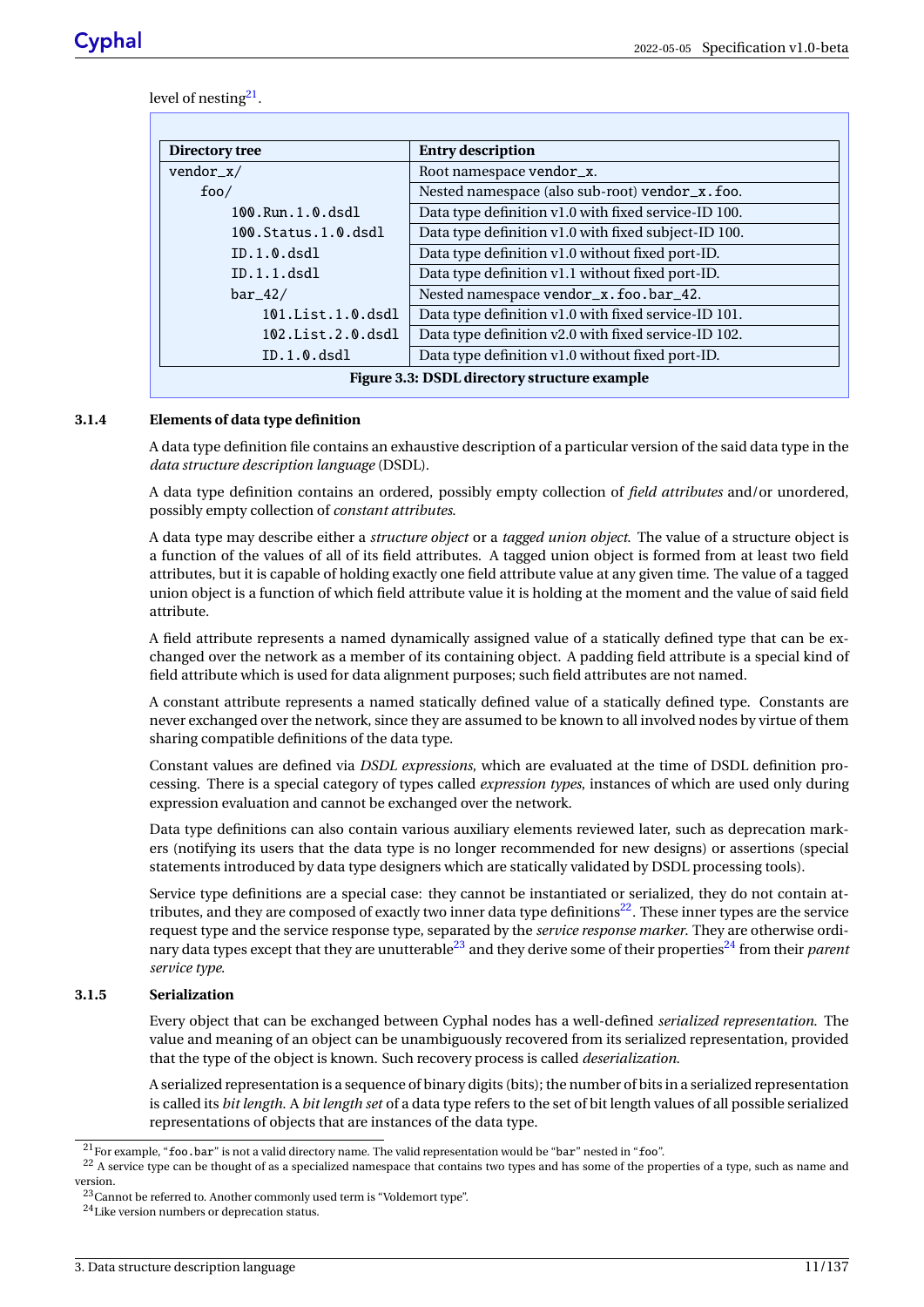level of nesting[21].

| Directory tree | Entry description |
|---|---|
| `vendor_x/` | Root namespace `vendor_x`. |
| &nbsp;&nbsp;&nbsp;&nbsp;`foo/` | Nested namespace (also sub-root) `vendor_x.foo`. |
| &nbsp;&nbsp;&nbsp;&nbsp;&nbsp;&nbsp;&nbsp;&nbsp;`100.Run.1.0.dsdl` | Data type definition v1.0 with fixed service-ID 100. |
| &nbsp;&nbsp;&nbsp;&nbsp;&nbsp;&nbsp;&nbsp;&nbsp;`100.Status.1.0.dsdl` | Data type definition v1.0 with fixed subject-ID 100. |
| &nbsp;&nbsp;&nbsp;&nbsp;&nbsp;&nbsp;&nbsp;&nbsp;`ID.1.0.dsdl` | Data type definition v1.0 without fixed port-ID. |
| &nbsp;&nbsp;&nbsp;&nbsp;&nbsp;&nbsp;&nbsp;&nbsp;`ID.1.1.dsdl` | Data type definition v1.1 without fixed port-ID. |
| &nbsp;&nbsp;&nbsp;&nbsp;&nbsp;&nbsp;&nbsp;&nbsp;`bar_42/` | Nested namespace `vendor_x.foo.bar_42`. |
| &nbsp;&nbsp;&nbsp;&nbsp;&nbsp;&nbsp;&nbsp;&nbsp;&nbsp;&nbsp;&nbsp;&nbsp;`101.List.1.0.dsdl` | Data type definition v1.0 with fixed service-ID 101. |
| &nbsp;&nbsp;&nbsp;&nbsp;&nbsp;&nbsp;&nbsp;&nbsp;&nbsp;&nbsp;&nbsp;&nbsp;`102.List.2.0.dsdl` | Data type definition v2.0 with fixed service-ID 102. |
| &nbsp;&nbsp;&nbsp;&nbsp;&nbsp;&nbsp;&nbsp;&nbsp;&nbsp;&nbsp;&nbsp;&nbsp;`ID.1.0.dsdl` | Data type definition v1.0 without fixed port-ID. |

**Figure 3.3: DSDL directory structure example**

### 3.1.4 Elements of data type definition

A data type definition file contains an exhaustive description of a particular version of the said data type in the *data structure description language* (DSDL).

A data type definition contains an ordered, possibly empty collection of *field attributes* and/or unordered, possibly empty collection of *constant attributes*.

A data type may describe either a *structure object* or a *tagged union object*. The value of a structure object is a function of the values of all of its field attributes. A tagged union object is formed from at least two field attributes, but it is capable of holding exactly one field attribute value at any given time. The value of a tagged union object is a function of which field attribute value it is holding at the moment and the value of said field attribute.

A field attribute represents a named dynamically assigned value of a statically defined type that can be exchanged over the network as a member of its containing object. A padding field attribute is a special kind of field attribute which is used for data alignment purposes; such field attributes are not named.

A constant attribute represents a named statically defined value of a statically defined type. Constants are never exchanged over the network, since they are assumed to be known to all involved nodes by virtue of them sharing compatible definitions of the data type.

Constant values are defined via *DSDL expressions*, which are evaluated at the time of DSDL definition processing. There is a special category of types called *expression types*, instances of which are used only during expression evaluation and cannot be exchanged over the network.

Data type definitions can also contain various auxiliary elements reviewed later, such as deprecation markers (notifying its users that the data type is no longer recommended for new designs) or assertions (special statements introduced by data type designers which are statically validated by DSDL processing tools).

Service type definitions are a special case: they cannot be instantiated or serialized, they do not contain attributes, and they are composed of exactly two inner data type definitions[22]. These inner types are the service request type and the service response type, separated by the *service response marker*. They are otherwise ordinary data types except that they are unutterable[23] and they derive some of their properties[24] from their *parent service type*.

### 3.1.5 Serialization

Every object that can be exchanged between Cyphal nodes has a well-defined *serialized representation*. The value and meaning of an object can be unambiguously recovered from its serialized representation, provided that the type of the object is known. Such recovery process is called *deserialization*.

A serialized representation is a sequence of binary digits (bits); the number of bits in a serialized representation is called its *bit length*. A *bit length set* of a data type refers to the set of bit length values of all possible serialized representations of objects that are instances of the data type.

---

[21] For example, "`foo.bar`" is not a valid directory name. The valid representation would be "`bar`" nested in "`foo`".

[22] A service type can be thought of as a specialized namespace that contains two types and has some of the properties of a type, such as name and version.

[23] Cannot be referred to. Another commonly used term is "Voldemort type".

[24] Like version numbers or deprecation status.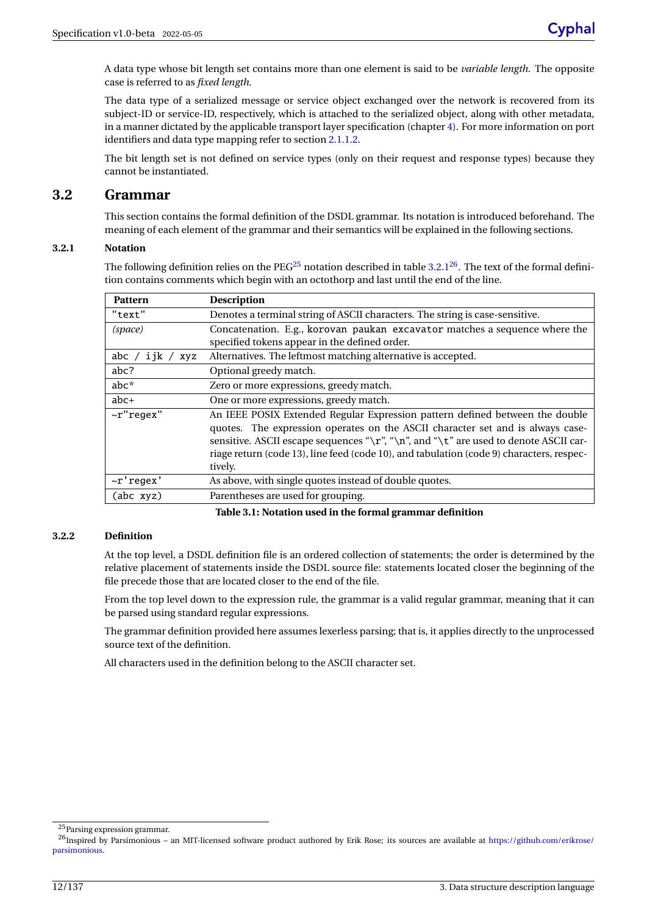A data type whose bit length set contains more than one element is said to be *variable length*. The opposite case is referred to as *fixed length*.

The data type of a serialized message or service object exchanged over the network is recovered from its subject-ID or service-ID, respectively, which is attached to the serialized object, along with other metadata, in a manner dictated by the applicable transport layer specification (chapter 4). For more information on port identifiers and data type mapping refer to section 2.1.1.2.

The bit length set is not defined on service types (only on their request and response types) because they cannot be instantiated.

## 3.2 Grammar

This section contains the formal definition of the DSDL grammar. Its notation is introduced beforehand. The meaning of each element of the grammar and their semantics will be explained in the following sections.

### 3.2.1 Notation

The following definition relies on the PEG[25] notation described in table 3.2.1[26]. The text of the formal definition contains comments which begin with an octothorp and last until the end of the line.

| Pattern | Description |
|---|---|
| `"text"` | Denotes a terminal string of ASCII characters. The string is case-sensitive. |
| *(space)* | Concatenation. E.g., `korovan paukan excavator` matches a sequence where the specified tokens appear in the defined order. |
| `abc / ijk / xyz` | Alternatives. The leftmost matching alternative is accepted. |
| `abc?` | Optional greedy match. |
| `abc*` | Zero or more expressions, greedy match. |
| `abc+` | One or more expressions, greedy match. |
| `~r"regex"` | An IEEE POSIX Extended Regular Expression pattern defined between the double quotes. The expression operates on the ASCII character set and is always case-sensitive. ASCII escape sequences "`\r`", "`\n`", and "`\t`" are used to denote ASCII carriage return (code 13), line feed (code 10), and tabulation (code 9) characters, respectively. |
| `~r'regex'` | As above, with single quotes instead of double quotes. |
| `(abc xyz)` | Parentheses are used for grouping. |

**Table 3.1: Notation used in the formal grammar definition**

### 3.2.2 Definition

At the top level, a DSDL definition file is an ordered collection of statements; the order is determined by the relative placement of statements inside the DSDL source file: statements located closer the beginning of the file precede those that are located closer to the end of the file.

From the top level down to the expression rule, the grammar is a valid regular grammar, meaning that it can be parsed using standard regular expressions.

The grammar definition provided here assumes lexerless parsing; that is, it applies directly to the unprocessed source text of the definition.

All characters used in the definition belong to the ASCII character set.

[25] Parsing expression grammar.

[26] Inspired by Parsimonious – an MIT-licensed software product authored by Erik Rose; its sources are available at https://github.com/erikrose/parsimonious.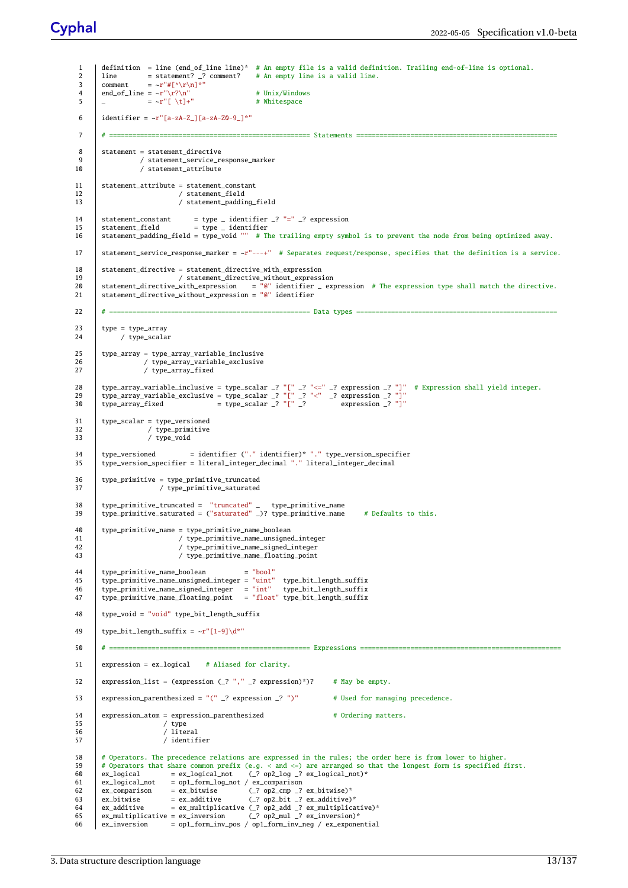```
definition  = line (end_of_line line)*  # An empty file is a valid definition. Trailing end-of-line is optional.
line        = statement? _? comment?    # An empty line is a valid line.
comment     = ~r"#[^\r\n]*"
end_of_line = ~r"\r?\n"                 # Unix/Windows
_           = ~r"[ \t]+"                # Whitespace

identifier = ~r"[a-zA-Z_][a-zA-Z0-9_]*"

# ==================================================== Statements ====================================================

statement = statement_directive
          / statement_service_response_marker
          / statement_attribute

statement_attribute = statement_constant
                    / statement_field
                    / statement_padding_field

statement_constant      = type _ identifier _? "=" _? expression
statement_field         = type _ identifier
statement_padding_field = type_void ""  # The trailing empty symbol is to prevent the node from being optimized away.

statement_service_response_marker = ~r"---+"  # Separates request/response, specifies that the definition is a service.

statement_directive = statement_directive_with_expression
                    / statement_directive_without_expression
statement_directive_with_expression    = "@" identifier _ expression  # The expression type shall match the directive.
statement_directive_without_expression = "@" identifier

# ==================================================== Data types ====================================================

type = type_array
     / type_scalar

type_array = type_array_variable_inclusive
           / type_array_variable_exclusive
           / type_array_fixed

type_array_variable_inclusive = type_scalar _? "[" _? "<=" _? expression _? "]"  # Expression shall yield integer.
type_array_variable_exclusive = type_scalar _? "[" _? "<"  _? expression _? "]"
type_array_fixed              = type_scalar _? "[" _?         expression _? "]"

type_scalar = type_versioned
            / type_primitive
            / type_void

type_versioned         = identifier ("." identifier)* "." type_version_specifier
type_version_specifier = literal_integer_decimal "." literal_integer_decimal

type_primitive = type_primitive_truncated
               / type_primitive_saturated

type_primitive_truncated =  "truncated" _   type_primitive_name
type_primitive_saturated = ("saturated" _)? type_primitive_name     # Defaults to this.

type_primitive_name = type_primitive_name_boolean
                    / type_primitive_name_unsigned_integer
                    / type_primitive_name_signed_integer
                    / type_primitive_name_floating_point

type_primitive_name_boolean          = "bool"
type_primitive_name_unsigned_integer = "uint"  type_bit_length_suffix
type_primitive_name_signed_integer   = "int"   type_bit_length_suffix
type_primitive_name_floating_point   = "float" type_bit_length_suffix

type_void = "void" type_bit_length_suffix

type_bit_length_suffix = ~r"[1-9]\d*"

# ==================================================== Expressions ====================================================

expression = ex_logical    # Aliased for clarity.

expression_list = (expression (_? "," _? expression)*)?     # May be empty.

expression_parenthesized = "(" _? expression _? ")"         # Used for managing precedence.

expression_atom = expression_parenthesized                  # Ordering matters.
                / type
                / literal
                / identifier

# Operators. The precedence relations are expressed in the rules; the order here is from lower to higher.
# Operators that share common prefix (e.g. < and <=) are arranged so that the longest form is specified first.
ex_logical        = ex_logical_not    (_? op2_log _? ex_logical_not)*
ex_logical_not    = op1_form_log_not / ex_comparison
ex_comparison     = ex_bitwise        (_? op2_cmp _? ex_bitwise)*
ex_bitwise        = ex_additive       (_? op2_bit _? ex_additive)*
ex_additive       = ex_multiplicative (_? op2_add _? ex_multiplicative)*
ex_multiplicative = ex_inversion      (_? op2_mul _? ex_inversion)*
ex_inversion      = op1_form_inv_pos / op1_form_inv_neg / ex_exponential
```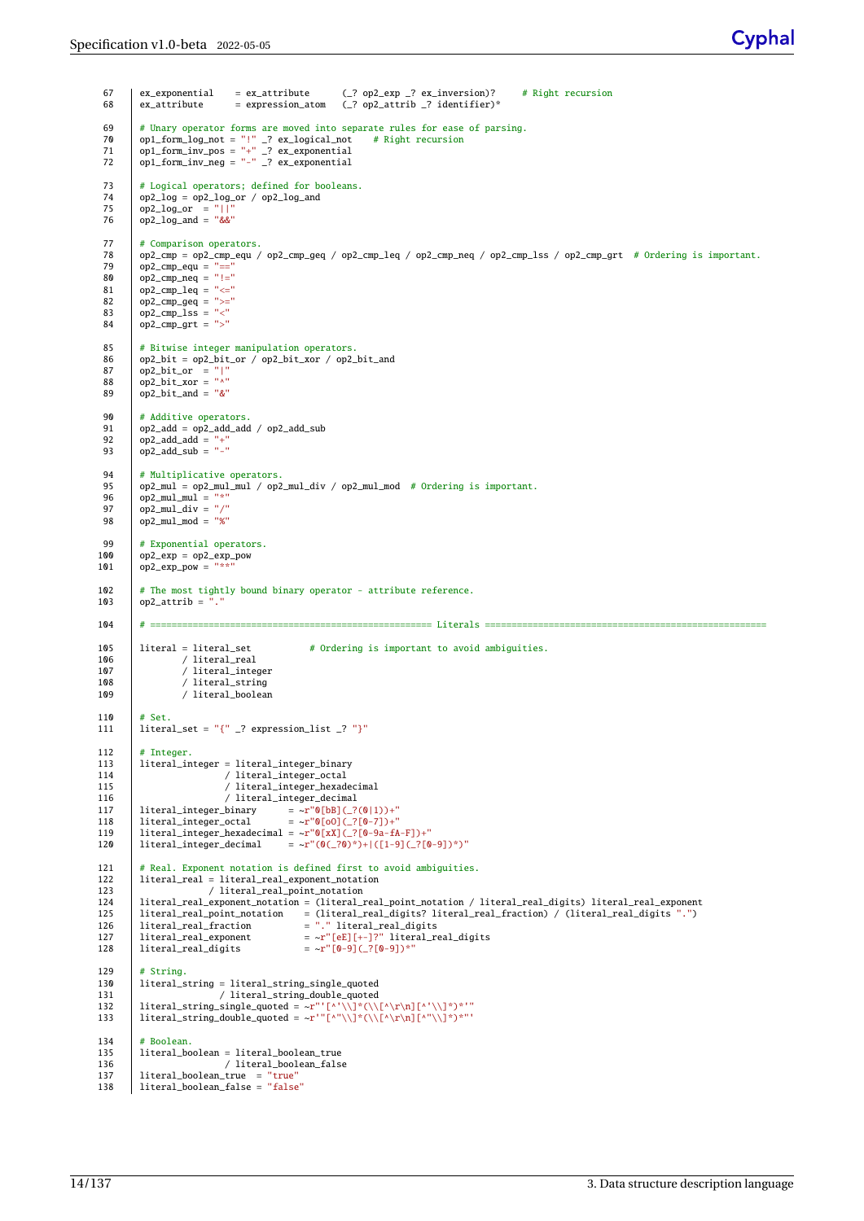```
ex_exponential    = ex_attribute      (_? op2_exp _? ex_inversion)?     # Right recursion
ex_attribute      = expression_atom   (_? op2_attrib _? identifier)*

# Unary operator forms are moved into separate rules for ease of parsing.
op1_form_log_not = "!" _? ex_logical_not    # Right recursion
op1_form_inv_pos = "+" _? ex_exponential
op1_form_inv_neg = "-" _? ex_exponential

# Logical operators; defined for booleans.
op2_log = op2_log_or / op2_log_and
op2_log_or  = "||"
op2_log_and = "&&"

# Comparison operators.
op2_cmp = op2_cmp_equ / op2_cmp_geq / op2_cmp_leq / op2_cmp_neq / op2_cmp_lss / op2_cmp_grt  # Ordering is important.
op2_cmp_equ = "=="
op2_cmp_neq = "!="
op2_cmp_leq = "<="
op2_cmp_geq = ">="
op2_cmp_lss = "<"
op2_cmp_grt = ">"

# Bitwise integer manipulation operators.
op2_bit = op2_bit_or / op2_bit_xor / op2_bit_and
op2_bit_or  = "|"
op2_bit_xor = "^"
op2_bit_and = "&"

# Additive operators.
op2_add = op2_add_add / op2_add_sub
op2_add_add = "+"
op2_add_sub = "-"

# Multiplicative operators.
op2_mul = op2_mul_mul / op2_mul_div / op2_mul_mod  # Ordering is important.
op2_mul_mul = "*"
op2_mul_div = "/"
op2_mul_mod = "%"

# Exponential operators.
op2_exp = op2_exp_pow
op2_exp_pow = "**"

# The most tightly bound binary operator - attribute reference.
op2_attrib = "."

# ====================================================== Literals ======================================================

literal = literal_set           # Ordering is important to avoid ambiguities.
        / literal_real
        / literal_integer
        / literal_string
        / literal_boolean

# Set.
literal_set = "{" _? expression_list _? "}"

# Integer.
literal_integer = literal_integer_binary
                / literal_integer_octal
                / literal_integer_hexadecimal
                / literal_integer_decimal
literal_integer_binary      = ~r"0[bB](_?(0|1))+"
literal_integer_octal       = ~r"0[oO](_?[0-7])+"
literal_integer_hexadecimal = ~r"0[xX](_?[0-9a-fA-F])+"
literal_integer_decimal     = ~r"(0(_?0)*)+|([1-9](_?[0-9])*)"

# Real. Exponent notation is defined first to avoid ambiguities.
literal_real = literal_real_exponent_notation
             / literal_real_point_notation
literal_real_exponent_notation = (literal_real_point_notation / literal_real_digits) literal_real_exponent
literal_real_point_notation    = (literal_real_digits? literal_real_fraction) / (literal_real_digits ".")
literal_real_fraction          = "." literal_real_digits
literal_real_exponent          = ~r"[eE][+-]?" literal_real_digits
literal_real_digits            = ~r"[0-9](_?[0-9])*"

# String.
literal_string = literal_string_single_quoted
               / literal_string_double_quoted
literal_string_single_quoted = ~r"'[^'\\]*(\\[^\r\n][^'\\]*)*'"
literal_string_double_quoted = ~r'"[^"\\]*(\\[^\r\n][^"\\]*)*"'

# Boolean.
literal_boolean = literal_boolean_true
                / literal_boolean_false
literal_boolean_true  = "true"
literal_boolean_false = "false"
```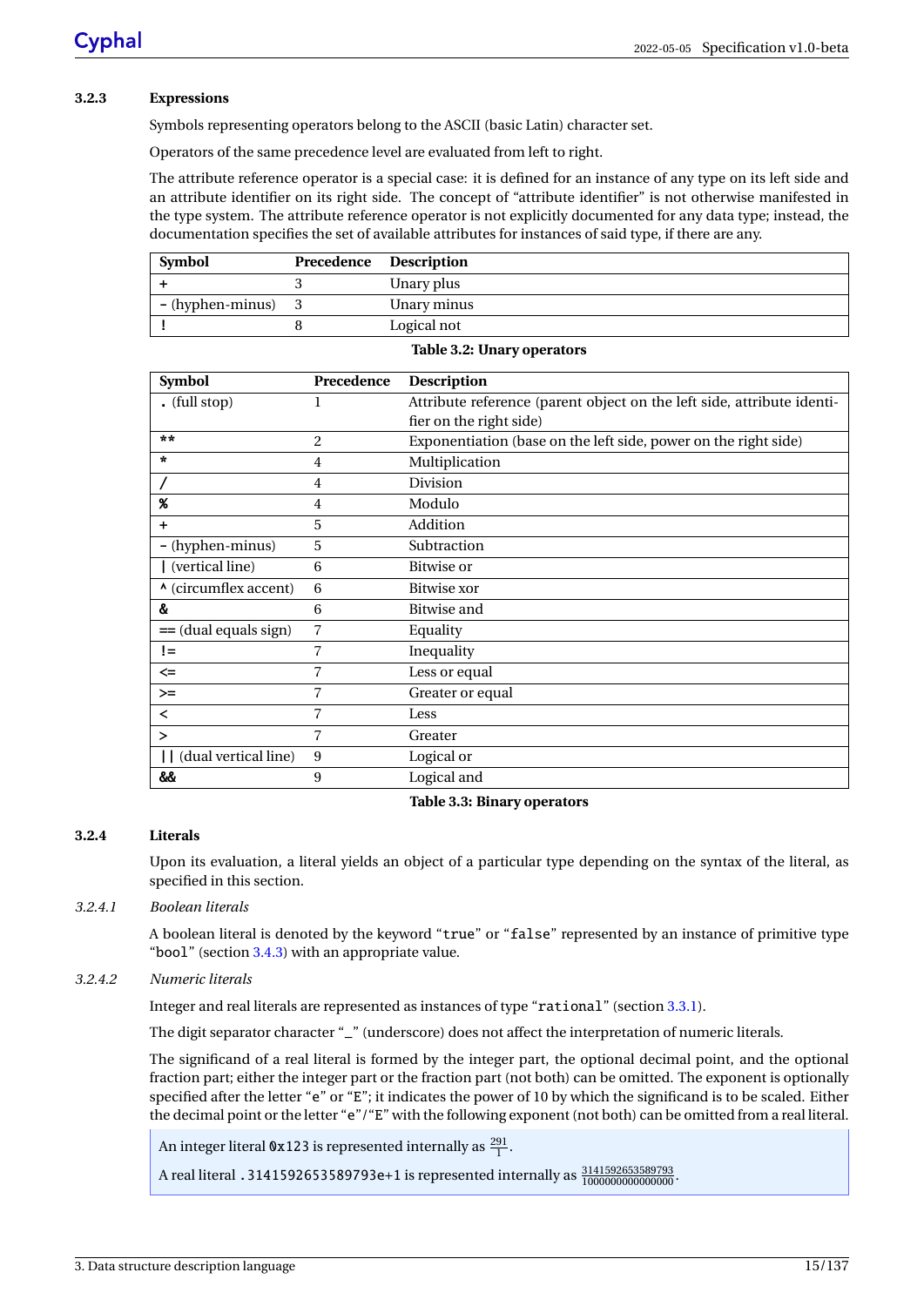### 3.2.3 Expressions

Symbols representing operators belong to the ASCII (basic Latin) character set.

Operators of the same precedence level are evaluated from left to right.

The attribute reference operator is a special case: it is defined for an instance of any type on its left side and an attribute identifier on its right side. The concept of "attribute identifier" is not otherwise manifested in the type system. The attribute reference operator is not explicitly documented for any data type; instead, the documentation specifies the set of available attributes for instances of said type, if there are any.

| Symbol | Precedence | Description |
|---|---|---|
| `+` | 3 | Unary plus |
| `-` (hyphen-minus) | 3 | Unary minus |
| `!` | 8 | Logical not |

**Table 3.2: Unary operators**

| Symbol | Precedence | Description |
|---|---|---|
| `.` (full stop) | 1 | Attribute reference (parent object on the left side, attribute identifier on the right side) |
| `**` | 2 | Exponentiation (base on the left side, power on the right side) |
| `*` | 4 | Multiplication |
| `/` | 4 | Division |
| `%` | 4 | Modulo |
| `+` | 5 | Addition |
| `-` (hyphen-minus) | 5 | Subtraction |
| `\|` (vertical line) | 6 | Bitwise or |
| `^` (circumflex accent) | 6 | Bitwise xor |
| `&` | 6 | Bitwise and |
| `==` (dual equals sign) | 7 | Equality |
| `!=` | 7 | Inequality |
| `<=` | 7 | Less or equal |
| `>=` | 7 | Greater or equal |
| `<` | 7 | Less |
| `>` | 7 | Greater |
| `\|\|` (dual vertical line) | 9 | Logical or |
| `&&` | 9 | Logical and |

**Table 3.3: Binary operators**

### 3.2.4 Literals

Upon its evaluation, a literal yields an object of a particular type depending on the syntax of the literal, as specified in this section.

#### 3.2.4.1 *Boolean literals*

A boolean literal is denoted by the keyword "`true`" or "`false`" represented by an instance of primitive type "`bool`" (section 3.4.3) with an appropriate value.

#### 3.2.4.2 *Numeric literals*

Integer and real literals are represented as instances of type "`rational`" (section 3.3.1).

The digit separator character "`_`" (underscore) does not affect the interpretation of numeric literals.

The significand of a real literal is formed by the integer part, the optional decimal point, and the optional fraction part; either the integer part or the fraction part (not both) can be omitted. The exponent is optionally specified after the letter "`e`" or "`E`"; it indicates the power of 10 by which the significand is to be scaled. Either the decimal point or the letter "`e`"/"`E`" with the following exponent (not both) can be omitted from a real literal.

> An integer literal `0x123` is represented internally as $\frac{291}{1}$.
>
> A real literal `.3141592653589793e+1` is represented internally as $\frac{3141592653589793}{1000000000000000}$.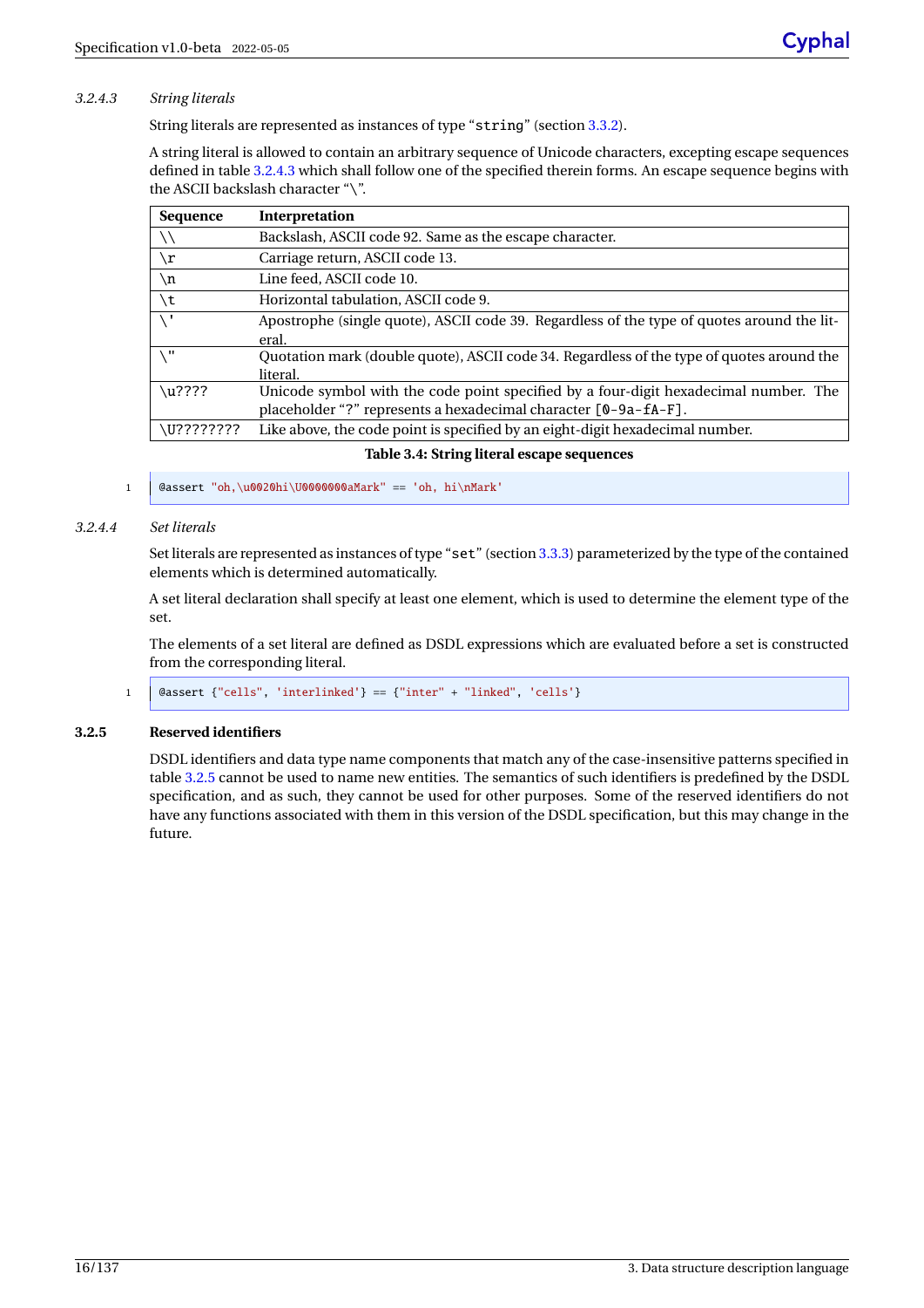#### 3.2.4.3 *String literals*

String literals are represented as instances of type “`string`” (section 3.3.2).

A string literal is allowed to contain an arbitrary sequence of Unicode characters, excepting escape sequences defined in table 3.2.4.3 which shall follow one of the specified therein forms. An escape sequence begins with the ASCII backslash character “\”.

| Sequence | Interpretation |
|---|---|
| `\\` | Backslash, ASCII code 92. Same as the escape character. |
| `\r` | Carriage return, ASCII code 13. |
| `\n` | Line feed, ASCII code 10. |
| `\t` | Horizontal tabulation, ASCII code 9. |
| `\'` | Apostrophe (single quote), ASCII code 39. Regardless of the type of quotes around the literal. |
| `\"` | Quotation mark (double quote), ASCII code 34. Regardless of the type of quotes around the literal. |
| `\u????` | Unicode symbol with the code point specified by a four-digit hexadecimal number. The placeholder “?” represents a hexadecimal character `[0-9a-fA-F]`. |
| `\U????????` | Like above, the code point is specified by an eight-digit hexadecimal number. |

**Table 3.4: String literal escape sequences**

```
@assert "oh,\u0020hi\U0000000aMark" == 'oh, hi\nMark'
```

#### 3.2.4.4 *Set literals*

Set literals are represented as instances of type “`set`” (section 3.3.3) parameterized by the type of the contained elements which is determined automatically.

A set literal declaration shall specify at least one element, which is used to determine the element type of the set.

The elements of a set literal are defined as DSDL expressions which are evaluated before a set is constructed from the corresponding literal.

```
@assert {"cells", 'interlinked'} == {"inter" + "linked", 'cells'}
```

### 3.2.5 Reserved identifiers

DSDL identifiers and data type name components that match any of the case-insensitive patterns specified in table 3.2.5 cannot be used to name new entities. The semantics of such identifiers is predefined by the DSDL specification, and as such, they cannot be used for other purposes. Some of the reserved identifiers do not have any functions associated with them in this version of the DSDL specification, but this may change in the future.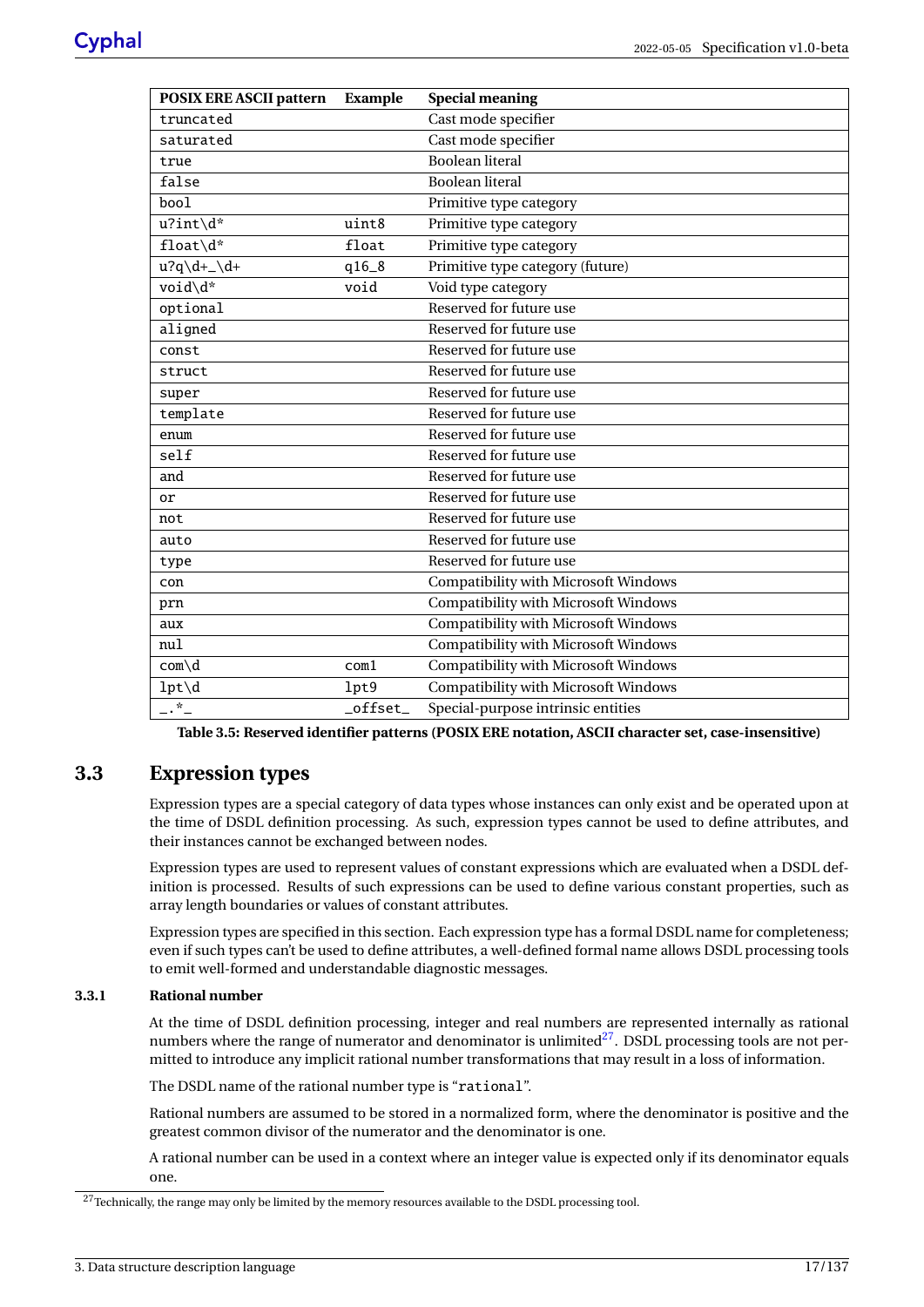| POSIX ERE ASCII pattern | Example | Special meaning |
|---|---|---|
| truncated | | Cast mode specifier |
| saturated | | Cast mode specifier |
| true | | Boolean literal |
| false | | Boolean literal |
| bool | | Primitive type category |
| u?int\d* | uint8 | Primitive type category |
| float\d* | float | Primitive type category |
| u?q\d+_\d+ | q16_8 | Primitive type category (future) |
| void\d* | void | Void type category |
| optional | | Reserved for future use |
| aligned | | Reserved for future use |
| const | | Reserved for future use |
| struct | | Reserved for future use |
| super | | Reserved for future use |
| template | | Reserved for future use |
| enum | | Reserved for future use |
| self | | Reserved for future use |
| and | | Reserved for future use |
| or | | Reserved for future use |
| not | | Reserved for future use |
| auto | | Reserved for future use |
| type | | Reserved for future use |
| con | | Compatibility with Microsoft Windows |
| prn | | Compatibility with Microsoft Windows |
| aux | | Compatibility with Microsoft Windows |
| nul | | Compatibility with Microsoft Windows |
| com\d | com1 | Compatibility with Microsoft Windows |
| lpt\d | lpt9 | Compatibility with Microsoft Windows |
| _.*_ | _offset_ | Special-purpose intrinsic entities |

**Table 3.5: Reserved identifier patterns (POSIX ERE notation, ASCII character set, case-insensitive)**

## 3.3 Expression types

Expression types are a special category of data types whose instances can only exist and be operated upon at the time of DSDL definition processing. As such, expression types cannot be used to define attributes, and their instances cannot be exchanged between nodes.

Expression types are used to represent values of constant expressions which are evaluated when a DSDL definition is processed. Results of such expressions can be used to define various constant properties, such as array length boundaries or values of constant attributes.

Expression types are specified in this section. Each expression type has a formal DSDL name for completeness; even if such types can't be used to define attributes, a well-defined formal name allows DSDL processing tools to emit well-formed and understandable diagnostic messages.

### 3.3.1 Rational number

At the time of DSDL definition processing, integer and real numbers are represented internally as rational numbers where the range of numerator and denominator is unlimited[27]. DSDL processing tools are not permitted to introduce any implicit rational number transformations that may result in a loss of information.

The DSDL name of the rational number type is "rational".

Rational numbers are assumed to be stored in a normalized form, where the denominator is positive and the greatest common divisor of the numerator and the denominator is one.

A rational number can be used in a context where an integer value is expected only if its denominator equals one.

[27] Technically, the range may only be limited by the memory resources available to the DSDL processing tool.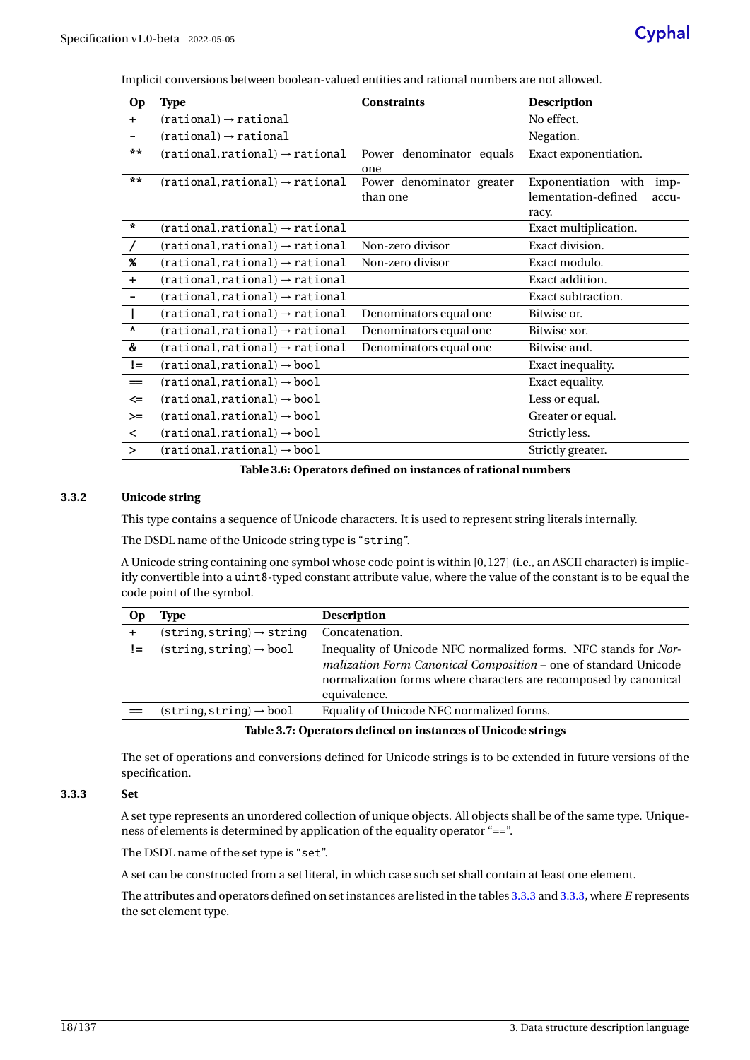Implicit conversions between boolean-valued entities and rational numbers are not allowed.

| Op | Type | Constraints | Description |
|---|---|---|---|
| + | (rational) → rational | | No effect. |
| - | (rational) → rational | | Negation. |
| ** | (rational, rational) → rational | Power denominator equals one | Exact exponentiation. |
| ** | (rational, rational) → rational | Power denominator greater than one | Exponentiation with implementation-defined accuracy. |
| * | (rational, rational) → rational | | Exact multiplication. |
| / | (rational, rational) → rational | Non-zero divisor | Exact division. |
| % | (rational, rational) → rational | Non-zero divisor | Exact modulo. |
| + | (rational, rational) → rational | | Exact addition. |
| - | (rational, rational) → rational | | Exact subtraction. |
| \| | (rational, rational) → rational | Denominators equal one | Bitwise or. |
| ^ | (rational, rational) → rational | Denominators equal one | Bitwise xor. |
| & | (rational, rational) → rational | Denominators equal one | Bitwise and. |
| != | (rational, rational) → bool | | Exact inequality. |
| == | (rational, rational) → bool | | Exact equality. |
| <= | (rational, rational) → bool | | Less or equal. |
| >= | (rational, rational) → bool | | Greater or equal. |
| < | (rational, rational) → bool | | Strictly less. |
| > | (rational, rational) → bool | | Strictly greater. |

**Table 3.6: Operators defined on instances of rational numbers**

### 3.3.2 Unicode string

This type contains a sequence of Unicode characters. It is used to represent string literals internally.

The DSDL name of the Unicode string type is "`string`".

A Unicode string containing one symbol whose code point is within [0, 127] (i.e., an ASCII character) is implicitly convertible into a `uint8`-typed constant attribute value, where the value of the constant is to be equal the code point of the symbol.

| Op | Type | Description |
|---|---|---|
| + | (string, string) → string | Concatenation. |
| != | (string, string) → bool | Inequality of Unicode NFC normalized forms. NFC stands for *Normalization Form Canonical Composition* – one of standard Unicode normalization forms where characters are recomposed by canonical equivalence. |
| == | (string, string) → bool | Equality of Unicode NFC normalized forms. |

**Table 3.7: Operators defined on instances of Unicode strings**

The set of operations and conversions defined for Unicode strings is to be extended in future versions of the specification.

### 3.3.3 Set

A set type represents an unordered collection of unique objects. All objects shall be of the same type. Uniqueness of elements is determined by application of the equality operator "==".

The DSDL name of the set type is "`set`".

A set can be constructed from a set literal, in which case such set shall contain at least one element.

The attributes and operators defined on set instances are listed in the tables 3.3.3 and 3.3.3, where *E* represents the set element type.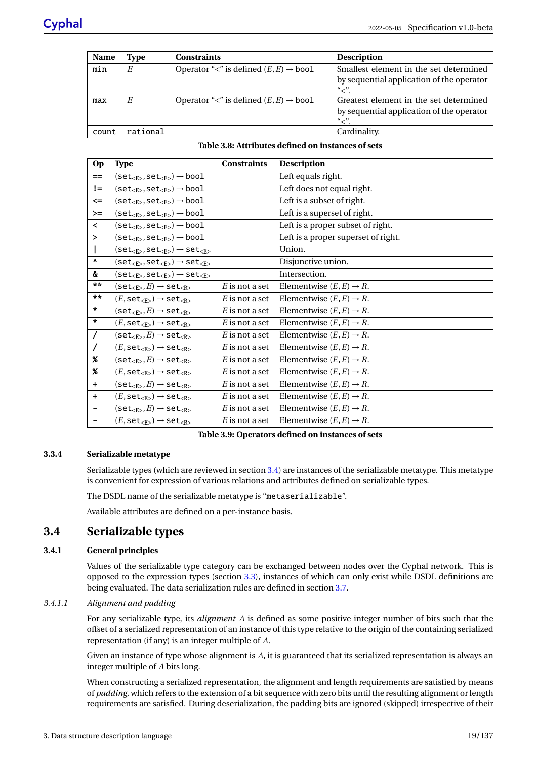| Name | Type | Constraints | Description |
|---|---|---|---|
| `min` | $E$ | Operator "<" is defined $(E, E) \to$ `bool` | Smallest element in the set determined by sequential application of the operator "<". |
| `max` | $E$ | Operator "<" is defined $(E, E) \to$ `bool` | Greatest element in the set determined by sequential application of the operator "<". |
| `count` | `rational` | | Cardinality. |

**Table 3.8: Attributes defined on instances of sets**

| Op | Type | Constraints | Description |
|---|---|---|---|
| `==` | $(\texttt{set}_{<E>}, \texttt{set}_{<E>}) \to \texttt{bool}$ | | Left equals right. |
| `!=` | $(\texttt{set}_{<E>}, \texttt{set}_{<E>}) \to \texttt{bool}$ | | Left does not equal right. |
| `<=` | $(\texttt{set}_{<E>}, \texttt{set}_{<E>}) \to \texttt{bool}$ | | Left is a subset of right. |
| `>=` | $(\texttt{set}_{<E>}, \texttt{set}_{<E>}) \to \texttt{bool}$ | | Left is a superset of right. |
| `<` | $(\texttt{set}_{<E>}, \texttt{set}_{<E>}) \to \texttt{bool}$ | | Left is a proper subset of right. |
| `>` | $(\texttt{set}_{<E>}, \texttt{set}_{<E>}) \to \texttt{bool}$ | | Left is a proper superset of right. |
| `\|` | $(\texttt{set}_{<E>}, \texttt{set}_{<E>}) \to \texttt{set}_{<E>}$ | | Union. |
| `^` | $(\texttt{set}_{<E>}, \texttt{set}_{<E>}) \to \texttt{set}_{<E>}$ | | Disjunctive union. |
| `&` | $(\texttt{set}_{<E>}, \texttt{set}_{<E>}) \to \texttt{set}_{<E>}$ | | Intersection. |
| `**` | $(\texttt{set}_{<E>}, E) \to \texttt{set}_{<R>}$ | $E$ is not a set | Elementwise $(E, E) \to R$. |
| `**` | $(E, \texttt{set}_{<E>}) \to \texttt{set}_{<R>}$ | $E$ is not a set | Elementwise $(E, E) \to R$. |
| `*` | $(\texttt{set}_{<E>}, E) \to \texttt{set}_{<R>}$ | $E$ is not a set | Elementwise $(E, E) \to R$. |
| `*` | $(E, \texttt{set}_{<E>}) \to \texttt{set}_{<R>}$ | $E$ is not a set | Elementwise $(E, E) \to R$. |
| `/` | $(\texttt{set}_{<E>}, E) \to \texttt{set}_{<R>}$ | $E$ is not a set | Elementwise $(E, E) \to R$. |
| `/` | $(E, \texttt{set}_{<E>}) \to \texttt{set}_{<R>}$ | $E$ is not a set | Elementwise $(E, E) \to R$. |
| `%` | $(\texttt{set}_{<E>}, E) \to \texttt{set}_{<R>}$ | $E$ is not a set | Elementwise $(E, E) \to R$. |
| `%` | $(E, \texttt{set}_{<E>}) \to \texttt{set}_{<R>}$ | $E$ is not a set | Elementwise $(E, E) \to R$. |
| `+` | $(\texttt{set}_{<E>}, E) \to \texttt{set}_{<R>}$ | $E$ is not a set | Elementwise $(E, E) \to R$. |
| `+` | $(E, \texttt{set}_{<E>}) \to \texttt{set}_{<R>}$ | $E$ is not a set | Elementwise $(E, E) \to R$. |
| `-` | $(\texttt{set}_{<E>}, E) \to \texttt{set}_{<R>}$ | $E$ is not a set | Elementwise $(E, E) \to R$. |
| `-` | $(E, \texttt{set}_{<E>}) \to \texttt{set}_{<R>}$ | $E$ is not a set | Elementwise $(E, E) \to R$. |

**Table 3.9: Operators defined on instances of sets**

#### 3.3.4 Serializable metatype

Serializable types (which are reviewed in section 3.4) are instances of the serializable metatype. This metatype is convenient for expression of various relations and attributes defined on serializable types.

The DSDL name of the serializable metatype is "`metaserializable`".

Available attributes are defined on a per-instance basis.

## 3.4 Serializable types

### 3.4.1 General principles

Values of the serializable type category can be exchanged between nodes over the Cyphal network. This is opposed to the expression types (section 3.3), instances of which can only exist while DSDL definitions are being evaluated. The data serialization rules are defined in section 3.7.

#### *3.4.1.1 Alignment and padding*

For any serializable type, its *alignment* $A$ is defined as some positive integer number of bits such that the offset of a serialized representation of an instance of this type relative to the origin of the containing serialized representation (if any) is an integer multiple of $A$.

Given an instance of type whose alignment is $A$, it is guaranteed that its serialized representation is always an integer multiple of $A$ bits long.

When constructing a serialized representation, the alignment and length requirements are satisfied by means of *padding*, which refers to the extension of a bit sequence with zero bits until the resulting alignment or length requirements are satisfied. During deserialization, the padding bits are ignored (skipped) irrespective of their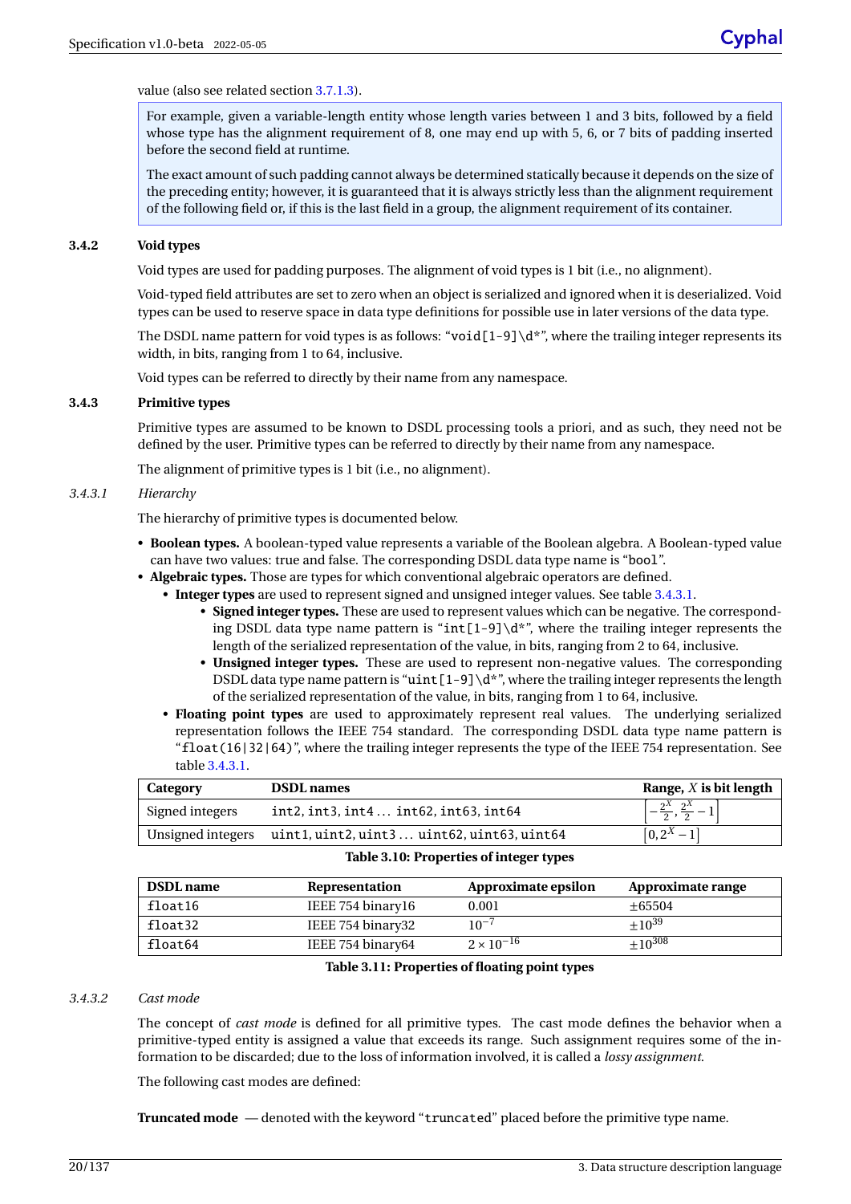value (also see related section 3.7.1.3).

> For example, given a variable-length entity whose length varies between 1 and 3 bits, followed by a field whose type has the alignment requirement of 8, one may end up with 5, 6, or 7 bits of padding inserted before the second field at runtime.
>
> The exact amount of such padding cannot always be determined statically because it depends on the size of the preceding entity; however, it is guaranteed that it is always strictly less than the alignment requirement of the following field or, if this is the last field in a group, the alignment requirement of its container.

### 3.4.2 Void types

Void types are used for padding purposes. The alignment of void types is 1 bit (i.e., no alignment).

Void-typed field attributes are set to zero when an object is serialized and ignored when it is deserialized. Void types can be used to reserve space in data type definitions for possible use in later versions of the data type.

The DSDL name pattern for void types is as follows: "`void[1-9]\d*`", where the trailing integer represents its width, in bits, ranging from 1 to 64, inclusive.

Void types can be referred to directly by their name from any namespace.

### 3.4.3 Primitive types

Primitive types are assumed to be known to DSDL processing tools a priori, and as such, they need not be defined by the user. Primitive types can be referred to directly by their name from any namespace.

The alignment of primitive types is 1 bit (i.e., no alignment).

#### 3.4.3.1 *Hierarchy*

The hierarchy of primitive types is documented below.

- **Boolean types.** A boolean-typed value represents a variable of the Boolean algebra. A Boolean-typed value can have two values: true and false. The corresponding DSDL data type name is "`bool`".
- **Algebraic types.** Those are types for which conventional algebraic operators are defined.
  - **Integer types** are used to represent signed and unsigned integer values. See table 3.4.3.1.
    - **Signed integer types.** These are used to represent values which can be negative. The corresponding DSDL data type name pattern is "`int[1-9]\d*`", where the trailing integer represents the length of the serialized representation of the value, in bits, ranging from 2 to 64, inclusive.
    - **Unsigned integer types.** These are used to represent non-negative values. The corresponding DSDL data type name pattern is "`uint[1-9]\d*`", where the trailing integer represents the length of the serialized representation of the value, in bits, ranging from 1 to 64, inclusive.
  - **Floating point types** are used to approximately represent real values. The underlying serialized representation follows the IEEE 754 standard. The corresponding DSDL data type name pattern is "`float(16|32|64)`", where the trailing integer represents the type of the IEEE 754 representation. See table 3.4.3.1.

| Category | DSDL names | Range, $X$ is bit length |
|---|---|---|
| Signed integers | `int2`, `int3`, `int4` … `int62`, `int63`, `int64` | $\left[-\frac{2^X}{2}, \frac{2^X}{2}-1\right]$ |
| Unsigned integers | `uint1`, `uint2`, `uint3` … `uint62`, `uint63`, `uint64` | $[0, 2^X-1]$ |

**Table 3.10: Properties of integer types**

| DSDL name | Representation | Approximate epsilon | Approximate range |
|---|---|---|---|
| `float16` | IEEE 754 binary16 | 0.001 | $\pm 65504$ |
| `float32` | IEEE 754 binary32 | $10^{-7}$ | $\pm 10^{39}$ |
| `float64` | IEEE 754 binary64 | $2 \times 10^{-16}$ | $\pm 10^{308}$ |

**Table 3.11: Properties of floating point types**

#### 3.4.3.2 *Cast mode*

The concept of *cast mode* is defined for all primitive types. The cast mode defines the behavior when a primitive-typed entity is assigned a value that exceeds its range. Such assignment requires some of the information to be discarded; due to the loss of information involved, it is called a *lossy assignment*.

The following cast modes are defined:

**Truncated mode** — denoted with the keyword "`truncated`" placed before the primitive type name.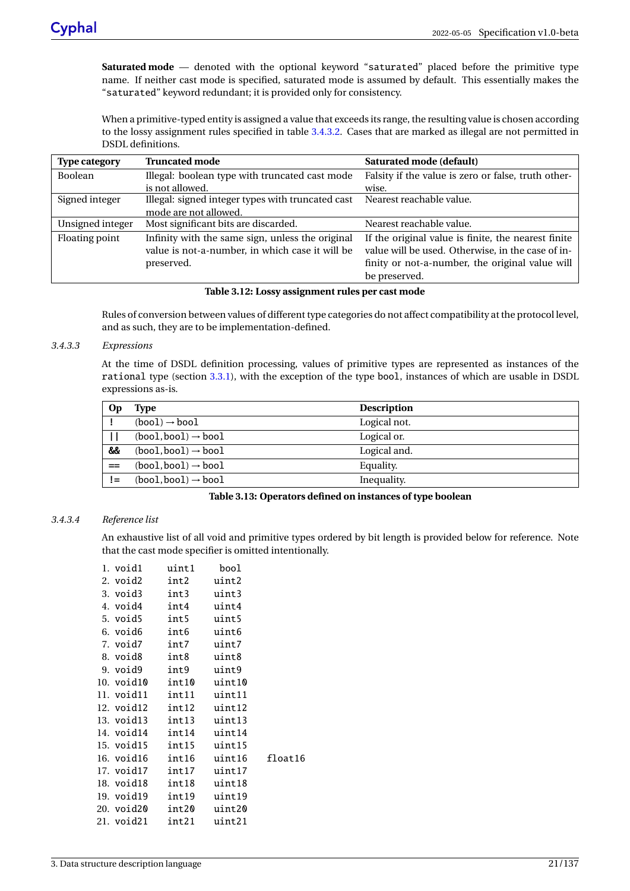**Saturated mode** — denoted with the optional keyword "`saturated`" placed before the primitive type name. If neither cast mode is specified, saturated mode is assumed by default. This essentially makes the "`saturated`" keyword redundant; it is provided only for consistency.

When a primitive-typed entity is assigned a value that exceeds its range, the resulting value is chosen according to the lossy assignment rules specified in table 3.4.3.2. Cases that are marked as illegal are not permitted in DSDL definitions.

| Type category | Truncated mode | Saturated mode (default) |
|---|---|---|
| Boolean | Illegal: boolean type with truncated cast mode is not allowed. | Falsity if the value is zero or false, truth otherwise. |
| Signed integer | Illegal: signed integer types with truncated cast mode are not allowed. | Nearest reachable value. |
| Unsigned integer | Most significant bits are discarded. | Nearest reachable value. |
| Floating point | Infinity with the same sign, unless the original value is not-a-number, in which case it will be preserved. | If the original value is finite, the nearest finite value will be used. Otherwise, in the case of infinity or not-a-number, the original value will be preserved. |

**Table 3.12: Lossy assignment rules per cast mode**

Rules of conversion between values of different type categories do not affect compatibility at the protocol level, and as such, they are to be implementation-defined.

#### 3.4.3.3 *Expressions*

At the time of DSDL definition processing, values of primitive types are represented as instances of the `rational` type (section 3.3.1), with the exception of the type `bool`, instances of which are usable in DSDL expressions as-is.

| Op | Type | Description |
|---|---|---|
| `!` | `(bool)` → `bool` | Logical not. |
| `\|\|` | `(bool,bool)` → `bool` | Logical or. |
| `&&` | `(bool,bool)` → `bool` | Logical and. |
| `==` | `(bool,bool)` → `bool` | Equality. |
| `!=` | `(bool,bool)` → `bool` | Inequality. |

**Table 3.13: Operators defined on instances of type boolean**

#### 3.4.3.4 *Reference list*

An exhaustive list of all void and primitive types ordered by bit length is provided below for reference. Note that the cast mode specifier is omitted intentionally.

```
 1. void1    uint1    bool
 2. void2    int2     uint2
 3. void3    int3     uint3
 4. void4    int4     uint4
 5. void5    int5     uint5
 6. void6    int6     uint6
 7. void7    int7     uint7
 8. void8    int8     uint8
 9. void9    int9     uint9
10. void10   int10    uint10
11. void11   int11    uint11
12. void12   int12    uint12
13. void13   int13    uint13
14. void14   int14    uint14
15. void15   int15    uint15
16. void16   int16    uint16   float16
17. void17   int17    uint17
18. void18   int18    uint18
19. void19   int19    uint19
20. void20   int20    uint20
21. void21   int21    uint21
```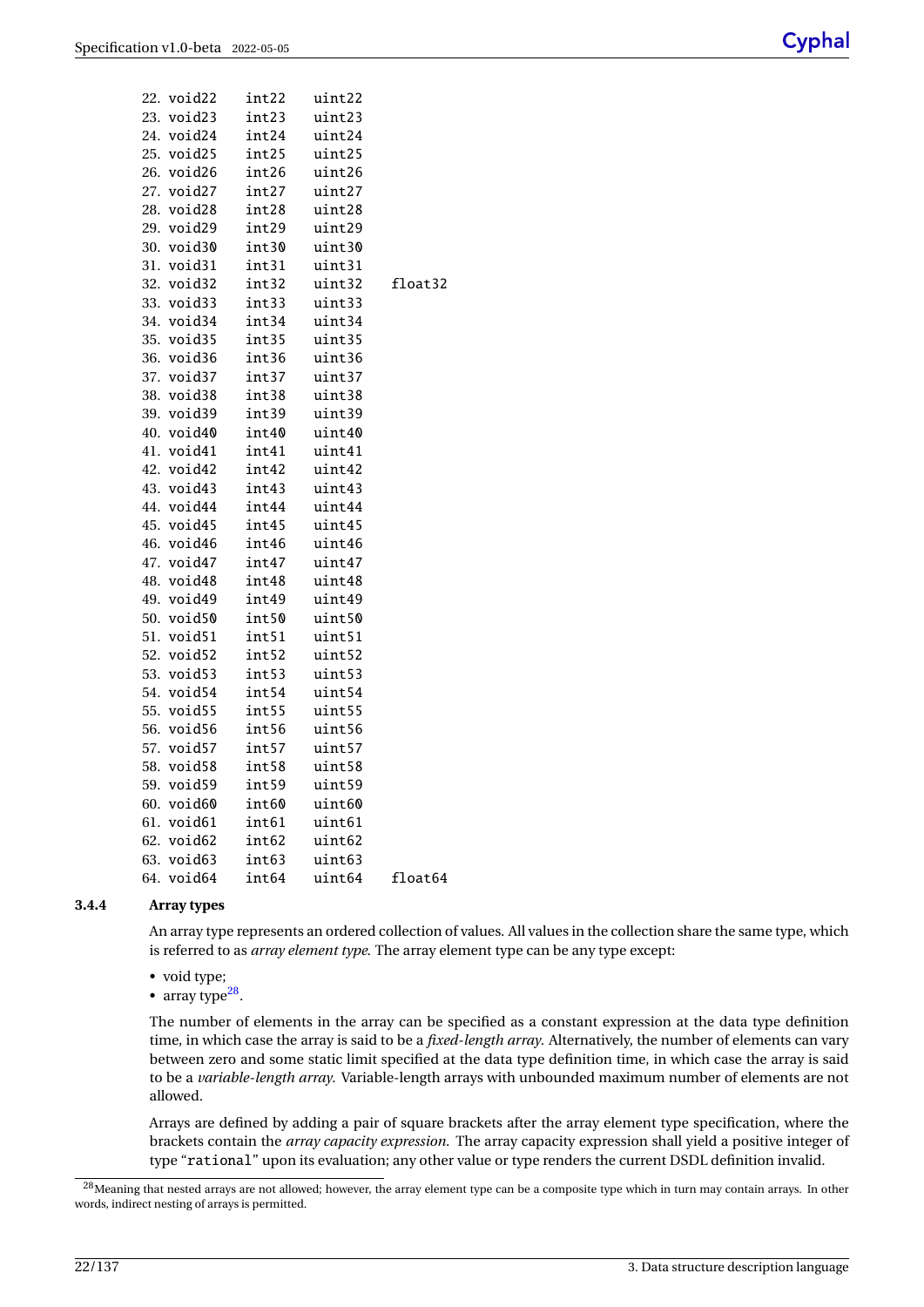22. void22 int22 uint22
23. void23 int23 uint23
24. void24 int24 uint24
25. void25 int25 uint25
26. void26 int26 uint26
27. void27 int27 uint27
28. void28 int28 uint28
29. void29 int29 uint29
30. void30 int30 uint30
31. void31 int31 uint31
32. void32 int32 uint32 float32
33. void33 int33 uint33
34. void34 int34 uint34
35. void35 int35 uint35
36. void36 int36 uint36
37. void37 int37 uint37
38. void38 int38 uint38
39. void39 int39 uint39
40. void40 int40 uint40
41. void41 int41 uint41
42. void42 int42 uint42
43. void43 int43 uint43
44. void44 int44 uint44
45. void45 int45 uint45
46. void46 int46 uint46
47. void47 int47 uint47
48. void48 int48 uint48
49. void49 int49 uint49
50. void50 int50 uint50
51. void51 int51 uint51
52. void52 int52 uint52
53. void53 int53 uint53
54. void54 int54 uint54
55. void55 int55 uint55
56. void56 int56 uint56
57. void57 int57 uint57
58. void58 int58 uint58
59. void59 int59 uint59
60. void60 int60 uint60
61. void61 int61 uint61
62. void62 int62 uint62
63. void63 int63 uint63
64. void64 int64 uint64 float64

### 3.4.4 Array types

An array type represents an ordered collection of values. All values in the collection share the same type, which is referred to as *array element type*. The array element type can be any type except:

- void type;
- array type[28].

The number of elements in the array can be specified as a constant expression at the data type definition time, in which case the array is said to be a *fixed-length array*. Alternatively, the number of elements can vary between zero and some static limit specified at the data type definition time, in which case the array is said to be a *variable-length array*. Variable-length arrays with unbounded maximum number of elements are not allowed.

Arrays are defined by adding a pair of square brackets after the array element type specification, where the brackets contain the *array capacity expression*. The array capacity expression shall yield a positive integer of type "`rational`" upon its evaluation; any other value or type renders the current DSDL definition invalid.

[28] Meaning that nested arrays are not allowed; however, the array element type can be a composite type which in turn may contain arrays. In other words, indirect nesting of arrays is permitted.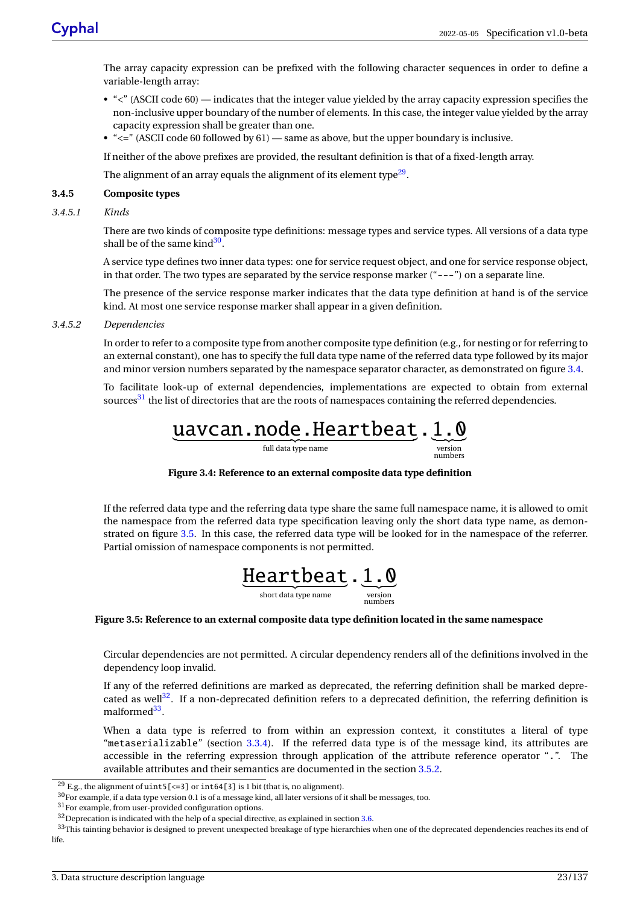The array capacity expression can be prefixed with the following character sequences in order to define a variable-length array:

- "<" (ASCII code 60) — indicates that the integer value yielded by the array capacity expression specifies the non-inclusive upper boundary of the number of elements. In this case, the integer value yielded by the array capacity expression shall be greater than one.
- "<=" (ASCII code 60 followed by 61) — same as above, but the upper boundary is inclusive.

If neither of the above prefixes are provided, the resultant definition is that of a fixed-length array.

The alignment of an array equals the alignment of its element type[29].

### 3.4.5 Composite types

#### 3.4.5.1 *Kinds*

There are two kinds of composite type definitions: message types and service types. All versions of a data type shall be of the same kind[30].

A service type defines two inner data types: one for service request object, and one for service response object, in that order. The two types are separated by the service response marker ("`---`") on a separate line.

The presence of the service response marker indicates that the data type definition at hand is of the service kind. At most one service response marker shall appear in a given definition.

#### 3.4.5.2 *Dependencies*

In order to refer to a composite type from another composite type definition (e.g., for nesting or for referring to an external constant), one has to specify the full data type name of the referred data type followed by its major and minor version numbers separated by the namespace separator character, as demonstrated on figure 3.4.

To facilitate look-up of external dependencies, implementations are expected to obtain from external sources[31] the list of directories that are the roots of namespaces containing the referred dependencies.

```
uavcan.node.Heartbeat.1.0
```

full data type name — version numbers

**Figure 3.4: Reference to an external composite data type definition**

If the referred data type and the referring data type share the same full namespace name, it is allowed to omit the namespace from the referred data type specification leaving only the short data type name, as demonstrated on figure 3.5. In this case, the referred data type will be looked for in the namespace of the referrer. Partial omission of namespace components is not permitted.

```
Heartbeat.1.0
```

short data type name — version numbers

**Figure 3.5: Reference to an external composite data type definition located in the same namespace**

Circular dependencies are not permitted. A circular dependency renders all of the definitions involved in the dependency loop invalid.

If any of the referred definitions are marked as deprecated, the referring definition shall be marked deprecated as well[32]. If a non-deprecated definition refers to a deprecated definition, the referring definition is malformed[33].

When a data type is referred to from within an expression context, it constitutes a literal of type "`metaserializable`" (section 3.3.4). If the referred data type is of the message kind, its attributes are accessible in the referring expression through application of the attribute reference operator "`.`". The available attributes and their semantics are documented in the section 3.5.2.

---

[29] E.g., the alignment of `uint5[<=3]` or `int64[3]` is 1 bit (that is, no alignment).

[30] For example, if a data type version 0.1 is of a message kind, all later versions of it shall be messages, too.

[31] For example, from user-provided configuration options.

[32] Deprecation is indicated with the help of a special directive, as explained in section 3.6.

[33] This tainting behavior is designed to prevent unexpected breakage of type hierarchies when one of the deprecated dependencies reaches its end of life.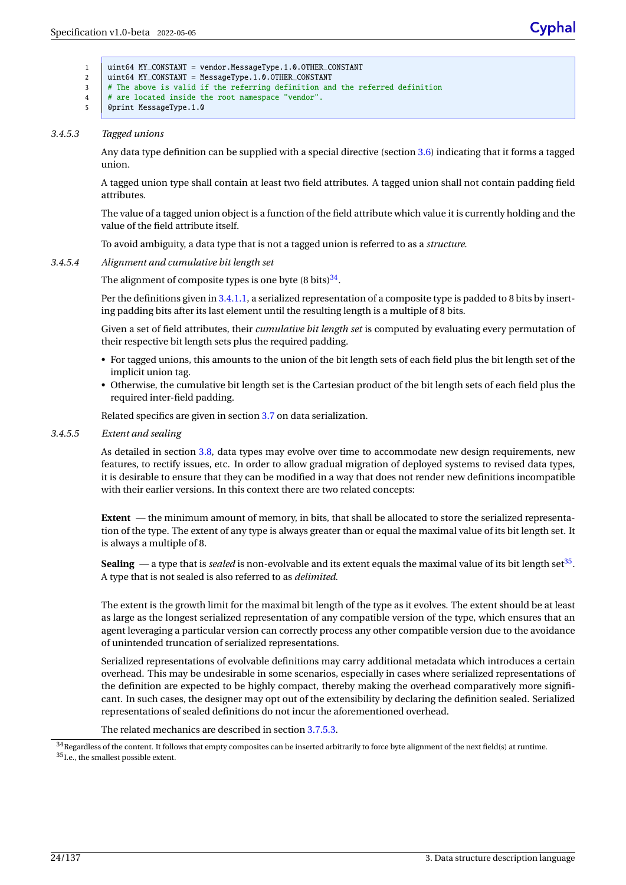```
uint64 MY_CONSTANT = vendor.MessageType.1.0.OTHER_CONSTANT
uint64 MY_CONSTANT = MessageType.1.0.OTHER_CONSTANT
# The above is valid if the referring definition and the referred definition
# are located inside the root namespace "vendor".
@print MessageType.1.0
```

#### 3.4.5.3 *Tagged unions*

Any data type definition can be supplied with a special directive (section 3.6) indicating that it forms a tagged union.

A tagged union type shall contain at least two field attributes. A tagged union shall not contain padding field attributes.

The value of a tagged union object is a function of the field attribute which value it is currently holding and the value of the field attribute itself.

To avoid ambiguity, a data type that is not a tagged union is referred to as a *structure*.

#### 3.4.5.4 *Alignment and cumulative bit length set*

The alignment of composite types is one byte (8 bits)[34].

Per the definitions given in 3.4.1.1, a serialized representation of a composite type is padded to 8 bits by inserting padding bits after its last element until the resulting length is a multiple of 8 bits.

Given a set of field attributes, their *cumulative bit length set* is computed by evaluating every permutation of their respective bit length sets plus the required padding.

- For tagged unions, this amounts to the union of the bit length sets of each field plus the bit length set of the implicit union tag.
- Otherwise, the cumulative bit length set is the Cartesian product of the bit length sets of each field plus the required inter-field padding.

Related specifics are given in section 3.7 on data serialization.

#### 3.4.5.5 *Extent and sealing*

As detailed in section 3.8, data types may evolve over time to accommodate new design requirements, new features, to rectify issues, etc. In order to allow gradual migration of deployed systems to revised data types, it is desirable to ensure that they can be modified in a way that does not render new definitions incompatible with their earlier versions. In this context there are two related concepts:

**Extent** — the minimum amount of memory, in bits, that shall be allocated to store the serialized representation of the type. The extent of any type is always greater than or equal the maximal value of its bit length set. It is always a multiple of 8.

**Sealing** — a type that is *sealed* is non-evolvable and its extent equals the maximal value of its bit length set[35]. A type that is not sealed is also referred to as *delimited*.

The extent is the growth limit for the maximal bit length of the type as it evolves. The extent should be at least as large as the longest serialized representation of any compatible version of the type, which ensures that an agent leveraging a particular version can correctly process any other compatible version due to the avoidance of unintended truncation of serialized representations.

Serialized representations of evolvable definitions may carry additional metadata which introduces a certain overhead. This may be undesirable in some scenarios, especially in cases where serialized representations of the definition are expected to be highly compact, thereby making the overhead comparatively more significant. In such cases, the designer may opt out of the extensibility by declaring the definition sealed. Serialized representations of sealed definitions do not incur the aforementioned overhead.

The related mechanics are described in section 3.7.5.3.

[34] Regardless of the content. It follows that empty composites can be inserted arbitrarily to force byte alignment of the next field(s) at runtime.

[35] I.e., the smallest possible extent.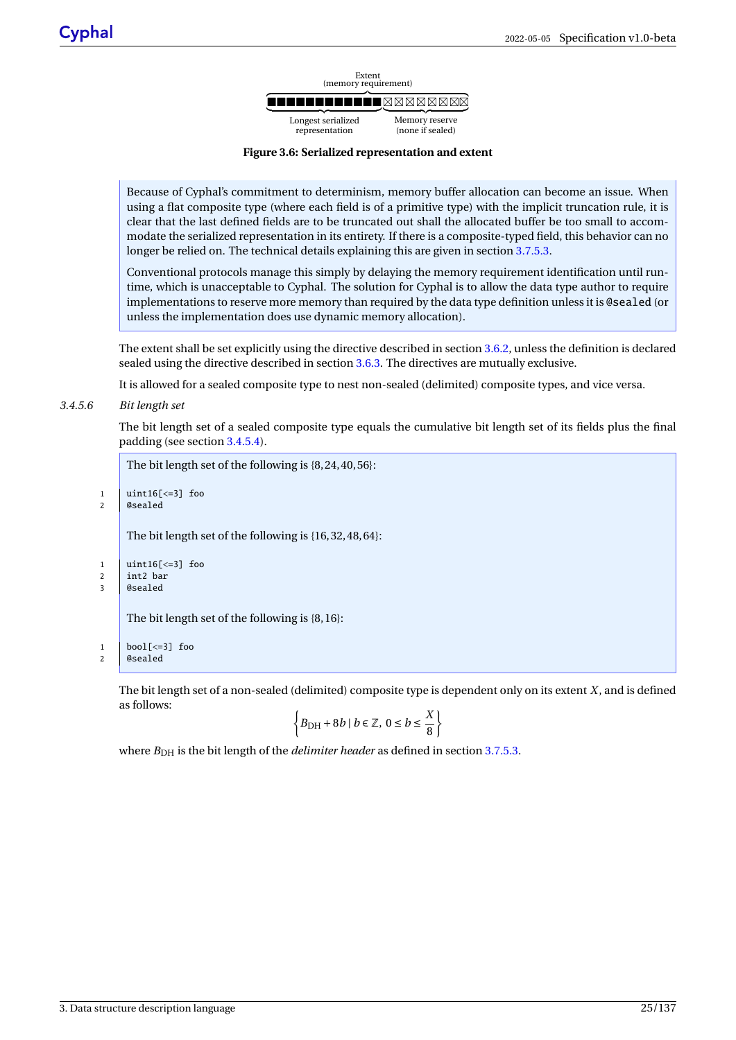Extent
(memory requirement)

Longest serialized representation | Memory reserve (none if sealed)

**Figure 3.6: Serialized representation and extent**

> Because of Cyphal's commitment to determinism, memory buffer allocation can become an issue. When using a flat composite type (where each field is of a primitive type) with the implicit truncation rule, it is clear that the last defined fields are to be truncated out shall the allocated buffer be too small to accommodate the serialized representation in its entirety. If there is a composite-typed field, this behavior can no longer be relied on. The technical details explaining this are given in section 3.7.5.3.
>
> Conventional protocols manage this simply by delaying the memory requirement identification until runtime, which is unacceptable to Cyphal. The solution for Cyphal is to allow the data type author to require implementations to reserve more memory than required by the data type definition unless it is `@sealed` (or unless the implementation does use dynamic memory allocation).

The extent shall be set explicitly using the directive described in section 3.6.2, unless the definition is declared sealed using the directive described in section 3.6.3. The directives are mutually exclusive.

It is allowed for a sealed composite type to nest non-sealed (delimited) composite types, and vice versa.

#### 3.4.5.6 *Bit length set*

The bit length set of a sealed composite type equals the cumulative bit length set of its fields plus the final padding (see section 3.4.5.4).

> The bit length set of the following is $\{8, 24, 40, 56\}$:
>
> ```
> uint16[<=3] foo
> @sealed
> ```
>
> The bit length set of the following is $\{16, 32, 48, 64\}$:
>
> ```
> uint16[<=3] foo
> int2 bar
> @sealed
> ```
>
> The bit length set of the following is $\{8, 16\}$:
>
> ```
> bool[<=3] foo
> @sealed
> ```

The bit length set of a non-sealed (delimited) composite type is dependent only on its extent $X$, and is defined as follows:

$$\left\{ B_{\text{DH}} + 8b \mid b \in \mathbb{Z},\ 0 \leq b \leq \frac{X}{8} \right\}$$

where $B_{\text{DH}}$ is the bit length of the *delimiter header* as defined in section 3.7.5.3.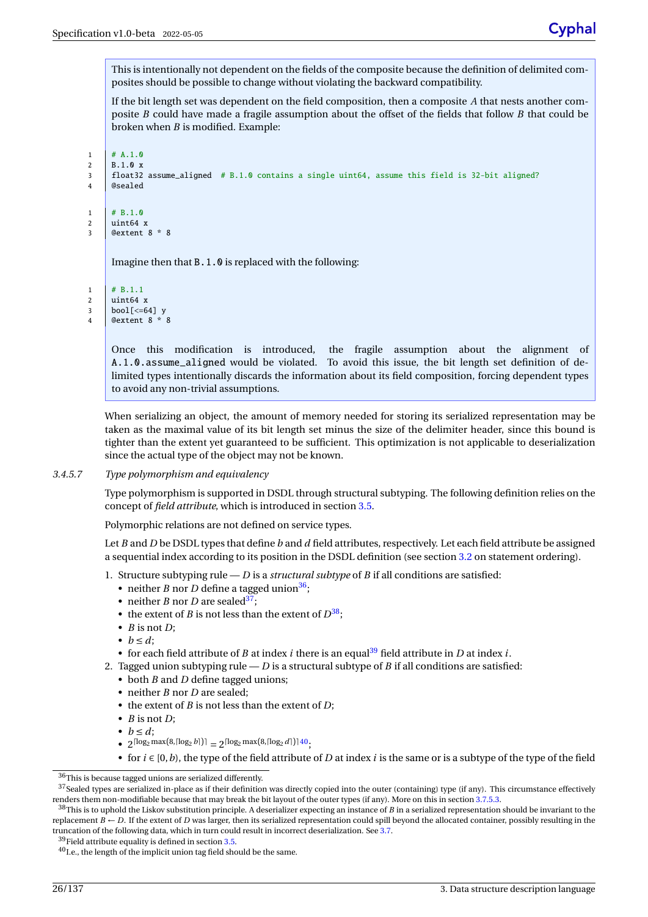This is intentionally not dependent on the fields of the composite because the definition of delimited composites should be possible to change without violating the backward compatibility.

If the bit length set was dependent on the field composition, then a composite $A$ that nests another composite $B$ could have made a fragile assumption about the offset of the fields that follow $B$ that could be broken when $B$ is modified. Example:

```
# A.1.0
B.1.0 x
float32 assume_aligned  # B.1.0 contains a single uint64, assume this field is 32-bit aligned?
@sealed
```

```
# B.1.0
uint64 x
@extent 8 * 8
```

Imagine then that `B.1.0` is replaced with the following:

```
# B.1.1
uint64 x
bool[<=64] y
@extent 8 * 8
```

Once this modification is introduced, the fragile assumption about the alignment of `A.1.0.assume_aligned` would be violated. To avoid this issue, the bit length set definition of delimited types intentionally discards the information about its field composition, forcing dependent types to avoid any non-trivial assumptions.

When serializing an object, the amount of memory needed for storing its serialized representation may be taken as the maximal value of its bit length set minus the size of the delimiter header, since this bound is tighter than the extent yet guaranteed to be sufficient. This optimization is not applicable to deserialization since the actual type of the object may not be known.

#### 3.4.5.7 Type polymorphism and equivalency

Type polymorphism is supported in DSDL through structural subtyping. The following definition relies on the concept of *field attribute*, which is introduced in section 3.5.

Polymorphic relations are not defined on service types.

Let $B$ and $D$ be DSDL types that define $b$ and $d$ field attributes, respectively. Let each field attribute be assigned a sequential index according to its position in the DSDL definition (see section 3.2 on statement ordering).

1. Structure subtyping rule — $D$ is a *structural subtype* of $B$ if all conditions are satisfied:
   - neither $B$ nor $D$ define a tagged union[36];
   - neither $B$ nor $D$ are sealed[37];
   - the extent of $B$ is not less than the extent of $D$[38];
   - $B$ is not $D$;
   - $b \leq d$;
   - for each field attribute of $B$ at index $i$ there is an equal[39] field attribute in $D$ at index $i$.
2. Tagged union subtyping rule — $D$ is a structural subtype of $B$ if all conditions are satisfied:
   - both $B$ and $D$ define tagged unions;
   - neither $B$ nor $D$ are sealed;
   - the extent of $B$ is not less than the extent of $D$;
   - $B$ is not $D$;
   - $b \leq d$;
   - $2^{\lceil \log_2 \max(8, \lceil \log_2 b \rceil) \rceil} = 2^{\lceil \log_2 \max(8, \lceil \log_2 d \rceil) \rceil}$[40];
   - for $i \in [0, b)$, the type of the field attribute of $D$ at index $i$ is the same or is a subtype of the type of the field

[36] This is because tagged unions are serialized differently.

[37] Sealed types are serialized in-place as if their definition was directly copied into the outer (containing) type (if any). This circumstance effectively renders them non-modifiable because that may break the bit layout of the outer types (if any). More on this in section 3.7.5.3.

[38] This is to uphold the Liskov substitution principle. A deserializer expecting an instance of $B$ in a serialized representation should be invariant to the replacement $B \leftarrow D$. If the extent of $D$ was larger, then its serialized representation could spill beyond the allocated container, possibly resulting in the truncation of the following data, which in turn could result in incorrect deserialization. See 3.7.

[39] Field attribute equality is defined in section 3.5.

[40] I.e., the length of the implicit union tag field should be the same.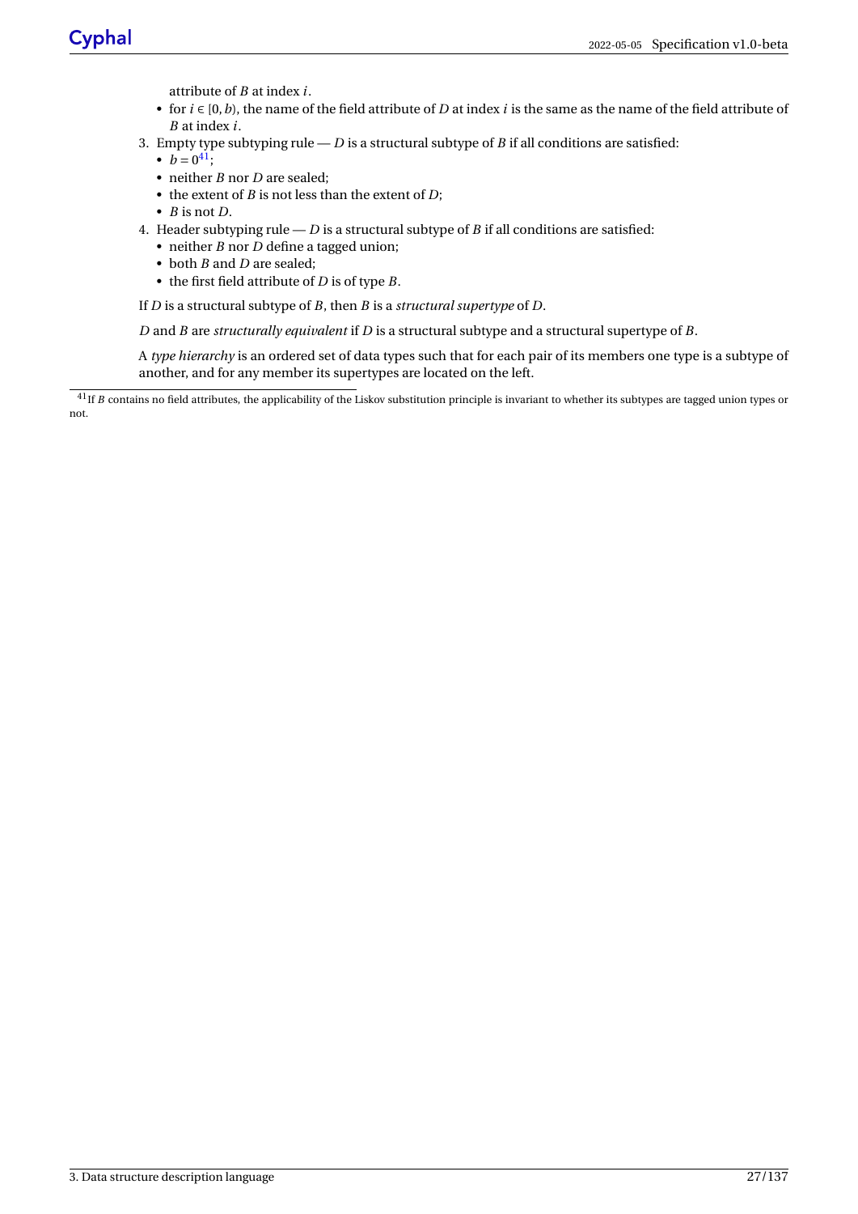attribute of $B$ at index $i$.
   - for $i \in [0, b)$, the name of the field attribute of $D$ at index $i$ is the same as the name of the field attribute of $B$ at index $i$.
3. Empty type subtyping rule — $D$ is a structural subtype of $B$ if all conditions are satisfied:
   - $b = 0$[41];
   - neither $B$ nor $D$ are sealed;
   - the extent of $B$ is not less than the extent of $D$;
   - $B$ is not $D$.
4. Header subtyping rule — $D$ is a structural subtype of $B$ if all conditions are satisfied:
   - neither $B$ nor $D$ define a tagged union;
   - both $B$ and $D$ are sealed;
   - the first field attribute of $D$ is of type $B$.

If $D$ is a structural subtype of $B$, then $B$ is a *structural supertype* of $D$.

$D$ and $B$ are *structurally equivalent* if $D$ is a structural subtype and a structural supertype of $B$.

A *type hierarchy* is an ordered set of data types such that for each pair of its members one type is a subtype of another, and for any member its supertypes are located on the left.

[41] If $B$ contains no field attributes, the applicability of the Liskov substitution principle is invariant to whether its subtypes are tagged union types or not.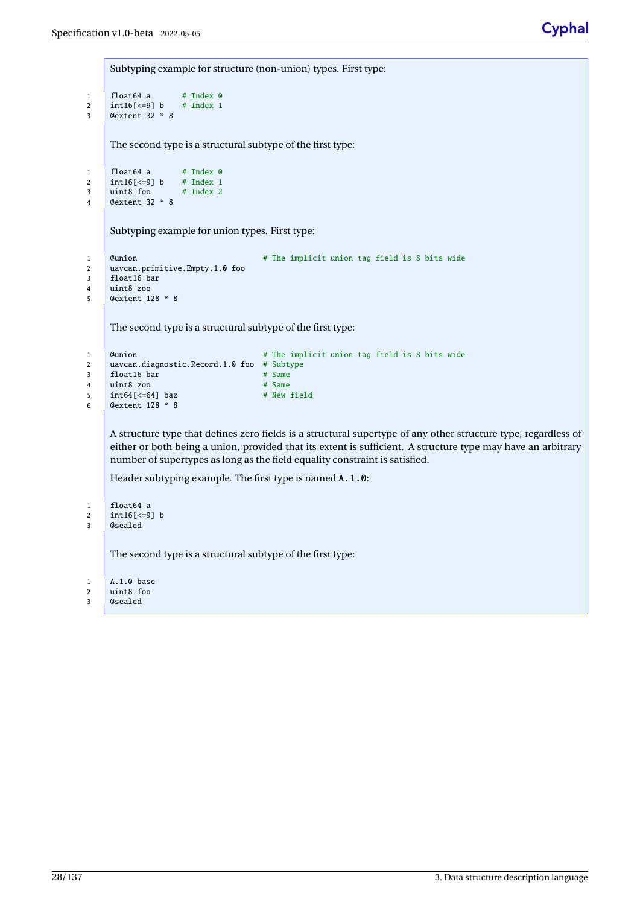Subtyping example for structure (non-union) types. First type:

```
float64 a       # Index 0
int16[<=9] b    # Index 1
@extent 32 * 8
```

The second type is a structural subtype of the first type:

```
float64 a       # Index 0
int16[<=9] b    # Index 1
uint8 foo       # Index 2
@extent 32 * 8
```

Subtyping example for union types. First type:

```
@union                             # The implicit union tag field is 8 bits wide
uavcan.primitive.Empty.1.0 foo
float16 bar
uint8 zoo
@extent 128 * 8
```

The second type is a structural subtype of the first type:

```
@union                             # The implicit union tag field is 8 bits wide
uavcan.diagnostic.Record.1.0 foo  # Subtype
float16 bar                        # Same
uint8 zoo                          # Same
int64[<=64] baz                    # New field
@extent 128 * 8
```

A structure type that defines zero fields is a structural supertype of any other structure type, regardless of either or both being a union, provided that its extent is sufficient. A structure type may have an arbitrary number of supertypes as long as the field equality constraint is satisfied.

Header subtyping example. The first type is named `A.1.0`:

```
float64 a
int16[<=9] b
@sealed
```

The second type is a structural subtype of the first type:

```
A.1.0 base
uint8 foo
@sealed
```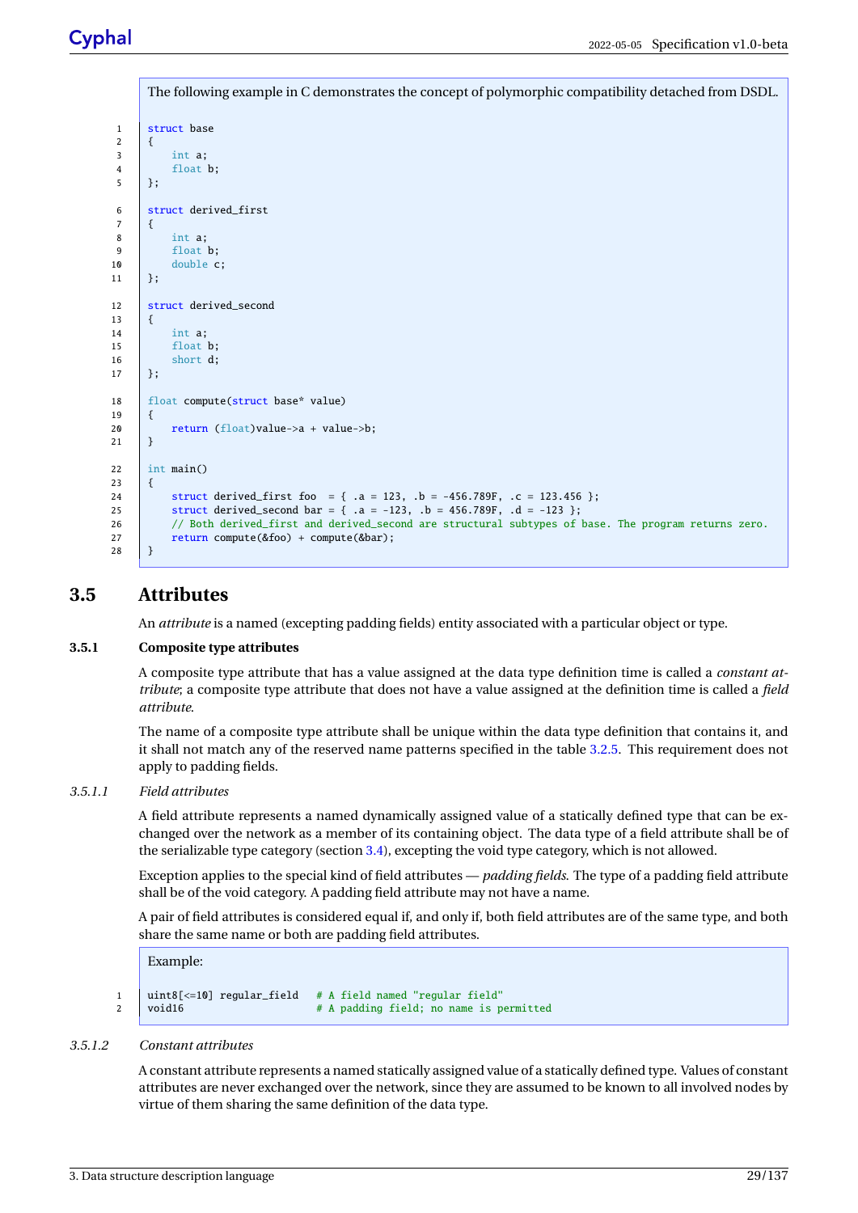The following example in C demonstrates the concept of polymorphic compatibility detached from DSDL.

```c
struct base
{
    int a;
    float b;
};

struct derived_first
{
    int a;
    float b;
    double c;
};

struct derived_second
{
    int a;
    float b;
    short d;
};

float compute(struct base* value)
{
    return (float)value->a + value->b;
}

int main()
{
    struct derived_first foo  = { .a = 123, .b = -456.789F, .c = 123.456 };
    struct derived_second bar = { .a = -123, .b = 456.789F, .d = -123 };
    // Both derived_first and derived_second are structural subtypes of base. The program returns zero.
    return compute(&foo) + compute(&bar);
}
```

## 3.5 Attributes

An *attribute* is a named (excepting padding fields) entity associated with a particular object or type.

### 3.5.1 Composite type attributes

A composite type attribute that has a value assigned at the data type definition time is called a *constant attribute*; a composite type attribute that does not have a value assigned at the definition time is called a *field attribute*.

The name of a composite type attribute shall be unique within the data type definition that contains it, and it shall not match any of the reserved name patterns specified in the table 3.2.5. This requirement does not apply to padding fields.

#### 3.5.1.1 *Field attributes*

A field attribute represents a named dynamically assigned value of a statically defined type that can be exchanged over the network as a member of its containing object. The data type of a field attribute shall be of the serializable type category (section 3.4), excepting the void type category, which is not allowed.

Exception applies to the special kind of field attributes — *padding fields*. The type of a padding field attribute shall be of the void category. A padding field attribute may not have a name.

A pair of field attributes is considered equal if, and only if, both field attributes are of the same type, and both share the same name or both are padding field attributes.

Example:

```
uint8[<=10] regular_field   # A field named "regular field"
void16                      # A padding field; no name is permitted
```

#### 3.5.1.2 *Constant attributes*

A constant attribute represents a named statically assigned value of a statically defined type. Values of constant attributes are never exchanged over the network, since they are assumed to be known to all involved nodes by virtue of them sharing the same definition of the data type.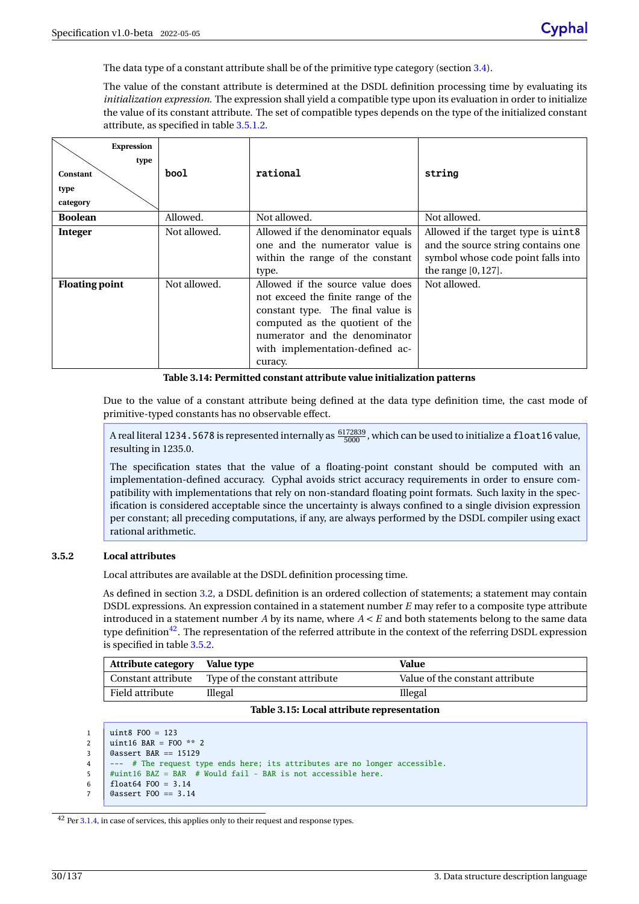The data type of a constant attribute shall be of the primitive type category (section 3.4).

The value of the constant attribute is determined at the DSDL definition processing time by evaluating its *initialization expression*. The expression shall yield a compatible type upon its evaluation in order to initialize the value of its constant attribute. The set of compatible types depends on the type of the initialized constant attribute, as specified in table 3.5.1.2.

| Constant type category \ Expression type | `bool` | `rational` | `string` |
|---|---|---|---|
| **Boolean** | Allowed. | Not allowed. | Not allowed. |
| **Integer** | Not allowed. | Allowed if the denominator equals one and the numerator value is within the range of the constant type. | Allowed if the target type is `uint8` and the source string contains one symbol whose code point falls into the range $[0,127]$. |
| **Floating point** | Not allowed. | Allowed if the source value does not exceed the finite range of the constant type. The final value is computed as the quotient of the numerator and the denominator with implementation-defined accuracy. | Not allowed. |

**Table 3.14: Permitted constant attribute value initialization patterns**

Due to the value of a constant attribute being defined at the data type definition time, the cast mode of primitive-typed constants has no observable effect.

> A real literal `1234.5678` is represented internally as $\frac{6172839}{5000}$, which can be used to initialize a `float16` value, resulting in 1235.0.
>
> The specification states that the value of a floating-point constant should be computed with an implementation-defined accuracy. Cyphal avoids strict accuracy requirements in order to ensure compatibility with implementations that rely on non-standard floating point formats. Such laxity in the specification is considered acceptable since the uncertainty is always confined to a single division expression per constant; all preceding computations, if any, are always performed by the DSDL compiler using exact rational arithmetic.

### 3.5.2 Local attributes

Local attributes are available at the DSDL definition processing time.

As defined in section 3.2, a DSDL definition is an ordered collection of statements; a statement may contain DSDL expressions. An expression contained in a statement number $E$ may refer to a composite type attribute introduced in a statement number $A$ by its name, where $A < E$ and both statements belong to the same data type definition[42]. The representation of the referred attribute in the context of the referring DSDL expression is specified in table 3.5.2.

| Attribute category | Value type | Value |
|---|---|---|
| Constant attribute | Type of the constant attribute | Value of the constant attribute |
| Field attribute | Illegal | Illegal |

**Table 3.15: Local attribute representation**

```
uint8 FOO = 123
uint16 BAR = FOO ** 2
@assert BAR == 15129
---  # The request type ends here; its attributes are no longer accessible.
#uint16 BAZ = BAR  # Would fail - BAR is not accessible here.
float64 FOO = 3.14
@assert FOO == 3.14
```

[42] Per 3.1.4, in case of services, this applies only to their request and response types.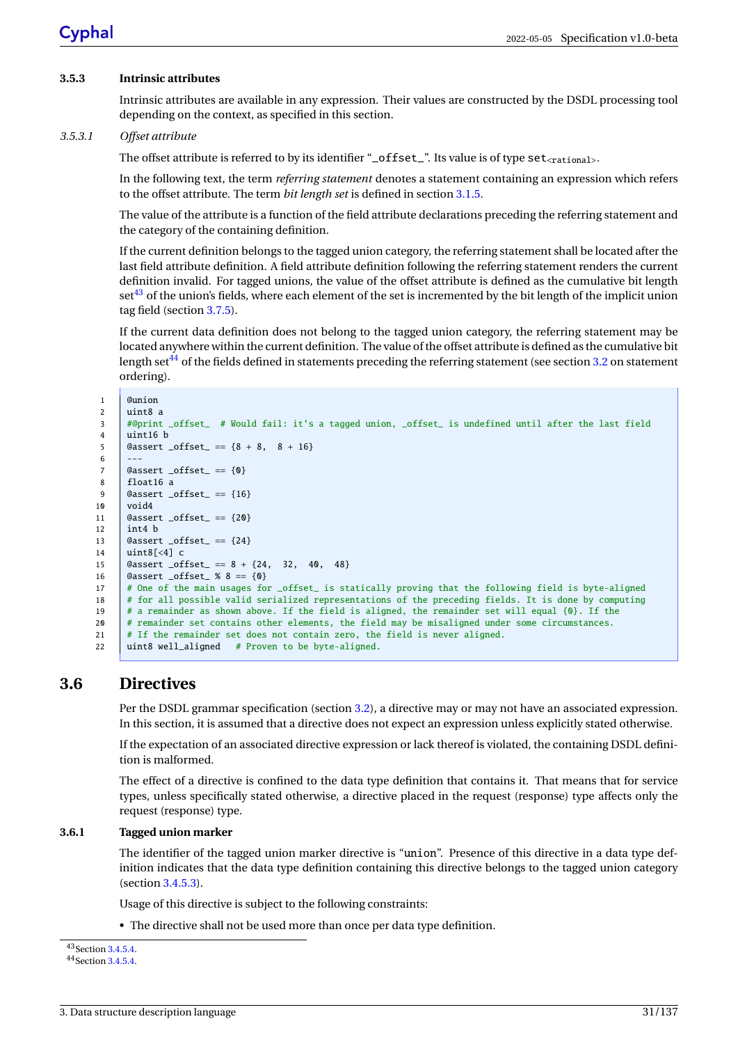### 3.5.3 Intrinsic attributes

Intrinsic attributes are available in any expression. Their values are constructed by the DSDL processing tool depending on the context, as specified in this section.

#### 3.5.3.1 *Offset attribute*

The offset attribute is referred to by its identifier "`_offset_`". Its value is of type $\texttt{set}_{\texttt{<rational>}}$.

In the following text, the term *referring statement* denotes a statement containing an expression which refers to the offset attribute. The term *bit length set* is defined in section 3.1.5.

The value of the attribute is a function of the field attribute declarations preceding the referring statement and the category of the containing definition.

If the current definition belongs to the tagged union category, the referring statement shall be located after the last field attribute definition. A field attribute definition following the referring statement renders the current definition invalid. For tagged unions, the value of the offset attribute is defined as the cumulative bit length set[43] of the union's fields, where each element of the set is incremented by the bit length of the implicit union tag field (section 3.7.5).

If the current data definition does not belong to the tagged union category, the referring statement may be located anywhere within the current definition. The value of the offset attribute is defined as the cumulative bit length set[44] of the fields defined in statements preceding the referring statement (see section 3.2 on statement ordering).

```
@union
uint8 a
#@print _offset_  # Would fail: it's a tagged union, _offset_ is undefined until after the last field
uint16 b
@assert _offset_ == {8 + 8,  8 + 16}
---
@assert _offset_ == {0}
float16 a
@assert _offset_ == {16}
void4
@assert _offset_ == {20}
int4 b
@assert _offset_ == {24}
uint8[<4] c
@assert _offset_ == 8 + {24,  32,  40,  48}
@assert _offset_ % 8 == {0}
# One of the main usages for _offset_ is statically proving that the following field is byte-aligned
# for all possible valid serialized representations of the preceding fields. It is done by computing
# a remainder as shown above. If the field is aligned, the remainder set will equal {0}. If the
# remainder set contains other elements, the field may be misaligned under some circumstances.
# If the remainder set does not contain zero, the field is never aligned.
uint8 well_aligned   # Proven to be byte-aligned.
```

## 3.6 Directives

Per the DSDL grammar specification (section 3.2), a directive may or may not have an associated expression. In this section, it is assumed that a directive does not expect an expression unless explicitly stated otherwise.

If the expectation of an associated directive expression or lack thereof is violated, the containing DSDL definition is malformed.

The effect of a directive is confined to the data type definition that contains it. That means that for service types, unless specifically stated otherwise, a directive placed in the request (response) type affects only the request (response) type.

### 3.6.1 Tagged union marker

The identifier of the tagged union marker directive is "`union`". Presence of this directive in a data type definition indicates that the data type definition containing this directive belongs to the tagged union category (section 3.4.5.3).

Usage of this directive is subject to the following constraints:

- The directive shall not be used more than once per data type definition.

[43] Section 3.4.5.4.
[44] Section 3.4.5.4.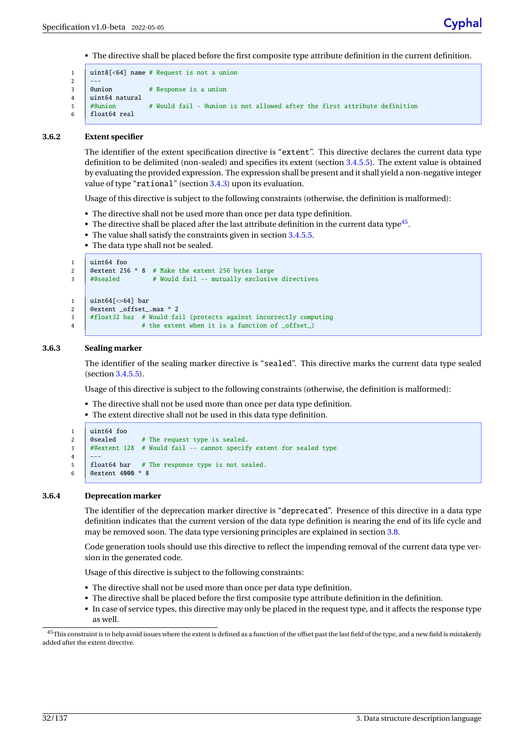- The directive shall be placed before the first composite type attribute definition in the current definition.

```
uint8[<64] name # Request is not a union
---
@union          # Response is a union
uint64 natural
#@union         # Would fail - @union is not allowed after the first attribute definition
float64 real
```

### 3.6.2 Extent specifier

The identifier of the extent specification directive is "`extent`". This directive declares the current data type definition to be delimited (non-sealed) and specifies its extent (section 3.4.5.5). The extent value is obtained by evaluating the provided expression. The expression shall be present and it shall yield a non-negative integer value of type "`rational`" (section 3.4.3) upon its evaluation.

Usage of this directive is subject to the following constraints (otherwise, the definition is malformed):

- The directive shall not be used more than once per data type definition.
- The directive shall be placed after the last attribute definition in the current data type[45].
- The value shall satisfy the constraints given in section 3.4.5.5.
- The data type shall not be sealed.

```
uint64 foo
@extent 256 * 8  # Make the extent 256 bytes large
#@sealed         # Would fail -- mutually exclusive directives
```

```
uint64[<=64] bar
@extent _offset_.max * 2
#float32 baz  # Would fail (protects against incorrectly computing
              # the extent when it is a function of _offset_)
```

### 3.6.3 Sealing marker

The identifier of the sealing marker directive is "`sealed`". This directive marks the current data type sealed (section 3.4.5.5).

Usage of this directive is subject to the following constraints (otherwise, the definition is malformed):

- The directive shall not be used more than once per data type definition.
- The extent directive shall not be used in this data type definition.

```
uint64 foo
@sealed       # The request type is sealed.
#@extent 128  # Would fail -- cannot specify extent for sealed type
---
float64 bar   # The response type is not sealed.
@extent 4000 * 8
```

### 3.6.4 Deprecation marker

The identifier of the deprecation marker directive is "`deprecated`". Presence of this directive in a data type definition indicates that the current version of the data type definition is nearing the end of its life cycle and may be removed soon. The data type versioning principles are explained in section 3.8.

Code generation tools should use this directive to reflect the impending removal of the current data type version in the generated code.

Usage of this directive is subject to the following constraints:

- The directive shall not be used more than once per data type definition.
- The directive shall be placed before the first composite type attribute definition in the definition.
- In case of service types, this directive may only be placed in the request type, and it affects the response type as well.

[45] This constraint is to help avoid issues where the extent is defined as a function of the offset past the last field of the type, and a new field is mistakenly added after the extent directive.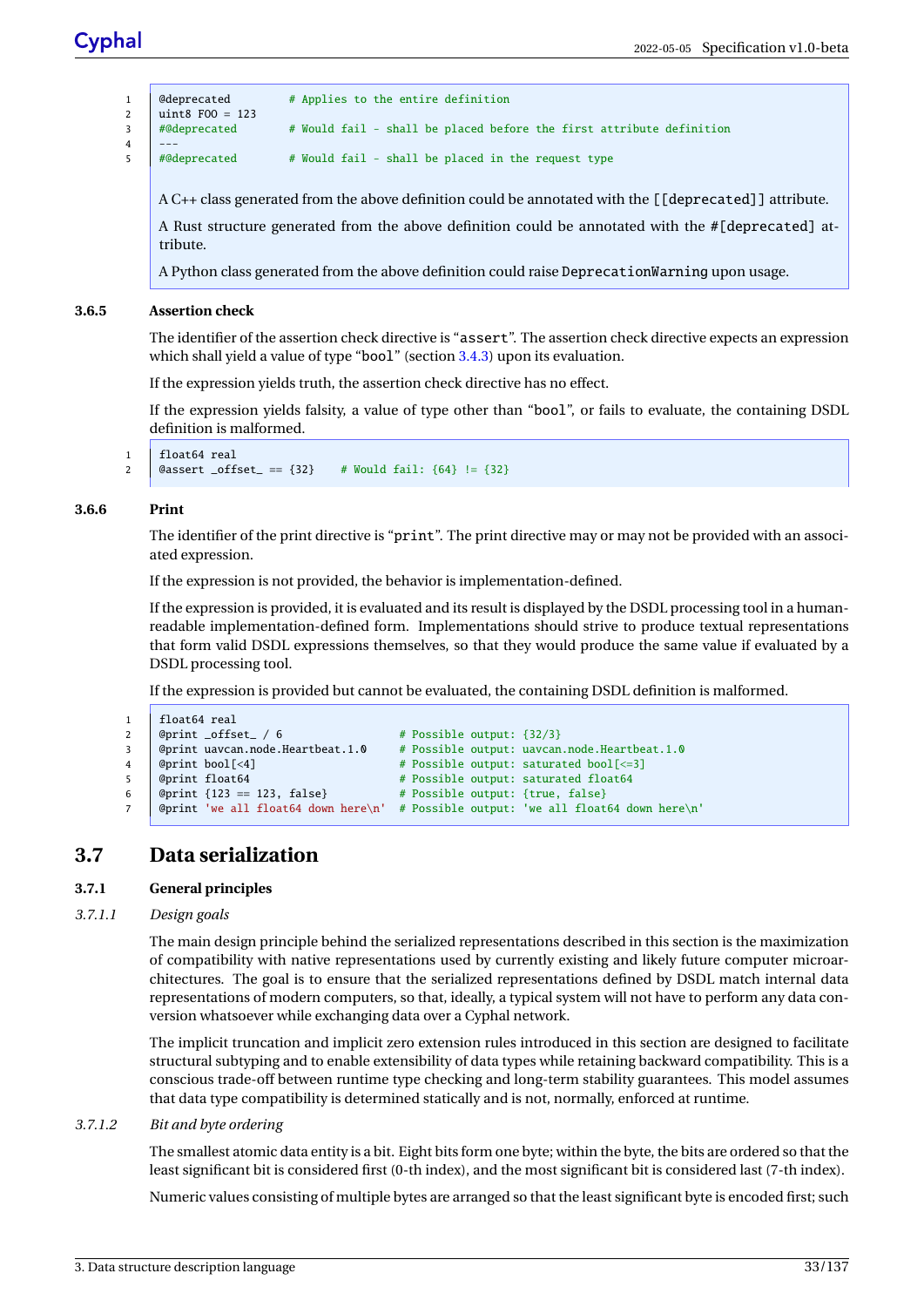```
@deprecated         # Applies to the entire definition
uint8 FOO = 123
#@deprecated        # Would fail - shall be placed before the first attribute definition
---
#@deprecated        # Would fail - shall be placed in the request type
```

A C++ class generated from the above definition could be annotated with the `[[deprecated]]` attribute.

A Rust structure generated from the above definition could be annotated with the `#[deprecated]` attribute.

A Python class generated from the above definition could raise `DeprecationWarning` upon usage.

### 3.6.5 Assertion check

The identifier of the assertion check directive is "`assert`". The assertion check directive expects an expression which shall yield a value of type "`bool`" (section 3.4.3) upon its evaluation.

If the expression yields truth, the assertion check directive has no effect.

If the expression yields falsity, a value of type other than "`bool`", or fails to evaluate, the containing DSDL definition is malformed.

```
float64 real
@assert _offset_ == {32}    # Would fail: {64} != {32}
```

### 3.6.6 Print

The identifier of the print directive is "`print`". The print directive may or may not be provided with an associated expression.

If the expression is not provided, the behavior is implementation-defined.

If the expression is provided, it is evaluated and its result is displayed by the DSDL processing tool in a human-readable implementation-defined form. Implementations should strive to produce textual representations that form valid DSDL expressions themselves, so that they would produce the same value if evaluated by a DSDL processing tool.

If the expression is provided but cannot be evaluated, the containing DSDL definition is malformed.

```
float64 real
@print _offset_ / 6                # Possible output: {32/3}
@print uavcan.node.Heartbeat.1.0   # Possible output: uavcan.node.Heartbeat.1.0
@print bool[<4]                    # Possible output: saturated bool[<=3]
@print float64                     # Possible output: saturated float64
@print {123 == 123, false}         # Possible output: {true, false}
@print 'we all float64 down here\n'  # Possible output: 'we all float64 down here\n'
```

## 3.7 Data serialization

### 3.7.1 General principles

#### 3.7.1.1 *Design goals*

The main design principle behind the serialized representations described in this section is the maximization of compatibility with native representations used by currently existing and likely future computer microarchitectures. The goal is to ensure that the serialized representations defined by DSDL match internal data representations of modern computers, so that, ideally, a typical system will not have to perform any data conversion whatsoever while exchanging data over a Cyphal network.

The implicit truncation and implicit zero extension rules introduced in this section are designed to facilitate structural subtyping and to enable extensibility of data types while retaining backward compatibility. This is a conscious trade-off between runtime type checking and long-term stability guarantees. This model assumes that data type compatibility is determined statically and is not, normally, enforced at runtime.

#### 3.7.1.2 *Bit and byte ordering*

The smallest atomic data entity is a bit. Eight bits form one byte; within the byte, the bits are ordered so that the least significant bit is considered first (0-th index), and the most significant bit is considered last (7-th index).

Numeric values consisting of multiple bytes are arranged so that the least significant byte is encoded first; such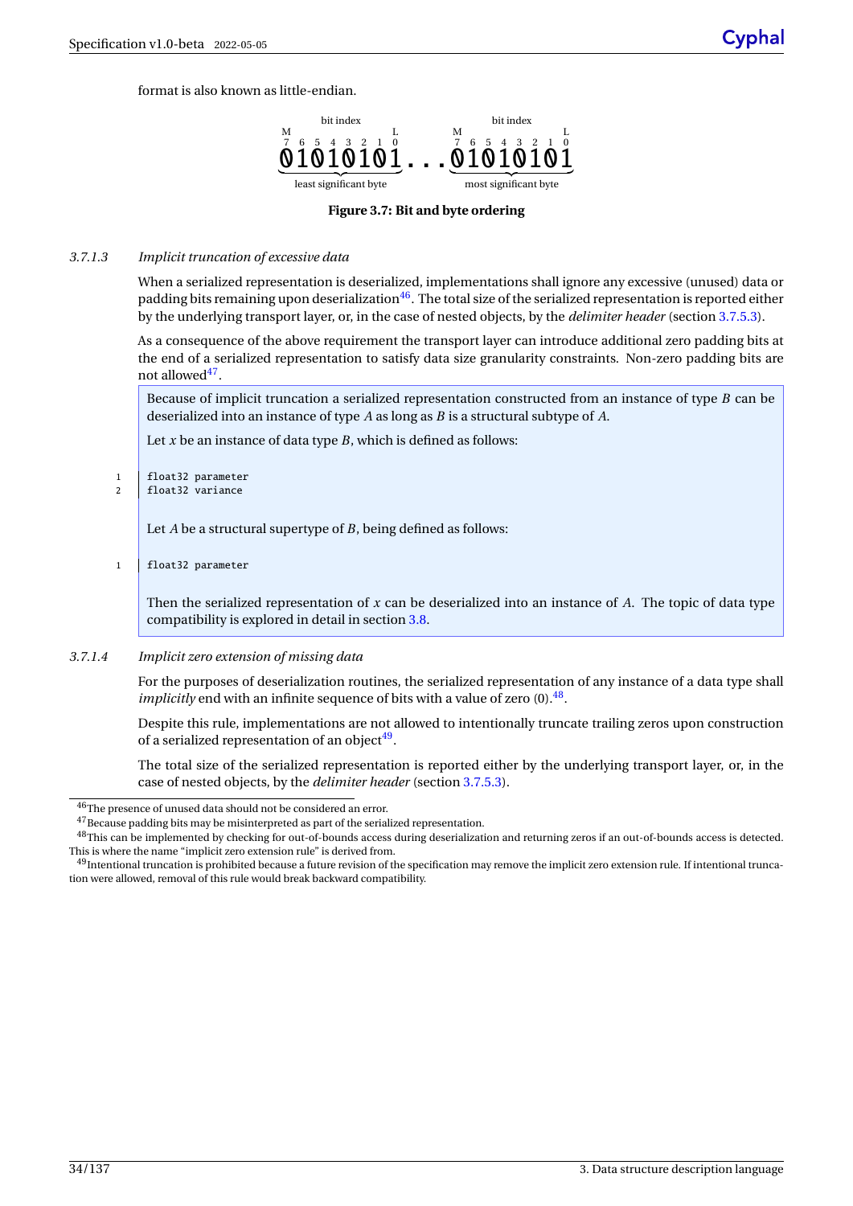format is also known as little-endian.

bit index
M L
7 6 5 4 3 2 1 0
01010101...01010101
least significant byte

bit index
M L
7 6 5 4 3 2 1 0
most significant byte

**Figure 3.7: Bit and byte ordering**

#### 3.7.1.3 *Implicit truncation of excessive data*

When a serialized representation is deserialized, implementations shall ignore any excessive (unused) data or padding bits remaining upon deserialization[46]. The total size of the serialized representation is reported either by the underlying transport layer, or, in the case of nested objects, by the *delimiter header* (section 3.7.5.3).

As a consequence of the above requirement the transport layer can introduce additional zero padding bits at the end of a serialized representation to satisfy data size granularity constraints. Non-zero padding bits are not allowed[47].

> Because of implicit truncation a serialized representation constructed from an instance of type $B$ can be deserialized into an instance of type $A$ as long as $B$ is a structural subtype of $A$.
>
> Let $x$ be an instance of data type $B$, which is defined as follows:
>
> ```
> float32 parameter
> float32 variance
> ```
>
> Let $A$ be a structural supertype of $B$, being defined as follows:
>
> ```
> float32 parameter
> ```
>
> Then the serialized representation of $x$ can be deserialized into an instance of $A$. The topic of data type compatibility is explored in detail in section 3.8.

#### 3.7.1.4 *Implicit zero extension of missing data*

For the purposes of deserialization routines, the serialized representation of any instance of a data type shall *implicitly* end with an infinite sequence of bits with a value of zero (0).[48].

Despite this rule, implementations are not allowed to intentionally truncate trailing zeros upon construction of a serialized representation of an object[49].

The total size of the serialized representation is reported either by the underlying transport layer, or, in the case of nested objects, by the *delimiter header* (section 3.7.5.3).

---

[46] The presence of unused data should not be considered an error.

[47] Because padding bits may be misinterpreted as part of the serialized representation.

[48] This can be implemented by checking for out-of-bounds access during deserialization and returning zeros if an out-of-bounds access is detected. This is where the name "implicit zero extension rule" is derived from.

[49] Intentional truncation is prohibited because a future revision of the specification may remove the implicit zero extension rule. If intentional truncation were allowed, removal of this rule would break backward compatibility.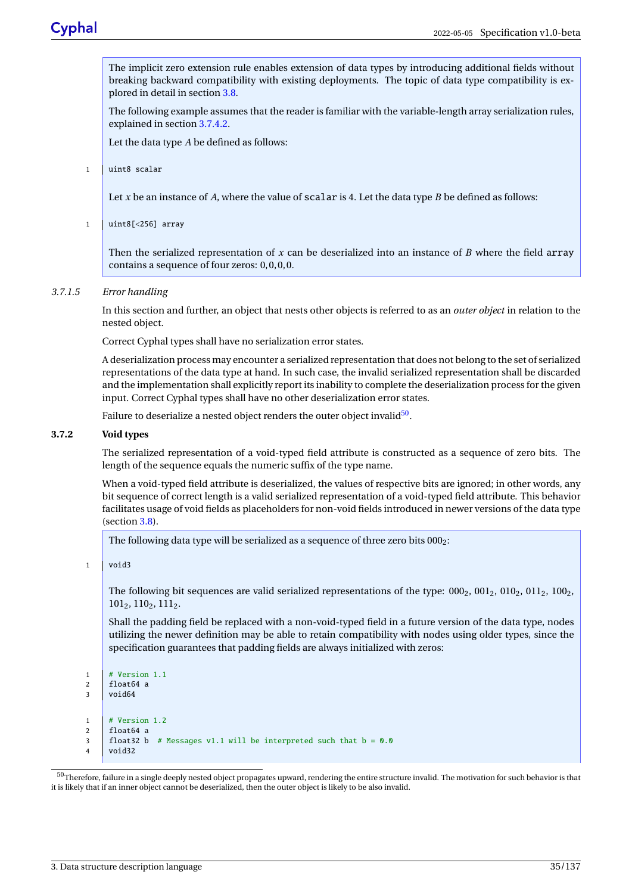The implicit zero extension rule enables extension of data types by introducing additional fields without breaking backward compatibility with existing deployments. The topic of data type compatibility is explored in detail in section 3.8.

The following example assumes that the reader is familiar with the variable-length array serialization rules, explained in section 3.7.4.2.

Let the data type $A$ be defined as follows:

```
uint8 scalar
```

Let $x$ be an instance of $A$, where the value of `scalar` is 4. Let the data type $B$ be defined as follows:

```
uint8[<256] array
```

Then the serialized representation of $x$ can be deserialized into an instance of $B$ where the field `array` contains a sequence of four zeros: $0, 0, 0, 0$.

#### 3.7.1.5 *Error handling*

In this section and further, an object that nests other objects is referred to as an *outer object* in relation to the nested object.

Correct Cyphal types shall have no serialization error states.

A deserialization process may encounter a serialized representation that does not belong to the set of serialized representations of the data type at hand. In such case, the invalid serialized representation shall be discarded and the implementation shall explicitly report its inability to complete the deserialization process for the given input. Correct Cyphal types shall have no other deserialization error states.

Failure to deserialize a nested object renders the outer object invalid[50].

### 3.7.2 Void types

The serialized representation of a void-typed field attribute is constructed as a sequence of zero bits. The length of the sequence equals the numeric suffix of the type name.

When a void-typed field attribute is deserialized, the values of respective bits are ignored; in other words, any bit sequence of correct length is a valid serialized representation of a void-typed field attribute. This behavior facilitates usage of void fields as placeholders for non-void fields introduced in newer versions of the data type (section 3.8).

The following data type will be serialized as a sequence of three zero bits $000_2$:

```
void3
```

The following bit sequences are valid serialized representations of the type: $000_2$, $001_2$, $010_2$, $011_2$, $100_2$, $101_2$, $110_2$, $111_2$.

Shall the padding field be replaced with a non-void-typed field in a future version of the data type, nodes utilizing the newer definition may be able to retain compatibility with nodes using older types, since the specification guarantees that padding fields are always initialized with zeros:

```
# Version 1.1
float64 a
void64
```

```
# Version 1.2
float64 a
float32 b  # Messages v1.1 will be interpreted such that b = 0.0
void32
```

[50] Therefore, failure in a single deeply nested object propagates upward, rendering the entire structure invalid. The motivation for such behavior is that it is likely that if an inner object cannot be deserialized, then the outer object is likely to be also invalid.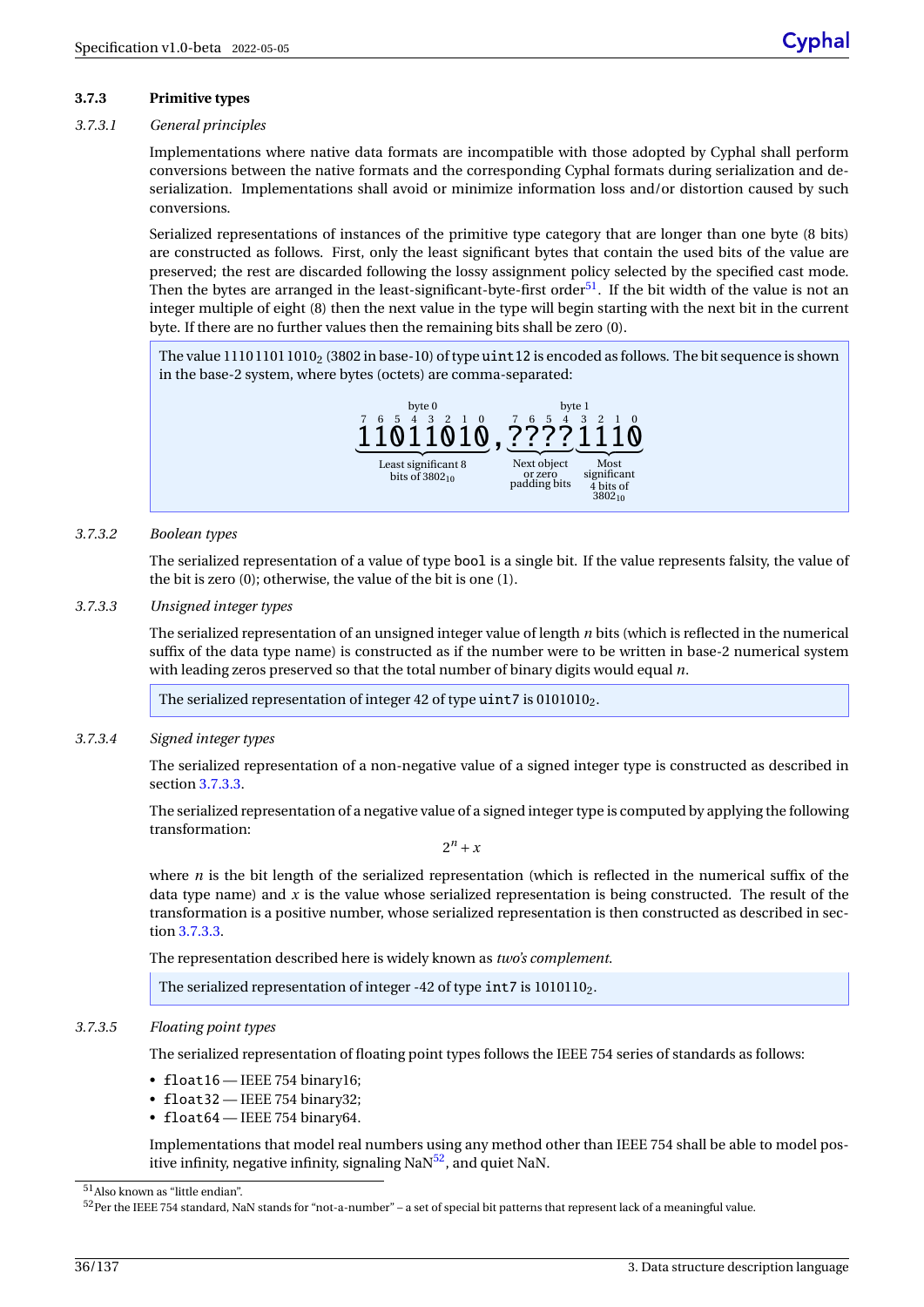### 3.7.3 Primitive types

#### 3.7.3.1 *General principles*

Implementations where native data formats are incompatible with those adopted by Cyphal shall perform conversions between the native formats and the corresponding Cyphal formats during serialization and deserialization. Implementations shall avoid or minimize information loss and/or distortion caused by such conversions.

Serialized representations of instances of the primitive type category that are longer than one byte (8 bits) are constructed as follows. First, only the least significant bytes that contain the used bits of the value are preserved; the rest are discarded following the lossy assignment policy selected by the specified cast mode. Then the bytes are arranged in the least-significant-byte-first order[51]. If the bit width of the value is not an integer multiple of eight (8) then the next value in the type will begin starting with the next bit in the current byte. If there are no further values then the remaining bits shall be zero (0).

> The value $1110\,1101\,1010_2$ (3802 in base-10) of type `uint12` is encoded as follows. The bit sequence is shown in the base-2 system, where bytes (octets) are comma-separated:
>
> byte 0: bits 7 6 5 4 3 2 1 0 — `11011010` — Least significant 8 bits of $3802_{10}$
>
> byte 1: bits 7 6 5 4 3 2 1 0 — `????1110` — `????`: Next object or zero padding bits; `1110`: Most significant 4 bits of $3802_{10}$
>
> `11011010,????1110`

#### 3.7.3.2 *Boolean types*

The serialized representation of a value of type `bool` is a single bit. If the value represents falsity, the value of the bit is zero (0); otherwise, the value of the bit is one (1).

#### 3.7.3.3 *Unsigned integer types*

The serialized representation of an unsigned integer value of length $n$ bits (which is reflected in the numerical suffix of the data type name) is constructed as if the number were to be written in base-2 numerical system with leading zeros preserved so that the total number of binary digits would equal $n$.

> The serialized representation of integer 42 of type `uint7` is $0101010_2$.

#### 3.7.3.4 *Signed integer types*

The serialized representation of a non-negative value of a signed integer type is constructed as described in section 3.7.3.3.

The serialized representation of a negative value of a signed integer type is computed by applying the following transformation:

$$2^n + x$$

where $n$ is the bit length of the serialized representation (which is reflected in the numerical suffix of the data type name) and $x$ is the value whose serialized representation is being constructed. The result of the transformation is a positive number, whose serialized representation is then constructed as described in section 3.7.3.3.

The representation described here is widely known as *two's complement*.

> The serialized representation of integer -42 of type `int7` is $1010110_2$.

#### 3.7.3.5 *Floating point types*

The serialized representation of floating point types follows the IEEE 754 series of standards as follows:

- `float16` — IEEE 754 binary16;
- `float32` — IEEE 754 binary32;
- `float64` — IEEE 754 binary64.

Implementations that model real numbers using any method other than IEEE 754 shall be able to model positive infinity, negative infinity, signaling NaN[52], and quiet NaN.

---

[51] Also known as "little endian".

[52] Per the IEEE 754 standard, NaN stands for "not-a-number" – a set of special bit patterns that represent lack of a meaningful value.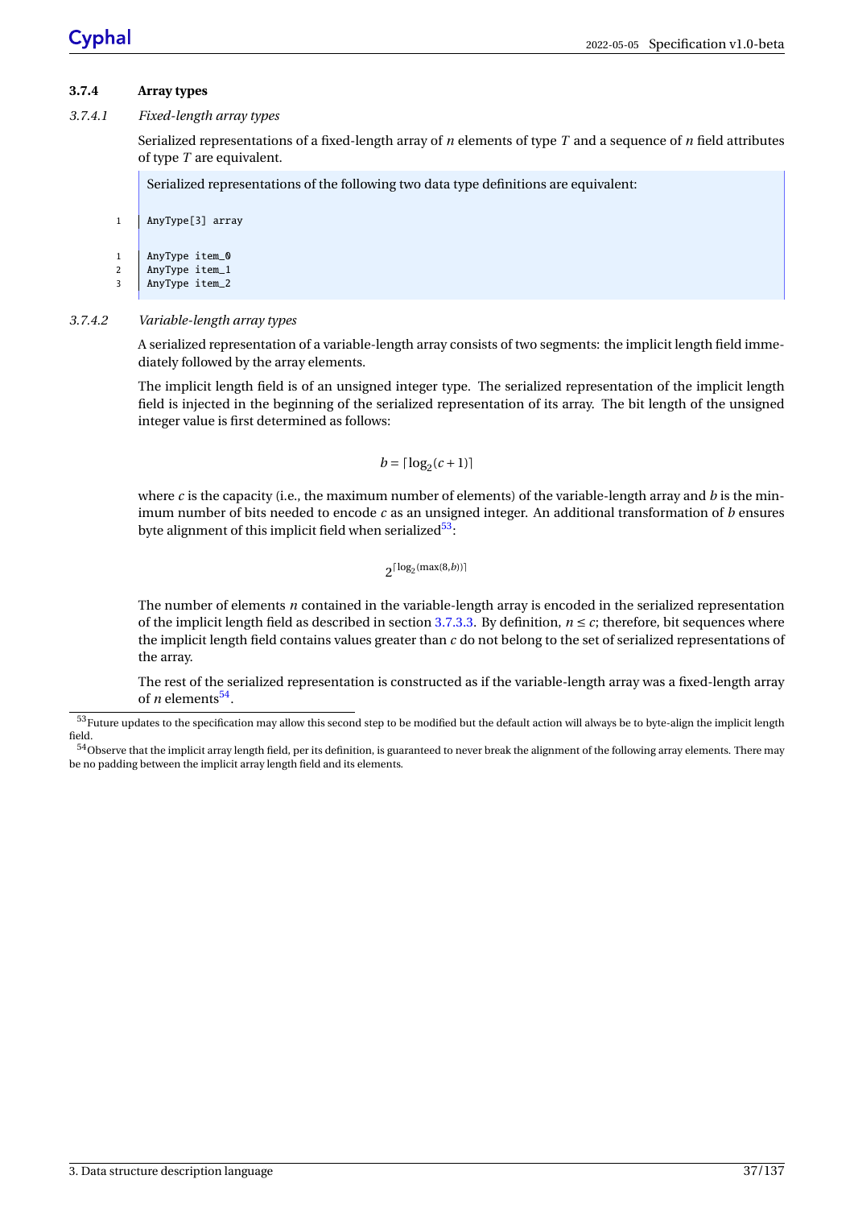### 3.7.4 Array types

#### *3.7.4.1 Fixed-length array types*

Serialized representations of a fixed-length array of $n$ elements of type $T$ and a sequence of $n$ field attributes of type $T$ are equivalent.

> Serialized representations of the following two data type definitions are equivalent:
>
> ```
> AnyType[3] array
> ```
>
> ```
> AnyType item_0
> AnyType item_1
> AnyType item_2
> ```

#### *3.7.4.2 Variable-length array types*

A serialized representation of a variable-length array consists of two segments: the implicit length field immediately followed by the array elements.

The implicit length field is of an unsigned integer type. The serialized representation of the implicit length field is injected in the beginning of the serialized representation of its array. The bit length of the unsigned integer value is first determined as follows:

$$b = \lceil \log_2(c+1) \rceil$$

where $c$ is the capacity (i.e., the maximum number of elements) of the variable-length array and $b$ is the minimum number of bits needed to encode $c$ as an unsigned integer. An additional transformation of $b$ ensures byte alignment of this implicit field when serialized[53]:

$$2^{\lceil \log_2(\max(8,b)) \rceil}$$

The number of elements $n$ contained in the variable-length array is encoded in the serialized representation of the implicit length field as described in section 3.7.3.3. By definition, $n \le c$; therefore, bit sequences where the implicit length field contains values greater than $c$ do not belong to the set of serialized representations of the array.

The rest of the serialized representation is constructed as if the variable-length array was a fixed-length array of $n$ elements[54].

---

[53] Future updates to the specification may allow this second step to be modified but the default action will always be to byte-align the implicit length field.

[54] Observe that the implicit array length field, per its definition, is guaranteed to never break the alignment of the following array elements. There may be no padding between the implicit array length field and its elements.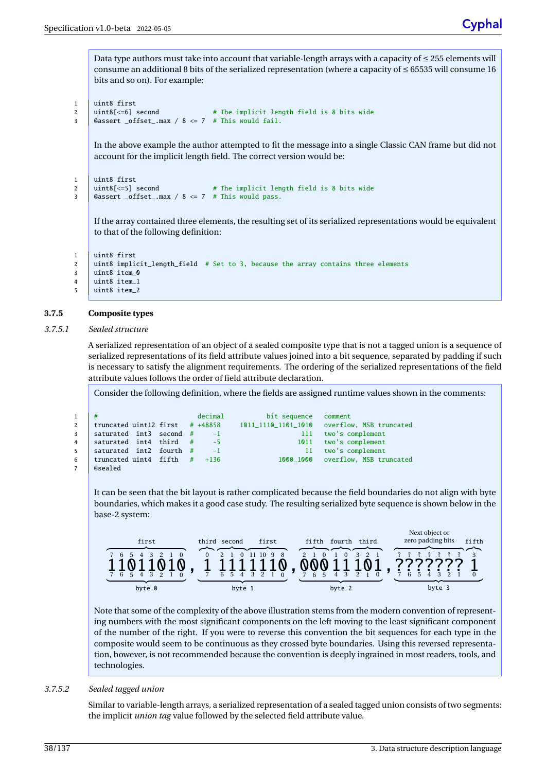Data type authors must take into account that variable-length arrays with a capacity of ≤ 255 elements will consume an additional 8 bits of the serialized representation (where a capacity of ≤ 65535 will consume 16 bits and so on). For example:

```
uint8 first
uint8[<=6] second             # The implicit length field is 8 bits wide
@assert _offset_.max / 8 <= 7  # This would fail.
```

In the above example the author attempted to fit the message into a single Classic CAN frame but did not account for the implicit length field. The correct version would be:

```
uint8 first
uint8[<=5] second             # The implicit length field is 8 bits wide
@assert _offset_.max / 8 <= 7  # This would pass.
```

If the array contained three elements, the resulting set of its serialized representations would be equivalent to that of the following definition:

```
uint8 first
uint8 implicit_length_field  # Set to 3, because the array contains three elements
uint8 item_0
uint8 item_1
uint8 item_2
```

### 3.7.5 Composite types

#### *3.7.5.1 Sealed structure*

A serialized representation of an object of a sealed composite type that is not a tagged union is a sequence of serialized representations of its field attribute values joined into a bit sequence, separated by padding if such is necessary to satisfy the alignment requirements. The ordering of the serialized representations of the field attribute values follows the order of field attribute declaration.

Consider the following definition, where the fields are assigned runtime values shown in the comments:

```
#                            decimal          bit sequence    comment
truncated uint12 first   # +48858    1011_1110_1101_1010    overflow, MSB truncated
saturated  int3  second  #    -1                    111    two's complement
saturated  int4  third   #    -5                   1011    two's complement
saturated  int2  fourth  #    -1                     11    two's complement
truncated uint4  fifth   #  +136              1000_1000    overflow, MSB truncated
@sealed
```

It can be seen that the bit layout is rather complicated because the field boundaries do not align with byte boundaries, which makes it a good case study. The resulting serialized byte sequence is shown below in the base-2 system:

first | third second first | fifth fourth third | Next object or zero padding bits, fifth

7 6 5 4 3 2 1 0 | 0 2 1 0 11 10 9 8 | 2 1 0 1 0 3 2 1 | ? ? ? ? ? ? ? 3

11011010, 11111110, 00011101, ???????1

7 6 5 4 3 2 1 0 | 7 6 5 4 3 2 1 0 | 7 6 5 4 3 2 1 0 | 7 6 5 4 3 2 1 0

byte 0 | byte 1 | byte 2 | byte 3

Note that some of the complexity of the above illustration stems from the modern convention of representing numbers with the most significant components on the left moving to the least significant component of the number of the right. If you were to reverse this convention the bit sequences for each type in the composite would seem to be continuous as they crossed byte boundaries. Using this reversed representation, however, is not recommended because the convention is deeply ingrained in most readers, tools, and technologies.

#### *3.7.5.2 Sealed tagged union*

Similar to variable-length arrays, a serialized representation of a sealed tagged union consists of two segments: the implicit *union tag* value followed by the selected field attribute value.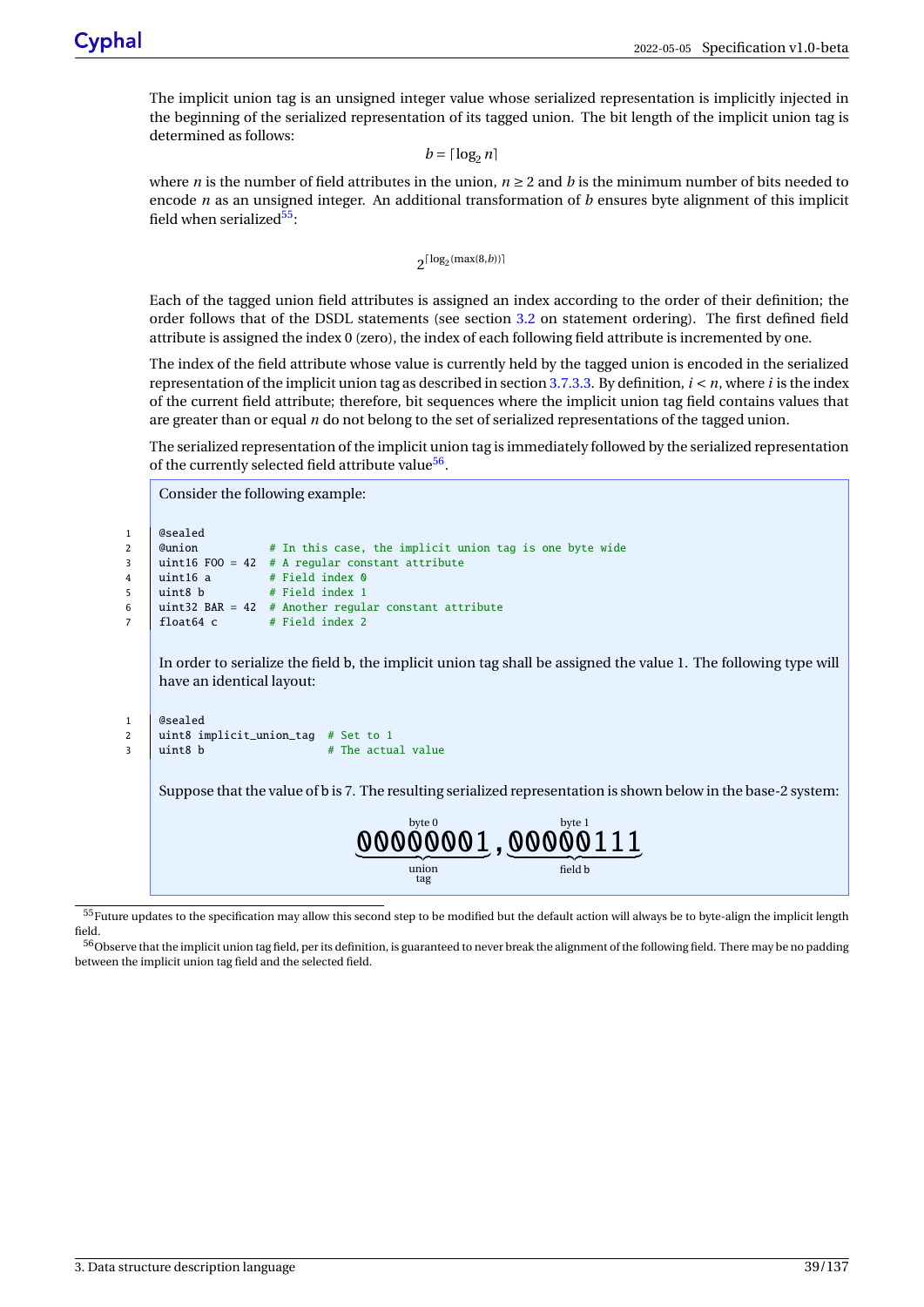The implicit union tag is an unsigned integer value whose serialized representation is implicitly injected in the beginning of the serialized representation of its tagged union. The bit length of the implicit union tag is determined as follows:

$$b = \lceil \log_2 n \rceil$$

where $n$ is the number of field attributes in the union, $n \geq 2$ and $b$ is the minimum number of bits needed to encode $n$ as an unsigned integer. An additional transformation of $b$ ensures byte alignment of this implicit field when serialized[55]:

$$2^{\lceil \log_2 (\max(8, b)) \rceil}$$

Each of the tagged union field attributes is assigned an index according to the order of their definition; the order follows that of the DSDL statements (see section 3.2 on statement ordering). The first defined field attribute is assigned the index 0 (zero), the index of each following field attribute is incremented by one.

The index of the field attribute whose value is currently held by the tagged union is encoded in the serialized representation of the implicit union tag as described in section 3.7.3.3. By definition, $i < n$, where $i$ is the index of the current field attribute; therefore, bit sequences where the implicit union tag field contains values that are greater than or equal $n$ do not belong to the set of serialized representations of the tagged union.

The serialized representation of the implicit union tag is immediately followed by the serialized representation of the currently selected field attribute value[56].

> Consider the following example:
>
> ```
> @sealed
> @union           # In this case, the implicit union tag is one byte wide
> uint16 FOO = 42  # A regular constant attribute
> uint16 a         # Field index 0
> uint8 b          # Field index 1
> uint32 BAR = 42  # Another regular constant attribute
> float64 c        # Field index 2
> ```
>
> In order to serialize the field b, the implicit union tag shall be assigned the value 1. The following type will have an identical layout:
>
> ```
> @sealed
> uint8 implicit_union_tag  # Set to 1
> uint8 b                   # The actual value
> ```
>
> Suppose that the value of b is 7. The resulting serialized representation is shown below in the base-2 system:
>
> byte 0: 00000001 (union tag), byte 1: 00000111 (field b)

[55] Future updates to the specification may allow this second step to be modified but the default action will always be to byte-align the implicit length field.

[56] Observe that the implicit union tag field, per its definition, is guaranteed to never break the alignment of the following field. There may be no padding between the implicit union tag field and the selected field.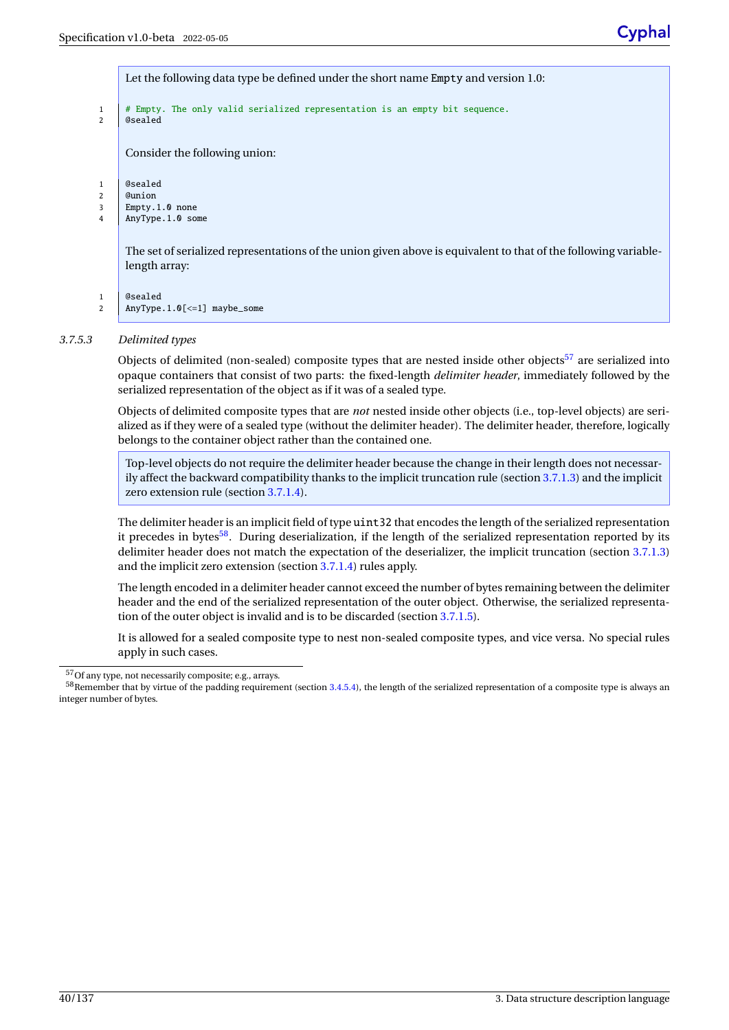Let the following data type be defined under the short name Empty and version 1.0:

```
# Empty. The only valid serialized representation is an empty bit sequence.
@sealed
```

Consider the following union:

```
@sealed
@union
Empty.1.0 none
AnyType.1.0 some
```

The set of serialized representations of the union given above is equivalent to that of the following variable-length array:

```
@sealed
AnyType.1.0[<=1] maybe_some
```

#### 3.7.5.3 Delimited types

Objects of delimited (non-sealed) composite types that are nested inside other objects[57] are serialized into opaque containers that consist of two parts: the fixed-length *delimiter header*, immediately followed by the serialized representation of the object as if it was of a sealed type.

Objects of delimited composite types that are *not* nested inside other objects (i.e., top-level objects) are serialized as if they were of a sealed type (without the delimiter header). The delimiter header, therefore, logically belongs to the container object rather than the contained one.

Top-level objects do not require the delimiter header because the change in their length does not necessarily affect the backward compatibility thanks to the implicit truncation rule (section 3.7.1.3) and the implicit zero extension rule (section 3.7.1.4).

The delimiter header is an implicit field of type `uint32` that encodes the length of the serialized representation it precedes in bytes[58]. During deserialization, if the length of the serialized representation reported by its delimiter header does not match the expectation of the deserializer, the implicit truncation (section 3.7.1.3) and the implicit zero extension (section 3.7.1.4) rules apply.

The length encoded in a delimiter header cannot exceed the number of bytes remaining between the delimiter header and the end of the serialized representation of the outer object. Otherwise, the serialized representation of the outer object is invalid and is to be discarded (section 3.7.1.5).

It is allowed for a sealed composite type to nest non-sealed composite types, and vice versa. No special rules apply in such cases.

[57] Of any type, not necessarily composite; e.g., arrays.

[58] Remember that by virtue of the padding requirement (section 3.4.5.4), the length of the serialized representation of a composite type is always an integer number of bytes.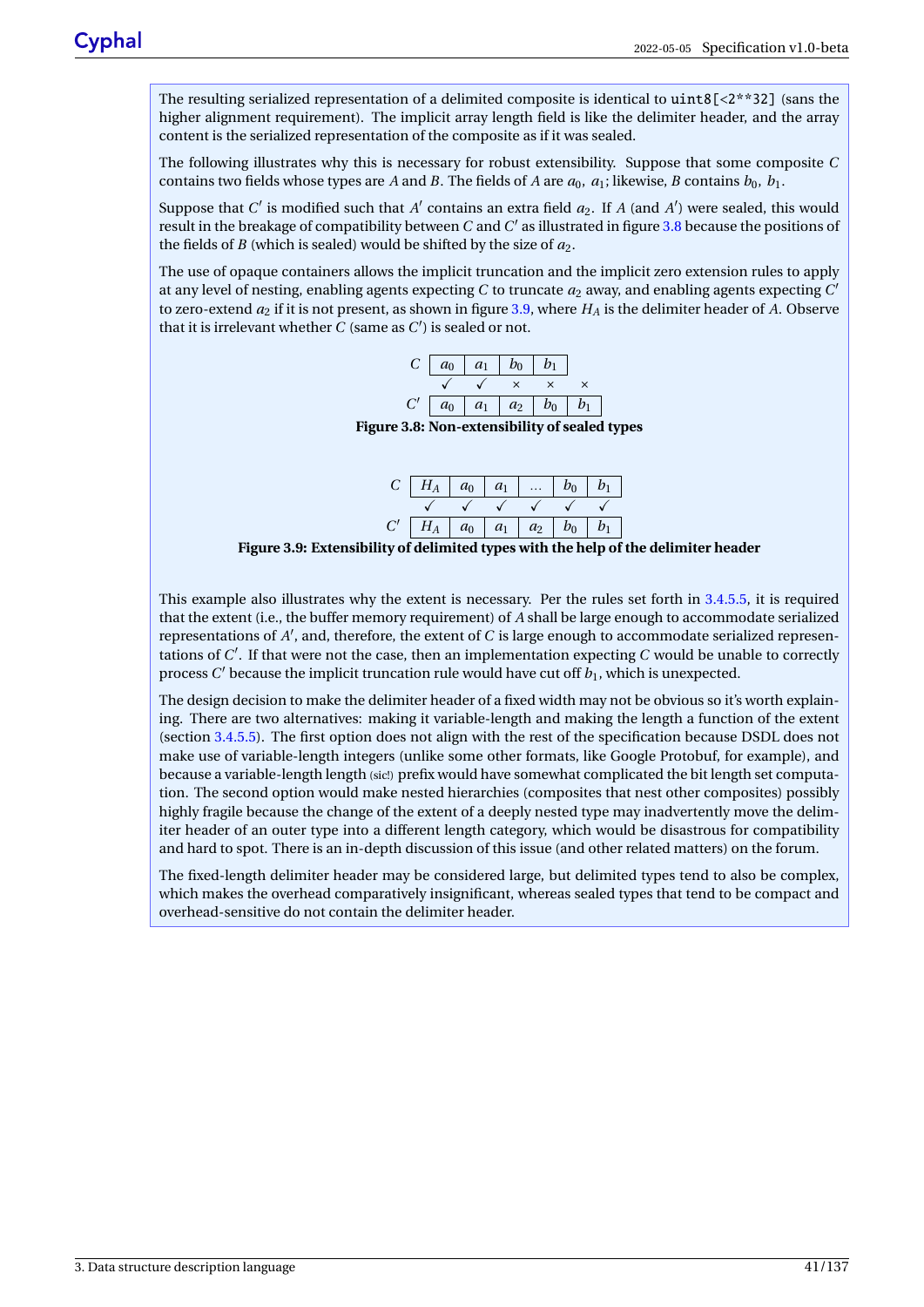The resulting serialized representation of a delimited composite is identical to `uint8[<2**32]` (sans the higher alignment requirement). The implicit array length field is like the delimiter header, and the array content is the serialized representation of the composite as if it was sealed.

The following illustrates why this is necessary for robust extensibility. Suppose that some composite $C$ contains two fields whose types are $A$ and $B$. The fields of $A$ are $a_0$, $a_1$; likewise, $B$ contains $b_0$, $b_1$.

Suppose that $C'$ is modified such that $A'$ contains an extra field $a_2$. If $A$ (and $A'$) were sealed, this would result in the breakage of compatibility between $C$ and $C'$ as illustrated in figure 3.8 because the positions of the fields of $B$ (which is sealed) would be shifted by the size of $a_2$.

The use of opaque containers allows the implicit truncation and the implicit zero extension rules to apply at any level of nesting, enabling agents expecting $C$ to truncate $a_2$ away, and enabling agents expecting $C'$ to zero-extend $a_2$ if it is not present, as shown in figure 3.9, where $H_A$ is the delimiter header of $A$. Observe that it is irrelevant whether $C$ (same as $C'$) is sealed or not.

| | | | | | |
|---|---|---|---|---|---|
| $C$ | $a_0$ | $a_1$ | $b_0$ | $b_1$ | |
| | ✓ | ✓ | × | × | × |
| $C'$ | $a_0$ | $a_1$ | $a_2$ | $b_0$ | $b_1$ |

**Figure 3.8: Non-extensibility of sealed types**

| | | | | | | |
|---|---|---|---|---|---|---|
| $C$ | $H_A$ | $a_0$ | $a_1$ | … | $b_0$ | $b_1$ |
| | ✓ | ✓ | ✓ | ✓ | ✓ | ✓ |
| $C'$ | $H_A$ | $a_0$ | $a_1$ | $a_2$ | $b_0$ | $b_1$ |

**Figure 3.9: Extensibility of delimited types with the help of the delimiter header**

This example also illustrates why the extent is necessary. Per the rules set forth in 3.4.5.5, it is required that the extent (i.e., the buffer memory requirement) of $A$ shall be large enough to accommodate serialized representations of $A'$, and, therefore, the extent of $C$ is large enough to accommodate serialized representations of $C'$. If that were not the case, then an implementation expecting $C$ would be unable to correctly process $C'$ because the implicit truncation rule would have cut off $b_1$, which is unexpected.

The design decision to make the delimiter header of a fixed width may not be obvious so it's worth explaining. There are two alternatives: making it variable-length and making the length a function of the extent (section 3.4.5.5). The first option does not align with the rest of the specification because DSDL does not make use of variable-length integers (unlike some other formats, like Google Protobuf, for example), and because a variable-length length (sic!) prefix would have somewhat complicated the bit length set computation. The second option would make nested hierarchies (composites that nest other composites) possibly highly fragile because the change of the extent of a deeply nested type may inadvertently move the delimiter header of an outer type into a different length category, which would be disastrous for compatibility and hard to spot. There is an in-depth discussion of this issue (and other related matters) on the forum.

The fixed-length delimiter header may be considered large, but delimited types tend to also be complex, which makes the overhead comparatively insignificant, whereas sealed types that tend to be compact and overhead-sensitive do not contain the delimiter header.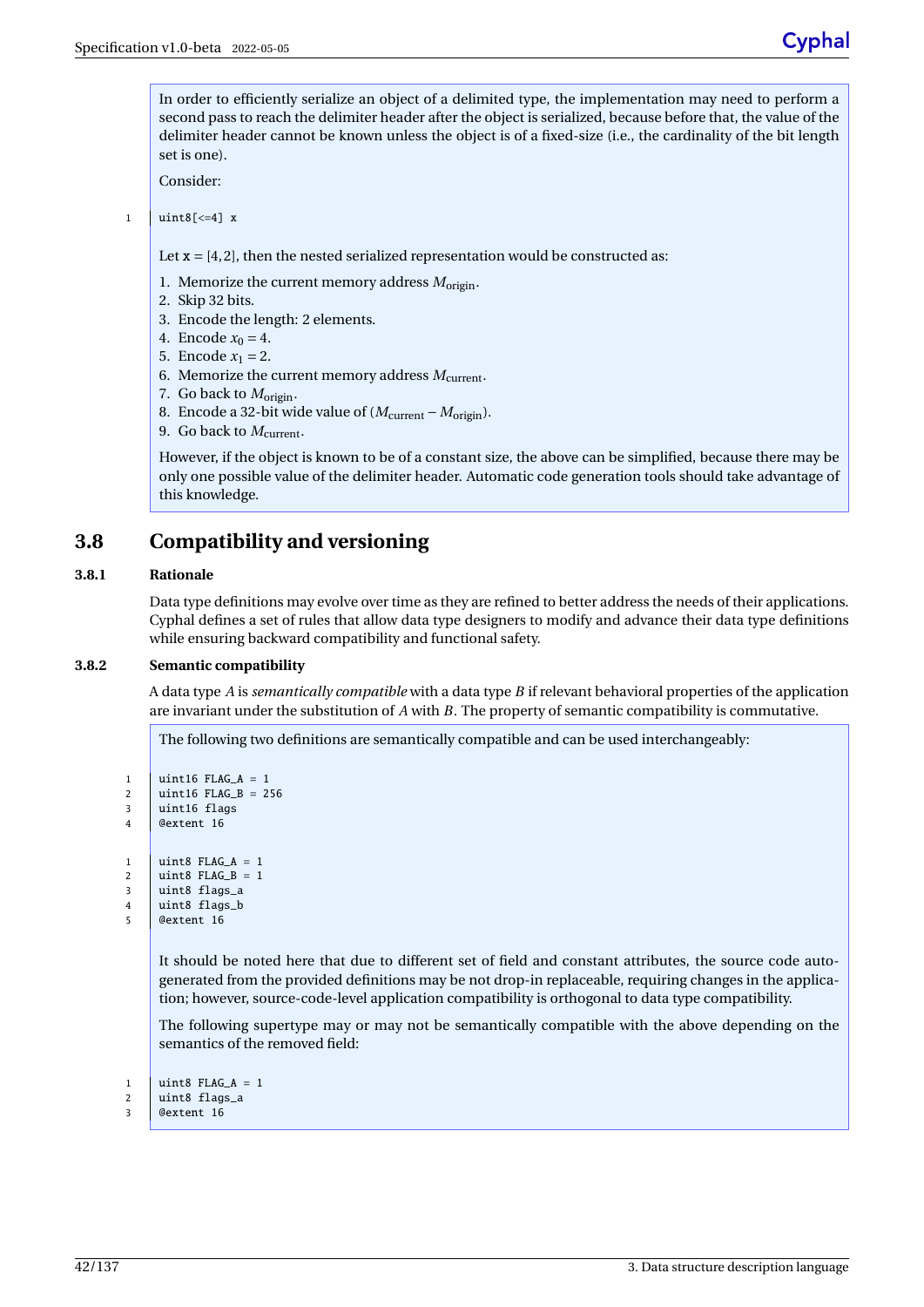In order to efficiently serialize an object of a delimited type, the implementation may need to perform a second pass to reach the delimiter header after the object is serialized, because before that, the value of the delimiter header cannot be known unless the object is of a fixed-size (i.e., the cardinality of the bit length set is one).

Consider:

```
uint8[<=4] x
```

Let $\mathtt{x} = [4, 2]$, then the nested serialized representation would be constructed as:

1. Memorize the current memory address $M_{\text{origin}}$.
2. Skip 32 bits.
3. Encode the length: 2 elements.
4. Encode $x_0 = 4$.
5. Encode $x_1 = 2$.
6. Memorize the current memory address $M_{\text{current}}$.
7. Go back to $M_{\text{origin}}$.
8. Encode a 32-bit wide value of $(M_{\text{current}} - M_{\text{origin}})$.
9. Go back to $M_{\text{current}}$.

However, if the object is known to be of a constant size, the above can be simplified, because there may be only one possible value of the delimiter header. Automatic code generation tools should take advantage of this knowledge.

## 3.8 Compatibility and versioning

### 3.8.1 Rationale

Data type definitions may evolve over time as they are refined to better address the needs of their applications. Cyphal defines a set of rules that allow data type designers to modify and advance their data type definitions while ensuring backward compatibility and functional safety.

### 3.8.2 Semantic compatibility

A data type $A$ is *semantically compatible* with a data type $B$ if relevant behavioral properties of the application are invariant under the substitution of $A$ with $B$. The property of semantic compatibility is commutative.

The following two definitions are semantically compatible and can be used interchangeably:

```
uint16 FLAG_A = 1
uint16 FLAG_B = 256
uint16 flags
@extent 16
```

```
uint8 FLAG_A = 1
uint8 FLAG_B = 1
uint8 flags_a
uint8 flags_b
@extent 16
```

It should be noted here that due to different set of field and constant attributes, the source code auto-generated from the provided definitions may be not drop-in replaceable, requiring changes in the application; however, source-code-level application compatibility is orthogonal to data type compatibility.

The following supertype may or may not be semantically compatible with the above depending on the semantics of the removed field:

```
uint8 FLAG_A = 1
uint8 flags_a
@extent 16
```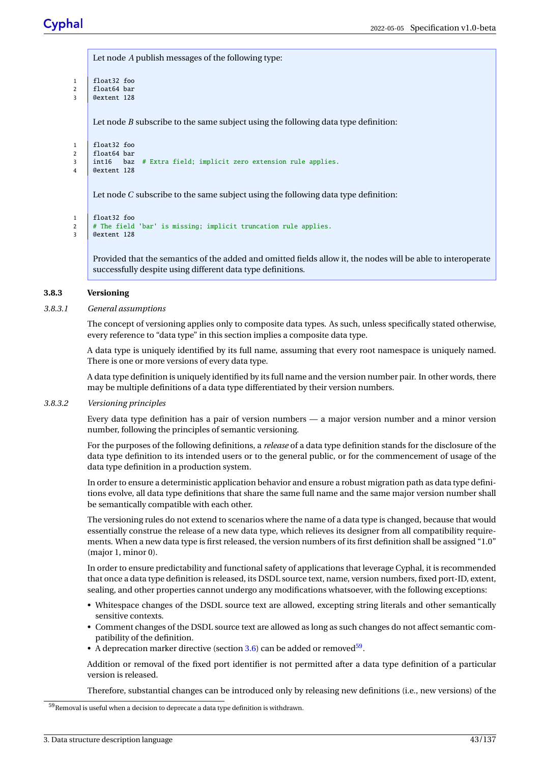Let node *A* publish messages of the following type:

```
float32 foo
float64 bar
@extent 128
```

Let node *B* subscribe to the same subject using the following data type definition:

```
float32 foo
float64 bar
int16   baz  # Extra field; implicit zero extension rule applies.
@extent 128
```

Let node *C* subscribe to the same subject using the following data type definition:

```
float32 foo
# The field 'bar' is missing; implicit truncation rule applies.
@extent 128
```

Provided that the semantics of the added and omitted fields allow it, the nodes will be able to interoperate successfully despite using different data type definitions.

### 3.8.3 Versioning

#### 3.8.3.1 *General assumptions*

The concept of versioning applies only to composite data types. As such, unless specifically stated otherwise, every reference to "data type" in this section implies a composite data type.

A data type is uniquely identified by its full name, assuming that every root namespace is uniquely named. There is one or more versions of every data type.

A data type definition is uniquely identified by its full name and the version number pair. In other words, there may be multiple definitions of a data type differentiated by their version numbers.

#### 3.8.3.2 *Versioning principles*

Every data type definition has a pair of version numbers — a major version number and a minor version number, following the principles of semantic versioning.

For the purposes of the following definitions, a *release* of a data type definition stands for the disclosure of the data type definition to its intended users or to the general public, or for the commencement of usage of the data type definition in a production system.

In order to ensure a deterministic application behavior and ensure a robust migration path as data type definitions evolve, all data type definitions that share the same full name and the same major version number shall be semantically compatible with each other.

The versioning rules do not extend to scenarios where the name of a data type is changed, because that would essentially construe the release of a new data type, which relieves its designer from all compatibility requirements. When a new data type is first released, the version numbers of its first definition shall be assigned "1.0" (major 1, minor 0).

In order to ensure predictability and functional safety of applications that leverage Cyphal, it is recommended that once a data type definition is released, its DSDL source text, name, version numbers, fixed port-ID, extent, sealing, and other properties cannot undergo any modifications whatsoever, with the following exceptions:

- Whitespace changes of the DSDL source text are allowed, excepting string literals and other semantically sensitive contexts.
- Comment changes of the DSDL source text are allowed as long as such changes do not affect semantic compatibility of the definition.
- A deprecation marker directive (section 3.6) can be added or removed[59].

Addition or removal of the fixed port identifier is not permitted after a data type definition of a particular version is released.

Therefore, substantial changes can be introduced only by releasing new definitions (i.e., new versions) of the

[59] Removal is useful when a decision to deprecate a data type definition is withdrawn.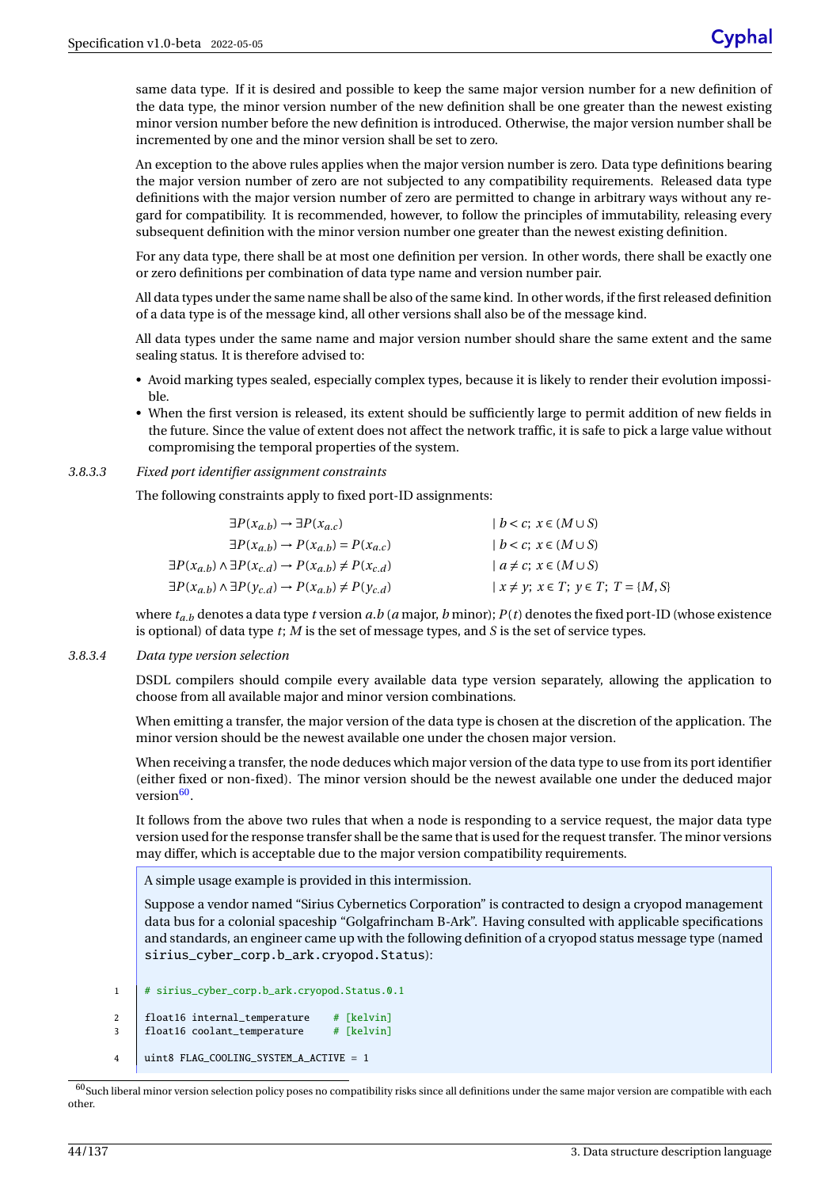same data type. If it is desired and possible to keep the same major version number for a new definition of the data type, the minor version number of the new definition shall be one greater than the newest existing minor version number before the new definition is introduced. Otherwise, the major version number shall be incremented by one and the minor version shall be set to zero.

An exception to the above rules applies when the major version number is zero. Data type definitions bearing the major version number of zero are not subjected to any compatibility requirements. Released data type definitions with the major version number of zero are permitted to change in arbitrary ways without any regard for compatibility. It is recommended, however, to follow the principles of immutability, releasing every subsequent definition with the minor version number one greater than the newest existing definition.

For any data type, there shall be at most one definition per version. In other words, there shall be exactly one or zero definitions per combination of data type name and version number pair.

All data types under the same name shall be also of the same kind. In other words, if the first released definition of a data type is of the message kind, all other versions shall also be of the message kind.

All data types under the same name and major version number should share the same extent and the same sealing status. It is therefore advised to:

- Avoid marking types sealed, especially complex types, because it is likely to render their evolution impossible.
- When the first version is released, its extent should be sufficiently large to permit addition of new fields in the future. Since the value of extent does not affect the network traffic, it is safe to pick a large value without compromising the temporal properties of the system.

#### 3.8.3.3 *Fixed port identifier assignment constraints*

The following constraints apply to fixed port-ID assignments:

$$\exists P(x_{a.b}) \rightarrow \exists P(x_{a.c}) \qquad | \; b < c; \; x \in (M \cup S)$$

$$\exists P(x_{a.b}) \rightarrow P(x_{a.b}) = P(x_{a.c}) \qquad | \; b < c; \; x \in (M \cup S)$$

$$\exists P(x_{a.b}) \wedge \exists P(x_{c.d}) \rightarrow P(x_{a.b}) \neq P(x_{c.d}) \qquad | \; a \neq c; \; x \in (M \cup S)$$

$$\exists P(x_{a.b}) \wedge \exists P(y_{c.d}) \rightarrow P(x_{a.b}) \neq P(y_{c.d}) \qquad | \; x \neq y; \; x \in T; \; y \in T; \; T = \{M, S\}$$

where $t_{a.b}$ denotes a data type $t$ version $a.b$ ($a$ major, $b$ minor); $P(t)$ denotes the fixed port-ID (whose existence is optional) of data type $t$; $M$ is the set of message types, and $S$ is the set of service types.

#### 3.8.3.4 *Data type version selection*

DSDL compilers should compile every available data type version separately, allowing the application to choose from all available major and minor version combinations.

When emitting a transfer, the major version of the data type is chosen at the discretion of the application. The minor version should be the newest available one under the chosen major version.

When receiving a transfer, the node deduces which major version of the data type to use from its port identifier (either fixed or non-fixed). The minor version should be the newest available one under the deduced major version[60].

It follows from the above two rules that when a node is responding to a service request, the major data type version used for the response transfer shall be the same that is used for the request transfer. The minor versions may differ, which is acceptable due to the major version compatibility requirements.

> A simple usage example is provided in this intermission.
>
> Suppose a vendor named "Sirius Cybernetics Corporation" is contracted to design a cryopod management data bus for a colonial spaceship "Golgafrincham B-Ark". Having consulted with applicable specifications and standards, an engineer came up with the following definition of a cryopod status message type (named `sirius_cyber_corp.b_ark.cryopod.Status`):

```
# sirius_cyber_corp.b_ark.cryopod.Status.0.1

float16 internal_temperature    # [kelvin]
float16 coolant_temperature     # [kelvin]

uint8 FLAG_COOLING_SYSTEM_A_ACTIVE = 1
```

[60] Such liberal minor version selection policy poses no compatibility risks since all definitions under the same major version are compatible with each other.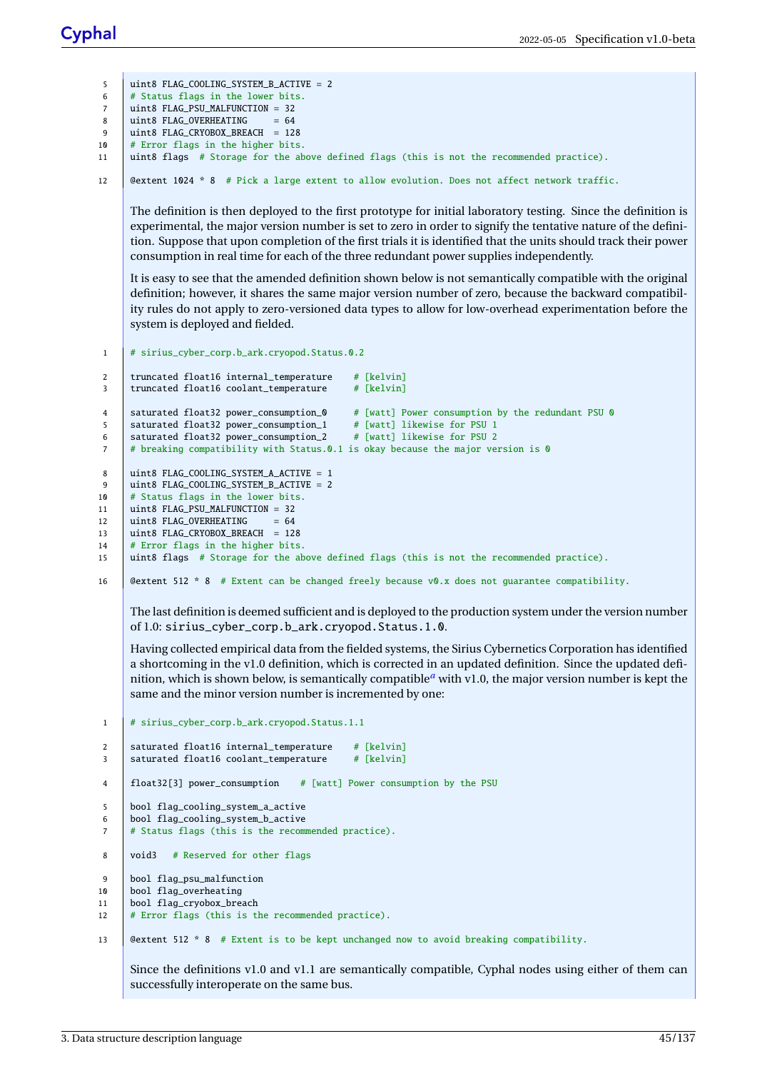```
uint8 FLAG_COOLING_SYSTEM_B_ACTIVE = 2
# Status flags in the lower bits.
uint8 FLAG_PSU_MALFUNCTION = 32
uint8 FLAG_OVERHEATING     = 64
uint8 FLAG_CRYOBOX_BREACH  = 128
# Error flags in the higher bits.
uint8 flags  # Storage for the above defined flags (this is not the recommended practice).

@extent 1024 * 8  # Pick a large extent to allow evolution. Does not affect network traffic.
```

The definition is then deployed to the first prototype for initial laboratory testing. Since the definition is experimental, the major version number is set to zero in order to signify the tentative nature of the definition. Suppose that upon completion of the first trials it is identified that the units should track their power consumption in real time for each of the three redundant power supplies independently.

It is easy to see that the amended definition shown below is not semantically compatible with the original definition; however, it shares the same major version number of zero, because the backward compatibility rules do not apply to zero-versioned data types to allow for low-overhead experimentation before the system is deployed and fielded.

```
# sirius_cyber_corp.b_ark.cryopod.Status.0.2

truncated float16 internal_temperature    # [kelvin]
truncated float16 coolant_temperature     # [kelvin]

saturated float32 power_consumption_0     # [watt] Power consumption by the redundant PSU 0
saturated float32 power_consumption_1     # [watt] likewise for PSU 1
saturated float32 power_consumption_2     # [watt] likewise for PSU 2
# breaking compatibility with Status.0.1 is okay because the major version is 0

uint8 FLAG_COOLING_SYSTEM_A_ACTIVE = 1
uint8 FLAG_COOLING_SYSTEM_B_ACTIVE = 2
# Status flags in the lower bits.
uint8 FLAG_PSU_MALFUNCTION = 32
uint8 FLAG_OVERHEATING     = 64
uint8 FLAG_CRYOBOX_BREACH  = 128
# Error flags in the higher bits.
uint8 flags  # Storage for the above defined flags (this is not the recommended practice).

@extent 512 * 8  # Extent can be changed freely because v0.x does not guarantee compatibility.
```

The last definition is deemed sufficient and is deployed to the production system under the version number of 1.0: `sirius_cyber_corp.b_ark.cryopod.Status.1.0`.

Having collected empirical data from the fielded systems, the Sirius Cybernetics Corporation has identified a shortcoming in the v1.0 definition, which is corrected in an updated definition. Since the updated definition, which is shown below, is semantically compatible[a] with v1.0, the major version number is kept the same and the minor version number is incremented by one:

```
# sirius_cyber_corp.b_ark.cryopod.Status.1.1

saturated float16 internal_temperature    # [kelvin]
saturated float16 coolant_temperature     # [kelvin]

float32[3] power_consumption    # [watt] Power consumption by the PSU

bool flag_cooling_system_a_active
bool flag_cooling_system_b_active
# Status flags (this is the recommended practice).

void3   # Reserved for other flags

bool flag_psu_malfunction
bool flag_overheating
bool flag_cryobox_breach
# Error flags (this is the recommended practice).

@extent 512 * 8  # Extent is to be kept unchanged now to avoid breaking compatibility.
```

Since the definitions v1.0 and v1.1 are semantically compatible, Cyphal nodes using either of them can successfully interoperate on the same bus.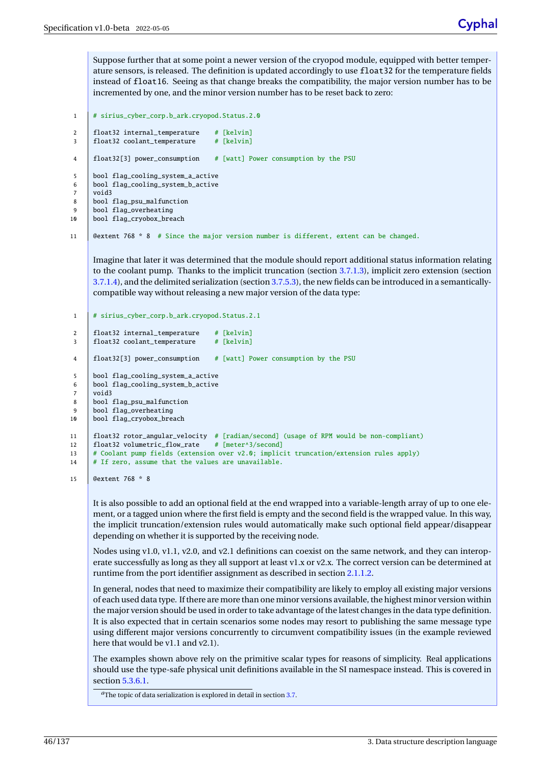Suppose further that at some point a newer version of the cryopod module, equipped with better temperature sensors, is released. The definition is updated accordingly to use float32 for the temperature fields instead of float16. Seeing as that change breaks the compatibility, the major version number has to be incremented by one, and the minor version number has to be reset back to zero:

```
# sirius_cyber_corp.b_ark.cryopod.Status.2.0

float32 internal_temperature    # [kelvin]
float32 coolant_temperature     # [kelvin]

float32[3] power_consumption    # [watt] Power consumption by the PSU

bool flag_cooling_system_a_active
bool flag_cooling_system_b_active
void3
bool flag_psu_malfunction
bool flag_overheating
bool flag_cryobox_breach

@extent 768 * 8  # Since the major version number is different, extent can be changed.
```

Imagine that later it was determined that the module should report additional status information relating to the coolant pump. Thanks to the implicit truncation (section 3.7.1.3), implicit zero extension (section 3.7.1.4), and the delimited serialization (section 3.7.5.3), the new fields can be introduced in a semantically-compatible way without releasing a new major version of the data type:

```
# sirius_cyber_corp.b_ark.cryopod.Status.2.1

float32 internal_temperature    # [kelvin]
float32 coolant_temperature     # [kelvin]

float32[3] power_consumption    # [watt] Power consumption by the PSU

bool flag_cooling_system_a_active
bool flag_cooling_system_b_active
void3
bool flag_psu_malfunction
bool flag_overheating
bool flag_cryobox_breach

float32 rotor_angular_velocity  # [radian/second] (usage of RPM would be non-compliant)
float32 volumetric_flow_rate    # [meter^3/second]
# Coolant pump fields (extension over v2.0; implicit truncation/extension rules apply)
# If zero, assume that the values are unavailable.

@extent 768 * 8
```

It is also possible to add an optional field at the end wrapped into a variable-length array of up to one element, or a tagged union where the first field is empty and the second field is the wrapped value. In this way, the implicit truncation/extension rules would automatically make such optional field appear/disappear depending on whether it is supported by the receiving node.

Nodes using v1.0, v1.1, v2.0, and v2.1 definitions can coexist on the same network, and they can interoperate successfully as long as they all support at least v1.x or v2.x. The correct version can be determined at runtime from the port identifier assignment as described in section 2.1.1.2.

In general, nodes that need to maximize their compatibility are likely to employ all existing major versions of each used data type. If there are more than one minor versions available, the highest minor version within the major version should be used in order to take advantage of the latest changes in the data type definition. It is also expected that in certain scenarios some nodes may resort to publishing the same message type using different major versions concurrently to circumvent compatibility issues (in the example reviewed here that would be v1.1 and v2.1).

The examples shown above rely on the primitive scalar types for reasons of simplicity. Real applications should use the type-safe physical unit definitions available in the SI namespace instead. This is covered in section 5.3.6.1.

[a] The topic of data serialization is explored in detail in section 3.7.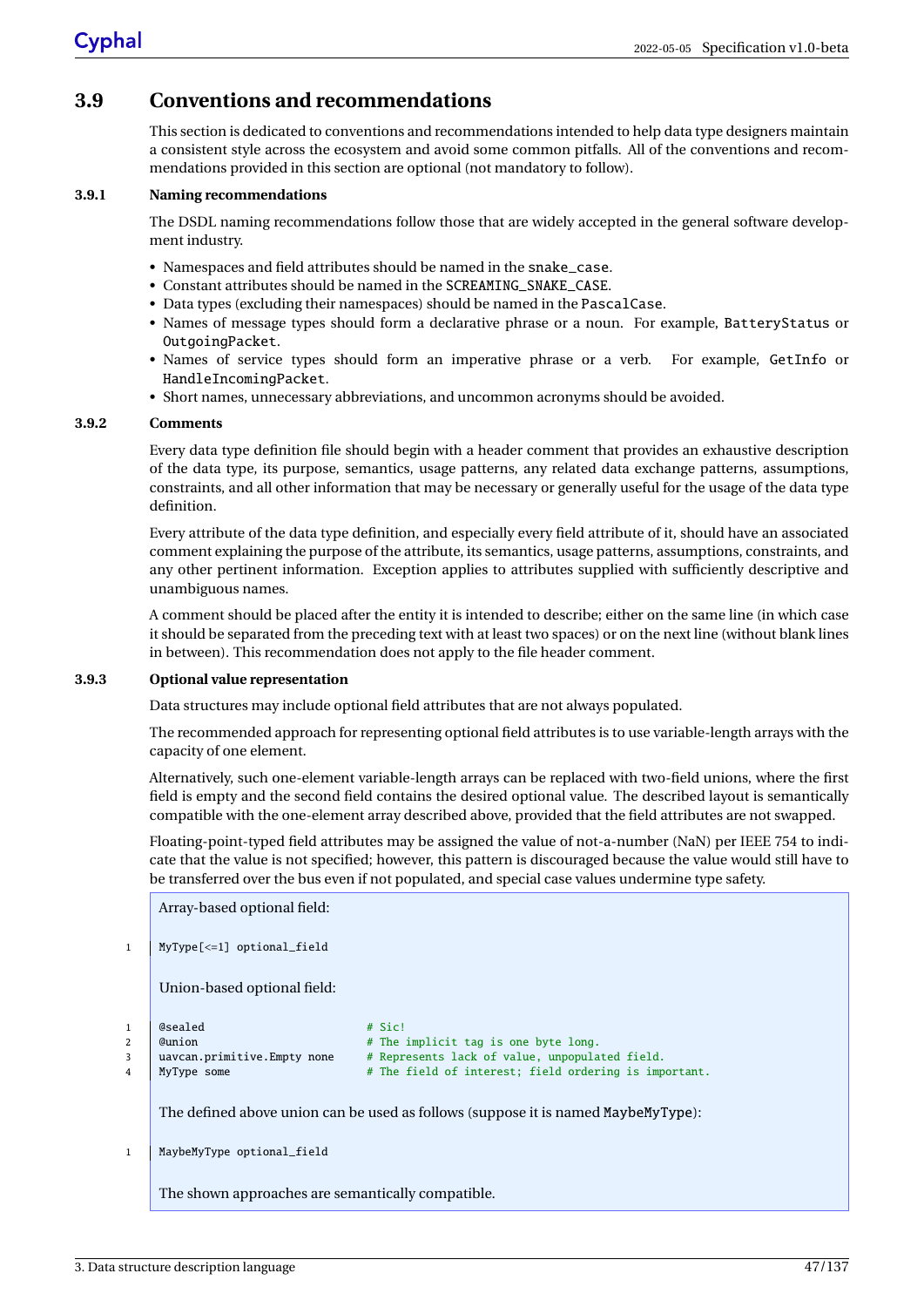## 3.9 Conventions and recommendations

This section is dedicated to conventions and recommendations intended to help data type designers maintain a consistent style across the ecosystem and avoid some common pitfalls. All of the conventions and recommendations provided in this section are optional (not mandatory to follow).

### 3.9.1 Naming recommendations

The DSDL naming recommendations follow those that are widely accepted in the general software development industry.

- Namespaces and field attributes should be named in the `snake_case`.
- Constant attributes should be named in the `SCREAMING_SNAKE_CASE`.
- Data types (excluding their namespaces) should be named in the `PascalCase`.
- Names of message types should form a declarative phrase or a noun. For example, `BatteryStatus` or `OutgoingPacket`.
- Names of service types should form an imperative phrase or a verb. For example, `GetInfo` or `HandleIncomingPacket`.
- Short names, unnecessary abbreviations, and uncommon acronyms should be avoided.

### 3.9.2 Comments

Every data type definition file should begin with a header comment that provides an exhaustive description of the data type, its purpose, semantics, usage patterns, any related data exchange patterns, assumptions, constraints, and all other information that may be necessary or generally useful for the usage of the data type definition.

Every attribute of the data type definition, and especially every field attribute of it, should have an associated comment explaining the purpose of the attribute, its semantics, usage patterns, assumptions, constraints, and any other pertinent information. Exception applies to attributes supplied with sufficiently descriptive and unambiguous names.

A comment should be placed after the entity it is intended to describe; either on the same line (in which case it should be separated from the preceding text with at least two spaces) or on the next line (without blank lines in between). This recommendation does not apply to the file header comment.

### 3.9.3 Optional value representation

Data structures may include optional field attributes that are not always populated.

The recommended approach for representing optional field attributes is to use variable-length arrays with the capacity of one element.

Alternatively, such one-element variable-length arrays can be replaced with two-field unions, where the first field is empty and the second field contains the desired optional value. The described layout is semantically compatible with the one-element array described above, provided that the field attributes are not swapped.

Floating-point-typed field attributes may be assigned the value of not-a-number (NaN) per IEEE 754 to indicate that the value is not specified; however, this pattern is discouraged because the value would still have to be transferred over the bus even if not populated, and special case values undermine type safety.

Array-based optional field:

```
MyType[<=1] optional_field
```

Union-based optional field:

```
@sealed                         # Sic!
@union                          # The implicit tag is one byte long.
uavcan.primitive.Empty none     # Represents lack of value, unpopulated field.
MyType some                     # The field of interest; field ordering is important.
```

The defined above union can be used as follows (suppose it is named `MaybeMyType`):

```
MaybeMyType optional_field
```

The shown approaches are semantically compatible.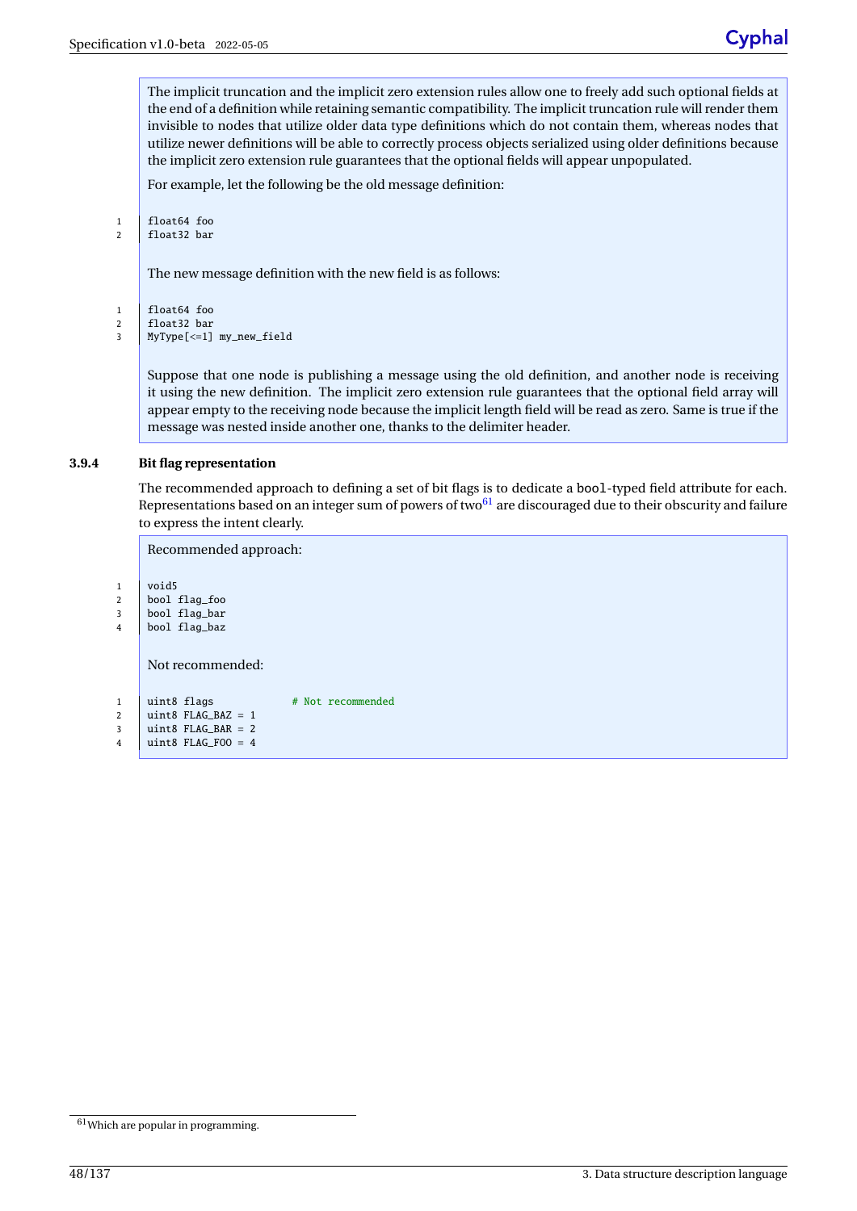The implicit truncation and the implicit zero extension rules allow one to freely add such optional fields at the end of a definition while retaining semantic compatibility. The implicit truncation rule will render them invisible to nodes that utilize older data type definitions which do not contain them, whereas nodes that utilize newer definitions will be able to correctly process objects serialized using older definitions because the implicit zero extension rule guarantees that the optional fields will appear unpopulated.

For example, let the following be the old message definition:

```
float64 foo
float32 bar
```

The new message definition with the new field is as follows:

```
float64 foo
float32 bar
MyType[<=1] my_new_field
```

Suppose that one node is publishing a message using the old definition, and another node is receiving it using the new definition. The implicit zero extension rule guarantees that the optional field array will appear empty to the receiving node because the implicit length field will be read as zero. Same is true if the message was nested inside another one, thanks to the delimiter header.

### 3.9.4 Bit flag representation

The recommended approach to defining a set of bit flags is to dedicate a `bool`-typed field attribute for each. Representations based on an integer sum of powers of two[61] are discouraged due to their obscurity and failure to express the intent clearly.

Recommended approach:

```
void5
bool flag_foo
bool flag_bar
bool flag_baz
```

Not recommended:

```
uint8 flags            # Not recommended
uint8 FLAG_BAZ = 1
uint8 FLAG_BAR = 2
uint8 FLAG_FOO = 4
```

[61] Which are popular in programming.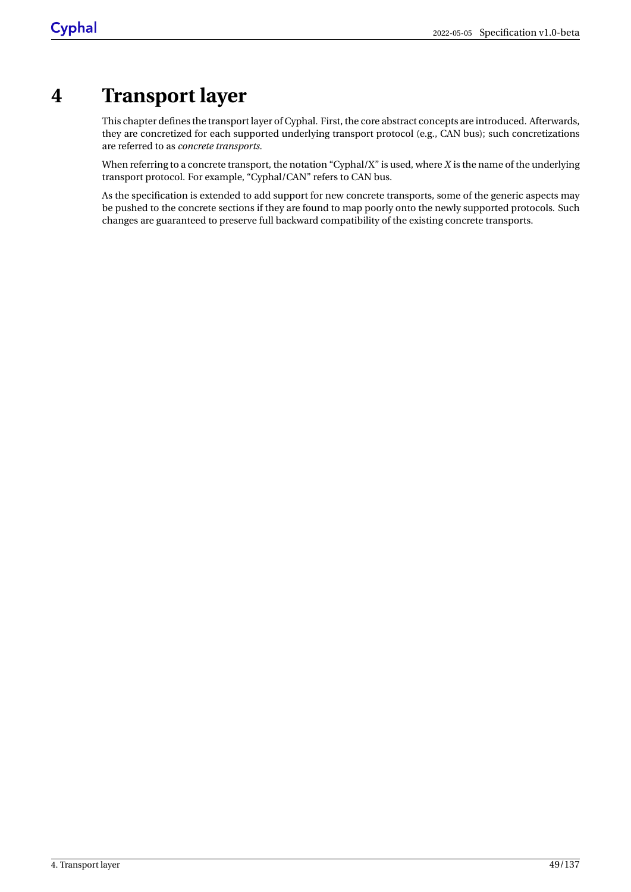# 4 Transport layer

This chapter defines the transport layer of Cyphal. First, the core abstract concepts are introduced. Afterwards, they are concretized for each supported underlying transport protocol (e.g., CAN bus); such concretizations are referred to as *concrete transports*.

When referring to a concrete transport, the notation "Cyphal/X" is used, where *X* is the name of the underlying transport protocol. For example, "Cyphal/CAN" refers to CAN bus.

As the specification is extended to add support for new concrete transports, some of the generic aspects may be pushed to the concrete sections if they are found to map poorly onto the newly supported protocols. Such changes are guaranteed to preserve full backward compatibility of the existing concrete transports.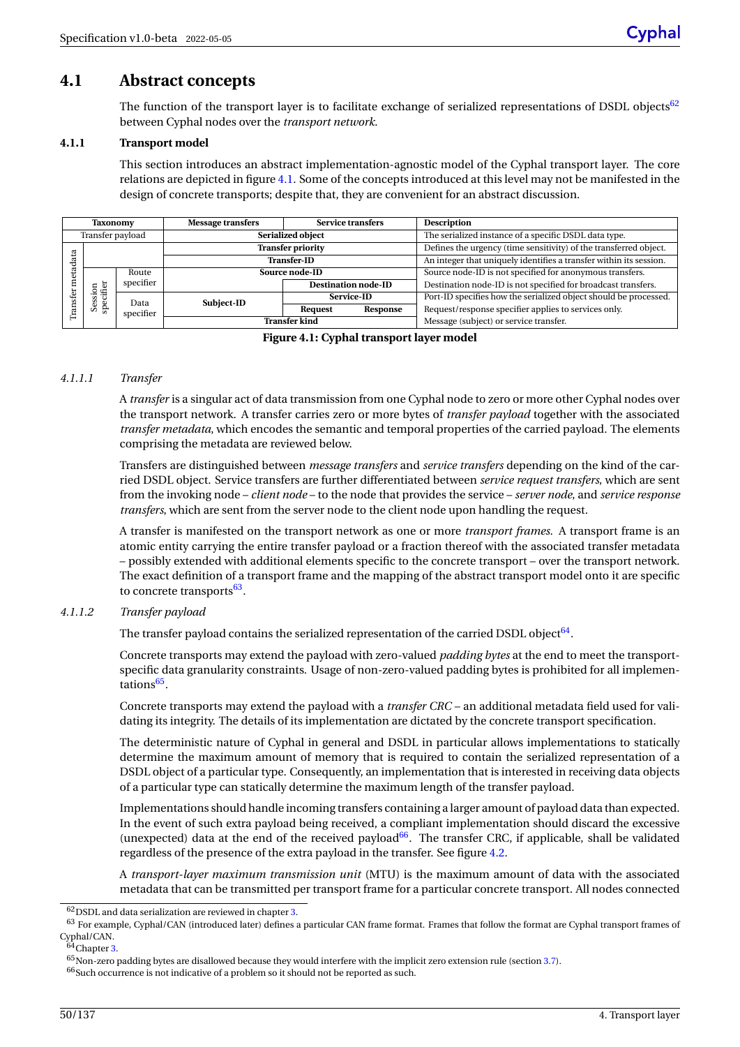## 4.1 Abstract concepts

The function of the transport layer is to facilitate exchange of serialized representations of DSDL objects[62] between Cyphal nodes over the *transport network*.

### 4.1.1 Transport model

This section introduces an abstract implementation-agnostic model of the Cyphal transport layer. The core relations are depicted in figure 4.1. Some of the concepts introduced at this level may not be manifested in the design of concrete transports; despite that, they are convenient for an abstract discussion.

| Taxonomy | | | Message transfers | Service transfers | | Description |
|---|---|---|---|---|---|---|
| Transfer payload | | | Serialized object | | | The serialized instance of a specific DSDL data type. |
| Transfer metadata | | | Transfer priority | | | Defines the urgency (time sensitivity) of the transferred object. |
| | | | Transfer-ID | | | An integer that uniquely identifies a transfer within its session. |
| | Session specifier | Route specifier | Source node-ID | | | Source node-ID is not specified for anonymous transfers. |
| | | | | Destination node-ID | | Destination node-ID is not specified for broadcast transfers. |
| | | Data specifier | Subject-ID | Service-ID | | Port-ID specifies how the serialized object should be processed. |
| | | | | Request | Response | Request/response specifier applies to services only. |
| | | | Transfer kind | | | Message (subject) or service transfer. |

**Figure 4.1: Cyphal transport layer model**

#### 4.1.1.1 Transfer

A *transfer* is a singular act of data transmission from one Cyphal node to zero or more other Cyphal nodes over the transport network. A transfer carries zero or more bytes of *transfer payload* together with the associated *transfer metadata*, which encodes the semantic and temporal properties of the carried payload. The elements comprising the metadata are reviewed below.

Transfers are distinguished between *message transfers* and *service transfers* depending on the kind of the carried DSDL object. Service transfers are further differentiated between *service request transfers*, which are sent from the invoking node – *client node* – to the node that provides the service – *server node*, and *service response transfers*, which are sent from the server node to the client node upon handling the request.

A transfer is manifested on the transport network as one or more *transport frames*. A transport frame is an atomic entity carrying the entire transfer payload or a fraction thereof with the associated transfer metadata – possibly extended with additional elements specific to the concrete transport – over the transport network. The exact definition of a transport frame and the mapping of the abstract transport model onto it are specific to concrete transports[63].

#### 4.1.1.2 Transfer payload

The transfer payload contains the serialized representation of the carried DSDL object[64].

Concrete transports may extend the payload with zero-valued *padding bytes* at the end to meet the transport-specific data granularity constraints. Usage of non-zero-valued padding bytes is prohibited for all implementations[65].

Concrete transports may extend the payload with a *transfer CRC* – an additional metadata field used for validating its integrity. The details of its implementation are dictated by the concrete transport specification.

The deterministic nature of Cyphal in general and DSDL in particular allows implementations to statically determine the maximum amount of memory that is required to contain the serialized representation of a DSDL object of a particular type. Consequently, an implementation that is interested in receiving data objects of a particular type can statically determine the maximum length of the transfer payload.

Implementations should handle incoming transfers containing a larger amount of payload data than expected. In the event of such extra payload being received, a compliant implementation should discard the excessive (unexpected) data at the end of the received payload[66]. The transfer CRC, if applicable, shall be validated regardless of the presence of the extra payload in the transfer. See figure 4.2.

A *transport-layer maximum transmission unit* (MTU) is the maximum amount of data with the associated metadata that can be transmitted per transport frame for a particular concrete transport. All nodes connected

[62] DSDL and data serialization are reviewed in chapter 3.

[63] For example, Cyphal/CAN (introduced later) defines a particular CAN frame format. Frames that follow the format are Cyphal transport frames of Cyphal/CAN.

[64] Chapter 3.

[65] Non-zero padding bytes are disallowed because they would interfere with the implicit zero extension rule (section 3.7).

[66] Such occurrence is not indicative of a problem so it should not be reported as such.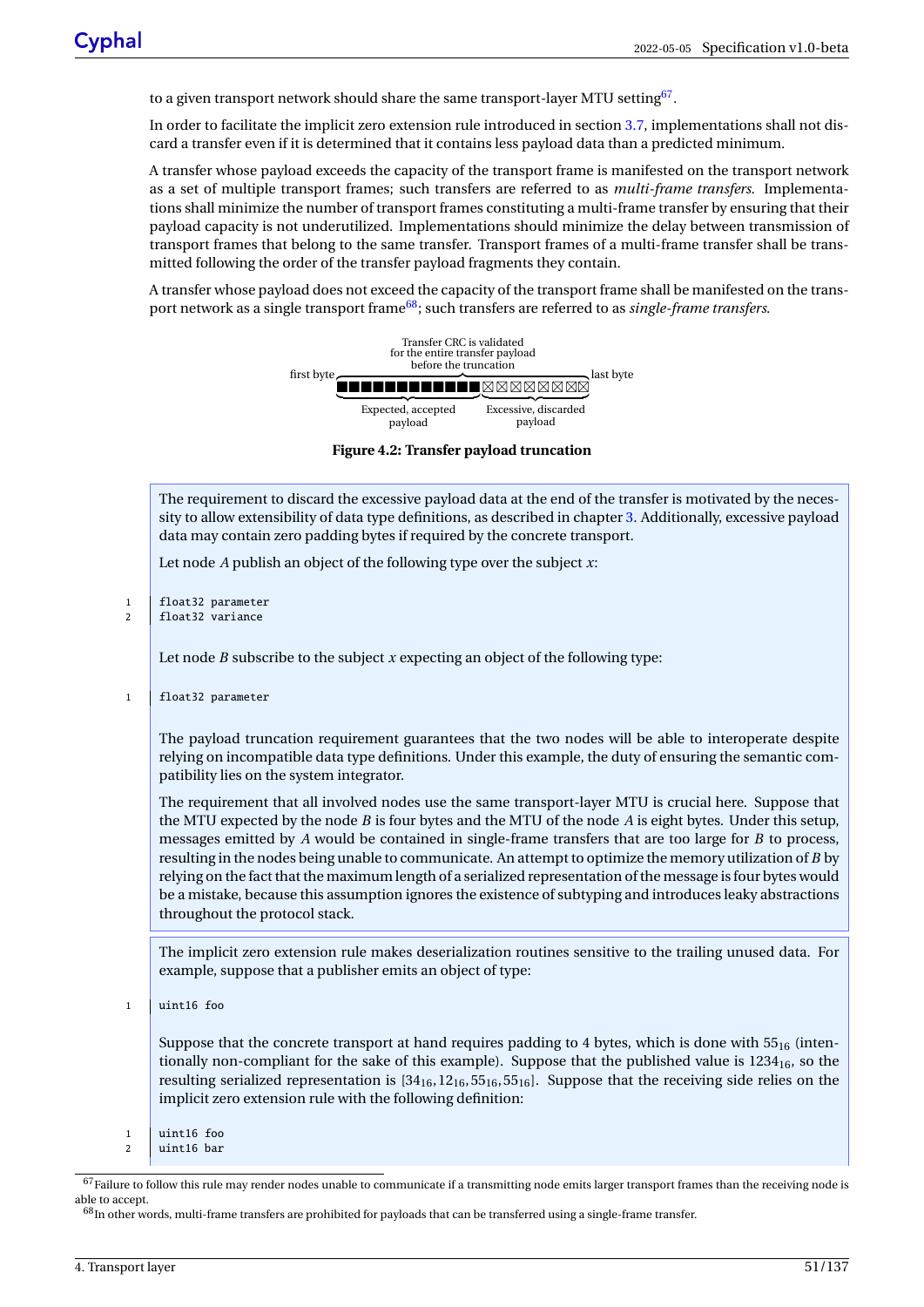to a given transport network should share the same transport-layer MTU setting[67].

In order to facilitate the implicit zero extension rule introduced in section 3.7, implementations shall not discard a transfer even if it is determined that it contains less payload data than a predicted minimum.

A transfer whose payload exceeds the capacity of the transport frame is manifested on the transport network as a set of multiple transport frames; such transfers are referred to as *multi-frame transfers*. Implementations shall minimize the number of transport frames constituting a multi-frame transfer by ensuring that their payload capacity is not underutilized. Implementations should minimize the delay between transmission of transport frames that belong to the same transfer. Transport frames of a multi-frame transfer shall be transmitted following the order of the transfer payload fragments they contain.

A transfer whose payload does not exceed the capacity of the transport frame shall be manifested on the transport network as a single transport frame[68]; such transfers are referred to as *single-frame transfers*.

Transfer CRC is validated
for the entire transfer payload
before the truncation

first byte

last byte

Expected, accepted
payload

Excessive, discarded
payload

**Figure 4.2: Transfer payload truncation**

The requirement to discard the excessive payload data at the end of the transfer is motivated by the necessity to allow extensibility of data type definitions, as described in chapter 3. Additionally, excessive payload data may contain zero padding bytes if required by the concrete transport.

Let node $A$ publish an object of the following type over the subject $x$:

```
float32 parameter
float32 variance
```

Let node $B$ subscribe to the subject $x$ expecting an object of the following type:

```
float32 parameter
```

The payload truncation requirement guarantees that the two nodes will be able to interoperate despite relying on incompatible data type definitions. Under this example, the duty of ensuring the semantic compatibility lies on the system integrator.

The requirement that all involved nodes use the same transport-layer MTU is crucial here. Suppose that the MTU expected by the node $B$ is four bytes and the MTU of the node $A$ is eight bytes. Under this setup, messages emitted by $A$ would be contained in single-frame transfers that are too large for $B$ to process, resulting in the nodes being unable to communicate. An attempt to optimize the memory utilization of $B$ by relying on the fact that the maximum length of a serialized representation of the message is four bytes would be a mistake, because this assumption ignores the existence of subtyping and introduces leaky abstractions throughout the protocol stack.

The implicit zero extension rule makes deserialization routines sensitive to the trailing unused data. For example, suppose that a publisher emits an object of type:

```
uint16 foo
```

Suppose that the concrete transport at hand requires padding to 4 bytes, which is done with $55_{16}$ (intentionally non-compliant for the sake of this example). Suppose that the published value is $1234_{16}$, so the resulting serialized representation is $[34_{16}, 12_{16}, 55_{16}, 55_{16}]$. Suppose that the receiving side relies on the implicit zero extension rule with the following definition:

```
uint16 foo
uint16 bar
```

[67] Failure to follow this rule may render nodes unable to communicate if a transmitting node emits larger transport frames than the receiving node is able to accept.

[68] In other words, multi-frame transfers are prohibited for payloads that can be transferred using a single-frame transfer.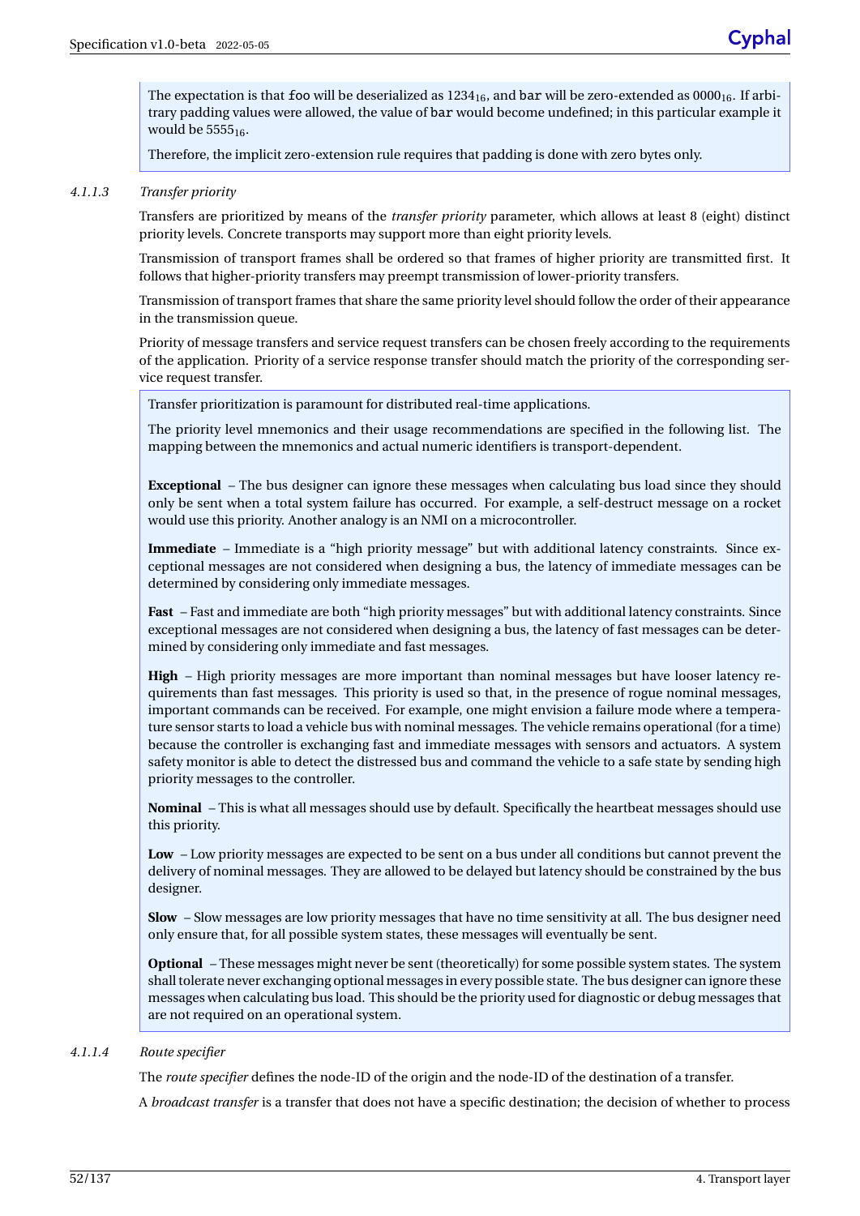The expectation is that `foo` will be deserialized as $1234_{16}$, and `bar` will be zero-extended as $0000_{16}$. If arbitrary padding values were allowed, the value of `bar` would become undefined; in this particular example it would be $5555_{16}$.

Therefore, the implicit zero-extension rule requires that padding is done with zero bytes only.

#### 4.1.1.3 *Transfer priority*

Transfers are prioritized by means of the *transfer priority* parameter, which allows at least 8 (eight) distinct priority levels. Concrete transports may support more than eight priority levels.

Transmission of transport frames shall be ordered so that frames of higher priority are transmitted first. It follows that higher-priority transfers may preempt transmission of lower-priority transfers.

Transmission of transport frames that share the same priority level should follow the order of their appearance in the transmission queue.

Priority of message transfers and service request transfers can be chosen freely according to the requirements of the application. Priority of a service response transfer should match the priority of the corresponding service request transfer.

Transfer prioritization is paramount for distributed real-time applications.

The priority level mnemonics and their usage recommendations are specified in the following list. The mapping between the mnemonics and actual numeric identifiers is transport-dependent.

**Exceptional** – The bus designer can ignore these messages when calculating bus load since they should only be sent when a total system failure has occurred. For example, a self-destruct message on a rocket would use this priority. Another analogy is an NMI on a microcontroller.

**Immediate** – Immediate is a “high priority message” but with additional latency constraints. Since exceptional messages are not considered when designing a bus, the latency of immediate messages can be determined by considering only immediate messages.

**Fast** – Fast and immediate are both “high priority messages” but with additional latency constraints. Since exceptional messages are not considered when designing a bus, the latency of fast messages can be determined by considering only immediate and fast messages.

**High** – High priority messages are more important than nominal messages but have looser latency requirements than fast messages. This priority is used so that, in the presence of rogue nominal messages, important commands can be received. For example, one might envision a failure mode where a temperature sensor starts to load a vehicle bus with nominal messages. The vehicle remains operational (for a time) because the controller is exchanging fast and immediate messages with sensors and actuators. A system safety monitor is able to detect the distressed bus and command the vehicle to a safe state by sending high priority messages to the controller.

**Nominal** – This is what all messages should use by default. Specifically the heartbeat messages should use this priority.

**Low** – Low priority messages are expected to be sent on a bus under all conditions but cannot prevent the delivery of nominal messages. They are allowed to be delayed but latency should be constrained by the bus designer.

**Slow** – Slow messages are low priority messages that have no time sensitivity at all. The bus designer need only ensure that, for all possible system states, these messages will eventually be sent.

**Optional** – These messages might never be sent (theoretically) for some possible system states. The system shall tolerate never exchanging optional messages in every possible state. The bus designer can ignore these messages when calculating bus load. This should be the priority used for diagnostic or debug messages that are not required on an operational system.

#### 4.1.1.4 *Route specifier*

The *route specifier* defines the node-ID of the origin and the node-ID of the destination of a transfer.

A *broadcast transfer* is a transfer that does not have a specific destination; the decision of whether to process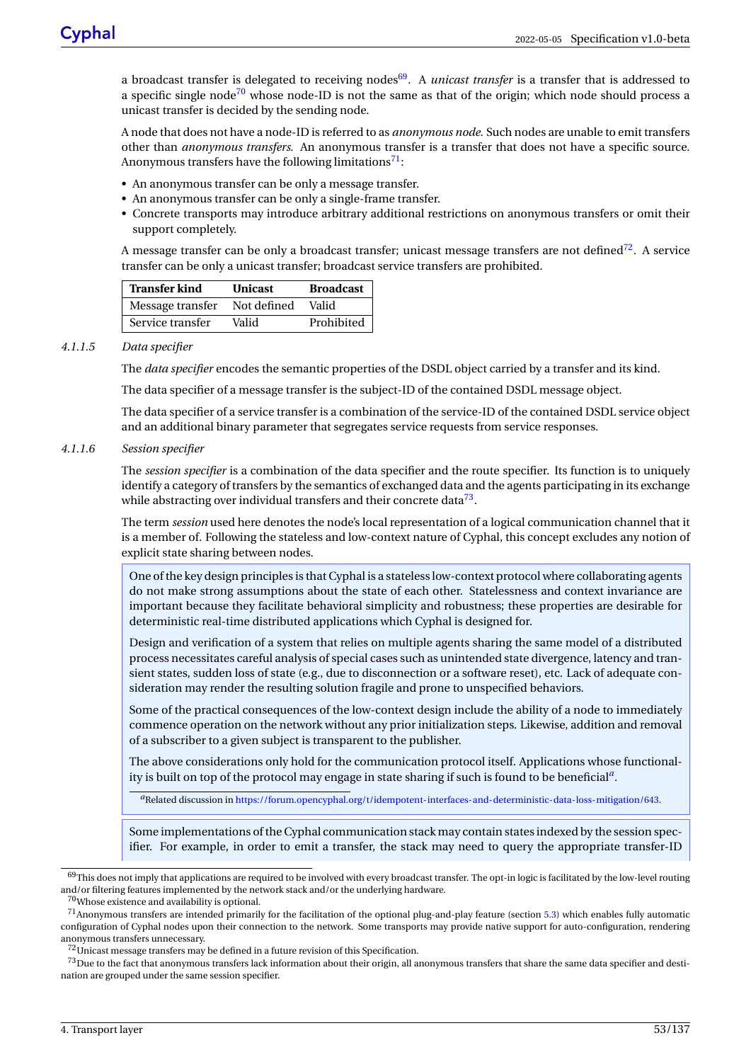a broadcast transfer is delegated to receiving nodes[69]. A *unicast transfer* is a transfer that is addressed to a specific single node[70] whose node-ID is not the same as that of the origin; which node should process a unicast transfer is decided by the sending node.

A node that does not have a node-ID is referred to as *anonymous node*. Such nodes are unable to emit transfers other than *anonymous transfers*. An anonymous transfer is a transfer that does not have a specific source. Anonymous transfers have the following limitations[71]:

- An anonymous transfer can be only a message transfer.
- An anonymous transfer can be only a single-frame transfer.
- Concrete transports may introduce arbitrary additional restrictions on anonymous transfers or omit their support completely.

A message transfer can be only a broadcast transfer; unicast message transfers are not defined[72]. A service transfer can be only a unicast transfer; broadcast service transfers are prohibited.

| **Transfer kind** | **Unicast** | **Broadcast** |
|---|---|---|
| Message transfer | Not defined | Valid |
| Service transfer | Valid | Prohibited |

#### 4.1.1.5 *Data specifier*

The *data specifier* encodes the semantic properties of the DSDL object carried by a transfer and its kind.

The data specifier of a message transfer is the subject-ID of the contained DSDL message object.

The data specifier of a service transfer is a combination of the service-ID of the contained DSDL service object and an additional binary parameter that segregates service requests from service responses.

#### 4.1.1.6 *Session specifier*

The *session specifier* is a combination of the data specifier and the route specifier. Its function is to uniquely identify a category of transfers by the semantics of exchanged data and the agents participating in its exchange while abstracting over individual transfers and their concrete data[73].

The term *session* used here denotes the node's local representation of a logical communication channel that it is a member of. Following the stateless and low-context nature of Cyphal, this concept excludes any notion of explicit state sharing between nodes.

> One of the key design principles is that Cyphal is a stateless low-context protocol where collaborating agents do not make strong assumptions about the state of each other. Statelessness and context invariance are important because they facilitate behavioral simplicity and robustness; these properties are desirable for deterministic real-time distributed applications which Cyphal is designed for.
>
> Design and verification of a system that relies on multiple agents sharing the same model of a distributed process necessitates careful analysis of special cases such as unintended state divergence, latency and transient states, sudden loss of state (e.g., due to disconnection or a software reset), etc. Lack of adequate consideration may render the resulting solution fragile and prone to unspecified behaviors.
>
> Some of the practical consequences of the low-context design include the ability of a node to immediately commence operation on the network without any prior initialization steps. Likewise, addition and removal of a subscriber to a given subject is transparent to the publisher.
>
> The above considerations only hold for the communication protocol itself. Applications whose functionality is built on top of the protocol may engage in state sharing if such is found to be beneficial[a].
>
> [a]Related discussion in https://forum.opencyphal.org/t/idempotent-interfaces-and-deterministic-data-loss-mitigation/643.

> Some implementations of the Cyphal communication stack may contain states indexed by the session specifier. For example, in order to emit a transfer, the stack may need to query the appropriate transfer-ID

[69]This does not imply that applications are required to be involved with every broadcast transfer. The opt-in logic is facilitated by the low-level routing and/or filtering features implemented by the network stack and/or the underlying hardware.

[70]Whose existence and availability is optional.

[71]Anonymous transfers are intended primarily for the facilitation of the optional plug-and-play feature (section 5.3) which enables fully automatic configuration of Cyphal nodes upon their connection to the network. Some transports may provide native support for auto-configuration, rendering anonymous transfers unnecessary.

[72]Unicast message transfers may be defined in a future revision of this Specification.

[73]Due to the fact that anonymous transfers lack information about their origin, all anonymous transfers that share the same data specifier and destination are grouped under the same session specifier.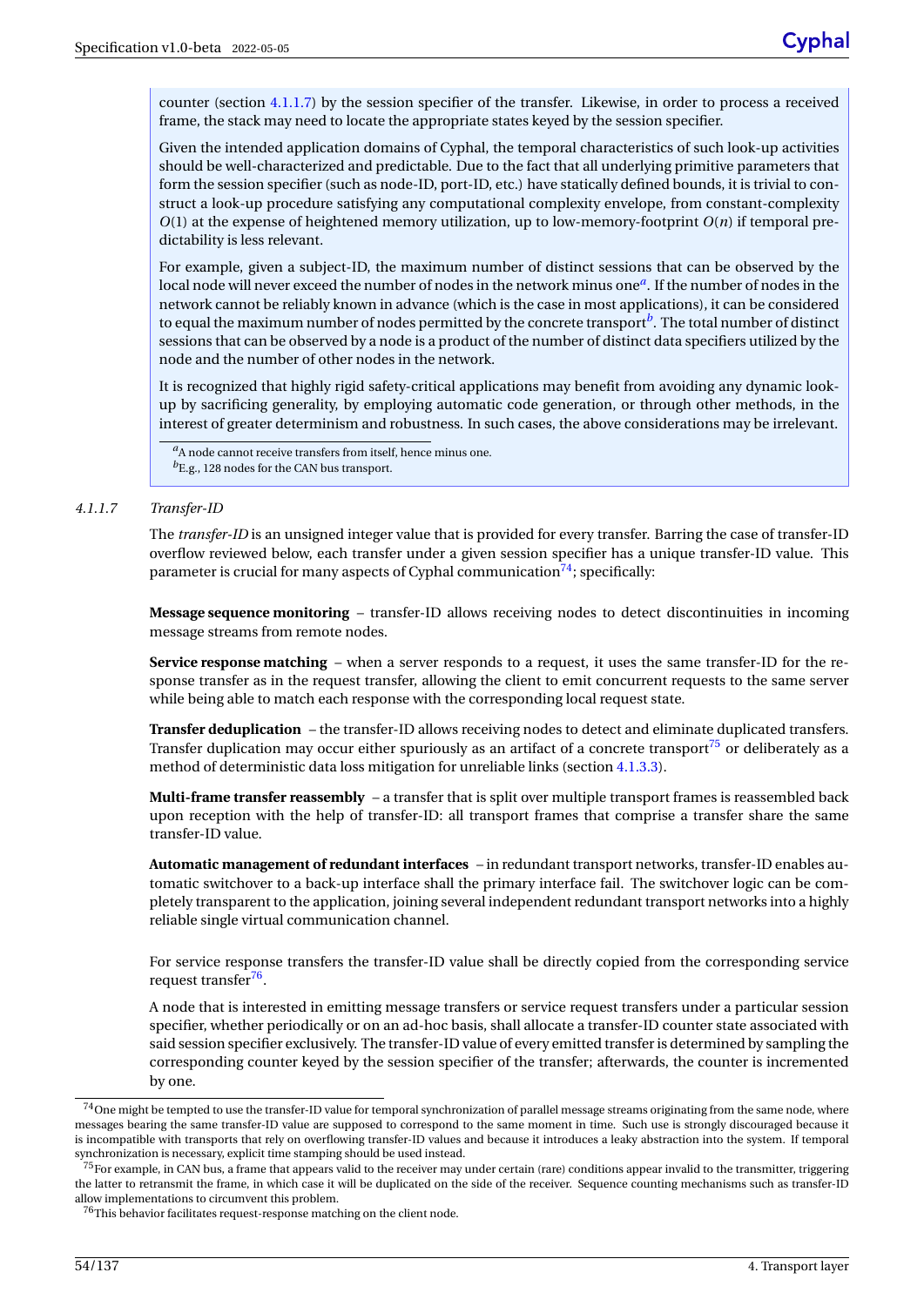counter (section 4.1.1.7) by the session specifier of the transfer. Likewise, in order to process a received frame, the stack may need to locate the appropriate states keyed by the session specifier.

Given the intended application domains of Cyphal, the temporal characteristics of such look-up activities should be well-characterized and predictable. Due to the fact that all underlying primitive parameters that form the session specifier (such as node-ID, port-ID, etc.) have statically defined bounds, it is trivial to construct a look-up procedure satisfying any computational complexity envelope, from constant-complexity $O(1)$ at the expense of heightened memory utilization, up to low-memory-footprint $O(n)$ if temporal predictability is less relevant.

For example, given a subject-ID, the maximum number of distinct sessions that can be observed by the local node will never exceed the number of nodes in the network minus one[a]. If the number of nodes in the network cannot be reliably known in advance (which is the case in most applications), it can be considered to equal the maximum number of nodes permitted by the concrete transport[b]. The total number of distinct sessions that can be observed by a node is a product of the number of distinct data specifiers utilized by the node and the number of other nodes in the network.

It is recognized that highly rigid safety-critical applications may benefit from avoiding any dynamic look-up by sacrificing generality, by employing automatic code generation, or through other methods, in the interest of greater determinism and robustness. In such cases, the above considerations may be irrelevant.

[a] A node cannot receive transfers from itself, hence minus one.
[b] E.g., 128 nodes for the CAN bus transport.

#### 4.1.1.7 Transfer-ID

The *transfer-ID* is an unsigned integer value that is provided for every transfer. Barring the case of transfer-ID overflow reviewed below, each transfer under a given session specifier has a unique transfer-ID value. This parameter is crucial for many aspects of Cyphal communication[74]; specifically:

**Message sequence monitoring** – transfer-ID allows receiving nodes to detect discontinuities in incoming message streams from remote nodes.

**Service response matching** – when a server responds to a request, it uses the same transfer-ID for the response transfer as in the request transfer, allowing the client to emit concurrent requests to the same server while being able to match each response with the corresponding local request state.

**Transfer deduplication** – the transfer-ID allows receiving nodes to detect and eliminate duplicated transfers. Transfer duplication may occur either spuriously as an artifact of a concrete transport[75] or deliberately as a method of deterministic data loss mitigation for unreliable links (section 4.1.3.3).

**Multi-frame transfer reassembly** – a transfer that is split over multiple transport frames is reassembled back upon reception with the help of transfer-ID: all transport frames that comprise a transfer share the same transfer-ID value.

**Automatic management of redundant interfaces** – in redundant transport networks, transfer-ID enables automatic switchover to a back-up interface shall the primary interface fail. The switchover logic can be completely transparent to the application, joining several independent redundant transport networks into a highly reliable single virtual communication channel.

For service response transfers the transfer-ID value shall be directly copied from the corresponding service request transfer[76].

A node that is interested in emitting message transfers or service request transfers under a particular session specifier, whether periodically or on an ad-hoc basis, shall allocate a transfer-ID counter state associated with said session specifier exclusively. The transfer-ID value of every emitted transfer is determined by sampling the corresponding counter keyed by the session specifier of the transfer; afterwards, the counter is incremented by one.

[74] One might be tempted to use the transfer-ID value for temporal synchronization of parallel message streams originating from the same node, where messages bearing the same transfer-ID value are supposed to correspond to the same moment in time. Such use is strongly discouraged because it is incompatible with transports that rely on overflowing transfer-ID values and because it introduces a leaky abstraction into the system. If temporal synchronization is necessary, explicit time stamping should be used instead.

[75] For example, in CAN bus, a frame that appears valid to the receiver may under certain (rare) conditions appear invalid to the transmitter, triggering the latter to retransmit the frame, in which case it will be duplicated on the side of the receiver. Sequence counting mechanisms such as transfer-ID allow implementations to circumvent this problem.

[76] This behavior facilitates request-response matching on the client node.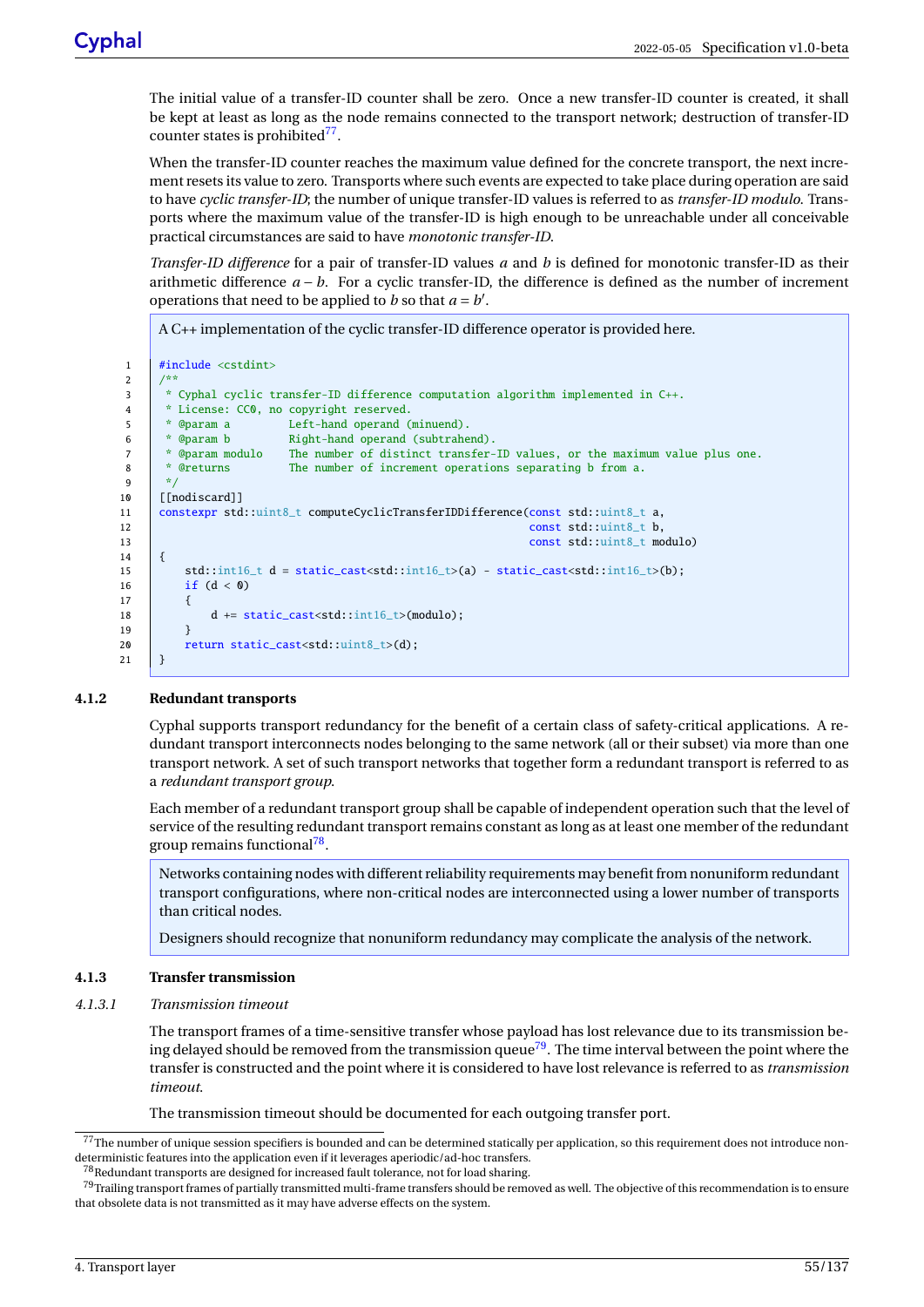The initial value of a transfer-ID counter shall be zero. Once a new transfer-ID counter is created, it shall be kept at least as long as the node remains connected to the transport network; destruction of transfer-ID counter states is prohibited[77].

When the transfer-ID counter reaches the maximum value defined for the concrete transport, the next increment resets its value to zero. Transports where such events are expected to take place during operation are said to have *cyclic transfer-ID*; the number of unique transfer-ID values is referred to as *transfer-ID modulo*. Transports where the maximum value of the transfer-ID is high enough to be unreachable under all conceivable practical circumstances are said to have *monotonic transfer-ID*.

*Transfer-ID difference* for a pair of transfer-ID values $a$ and $b$ is defined for monotonic transfer-ID as their arithmetic difference $a - b$. For a cyclic transfer-ID, the difference is defined as the number of increment operations that need to be applied to $b$ so that $a = b'$.

A C++ implementation of the cyclic transfer-ID difference operator is provided here.

```cpp
#include <cstdint>
/**
 * Cyphal cyclic transfer-ID difference computation algorithm implemented in C++.
 * License: CC0, no copyright reserved.
 * @param a         Left-hand operand (minuend).
 * @param b         Right-hand operand (subtrahend).
 * @param modulo    The number of distinct transfer-ID values, or the maximum value plus one.
 * @returns         The number of increment operations separating b from a.
 */
[[nodiscard]]
constexpr std::uint8_t computeCyclicTransferIDDifference(const std::uint8_t a,
                                                         const std::uint8_t b,
                                                         const std::uint8_t modulo)
{
    std::int16_t d = static_cast<std::int16_t>(a) - static_cast<std::int16_t>(b);
    if (d < 0)
    {
        d += static_cast<std::int16_t>(modulo);
    }
    return static_cast<std::uint8_t>(d);
}
```

### 4.1.2 Redundant transports

Cyphal supports transport redundancy for the benefit of a certain class of safety-critical applications. A redundant transport interconnects nodes belonging to the same network (all or their subset) via more than one transport network. A set of such transport networks that together form a redundant transport is referred to as a *redundant transport group*.

Each member of a redundant transport group shall be capable of independent operation such that the level of service of the resulting redundant transport remains constant as long as at least one member of the redundant group remains functional[78].

Networks containing nodes with different reliability requirements may benefit from nonuniform redundant transport configurations, where non-critical nodes are interconnected using a lower number of transports than critical nodes.

Designers should recognize that nonuniform redundancy may complicate the analysis of the network.

### 4.1.3 Transfer transmission

#### *4.1.3.1 Transmission timeout*

The transport frames of a time-sensitive transfer whose payload has lost relevance due to its transmission being delayed should be removed from the transmission queue[79]. The time interval between the point where the transfer is constructed and the point where it is considered to have lost relevance is referred to as *transmission timeout*.

The transmission timeout should be documented for each outgoing transfer port.

---

[77] The number of unique session specifiers is bounded and can be determined statically per application, so this requirement does not introduce non-deterministic features into the application even if it leverages aperiodic/ad-hoc transfers.

[78] Redundant transports are designed for increased fault tolerance, not for load sharing.

[79] Trailing transport frames of partially transmitted multi-frame transfers should be removed as well. The objective of this recommendation is to ensure that obsolete data is not transmitted as it may have adverse effects on the system.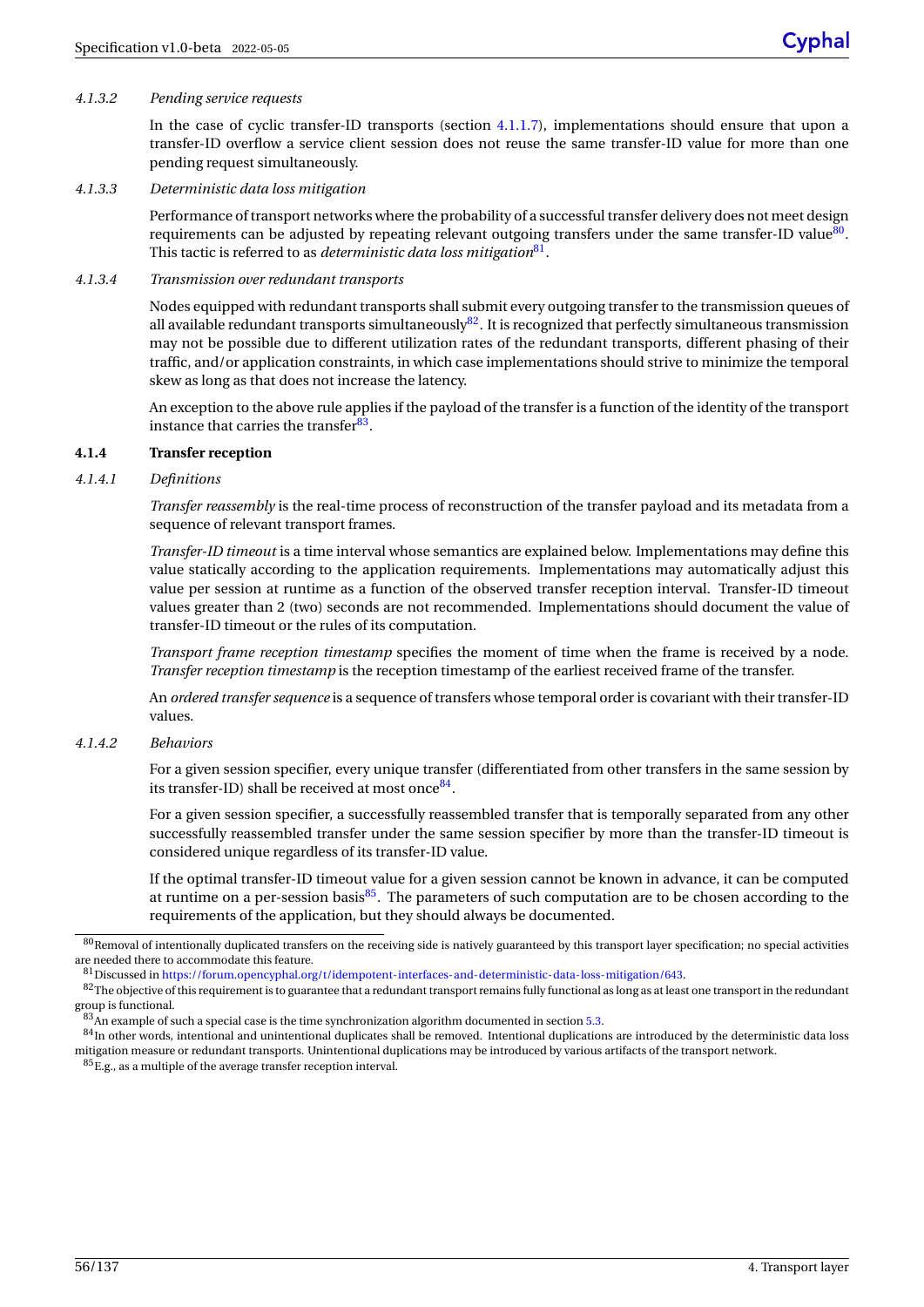#### 4.1.3.2 *Pending service requests*

In the case of cyclic transfer-ID transports (section 4.1.1.7), implementations should ensure that upon a transfer-ID overflow a service client session does not reuse the same transfer-ID value for more than one pending request simultaneously.

#### 4.1.3.3 *Deterministic data loss mitigation*

Performance of transport networks where the probability of a successful transfer delivery does not meet design requirements can be adjusted by repeating relevant outgoing transfers under the same transfer-ID value[80]. This tactic is referred to as *deterministic data loss mitigation*[81].

#### 4.1.3.4 *Transmission over redundant transports*

Nodes equipped with redundant transports shall submit every outgoing transfer to the transmission queues of all available redundant transports simultaneously[82]. It is recognized that perfectly simultaneous transmission may not be possible due to different utilization rates of the redundant transports, different phasing of their traffic, and/or application constraints, in which case implementations should strive to minimize the temporal skew as long as that does not increase the latency.

An exception to the above rule applies if the payload of the transfer is a function of the identity of the transport instance that carries the transfer[83].

### 4.1.4 Transfer reception

#### 4.1.4.1 *Definitions*

*Transfer reassembly* is the real-time process of reconstruction of the transfer payload and its metadata from a sequence of relevant transport frames.

*Transfer-ID timeout* is a time interval whose semantics are explained below. Implementations may define this value statically according to the application requirements. Implementations may automatically adjust this value per session at runtime as a function of the observed transfer reception interval. Transfer-ID timeout values greater than 2 (two) seconds are not recommended. Implementations should document the value of transfer-ID timeout or the rules of its computation.

*Transport frame reception timestamp* specifies the moment of time when the frame is received by a node. *Transfer reception timestamp* is the reception timestamp of the earliest received frame of the transfer.

An *ordered transfer sequence* is a sequence of transfers whose temporal order is covariant with their transfer-ID values.

#### 4.1.4.2 *Behaviors*

For a given session specifier, every unique transfer (differentiated from other transfers in the same session by its transfer-ID) shall be received at most once[84].

For a given session specifier, a successfully reassembled transfer that is temporally separated from any other successfully reassembled transfer under the same session specifier by more than the transfer-ID timeout is considered unique regardless of its transfer-ID value.

If the optimal transfer-ID timeout value for a given session cannot be known in advance, it can be computed at runtime on a per-session basis[85]. The parameters of such computation are to be chosen according to the requirements of the application, but they should always be documented.

---

[80] Removal of intentionally duplicated transfers on the receiving side is natively guaranteed by this transport layer specification; no special activities are needed there to accommodate this feature.

[81] Discussed in https://forum.opencyphal.org/t/idempotent-interfaces-and-deterministic-data-loss-mitigation/643.

[82] The objective of this requirement is to guarantee that a redundant transport remains fully functional as long as at least one transport in the redundant group is functional.

[83] An example of such a special case is the time synchronization algorithm documented in section 5.3.

[84] In other words, intentional and unintentional duplicates shall be removed. Intentional duplications are introduced by the deterministic data loss mitigation measure or redundant transports. Unintentional duplications may be introduced by various artifacts of the transport network.

[85] E.g., as a multiple of the average transfer reception interval.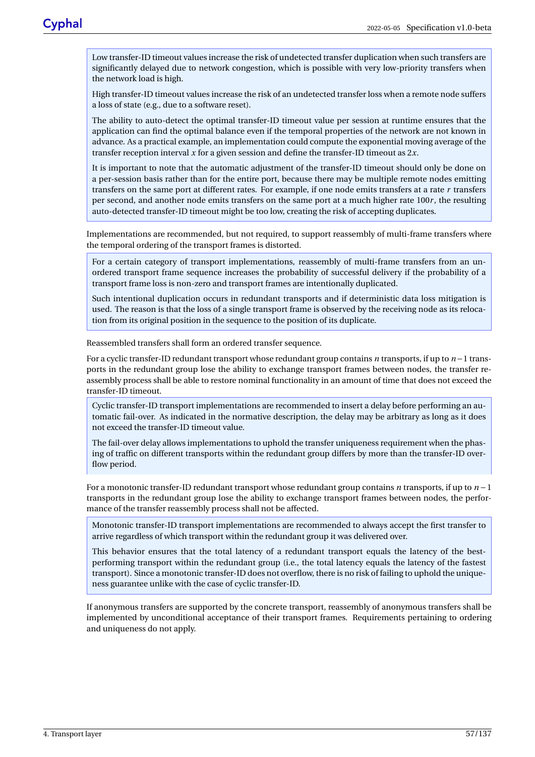> Low transfer-ID timeout values increase the risk of undetected transfer duplication when such transfers are significantly delayed due to network congestion, which is possible with very low-priority transfers when the network load is high.
>
> High transfer-ID timeout values increase the risk of an undetected transfer loss when a remote node suffers a loss of state (e.g., due to a software reset).
>
> The ability to auto-detect the optimal transfer-ID timeout value per session at runtime ensures that the application can find the optimal balance even if the temporal properties of the network are not known in advance. As a practical example, an implementation could compute the exponential moving average of the transfer reception interval $x$ for a given session and define the transfer-ID timeout as $2x$.
>
> It is important to note that the automatic adjustment of the transfer-ID timeout should only be done on a per-session basis rather than for the entire port, because there may be multiple remote nodes emitting transfers on the same port at different rates. For example, if one node emits transfers at a rate $r$ transfers per second, and another node emits transfers on the same port at a much higher rate $100r$, the resulting auto-detected transfer-ID timeout might be too low, creating the risk of accepting duplicates.

Implementations are recommended, but not required, to support reassembly of multi-frame transfers where the temporal ordering of the transport frames is distorted.

> For a certain category of transport implementations, reassembly of multi-frame transfers from an unordered transport frame sequence increases the probability of successful delivery if the probability of a transport frame loss is non-zero and transport frames are intentionally duplicated.
>
> Such intentional duplication occurs in redundant transports and if deterministic data loss mitigation is used. The reason is that the loss of a single transport frame is observed by the receiving node as its relocation from its original position in the sequence to the position of its duplicate.

Reassembled transfers shall form an ordered transfer sequence.

For a cyclic transfer-ID redundant transport whose redundant group contains $n$ transports, if up to $n-1$ transports in the redundant group lose the ability to exchange transport frames between nodes, the transfer reassembly process shall be able to restore nominal functionality in an amount of time that does not exceed the transfer-ID timeout.

> Cyclic transfer-ID transport implementations are recommended to insert a delay before performing an automatic fail-over. As indicated in the normative description, the delay may be arbitrary as long as it does not exceed the transfer-ID timeout value.
>
> The fail-over delay allows implementations to uphold the transfer uniqueness requirement when the phasing of traffic on different transports within the redundant group differs by more than the transfer-ID overflow period.

For a monotonic transfer-ID redundant transport whose redundant group contains $n$ transports, if up to $n-1$ transports in the redundant group lose the ability to exchange transport frames between nodes, the performance of the transfer reassembly process shall not be affected.

> Monotonic transfer-ID transport implementations are recommended to always accept the first transfer to arrive regardless of which transport within the redundant group it was delivered over.
>
> This behavior ensures that the total latency of a redundant transport equals the latency of the best-performing transport within the redundant group (i.e., the total latency equals the latency of the fastest transport). Since a monotonic transfer-ID does not overflow, there is no risk of failing to uphold the uniqueness guarantee unlike with the case of cyclic transfer-ID.

If anonymous transfers are supported by the concrete transport, reassembly of anonymous transfers shall be implemented by unconditional acceptance of their transport frames. Requirements pertaining to ordering and uniqueness do not apply.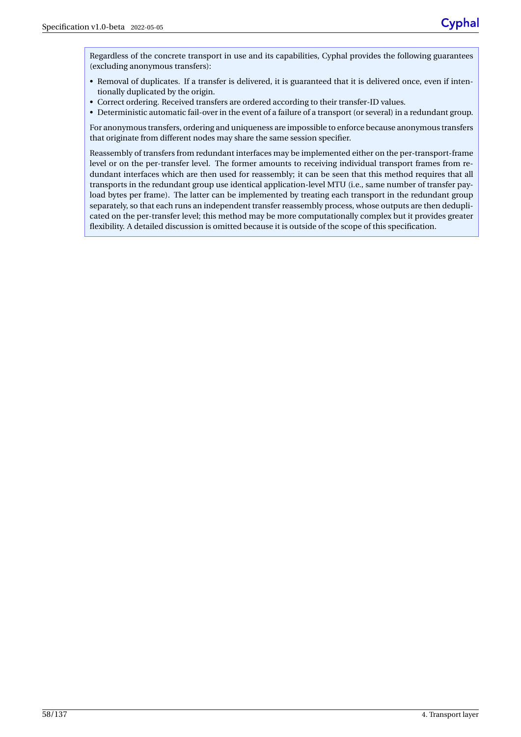Regardless of the concrete transport in use and its capabilities, Cyphal provides the following guarantees (excluding anonymous transfers):

- Removal of duplicates. If a transfer is delivered, it is guaranteed that it is delivered once, even if intentionally duplicated by the origin.
- Correct ordering. Received transfers are ordered according to their transfer-ID values.
- Deterministic automatic fail-over in the event of a failure of a transport (or several) in a redundant group.

For anonymous transfers, ordering and uniqueness are impossible to enforce because anonymous transfers that originate from different nodes may share the same session specifier.

Reassembly of transfers from redundant interfaces may be implemented either on the per-transport-frame level or on the per-transfer level. The former amounts to receiving individual transport frames from redundant interfaces which are then used for reassembly; it can be seen that this method requires that all transports in the redundant group use identical application-level MTU (i.e., same number of transfer payload bytes per frame). The latter can be implemented by treating each transport in the redundant group separately, so that each runs an independent transfer reassembly process, whose outputs are then deduplicated on the per-transfer level; this method may be more computationally complex but it provides greater flexibility. A detailed discussion is omitted because it is outside of the scope of this specification.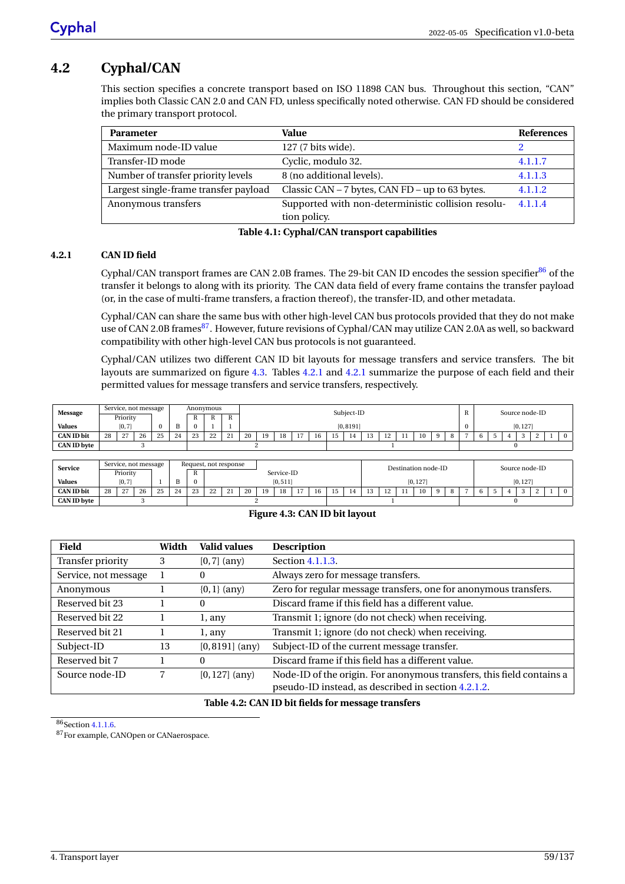## 4.2 Cyphal/CAN

This section specifies a concrete transport based on ISO 11898 CAN bus. Throughout this section, "CAN" implies both Classic CAN 2.0 and CAN FD, unless specifically noted otherwise. CAN FD should be considered the primary transport protocol.

| Parameter | Value | References |
|---|---|---|
| Maximum node-ID value | 127 (7 bits wide). | 2 |
| Transfer-ID mode | Cyclic, modulo 32. | 4.1.1.7 |
| Number of transfer priority levels | 8 (no additional levels). | 4.1.1.3 |
| Largest single-frame transfer payload | Classic CAN – 7 bytes, CAN FD – up to 63 bytes. | 4.1.1.2 |
| Anonymous transfers | Supported with non-deterministic collision resolution policy. | 4.1.1.4 |

**Table 4.1: Cyphal/CAN transport capabilities**

### 4.2.1 CAN ID field

Cyphal/CAN transport frames are CAN 2.0B frames. The 29-bit CAN ID encodes the session specifier[86] of the transfer it belongs to along with its priority. The CAN data field of every frame contains the transfer payload (or, in the case of multi-frame transfers, a fraction thereof), the transfer-ID, and other metadata.

Cyphal/CAN can share the same bus with other high-level CAN bus protocols provided that they do not make use of CAN 2.0B frames[87]. However, future revisions of Cyphal/CAN may utilize CAN 2.0A as well, so backward compatibility with other high-level CAN bus protocols is not guaranteed.

Cyphal/CAN utilizes two different CAN ID bit layouts for message transfers and service transfers. The bit layouts are summarized on figure 4.3. Tables 4.2.1 and 4.2.1 summarize the purpose of each field and their permitted values for message transfers and service transfers, respectively.

| Message | Priority | | | Service, not message | | Anonymous | R | R | Subject-ID | | | | | | | | | | | | | R | Source node-ID | | | | | | |
|---|---|---|---|---|---|---|---|---|---|---|---|---|---|---|---|---|---|---|---|---|---|---|---|---|---|---|---|---|---|
| **Values** | [0,7] | | | 0 | B | 0 | 1 | 1 | [0,8191] | | | | | | | | | | | | | 0 | [0,127] | | | | | | |
| **CAN ID bit** | 28 | 27 | 26 | 25 | 24 | 23 | 22 | 21 | 20 | 19 | 18 | 17 | 16 | 15 | 14 | 13 | 12 | 11 | 10 | 9 | 8 | 7 | 6 | 5 | 4 | 3 | 2 | 1 | 0 |
| **CAN ID byte** | 3 | | | | | 2 | | | | | | | | 1 | | | | | | | | 0 | | | | | | | |

| Service | Priority | | | Service, not message | | R | Request, not response | Service-ID | | | | | | | | Destination node-ID | | | | | | | Source node-ID | | | | | | |
|---|---|---|---|---|---|---|---|---|---|---|---|---|---|---|---|---|---|---|---|---|---|---|---|---|---|---|---|---|---|
| **Values** | [0,7] | | | 1 | B | 0 | | [0,511] | | | | | | | | [0,127] | | | | | | | [0,127] | | | | | | |
| **CAN ID bit** | 28 | 27 | 26 | 25 | 24 | 23 | 22 | 21 | 20 | 19 | 18 | 17 | 16 | 15 | 14 | 13 | 12 | 11 | 10 | 9 | 8 | 7 | 6 | 5 | 4 | 3 | 2 | 1 | 0 |
| **CAN ID byte** | 3 | | | | | 2 | | | | | | | | 1 | | | | | | | | 0 | | | | | | | |

**Figure 4.3: CAN ID bit layout**

| Field | Width | Valid values | Description |
|---|---|---|---|
| Transfer priority | 3 | [0,7] (any) | Section 4.1.1.3. |
| Service, not message | 1 | 0 | Always zero for message transfers. |
| Anonymous | 1 | {0,1} (any) | Zero for regular message transfers, one for anonymous transfers. |
| Reserved bit 23 | 1 | 0 | Discard frame if this field has a different value. |
| Reserved bit 22 | 1 | 1, any | Transmit 1; ignore (do not check) when receiving. |
| Reserved bit 21 | 1 | 1, any | Transmit 1; ignore (do not check) when receiving. |
| Subject-ID | 13 | [0,8191] (any) | Subject-ID of the current message transfer. |
| Reserved bit 7 | 1 | 0 | Discard frame if this field has a different value. |
| Source node-ID | 7 | [0,127] (any) | Node-ID of the origin. For anonymous transfers, this field contains a pseudo-ID instead, as described in section 4.2.1.2. |

**Table 4.2: CAN ID bit fields for message transfers**

[86] Section 4.1.1.6.

[87] For example, CANOpen or CANaerospace.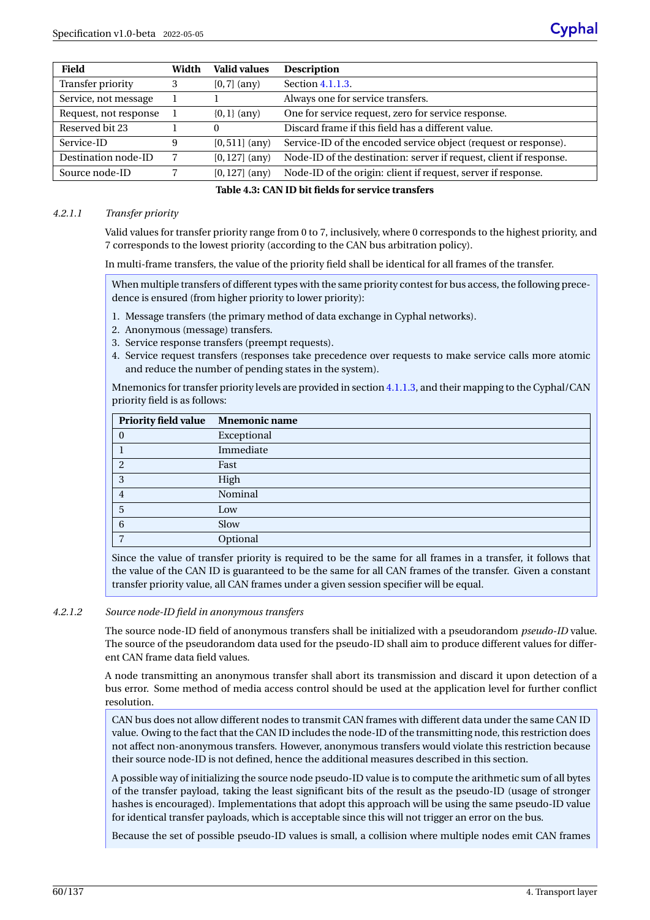| Field | Width | Valid values | Description |
|---|---|---|---|
| Transfer priority | 3 | $[0,7]$ (any) | Section 4.1.1.3. |
| Service, not message | 1 | 1 | Always one for service transfers. |
| Request, not response | 1 | $\{0,1\}$ (any) | One for service request, zero for service response. |
| Reserved bit 23 | 1 | 0 | Discard frame if this field has a different value. |
| Service-ID | 9 | $[0,511]$ (any) | Service-ID of the encoded service object (request or response). |
| Destination node-ID | 7 | $[0,127]$ (any) | Node-ID of the destination: server if request, client if response. |
| Source node-ID | 7 | $[0,127]$ (any) | Node-ID of the origin: client if request, server if response. |

**Table 4.3: CAN ID bit fields for service transfers**

#### 4.2.1.1 *Transfer priority*

Valid values for transfer priority range from 0 to 7, inclusively, where 0 corresponds to the highest priority, and 7 corresponds to the lowest priority (according to the CAN bus arbitration policy).

In multi-frame transfers, the value of the priority field shall be identical for all frames of the transfer.

When multiple transfers of different types with the same priority contest for bus access, the following precedence is ensured (from higher priority to lower priority):

1. Message transfers (the primary method of data exchange in Cyphal networks).
2. Anonymous (message) transfers.
3. Service response transfers (preempt requests).
4. Service request transfers (responses take precedence over requests to make service calls more atomic and reduce the number of pending states in the system).

Mnemonics for transfer priority levels are provided in section 4.1.1.3, and their mapping to the Cyphal/CAN priority field is as follows:

| Priority field value | Mnemonic name |
|---|---|
| 0 | Exceptional |
| 1 | Immediate |
| 2 | Fast |
| 3 | High |
| 4 | Nominal |
| 5 | Low |
| 6 | Slow |
| 7 | Optional |

Since the value of transfer priority is required to be the same for all frames in a transfer, it follows that the value of the CAN ID is guaranteed to be the same for all CAN frames of the transfer. Given a constant transfer priority value, all CAN frames under a given session specifier will be equal.

#### 4.2.1.2 *Source node-ID field in anonymous transfers*

The source node-ID field of anonymous transfers shall be initialized with a pseudorandom *pseudo-ID* value. The source of the pseudorandom data used for the pseudo-ID shall aim to produce different values for different CAN frame data field values.

A node transmitting an anonymous transfer shall abort its transmission and discard it upon detection of a bus error. Some method of media access control should be used at the application level for further conflict resolution.

CAN bus does not allow different nodes to transmit CAN frames with different data under the same CAN ID value. Owing to the fact that the CAN ID includes the node-ID of the transmitting node, this restriction does not affect non-anonymous transfers. However, anonymous transfers would violate this restriction because their source node-ID is not defined, hence the additional measures described in this section.

A possible way of initializing the source node pseudo-ID value is to compute the arithmetic sum of all bytes of the transfer payload, taking the least significant bits of the result as the pseudo-ID (usage of stronger hashes is encouraged). Implementations that adopt this approach will be using the same pseudo-ID value for identical transfer payloads, which is acceptable since this will not trigger an error on the bus.

Because the set of possible pseudo-ID values is small, a collision where multiple nodes emit CAN frames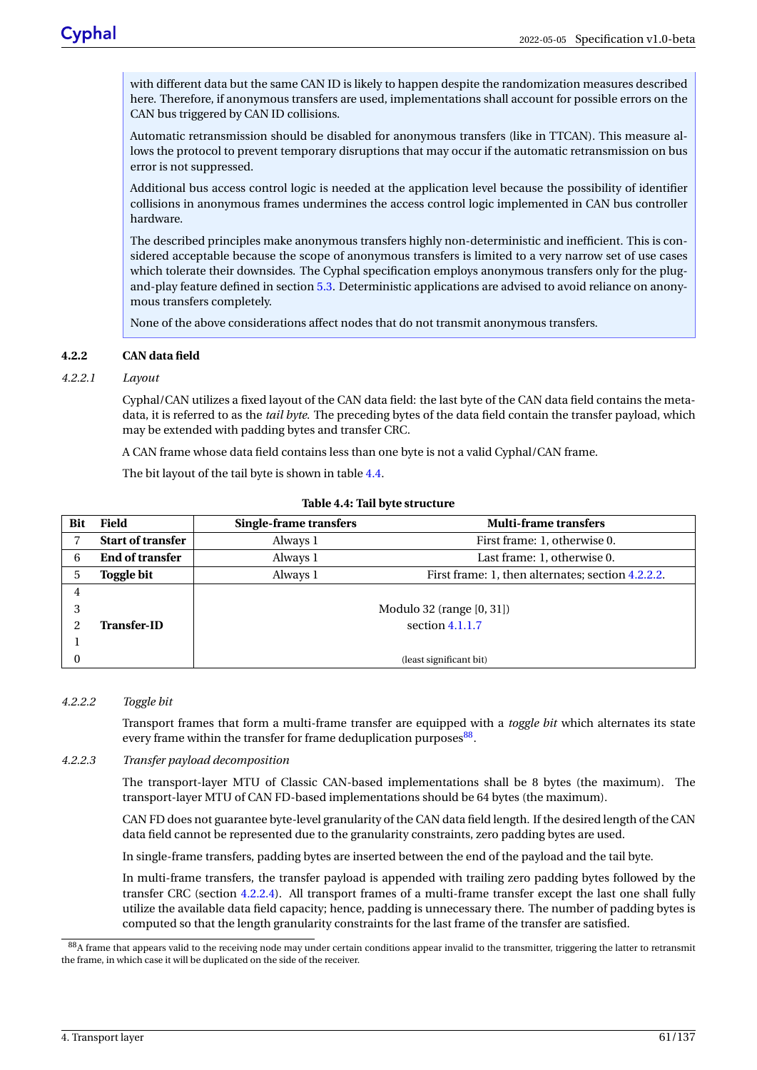with different data but the same CAN ID is likely to happen despite the randomization measures described here. Therefore, if anonymous transfers are used, implementations shall account for possible errors on the CAN bus triggered by CAN ID collisions.

Automatic retransmission should be disabled for anonymous transfers (like in TTCAN). This measure allows the protocol to prevent temporary disruptions that may occur if the automatic retransmission on bus error is not suppressed.

Additional bus access control logic is needed at the application level because the possibility of identifier collisions in anonymous frames undermines the access control logic implemented in CAN bus controller hardware.

The described principles make anonymous transfers highly non-deterministic and inefficient. This is considered acceptable because the scope of anonymous transfers is limited to a very narrow set of use cases which tolerate their downsides. The Cyphal specification employs anonymous transfers only for the plug-and-play feature defined in section 5.3. Deterministic applications are advised to avoid reliance on anonymous transfers completely.

None of the above considerations affect nodes that do not transmit anonymous transfers.

### 4.2.2 CAN data field

#### 4.2.2.1 *Layout*

Cyphal/CAN utilizes a fixed layout of the CAN data field: the last byte of the CAN data field contains the metadata, it is referred to as the *tail byte*. The preceding bytes of the data field contain the transfer payload, which may be extended with padding bytes and transfer CRC.

A CAN frame whose data field contains less than one byte is not a valid Cyphal/CAN frame.

The bit layout of the tail byte is shown in table 4.4.

**Table 4.4: Tail byte structure**

| Bit | Field | Single-frame transfers | Multi-frame transfers |
|---|---|---|---|
| 7 | **Start of transfer** | Always 1 | First frame: 1, otherwise 0. |
| 6 | **End of transfer** | Always 1 | Last frame: 1, otherwise 0. |
| 5 | **Toggle bit** | Always 1 | First frame: 1, then alternates; section 4.2.2.2. |
| 4 | **Transfer-ID** | Modulo 32 (range [0, 31]) section 4.1.1.7 | |
| 3 | | | |
| 2 | | | |
| 1 | | | |
| 0 | | (least significant bit) | |

#### 4.2.2.2 *Toggle bit*

Transport frames that form a multi-frame transfer are equipped with a *toggle bit* which alternates its state every frame within the transfer for frame deduplication purposes[88].

#### 4.2.2.3 *Transfer payload decomposition*

The transport-layer MTU of Classic CAN-based implementations shall be 8 bytes (the maximum). The transport-layer MTU of CAN FD-based implementations should be 64 bytes (the maximum).

CAN FD does not guarantee byte-level granularity of the CAN data field length. If the desired length of the CAN data field cannot be represented due to the granularity constraints, zero padding bytes are used.

In single-frame transfers, padding bytes are inserted between the end of the payload and the tail byte.

In multi-frame transfers, the transfer payload is appended with trailing zero padding bytes followed by the transfer CRC (section 4.2.2.4). All transport frames of a multi-frame transfer except the last one shall fully utilize the available data field capacity; hence, padding is unnecessary there. The number of padding bytes is computed so that the length granularity constraints for the last frame of the transfer are satisfied.

[88] A frame that appears valid to the receiving node may under certain conditions appear invalid to the transmitter, triggering the latter to retransmit the frame, in which case it will be duplicated on the side of the receiver.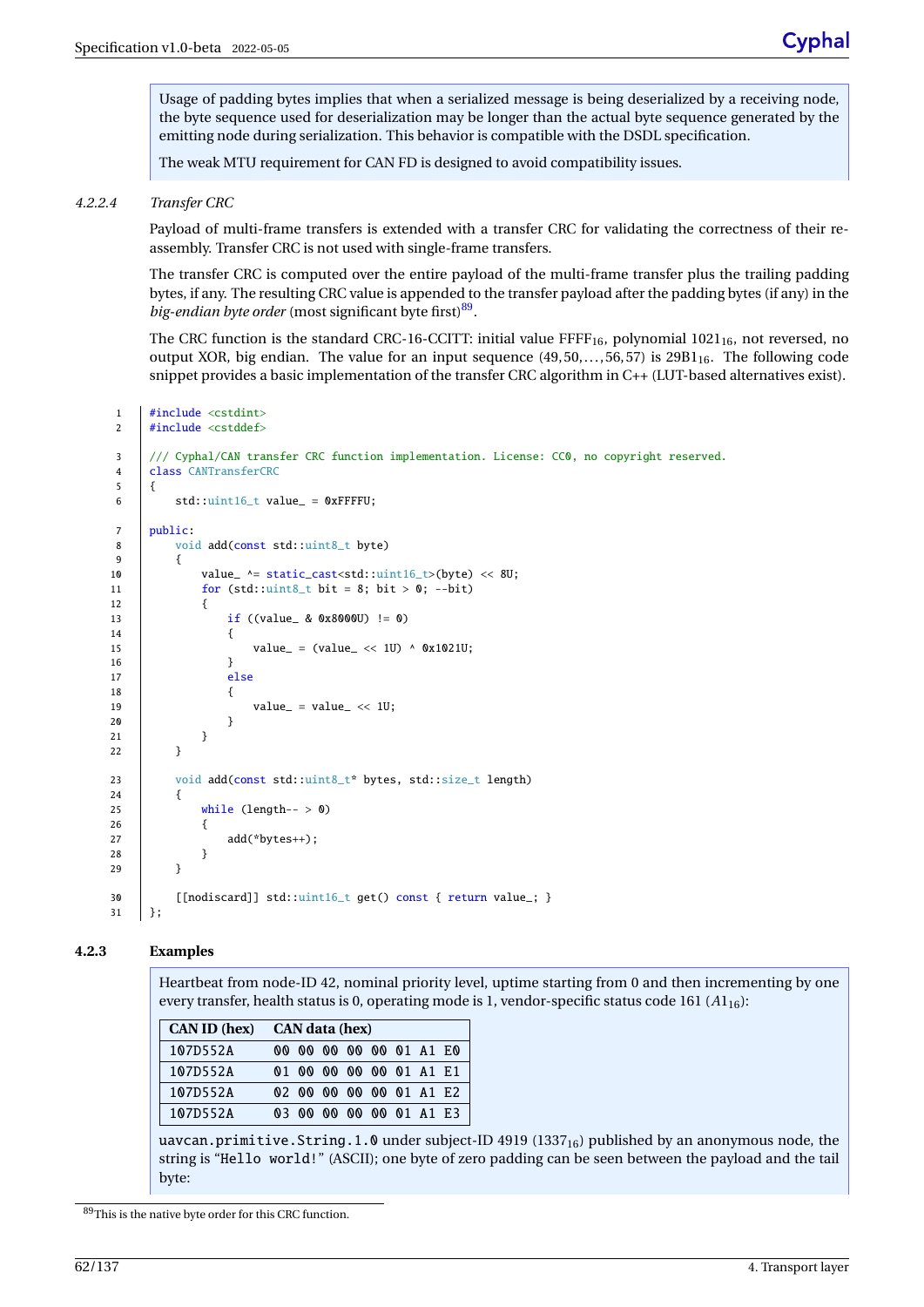Usage of padding bytes implies that when a serialized message is being deserialized by a receiving node, the byte sequence used for deserialization may be longer than the actual byte sequence generated by the emitting node during serialization. This behavior is compatible with the DSDL specification.

The weak MTU requirement for CAN FD is designed to avoid compatibility issues.

#### 4.2.2.4 Transfer CRC

Payload of multi-frame transfers is extended with a transfer CRC for validating the correctness of their reassembly. Transfer CRC is not used with single-frame transfers.

The transfer CRC is computed over the entire payload of the multi-frame transfer plus the trailing padding bytes, if any. The resulting CRC value is appended to the transfer payload after the padding bytes (if any) in the *big-endian byte order* (most significant byte first)[89].

The CRC function is the standard CRC-16-CCITT: initial value $\text{FFFF}_{16}$, polynomial $1021_{16}$, not reversed, no output XOR, big endian. The value for an input sequence $(49, 50, \ldots, 56, 57)$ is $29\text{B1}_{16}$. The following code snippet provides a basic implementation of the transfer CRC algorithm in C++ (LUT-based alternatives exist).

```cpp
#include <cstdint>
#include <cstddef>

/// Cyphal/CAN transfer CRC function implementation. License: CC0, no copyright reserved.
class CANTransferCRC
{
    std::uint16_t value_ = 0xFFFFU;

public:
    void add(const std::uint8_t byte)
    {
        value_ ^= static_cast<std::uint16_t>(byte) << 8U;
        for (std::uint8_t bit = 8; bit > 0; --bit)
        {
            if ((value_ & 0x8000U) != 0)
            {
                value_ = (value_ << 1U) ^ 0x1021U;
            }
            else
            {
                value_ = value_ << 1U;
            }
        }
    }

    void add(const std::uint8_t* bytes, std::size_t length)
    {
        while (length-- > 0)
        {
            add(*bytes++);
        }
    }

    [[nodiscard]] std::uint16_t get() const { return value_; }
};
```

### 4.2.3 Examples

Heartbeat from node-ID 42, nominal priority level, uptime starting from 0 and then incrementing by one every transfer, health status is 0, operating mode is 1, vendor-specific status code 161 ($A1_{16}$):

| CAN ID (hex) | CAN data (hex) |
|---|---|
| 107D552A | 00 00 00 00 00 01 A1 E0 |
| 107D552A | 01 00 00 00 00 01 A1 E1 |
| 107D552A | 02 00 00 00 00 01 A1 E2 |
| 107D552A | 03 00 00 00 00 01 A1 E3 |

`uavcan.primitive.String.1.0` under subject-ID 4919 ($1337_{16}$) published by an anonymous node, the string is "`Hello world!`" (ASCII); one byte of zero padding can be seen between the payload and the tail byte:

[89] This is the native byte order for this CRC function.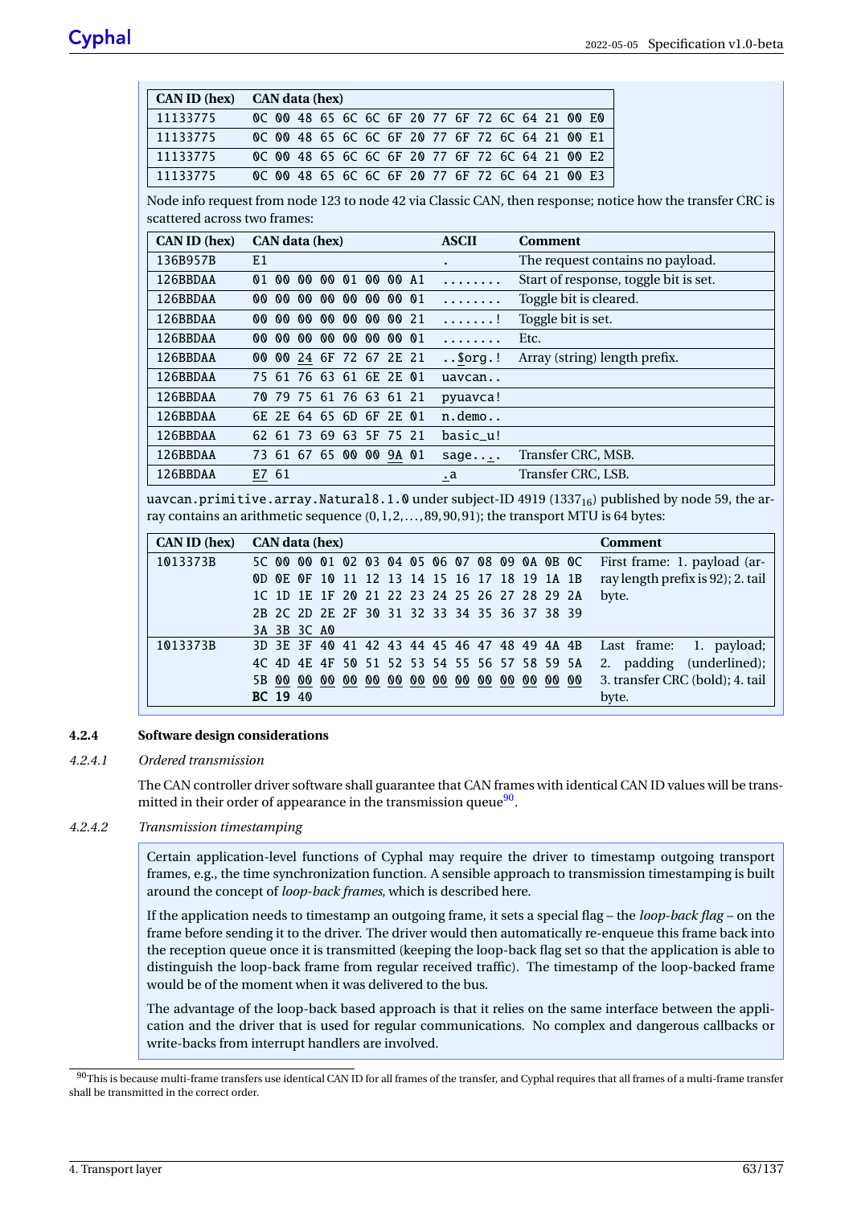| CAN ID (hex) | CAN data (hex) |
|---|---|
| 11133775 | 0C 00 48 65 6C 6C 6F 20 77 6F 72 6C 64 21 00 E0 |
| 11133775 | 0C 00 48 65 6C 6C 6F 20 77 6F 72 6C 64 21 00 E1 |
| 11133775 | 0C 00 48 65 6C 6C 6F 20 77 6F 72 6C 64 21 00 E2 |
| 11133775 | 0C 00 48 65 6C 6C 6F 20 77 6F 72 6C 64 21 00 E3 |

Node info request from node 123 to node 42 via Classic CAN, then response; notice how the transfer CRC is scattered across two frames:

| CAN ID (hex) | CAN data (hex) | ASCII | Comment |
|---|---|---|---|
| 136B957B | E1 | . | The request contains no payload. |
| 126BBDAA | 01 00 00 00 01 00 00 A1 | ........ | Start of response, toggle bit is set. |
| 126BBDAA | 00 00 00 00 00 00 00 01 | ........ | Toggle bit is cleared. |
| 126BBDAA | 00 00 00 00 00 00 00 21 | .......! | Toggle bit is set. |
| 126BBDAA | 00 00 00 00 00 00 00 01 | ........ | Etc. |
| 126BBDAA | 00 00 <u>24</u> 6F 72 67 2E 21 | ..<u>$</u>org.! | Array (string) length prefix. |
| 126BBDAA | 75 61 76 63 61 6E 2E 01 | uavcan.. | |
| 126BBDAA | 70 79 75 61 76 63 61 21 | pyuavca! | |
| 126BBDAA | 6E 2E 64 65 6D 6F 2E 01 | n.demo.. | |
| 126BBDAA | 62 61 73 69 63 5F 75 21 | basic_u! | |
| 126BBDAA | 73 61 67 65 00 00 <u>9A</u> 01 | sage..<u>.</u>. | Transfer CRC, MSB. |
| 126BBDAA | <u>E7</u> 61 | <u>.</u>a | Transfer CRC, LSB. |

`uavcan.primitive.array.Natural8.1.0` under subject-ID 4919 ($1337_{16}$) published by node 59, the array contains an arithmetic sequence $(0, 1, 2, \ldots, 89, 90, 91)$; the transport MTU is 64 bytes:

| CAN ID (hex) | CAN data (hex) | Comment |
|---|---|---|
| 1013373B | 5C 00 00 01 02 03 04 05 06 07 08 09 0A 0B 0C 0D 0E 0F 10 11 12 13 14 15 16 17 18 19 1A 1B 1C 1D 1E 1F 20 21 22 23 24 25 26 27 28 29 2A 2B 2C 2D 2E 2F 30 31 32 33 34 35 36 37 38 39 3A 3B 3C A0 | First frame: 1. payload (array length prefix is 92); 2. tail byte. |
| 1013373B | 3D 3E 3F 40 41 42 43 44 45 46 47 48 49 4A 4B 4C 4D 4E 4F 50 51 52 53 54 55 56 57 58 59 5A 5B <u>00 00 00 00 00 00 00 00 00 00 00 00 00 00</u> **BC 19** 40 | Last frame: 1. payload; 2. padding (underlined); 3. transfer CRC (bold); 4. tail byte. |

### 4.2.4 Software design considerations

#### *4.2.4.1 Ordered transmission*

The CAN controller driver software shall guarantee that CAN frames with identical CAN ID values will be transmitted in their order of appearance in the transmission queue[90].

#### *4.2.4.2 Transmission timestamping*

Certain application-level functions of Cyphal may require the driver to timestamp outgoing transport frames, e.g., the time synchronization function. A sensible approach to transmission timestamping is built around the concept of *loop-back frames*, which is described here.

If the application needs to timestamp an outgoing frame, it sets a special flag – the *loop-back flag* – on the frame before sending it to the driver. The driver would then automatically re-enqueue this frame back into the reception queue once it is transmitted (keeping the loop-back flag set so that the application is able to distinguish the loop-back frame from regular received traffic). The timestamp of the loop-backed frame would be of the moment when it was delivered to the bus.

The advantage of the loop-back based approach is that it relies on the same interface between the application and the driver that is used for regular communications. No complex and dangerous callbacks or write-backs from interrupt handlers are involved.

[90] This is because multi-frame transfers use identical CAN ID for all frames of the transfer, and Cyphal requires that all frames of a multi-frame transfer shall be transmitted in the correct order.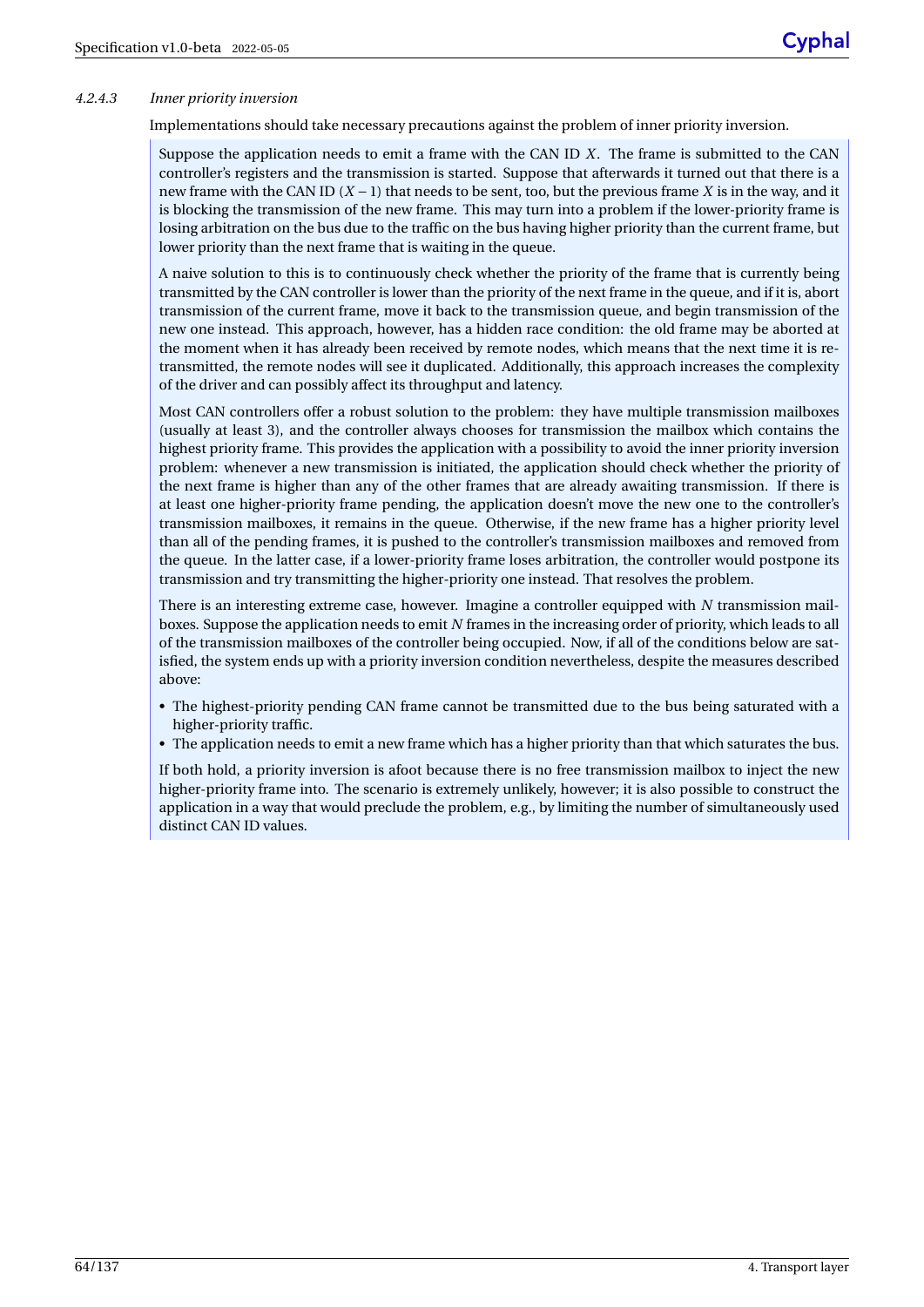#### 4.2.4.3 *Inner priority inversion*

Implementations should take necessary precautions against the problem of inner priority inversion.

Suppose the application needs to emit a frame with the CAN ID $X$. The frame is submitted to the CAN controller's registers and the transmission is started. Suppose that afterwards it turned out that there is a new frame with the CAN ID $(X-1)$ that needs to be sent, too, but the previous frame $X$ is in the way, and it is blocking the transmission of the new frame. This may turn into a problem if the lower-priority frame is losing arbitration on the bus due to the traffic on the bus having higher priority than the current frame, but lower priority than the next frame that is waiting in the queue.

A naive solution to this is to continuously check whether the priority of the frame that is currently being transmitted by the CAN controller is lower than the priority of the next frame in the queue, and if it is, abort transmission of the current frame, move it back to the transmission queue, and begin transmission of the new one instead. This approach, however, has a hidden race condition: the old frame may be aborted at the moment when it has already been received by remote nodes, which means that the next time it is re-transmitted, the remote nodes will see it duplicated. Additionally, this approach increases the complexity of the driver and can possibly affect its throughput and latency.

Most CAN controllers offer a robust solution to the problem: they have multiple transmission mailboxes (usually at least 3), and the controller always chooses for transmission the mailbox which contains the highest priority frame. This provides the application with a possibility to avoid the inner priority inversion problem: whenever a new transmission is initiated, the application should check whether the priority of the next frame is higher than any of the other frames that are already awaiting transmission. If there is at least one higher-priority frame pending, the application doesn't move the new one to the controller's transmission mailboxes, it remains in the queue. Otherwise, if the new frame has a higher priority level than all of the pending frames, it is pushed to the controller's transmission mailboxes and removed from the queue. In the latter case, if a lower-priority frame loses arbitration, the controller would postpone its transmission and try transmitting the higher-priority one instead. That resolves the problem.

There is an interesting extreme case, however. Imagine a controller equipped with $N$ transmission mailboxes. Suppose the application needs to emit $N$ frames in the increasing order of priority, which leads to all of the transmission mailboxes of the controller being occupied. Now, if all of the conditions below are satisfied, the system ends up with a priority inversion condition nevertheless, despite the measures described above:

- The highest-priority pending CAN frame cannot be transmitted due to the bus being saturated with a higher-priority traffic.
- The application needs to emit a new frame which has a higher priority than that which saturates the bus.

If both hold, a priority inversion is afoot because there is no free transmission mailbox to inject the new higher-priority frame into. The scenario is extremely unlikely, however; it is also possible to construct the application in a way that would preclude the problem, e.g., by limiting the number of simultaneously used distinct CAN ID values.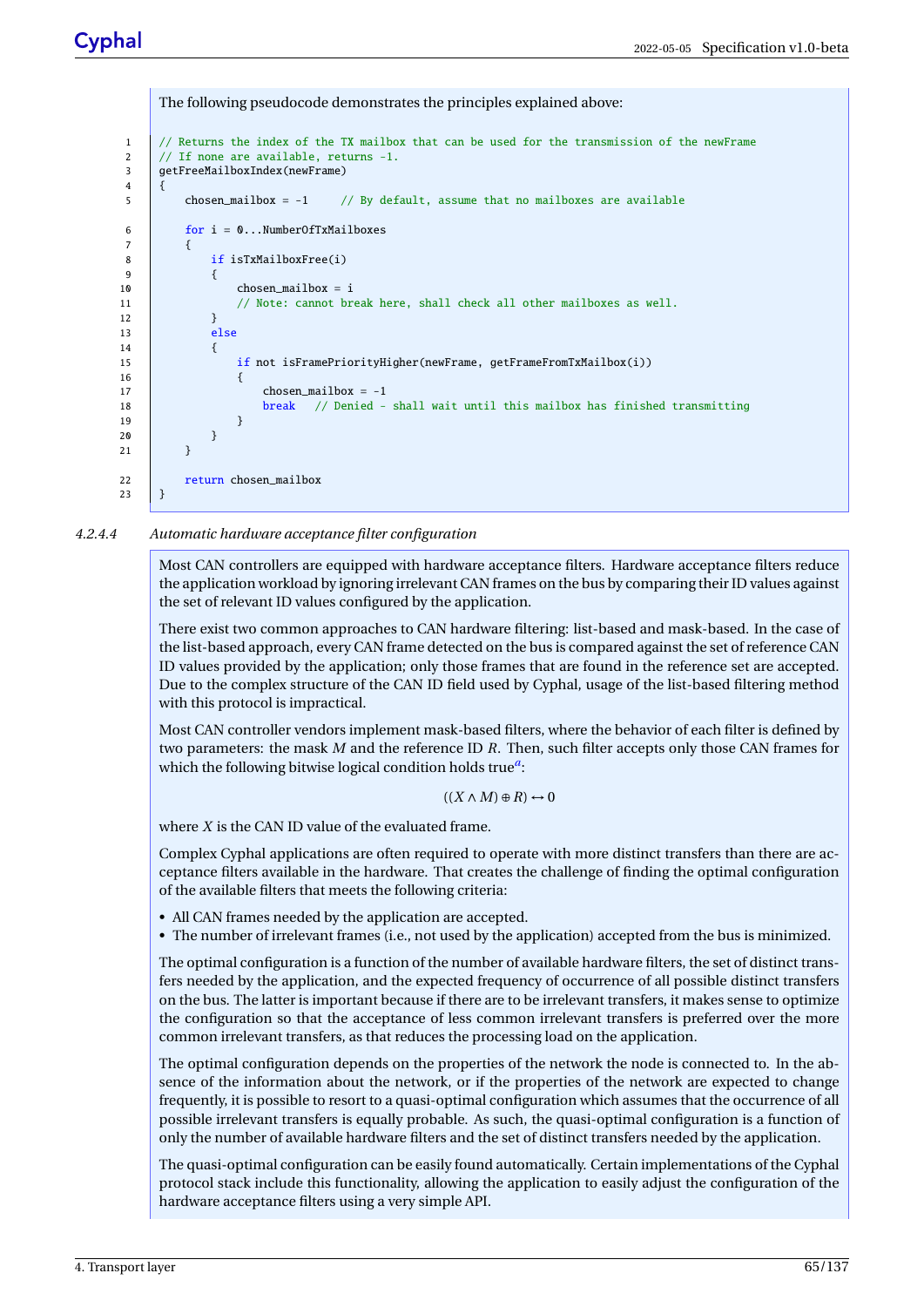The following pseudocode demonstrates the principles explained above:

```
// Returns the index of the TX mailbox that can be used for the transmission of the newFrame
// If none are available, returns -1.
getFreeMailboxIndex(newFrame)
{
    chosen_mailbox = -1     // By default, assume that no mailboxes are available

    for i = 0...NumberOfTxMailboxes
    {
        if isTxMailboxFree(i)
        {
            chosen_mailbox = i
            // Note: cannot break here, shall check all other mailboxes as well.
        }
        else
        {
            if not isFramePriorityHigher(newFrame, getFrameFromTxMailbox(i))
            {
                chosen_mailbox = -1
                break   // Denied - shall wait until this mailbox has finished transmitting
            }
        }
    }

    return chosen_mailbox
}
```

#### 4.2.4.4 *Automatic hardware acceptance filter configuration*

Most CAN controllers are equipped with hardware acceptance filters. Hardware acceptance filters reduce the application workload by ignoring irrelevant CAN frames on the bus by comparing their ID values against the set of relevant ID values configured by the application.

There exist two common approaches to CAN hardware filtering: list-based and mask-based. In the case of the list-based approach, every CAN frame detected on the bus is compared against the set of reference CAN ID values provided by the application; only those frames that are found in the reference set are accepted. Due to the complex structure of the CAN ID field used by Cyphal, usage of the list-based filtering method with this protocol is impractical.

Most CAN controller vendors implement mask-based filters, where the behavior of each filter is defined by two parameters: the mask $M$ and the reference ID $R$. Then, such filter accepts only those CAN frames for which the following bitwise logical condition holds true[a]:

$$((X \wedge M) \oplus R) \leftrightarrow 0$$

where $X$ is the CAN ID value of the evaluated frame.

Complex Cyphal applications are often required to operate with more distinct transfers than there are acceptance filters available in the hardware. That creates the challenge of finding the optimal configuration of the available filters that meets the following criteria:

- All CAN frames needed by the application are accepted.
- The number of irrelevant frames (i.e., not used by the application) accepted from the bus is minimized.

The optimal configuration is a function of the number of available hardware filters, the set of distinct transfers needed by the application, and the expected frequency of occurrence of all possible distinct transfers on the bus. The latter is important because if there are to be irrelevant transfers, it makes sense to optimize the configuration so that the acceptance of less common irrelevant transfers is preferred over the more common irrelevant transfers, as that reduces the processing load on the application.

The optimal configuration depends on the properties of the network the node is connected to. In the absence of the information about the network, or if the properties of the network are expected to change frequently, it is possible to resort to a quasi-optimal configuration which assumes that the occurrence of all possible irrelevant transfers is equally probable. As such, the quasi-optimal configuration is a function of only the number of available hardware filters and the set of distinct transfers needed by the application.

The quasi-optimal configuration can be easily found automatically. Certain implementations of the Cyphal protocol stack include this functionality, allowing the application to easily adjust the configuration of the hardware acceptance filters using a very simple API.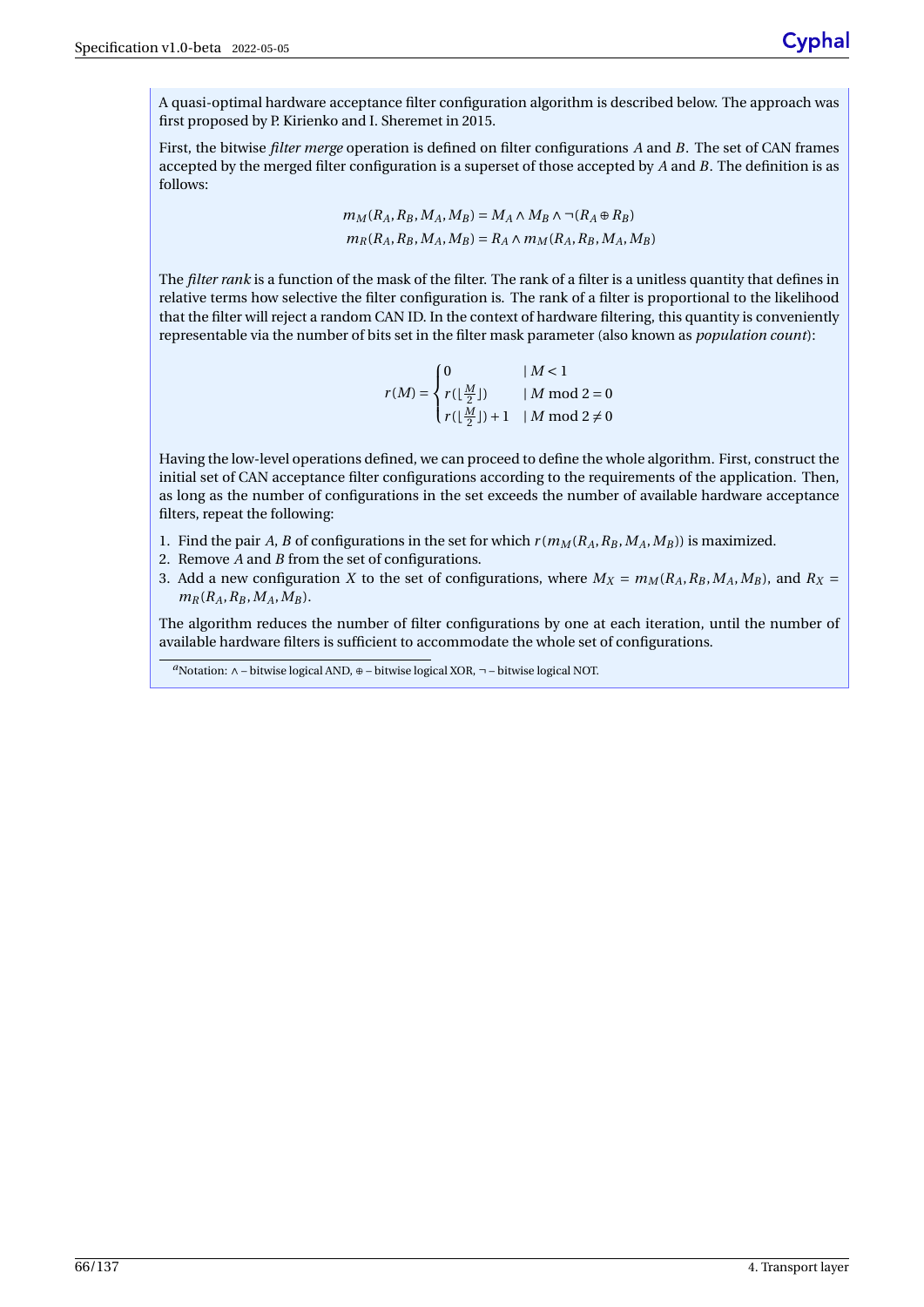A quasi-optimal hardware acceptance filter configuration algorithm is described below. The approach was first proposed by P. Kirienko and I. Sheremet in 2015.

First, the bitwise *filter merge* operation is defined on filter configurations $A$ and $B$. The set of CAN frames accepted by the merged filter configuration is a superset of those accepted by $A$ and $B$. The definition is as follows:

$$m_M(R_A, R_B, M_A, M_B) = M_A \wedge M_B \wedge \neg(R_A \oplus R_B)$$
$$m_R(R_A, R_B, M_A, M_B) = R_A \wedge m_M(R_A, R_B, M_A, M_B)$$

The *filter rank* is a function of the mask of the filter. The rank of a filter is a unitless quantity that defines in relative terms how selective the filter configuration is. The rank of a filter is proportional to the likelihood that the filter will reject a random CAN ID. In the context of hardware filtering, this quantity is conveniently representable via the number of bits set in the filter mask parameter (also known as *population count*):

$$r(M) = \begin{cases} 0 & \mid M < 1 \\ r(\lfloor \frac{M}{2} \rfloor) & \mid M \bmod 2 = 0 \\ r(\lfloor \frac{M}{2} \rfloor) + 1 & \mid M \bmod 2 \neq 0 \end{cases}$$

Having the low-level operations defined, we can proceed to define the whole algorithm. First, construct the initial set of CAN acceptance filter configurations according to the requirements of the application. Then, as long as the number of configurations in the set exceeds the number of available hardware acceptance filters, repeat the following:

1. Find the pair $A$, $B$ of configurations in the set for which $r(m_M(R_A, R_B, M_A, M_B))$ is maximized.
2. Remove $A$ and $B$ from the set of configurations.
3. Add a new configuration $X$ to the set of configurations, where $M_X = m_M(R_A, R_B, M_A, M_B)$, and $R_X = m_R(R_A, R_B, M_A, M_B)$.

The algorithm reduces the number of filter configurations by one at each iteration, until the number of available hardware filters is sufficient to accommodate the whole set of configurations.

[a]Notation: ∧ – bitwise logical AND, ⊕ – bitwise logical XOR, ¬ – bitwise logical NOT.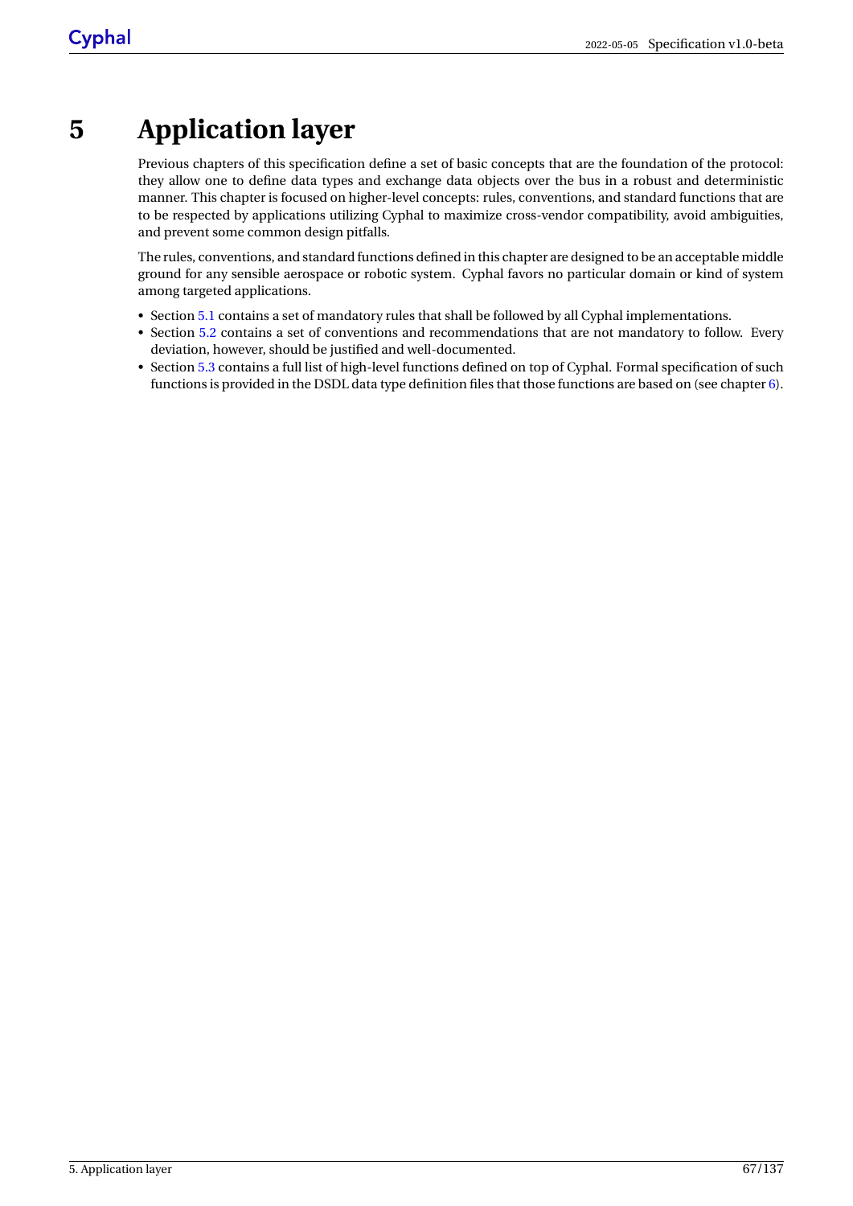# 5 Application layer

Previous chapters of this specification define a set of basic concepts that are the foundation of the protocol: they allow one to define data types and exchange data objects over the bus in a robust and deterministic manner. This chapter is focused on higher-level concepts: rules, conventions, and standard functions that are to be respected by applications utilizing Cyphal to maximize cross-vendor compatibility, avoid ambiguities, and prevent some common design pitfalls.

The rules, conventions, and standard functions defined in this chapter are designed to be an acceptable middle ground for any sensible aerospace or robotic system. Cyphal favors no particular domain or kind of system among targeted applications.

- Section 5.1 contains a set of mandatory rules that shall be followed by all Cyphal implementations.
- Section 5.2 contains a set of conventions and recommendations that are not mandatory to follow. Every deviation, however, should be justified and well-documented.
- Section 5.3 contains a full list of high-level functions defined on top of Cyphal. Formal specification of such functions is provided in the DSDL data type definition files that those functions are based on (see chapter 6).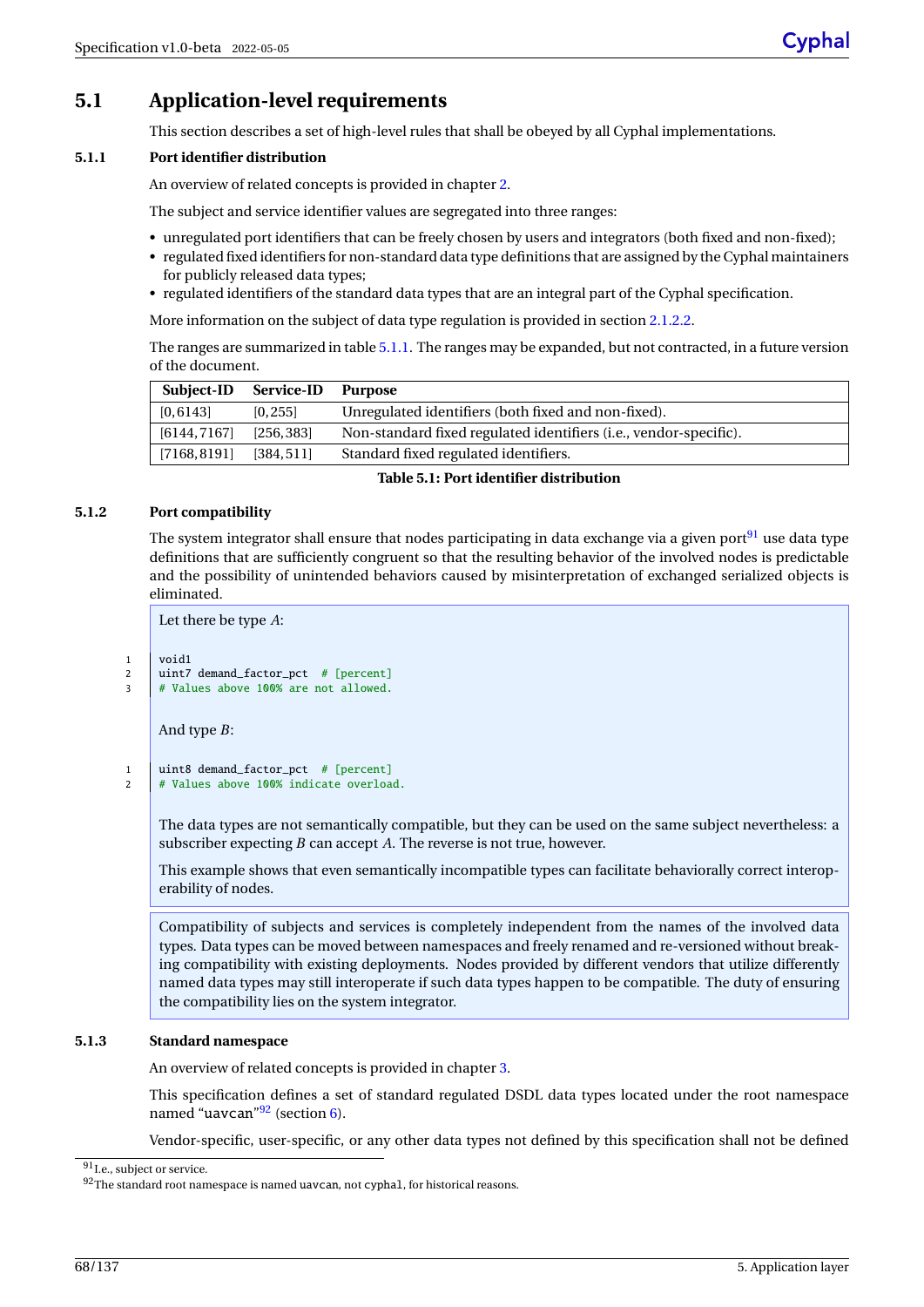## 5.1 Application-level requirements

This section describes a set of high-level rules that shall be obeyed by all Cyphal implementations.

### 5.1.1 Port identifier distribution

An overview of related concepts is provided in chapter 2.

The subject and service identifier values are segregated into three ranges:

- unregulated port identifiers that can be freely chosen by users and integrators (both fixed and non-fixed);
- regulated fixed identifiers for non-standard data type definitions that are assigned by the Cyphal maintainers for publicly released data types;
- regulated identifiers of the standard data types that are an integral part of the Cyphal specification.

More information on the subject of data type regulation is provided in section 2.1.2.2.

The ranges are summarized in table 5.1.1. The ranges may be expanded, but not contracted, in a future version of the document.

| Subject-ID | Service-ID | Purpose |
|---|---|---|
| $[0, 6143]$ | $[0, 255]$ | Unregulated identifiers (both fixed and non-fixed). |
| $[6144, 7167]$ | $[256, 383]$ | Non-standard fixed regulated identifiers (i.e., vendor-specific). |
| $[7168, 8191]$ | $[384, 511]$ | Standard fixed regulated identifiers. |

**Table 5.1: Port identifier distribution**

### 5.1.2 Port compatibility

The system integrator shall ensure that nodes participating in data exchange via a given port[91] use data type definitions that are sufficiently congruent so that the resulting behavior of the involved nodes is predictable and the possibility of unintended behaviors caused by misinterpretation of exchanged serialized objects is eliminated.

Let there be type $A$:

```
void1
uint7 demand_factor_pct  # [percent]
# Values above 100% are not allowed.
```

And type $B$:

```
uint8 demand_factor_pct  # [percent]
# Values above 100% indicate overload.
```

The data types are not semantically compatible, but they can be used on the same subject nevertheless: a subscriber expecting $B$ can accept $A$. The reverse is not true, however.

This example shows that even semantically incompatible types can facilitate behaviorally correct interoperability of nodes.

Compatibility of subjects and services is completely independent from the names of the involved data types. Data types can be moved between namespaces and freely renamed and re-versioned without breaking compatibility with existing deployments. Nodes provided by different vendors that utilize differently named data types may still interoperate if such data types happen to be compatible. The duty of ensuring the compatibility lies on the system integrator.

### 5.1.3 Standard namespace

An overview of related concepts is provided in chapter 3.

This specification defines a set of standard regulated DSDL data types located under the root namespace named "`uavcan`"[92] (section 6).

Vendor-specific, user-specific, or any other data types not defined by this specification shall not be defined

[91] I.e., subject or service.

[92] The standard root namespace is named `uavcan`, not `cyphal`, for historical reasons.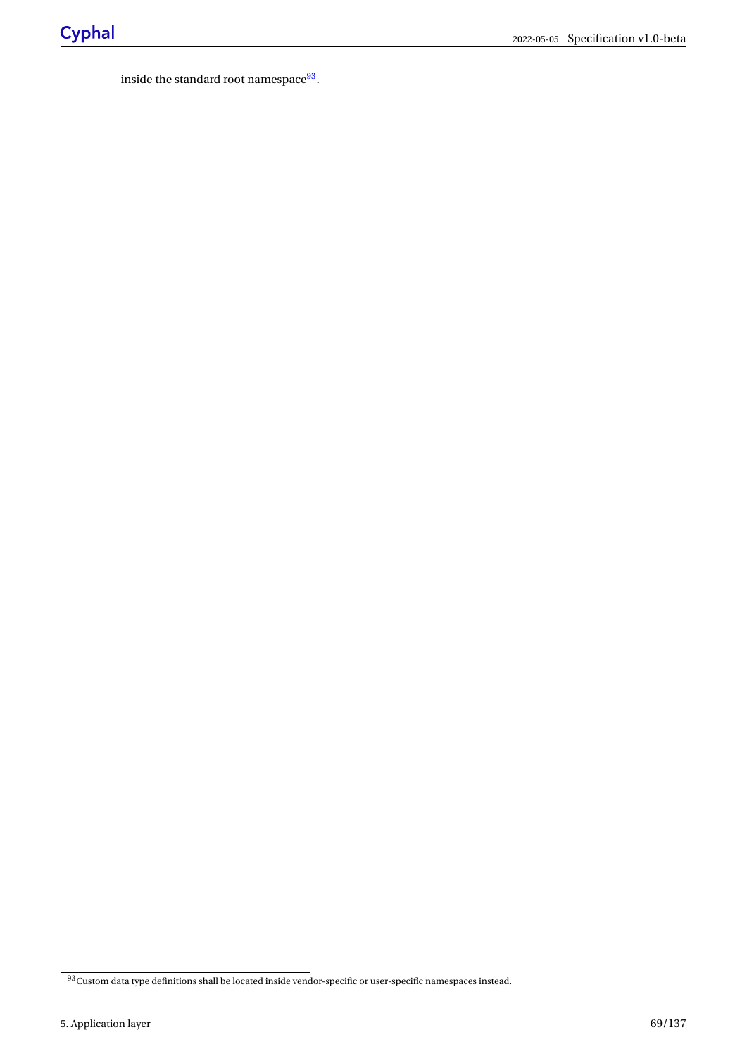inside the standard root namespace[93].

[93] Custom data type definitions shall be located inside vendor-specific or user-specific namespaces instead.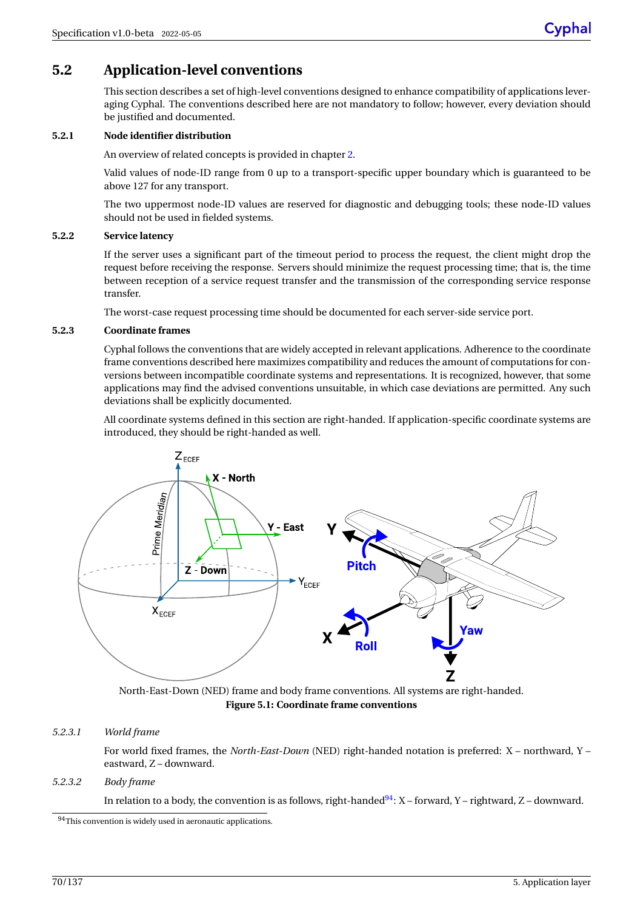## 5.2 Application-level conventions

This section describes a set of high-level conventions designed to enhance compatibility of applications leveraging Cyphal. The conventions described here are not mandatory to follow; however, every deviation should be justified and documented.

### 5.2.1 Node identifier distribution

An overview of related concepts is provided in chapter 2.

Valid values of node-ID range from 0 up to a transport-specific upper boundary which is guaranteed to be above 127 for any transport.

The two uppermost node-ID values are reserved for diagnostic and debugging tools; these node-ID values should not be used in fielded systems.

### 5.2.2 Service latency

If the server uses a significant part of the timeout period to process the request, the client might drop the request before receiving the response. Servers should minimize the request processing time; that is, the time between reception of a service request transfer and the transmission of the corresponding service response transfer.

The worst-case request processing time should be documented for each server-side service port.

### 5.2.3 Coordinate frames

Cyphal follows the conventions that are widely accepted in relevant applications. Adherence to the coordinate frame conventions described here maximizes compatibility and reduces the amount of computations for conversions between incompatible coordinate systems and representations. It is recognized, however, that some applications may find the advised conventions unsuitable, in which case deviations are permitted. Any such deviations shall be explicitly documented.

All coordinate systems defined in this section are right-handed. If application-specific coordinate systems are introduced, they should be right-handed as well.

$Z_{ECEF}$
X - North
Prime Meridian
Y - East
Z - Down
$Y_{ECEF}$
$X_{ECEF}$
Y
Pitch
X
Roll
Yaw
Z

North-East-Down (NED) frame and body frame conventions. All systems are right-handed.

**Figure 5.1: Coordinate frame conventions**

#### *5.2.3.1 World frame*

For world fixed frames, the *North-East-Down* (NED) right-handed notation is preferred: X – northward, Y – eastward, Z – downward.

#### *5.2.3.2 Body frame*

In relation to a body, the convention is as follows, right-handed[94]: X – forward, Y – rightward, Z – downward.

[94] This convention is widely used in aeronautic applications.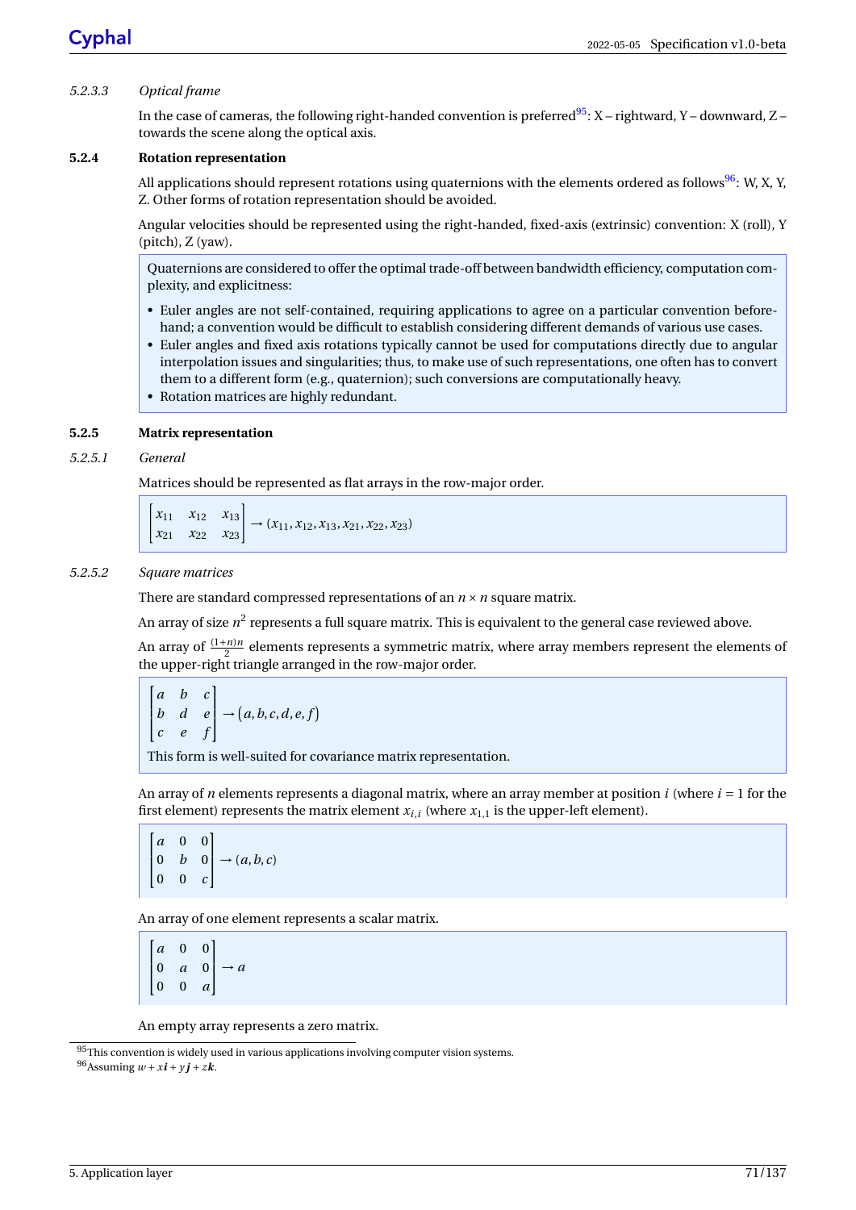#### 5.2.3.3 *Optical frame*

In the case of cameras, the following right-handed convention is preferred[95]: X – rightward, Y – downward, Z – towards the scene along the optical axis.

### 5.2.4 Rotation representation

All applications should represent rotations using quaternions with the elements ordered as follows[96]: W, X, Y, Z. Other forms of rotation representation should be avoided.

Angular velocities should be represented using the right-handed, fixed-axis (extrinsic) convention: X (roll), Y (pitch), Z (yaw).

> Quaternions are considered to offer the optimal trade-off between bandwidth efficiency, computation complexity, and explicitness:
>
> - Euler angles are not self-contained, requiring applications to agree on a particular convention beforehand; a convention would be difficult to establish considering different demands of various use cases.
> - Euler angles and fixed axis rotations typically cannot be used for computations directly due to angular interpolation issues and singularities; thus, to make use of such representations, one often has to convert them to a different form (e.g., quaternion); such conversions are computationally heavy.
> - Rotation matrices are highly redundant.

### 5.2.5 Matrix representation

#### 5.2.5.1 *General*

Matrices should be represented as flat arrays in the row-major order.

$$\begin{bmatrix} x_{11} & x_{12} & x_{13} \\ x_{21} & x_{22} & x_{23} \end{bmatrix} \to (x_{11}, x_{12}, x_{13}, x_{21}, x_{22}, x_{23})$$

#### 5.2.5.2 *Square matrices*

There are standard compressed representations of an $n \times n$ square matrix.

An array of size $n^2$ represents a full square matrix. This is equivalent to the general case reviewed above.

An array of $\frac{(1+n)n}{2}$ elements represents a symmetric matrix, where array members represent the elements of the upper-right triangle arranged in the row-major order.

$$\begin{bmatrix} a & b & c \\ b & d & e \\ c & e & f \end{bmatrix} \to (a, b, c, d, e, f)$$

This form is well-suited for covariance matrix representation.

An array of $n$ elements represents a diagonal matrix, where an array member at position $i$ (where $i = 1$ for the first element) represents the matrix element $x_{i,i}$ (where $x_{1,1}$ is the upper-left element).

$$\begin{bmatrix} a & 0 & 0 \\ 0 & b & 0 \\ 0 & 0 & c \end{bmatrix} \to (a, b, c)$$

An array of one element represents a scalar matrix.

$$\begin{bmatrix} a & 0 & 0 \\ 0 & a & 0 \\ 0 & 0 & a \end{bmatrix} \to a$$

An empty array represents a zero matrix.

[95] This convention is widely used in various applications involving computer vision systems.

[96] Assuming $w + x\boldsymbol{i} + y\boldsymbol{j} + z\boldsymbol{k}$.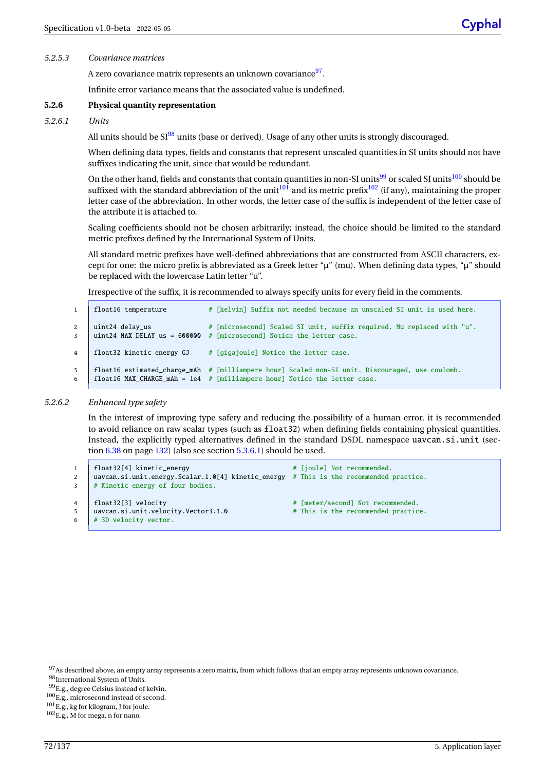##### 5.2.5.3 *Covariance matrices*

A zero covariance matrix represents an unknown covariance[97].

Infinite error variance means that the associated value is undefined.

### 5.2.6 Physical quantity representation

#### 5.2.6.1 *Units*

All units should be SI[98] units (base or derived). Usage of any other units is strongly discouraged.

When defining data types, fields and constants that represent unscaled quantities in SI units should not have suffixes indicating the unit, since that would be redundant.

On the other hand, fields and constants that contain quantities in non-SI units[99] or scaled SI units[100] should be suffixed with the standard abbreviation of the unit[101] and its metric prefix[102] (if any), maintaining the proper letter case of the abbreviation. In other words, the letter case of the suffix is independent of the letter case of the attribute it is attached to.

Scaling coefficients should not be chosen arbitrarily; instead, the choice should be limited to the standard metric prefixes defined by the International System of Units.

All standard metric prefixes have well-defined abbreviations that are constructed from ASCII characters, except for one: the micro prefix is abbreviated as a Greek letter "μ" (mu). When defining data types, "μ" should be replaced with the lowercase Latin letter "u".

Irrespective of the suffix, it is recommended to always specify units for every field in the comments.

```
float16 temperature          # [kelvin] Suffix not needed because an unscaled SI unit is used here.

uint24 delay_us              # [microsecond] Scaled SI unit, suffix required. Mu replaced with "u".
uint24 MAX_DELAY_us = 600000  # [microsecond] Notice the letter case.

float32 kinetic_energy_GJ    # [gigajoule] Notice the letter case.

float16 estimated_charge_mAh  # [milliampere hour] Scaled non-SI unit. Discouraged, use coulomb.
float16 MAX_CHARGE_mAh = 1e4  # [milliampere hour] Notice the letter case.
```

#### 5.2.6.2 *Enhanced type safety*

In the interest of improving type safety and reducing the possibility of a human error, it is recommended to avoid reliance on raw scalar types (such as `float32`) when defining fields containing physical quantities. Instead, the explicitly typed alternatives defined in the standard DSDL namespace `uavcan.si.unit` (section 6.38 on page 132) (also see section 5.3.6.1) should be used.

```
float32[4] kinetic_energy                         # [joule] Not recommended.
uavcan.si.unit.energy.Scalar.1.0[4] kinetic_energy  # This is the recommended practice.
# Kinetic energy of four bodies.

float32[3] velocity                               # [meter/second] Not recommended.
uavcan.si.unit.velocity.Vector3.1.0               # This is the recommended practice.
# 3D velocity vector.
```

[97] As described above, an empty array represents a zero matrix, from which follows that an empty array represents unknown covariance.

[98] International System of Units.

[99] E.g., degree Celsius instead of kelvin.

[100] E.g., microsecond instead of second.

[101] E.g., kg for kilogram, J for joule.

[102] E.g., M for mega, n for nano.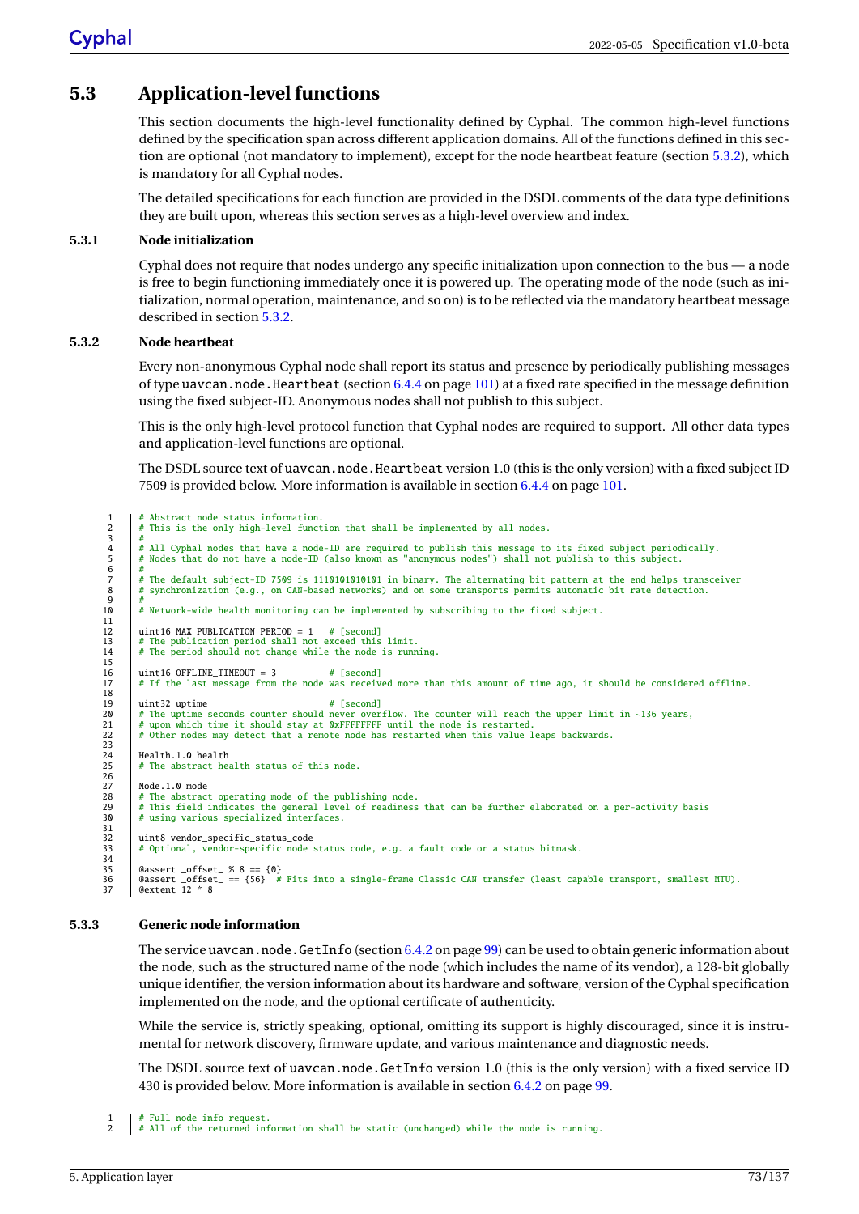## 5.3 Application-level functions

This section documents the high-level functionality defined by Cyphal. The common high-level functions defined by the specification span across different application domains. All of the functions defined in this section are optional (not mandatory to implement), except for the node heartbeat feature (section 5.3.2), which is mandatory for all Cyphal nodes.

The detailed specifications for each function are provided in the DSDL comments of the data type definitions they are built upon, whereas this section serves as a high-level overview and index.

### 5.3.1 Node initialization

Cyphal does not require that nodes undergo any specific initialization upon connection to the bus — a node is free to begin functioning immediately once it is powered up. The operating mode of the node (such as initialization, normal operation, maintenance, and so on) is to be reflected via the mandatory heartbeat message described in section 5.3.2.

### 5.3.2 Node heartbeat

Every non-anonymous Cyphal node shall report its status and presence by periodically publishing messages of type `uavcan.node.Heartbeat` (section 6.4.4 on page 101) at a fixed rate specified in the message definition using the fixed subject-ID. Anonymous nodes shall not publish to this subject.

This is the only high-level protocol function that Cyphal nodes are required to support. All other data types and application-level functions are optional.

The DSDL source text of `uavcan.node.Heartbeat` version 1.0 (this is the only version) with a fixed subject ID 7509 is provided below. More information is available in section 6.4.4 on page 101.

```
# Abstract node status information.
# This is the only high-level function that shall be implemented by all nodes.
#
# All Cyphal nodes that have a node-ID are required to publish this message to its fixed subject periodically.
# Nodes that do not have a node-ID (also known as "anonymous nodes") shall not publish to this subject.
#
# The default subject-ID 7509 is 1110101010101 in binary. The alternating bit pattern at the end helps transceiver
# synchronization (e.g., on CAN-based networks) and on some transports permits automatic bit rate detection.
#
# Network-wide health monitoring can be implemented by subscribing to the fixed subject.

uint16 MAX_PUBLICATION_PERIOD = 1   # [second]
# The publication period shall not exceed this limit.
# The period should not change while the node is running.

uint16 OFFLINE_TIMEOUT = 3          # [second]
# If the last message from the node was received more than this amount of time ago, it should be considered offline.

uint32 uptime                       # [second]
# The uptime seconds counter should never overflow. The counter will reach the upper limit in ~136 years,
# upon which time it should stay at 0xFFFFFFFF until the node is restarted.
# Other nodes may detect that a remote node has restarted when this value leaps backwards.

Health.1.0 health
# The abstract health status of this node.

Mode.1.0 mode
# The abstract operating mode of the publishing node.
# This field indicates the general level of readiness that can be further elaborated on a per-activity basis
# using various specialized interfaces.

uint8 vendor_specific_status_code
# Optional, vendor-specific node status code, e.g. a fault code or a status bitmask.

@assert _offset_ % 8 == {0}
@assert _offset_ == {56}  # Fits into a single-frame Classic CAN transfer (least capable transport, smallest MTU).
@extent 12 * 8
```

### 5.3.3 Generic node information

The service `uavcan.node.GetInfo` (section 6.4.2 on page 99) can be used to obtain generic information about the node, such as the structured name of the node (which includes the name of its vendor), a 128-bit globally unique identifier, the version information about its hardware and software, version of the Cyphal specification implemented on the node, and the optional certificate of authenticity.

While the service is, strictly speaking, optional, omitting its support is highly discouraged, since it is instrumental for network discovery, firmware update, and various maintenance and diagnostic needs.

The DSDL source text of `uavcan.node.GetInfo` version 1.0 (this is the only version) with a fixed service ID 430 is provided below. More information is available in section 6.4.2 on page 99.

```
# Full node info request.
# All of the returned information shall be static (unchanged) while the node is running.
```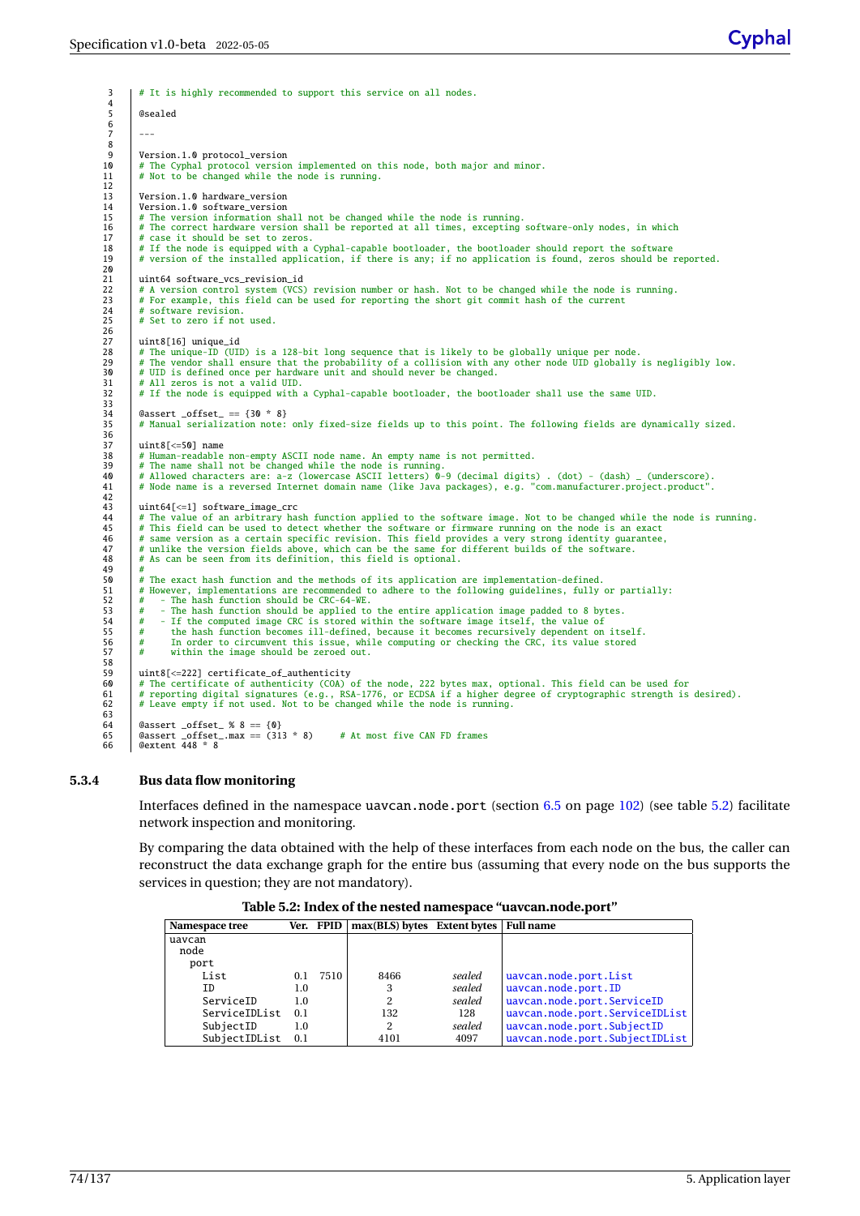```
# It is highly recommended to support this service on all nodes.

@sealed

---

Version.1.0 protocol_version
# The Cyphal protocol version implemented on this node, both major and minor.
# Not to be changed while the node is running.

Version.1.0 hardware_version
Version.1.0 software_version
# The version information shall not be changed while the node is running.
# The correct hardware version shall be reported at all times, excepting software-only nodes, in which
# case it should be set to zeros.
# If the node is equipped with a Cyphal-capable bootloader, the bootloader should report the software
# version of the installed application, if there is any; if no application is found, zeros should be reported.

uint64 software_vcs_revision_id
# A version control system (VCS) revision number or hash. Not to be changed while the node is running.
# For example, this field can be used for reporting the short git commit hash of the current
# software revision.
# Set to zero if not used.

uint8[16] unique_id
# The unique-ID (UID) is a 128-bit long sequence that is likely to be globally unique per node.
# The vendor shall ensure that the probability of a collision with any other node UID globally is negligibly low.
# UID is defined once per hardware unit and should never be changed.
# All zeros is not a valid UID.
# If the node is equipped with a Cyphal-capable bootloader, the bootloader shall use the same UID.

@assert _offset_ == {30 * 8}
# Manual serialization note: only fixed-size fields up to this point. The following fields are dynamically sized.

uint8[<=50] name
# Human-readable non-empty ASCII node name. An empty name is not permitted.
# The name shall not be changed while the node is running.
# Allowed characters are: a-z (lowercase ASCII letters) 0-9 (decimal digits) . (dot) - (dash) _ (underscore).
# Node name is a reversed Internet domain name (like Java packages), e.g. "com.manufacturer.project.product".

uint64[<=1] software_image_crc
# The value of an arbitrary hash function applied to the software image. Not to be changed while the node is running.
# This field can be used to detect whether the software or firmware running on the node is an exact
# same version as a certain specific revision. This field provides a very strong identity guarantee,
# unlike the version fields above, which can be the same for different builds of the software.
# As can be seen from its definition, this field is optional.
#
# The exact hash function and the methods of its application are implementation-defined.
# However, implementations are recommended to adhere to the following guidelines, fully or partially:
#   - The hash function should be CRC-64-WE.
#   - The hash function should be applied to the entire application image padded to 8 bytes.
#   - If the computed image CRC is stored within the software image itself, the value of
#     the hash function becomes ill-defined, because it becomes recursively dependent on itself.
#     In order to circumvent this issue, while computing or checking the CRC, its value stored
#     within the image should be zeroed out.

uint8[<=222] certificate_of_authenticity
# The certificate of authenticity (COA) of the node, 222 bytes max, optional. This field can be used for
# reporting digital signatures (e.g., RSA-1776, or ECDSA if a higher degree of cryptographic strength is desired).
# Leave empty if not used. Not to be changed while the node is running.

@assert _offset_ % 8 == {0}
@assert _offset_.max == (313 * 8)     # At most five CAN FD frames
@extent 448 * 8
```

### 5.3.4 Bus data flow monitoring

Interfaces defined in the namespace `uavcan.node.port` (section 6.5 on page 102) (see table 5.2) facilitate network inspection and monitoring.

By comparing the data obtained with the help of these interfaces from each node on the bus, the caller can reconstruct the data exchange graph for the entire bus (assuming that every node on the bus supports the services in question; they are not mandatory).

**Table 5.2: Index of the nested namespace "uavcan.node.port"**

| Namespace tree | Ver. | FPID | max(BLS) bytes | Extent bytes | Full name |
|---|---|---|---|---|---|
| uavcan | | | | | |
| node | | | | | |
| port | | | | | |
| List | 0.1 | 7510 | 8466 | *sealed* | uavcan.node.port.List |
| ID | 1.0 | | 3 | *sealed* | uavcan.node.port.ID |
| ServiceID | 1.0 | | 2 | *sealed* | uavcan.node.port.ServiceID |
| ServiceIDList | 0.1 | | 132 | 128 | uavcan.node.port.ServiceIDList |
| SubjectID | 1.0 | | 2 | *sealed* | uavcan.node.port.SubjectID |
| SubjectIDList | 0.1 | | 4101 | 4097 | uavcan.node.port.SubjectIDList |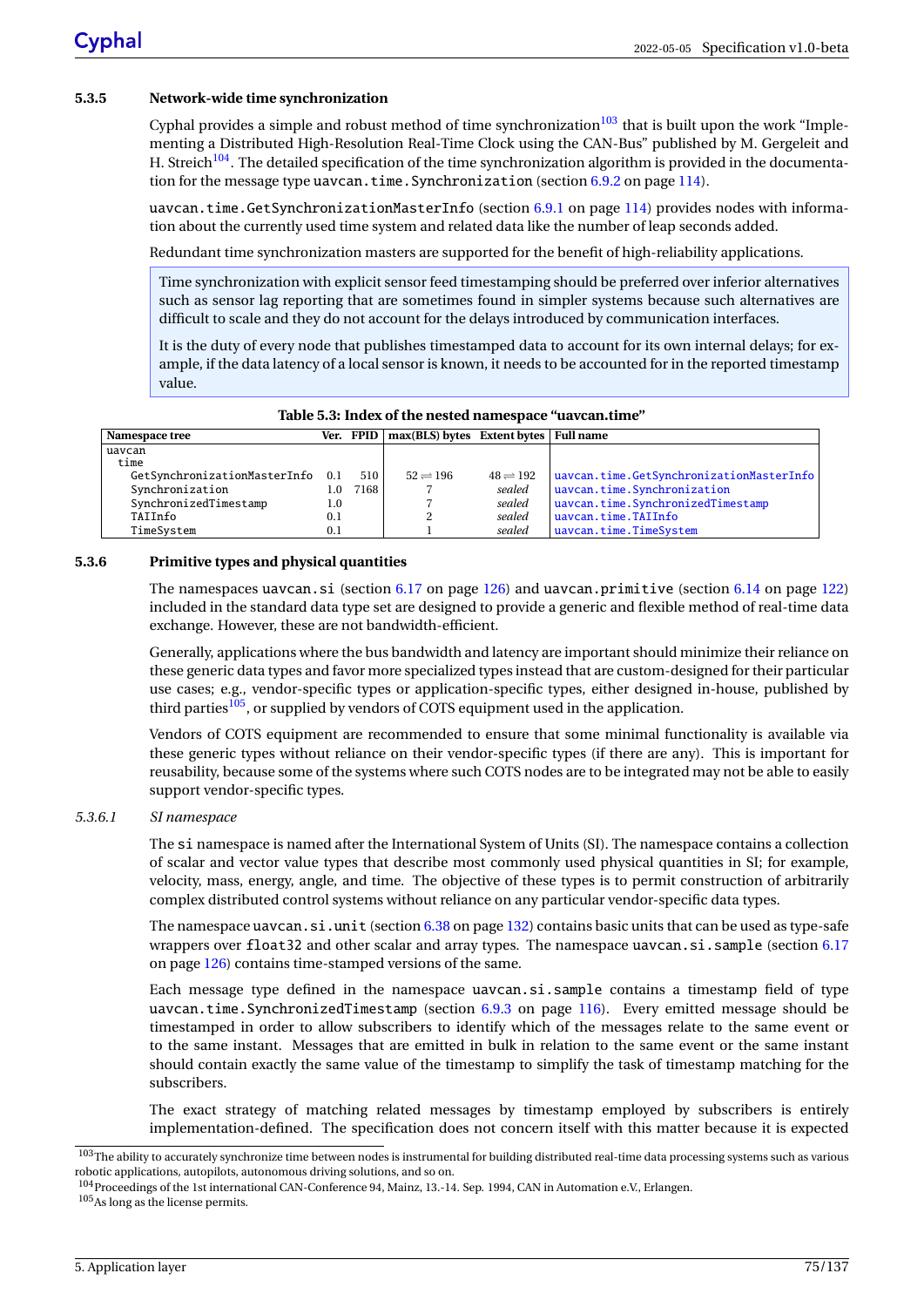#### 5.3.5 Network-wide time synchronization

Cyphal provides a simple and robust method of time synchronization[103] that is built upon the work "Implementing a Distributed High-Resolution Real-Time Clock using the CAN-Bus" published by M. Gergeleit and H. Streich[104]. The detailed specification of the time synchronization algorithm is provided in the documentation for the message type `uavcan.time.Synchronization` (section 6.9.2 on page 114).

`uavcan.time.GetSynchronizationMasterInfo` (section 6.9.1 on page 114) provides nodes with information about the currently used time system and related data like the number of leap seconds added.

Redundant time synchronization masters are supported for the benefit of high-reliability applications.

> Time synchronization with explicit sensor feed timestamping should be preferred over inferior alternatives such as sensor lag reporting that are sometimes found in simpler systems because such alternatives are difficult to scale and they do not account for the delays introduced by communication interfaces.
>
> It is the duty of every node that publishes timestamped data to account for its own internal delays; for example, if the data latency of a local sensor is known, it needs to be accounted for in the reported timestamp value.

**Table 5.3: Index of the nested namespace "uavcan.time"**

| Namespace tree | Ver. | FPID | max(BLS) bytes | Extent bytes | Full name |
|---|---|---|---|---|---|
| uavcan | | | | | |
| time | | | | | |
| GetSynchronizationMasterInfo | 0.1 | 510 | 52 ⇌ 196 | 48 ⇌ 192 | uavcan.time.GetSynchronizationMasterInfo |
| Synchronization | 1.0 | 7168 | 7 | *sealed* | uavcan.time.Synchronization |
| SynchronizedTimestamp | 1.0 | | 7 | *sealed* | uavcan.time.SynchronizedTimestamp |
| TAIInfo | 0.1 | | 2 | *sealed* | uavcan.time.TAIInfo |
| TimeSystem | 0.1 | | 1 | *sealed* | uavcan.time.TimeSystem |

#### 5.3.6 Primitive types and physical quantities

The namespaces `uavcan.si` (section 6.17 on page 126) and `uavcan.primitive` (section 6.14 on page 122) included in the standard data type set are designed to provide a generic and flexible method of real-time data exchange. However, these are not bandwidth-efficient.

Generally, applications where the bus bandwidth and latency are important should minimize their reliance on these generic data types and favor more specialized types instead that are custom-designed for their particular use cases; e.g., vendor-specific types or application-specific types, either designed in-house, published by third parties[105], or supplied by vendors of COTS equipment used in the application.

Vendors of COTS equipment are recommended to ensure that some minimal functionality is available via these generic types without reliance on their vendor-specific types (if there are any). This is important for reusability, because some of the systems where such COTS nodes are to be integrated may not be able to easily support vendor-specific types.

##### *5.3.6.1 SI namespace*

The `si` namespace is named after the International System of Units (SI). The namespace contains a collection of scalar and vector value types that describe most commonly used physical quantities in SI; for example, velocity, mass, energy, angle, and time. The objective of these types is to permit construction of arbitrarily complex distributed control systems without reliance on any particular vendor-specific data types.

The namespace `uavcan.si.unit` (section 6.38 on page 132) contains basic units that can be used as type-safe wrappers over `float32` and other scalar and array types. The namespace `uavcan.si.sample` (section 6.17 on page 126) contains time-stamped versions of the same.

Each message type defined in the namespace `uavcan.si.sample` contains a timestamp field of type `uavcan.time.SynchronizedTimestamp` (section 6.9.3 on page 116). Every emitted message should be timestamped in order to allow subscribers to identify which of the messages relate to the same event or to the same instant. Messages that are emitted in bulk in relation to the same event or the same instant should contain exactly the same value of the timestamp to simplify the task of timestamp matching for the subscribers.

The exact strategy of matching related messages by timestamp employed by subscribers is entirely implementation-defined. The specification does not concern itself with this matter because it is expected

---

[103] The ability to accurately synchronize time between nodes is instrumental for building distributed real-time data processing systems such as various robotic applications, autopilots, autonomous driving solutions, and so on.

[104] Proceedings of the 1st international CAN-Conference 94, Mainz, 13.-14. Sep. 1994, CAN in Automation e.V., Erlangen.

[105] As long as the license permits.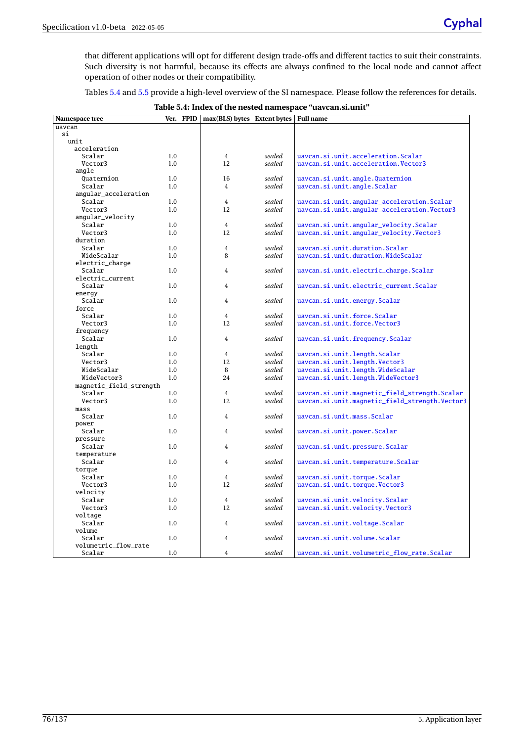that different applications will opt for different design trade-offs and different tactics to suit their constraints. Such diversity is not harmful, because its effects are always confined to the local node and cannot affect operation of other nodes or their compatibility.

Tables 5.4 and 5.5 provide a high-level overview of the SI namespace. Please follow the references for details.

**Table 5.4: Index of the nested namespace "uavcan.si.unit"**

| Namespace tree | Ver. | FPID | max(BLS) bytes | Extent bytes | Full name |
|---|---|---|---|---|---|
| uavcan | | | | | |
| si | | | | | |
| unit | | | | | |
| acceleration | | | | | |
| Scalar | 1.0 | | 4 | *sealed* | uavcan.si.unit.acceleration.Scalar |
| Vector3 | 1.0 | | 12 | *sealed* | uavcan.si.unit.acceleration.Vector3 |
| angle | | | | | |
| Quaternion | 1.0 | | 16 | *sealed* | uavcan.si.unit.angle.Quaternion |
| Scalar | 1.0 | | 4 | *sealed* | uavcan.si.unit.angle.Scalar |
| angular_acceleration | | | | | |
| Scalar | 1.0 | | 4 | *sealed* | uavcan.si.unit.angular_acceleration.Scalar |
| Vector3 | 1.0 | | 12 | *sealed* | uavcan.si.unit.angular_acceleration.Vector3 |
| angular_velocity | | | | | |
| Scalar | 1.0 | | 4 | *sealed* | uavcan.si.unit.angular_velocity.Scalar |
| Vector3 | 1.0 | | 12 | *sealed* | uavcan.si.unit.angular_velocity.Vector3 |
| duration | | | | | |
| Scalar | 1.0 | | 4 | *sealed* | uavcan.si.unit.duration.Scalar |
| WideScalar | 1.0 | | 8 | *sealed* | uavcan.si.unit.duration.WideScalar |
| electric_charge | | | | | |
| Scalar | 1.0 | | 4 | *sealed* | uavcan.si.unit.electric_charge.Scalar |
| electric_current | | | | | |
| Scalar | 1.0 | | 4 | *sealed* | uavcan.si.unit.electric_current.Scalar |
| energy | | | | | |
| Scalar | 1.0 | | 4 | *sealed* | uavcan.si.unit.energy.Scalar |
| force | | | | | |
| Scalar | 1.0 | | 4 | *sealed* | uavcan.si.unit.force.Scalar |
| Vector3 | 1.0 | | 12 | *sealed* | uavcan.si.unit.force.Vector3 |
| frequency | | | | | |
| Scalar | 1.0 | | 4 | *sealed* | uavcan.si.unit.frequency.Scalar |
| length | | | | | |
| Scalar | 1.0 | | 4 | *sealed* | uavcan.si.unit.length.Scalar |
| Vector3 | 1.0 | | 12 | *sealed* | uavcan.si.unit.length.Vector3 |
| WideScalar | 1.0 | | 8 | *sealed* | uavcan.si.unit.length.WideScalar |
| WideVector3 | 1.0 | | 24 | *sealed* | uavcan.si.unit.length.WideVector3 |
| magnetic_field_strength | | | | | |
| Scalar | 1.0 | | 4 | *sealed* | uavcan.si.unit.magnetic_field_strength.Scalar |
| Vector3 | 1.0 | | 12 | *sealed* | uavcan.si.unit.magnetic_field_strength.Vector3 |
| mass | | | | | |
| Scalar | 1.0 | | 4 | *sealed* | uavcan.si.unit.mass.Scalar |
| power | | | | | |
| Scalar | 1.0 | | 4 | *sealed* | uavcan.si.unit.power.Scalar |
| pressure | | | | | |
| Scalar | 1.0 | | 4 | *sealed* | uavcan.si.unit.pressure.Scalar |
| temperature | | | | | |
| Scalar | 1.0 | | 4 | *sealed* | uavcan.si.unit.temperature.Scalar |
| torque | | | | | |
| Scalar | 1.0 | | 4 | *sealed* | uavcan.si.unit.torque.Scalar |
| Vector3 | 1.0 | | 12 | *sealed* | uavcan.si.unit.torque.Vector3 |
| velocity | | | | | |
| Scalar | 1.0 | | 4 | *sealed* | uavcan.si.unit.velocity.Scalar |
| Vector3 | 1.0 | | 12 | *sealed* | uavcan.si.unit.velocity.Vector3 |
| voltage | | | | | |
| Scalar | 1.0 | | 4 | *sealed* | uavcan.si.unit.voltage.Scalar |
| volume | | | | | |
| Scalar | 1.0 | | 4 | *sealed* | uavcan.si.unit.volume.Scalar |
| volumetric_flow_rate | | | | | |
| Scalar | 1.0 | | 4 | *sealed* | uavcan.si.unit.volumetric_flow_rate.Scalar |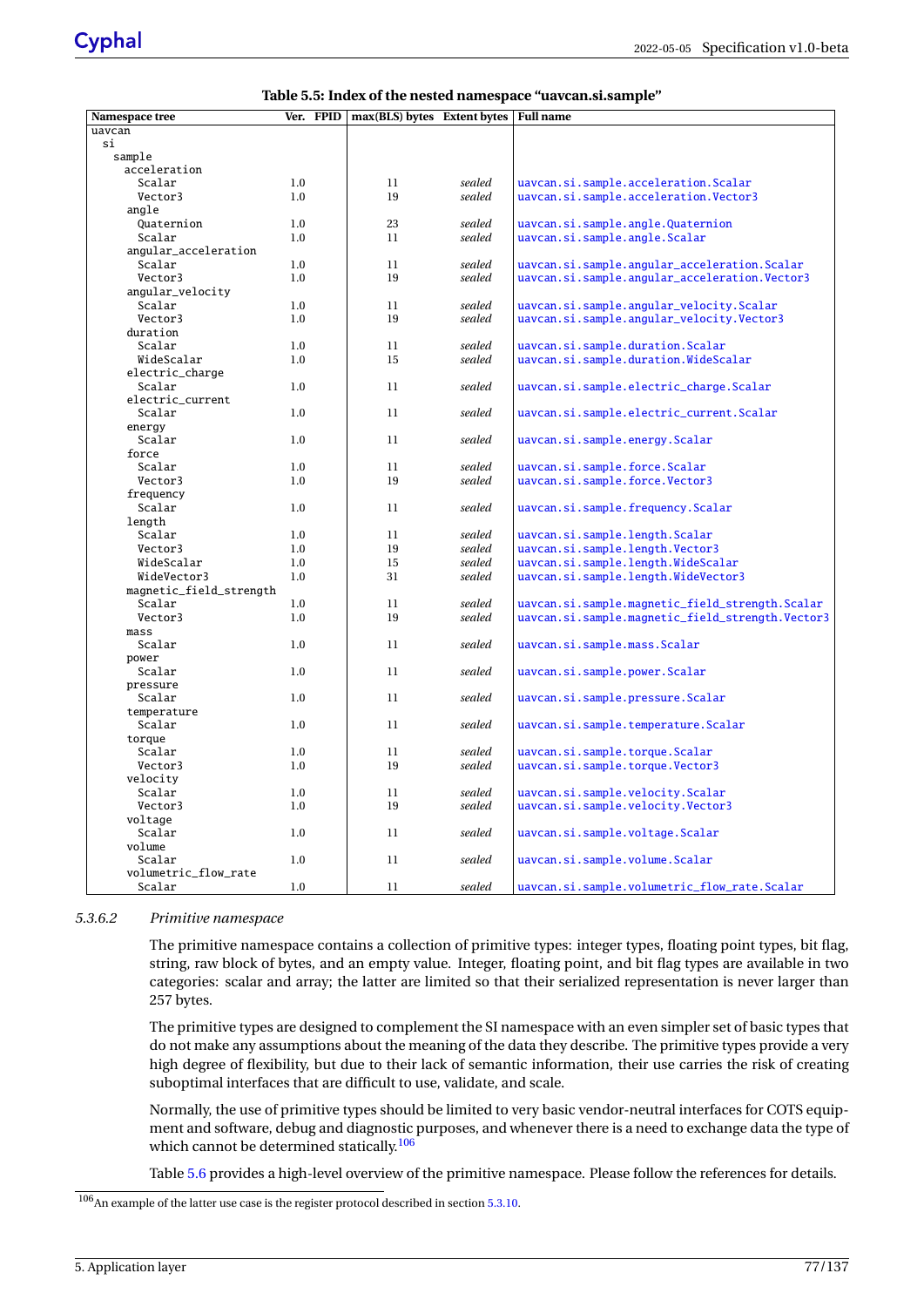**Table 5.5: Index of the nested namespace "uavcan.si.sample"**

| Namespace tree | Ver. | FPID | max(BLS) bytes | Extent bytes | Full name |
|---|---|---|---|---|---|
| uavcan | | | | | |
| si | | | | | |
| sample | | | | | |
| acceleration | | | | | |
| Scalar | 1.0 | | 11 | *sealed* | uavcan.si.sample.acceleration.Scalar |
| Vector3 | 1.0 | | 19 | *sealed* | uavcan.si.sample.acceleration.Vector3 |
| angle | | | | | |
| Quaternion | 1.0 | | 23 | *sealed* | uavcan.si.sample.angle.Quaternion |
| Scalar | 1.0 | | 11 | *sealed* | uavcan.si.sample.angle.Scalar |
| angular_acceleration | | | | | |
| Scalar | 1.0 | | 11 | *sealed* | uavcan.si.sample.angular_acceleration.Scalar |
| Vector3 | 1.0 | | 19 | *sealed* | uavcan.si.sample.angular_acceleration.Vector3 |
| angular_velocity | | | | | |
| Scalar | 1.0 | | 11 | *sealed* | uavcan.si.sample.angular_velocity.Scalar |
| Vector3 | 1.0 | | 19 | *sealed* | uavcan.si.sample.angular_velocity.Vector3 |
| duration | | | | | |
| Scalar | 1.0 | | 11 | *sealed* | uavcan.si.sample.duration.Scalar |
| WideScalar | 1.0 | | 15 | *sealed* | uavcan.si.sample.duration.WideScalar |
| electric_charge | | | | | |
| Scalar | 1.0 | | 11 | *sealed* | uavcan.si.sample.electric_charge.Scalar |
| electric_current | | | | | |
| Scalar | 1.0 | | 11 | *sealed* | uavcan.si.sample.electric_current.Scalar |
| energy | | | | | |
| Scalar | 1.0 | | 11 | *sealed* | uavcan.si.sample.energy.Scalar |
| force | | | | | |
| Scalar | 1.0 | | 11 | *sealed* | uavcan.si.sample.force.Scalar |
| Vector3 | 1.0 | | 19 | *sealed* | uavcan.si.sample.force.Vector3 |
| frequency | | | | | |
| Scalar | 1.0 | | 11 | *sealed* | uavcan.si.sample.frequency.Scalar |
| length | | | | | |
| Scalar | 1.0 | | 11 | *sealed* | uavcan.si.sample.length.Scalar |
| Vector3 | 1.0 | | 19 | *sealed* | uavcan.si.sample.length.Vector3 |
| WideScalar | 1.0 | | 15 | *sealed* | uavcan.si.sample.length.WideScalar |
| WideVector3 | 1.0 | | 31 | *sealed* | uavcan.si.sample.length.WideVector3 |
| magnetic_field_strength | | | | | |
| Scalar | 1.0 | | 11 | *sealed* | uavcan.si.sample.magnetic_field_strength.Scalar |
| Vector3 | 1.0 | | 19 | *sealed* | uavcan.si.sample.magnetic_field_strength.Vector3 |
| mass | | | | | |
| Scalar | 1.0 | | 11 | *sealed* | uavcan.si.sample.mass.Scalar |
| power | | | | | |
| Scalar | 1.0 | | 11 | *sealed* | uavcan.si.sample.power.Scalar |
| pressure | | | | | |
| Scalar | 1.0 | | 11 | *sealed* | uavcan.si.sample.pressure.Scalar |
| temperature | | | | | |
| Scalar | 1.0 | | 11 | *sealed* | uavcan.si.sample.temperature.Scalar |
| torque | | | | | |
| Scalar | 1.0 | | 11 | *sealed* | uavcan.si.sample.torque.Scalar |
| Vector3 | 1.0 | | 19 | *sealed* | uavcan.si.sample.torque.Vector3 |
| velocity | | | | | |
| Scalar | 1.0 | | 11 | *sealed* | uavcan.si.sample.velocity.Scalar |
| Vector3 | 1.0 | | 19 | *sealed* | uavcan.si.sample.velocity.Vector3 |
| voltage | | | | | |
| Scalar | 1.0 | | 11 | *sealed* | uavcan.si.sample.voltage.Scalar |
| volume | | | | | |
| Scalar | 1.0 | | 11 | *sealed* | uavcan.si.sample.volume.Scalar |
| volumetric_flow_rate | | | | | |
| Scalar | 1.0 | | 11 | *sealed* | uavcan.si.sample.volumetric_flow_rate.Scalar |

#### 5.3.6.2 Primitive namespace

The primitive namespace contains a collection of primitive types: integer types, floating point types, bit flag, string, raw block of bytes, and an empty value. Integer, floating point, and bit flag types are available in two categories: scalar and array; the latter are limited so that their serialized representation is never larger than 257 bytes.

The primitive types are designed to complement the SI namespace with an even simpler set of basic types that do not make any assumptions about the meaning of the data they describe. The primitive types provide a very high degree of flexibility, but due to their lack of semantic information, their use carries the risk of creating suboptimal interfaces that are difficult to use, validate, and scale.

Normally, the use of primitive types should be limited to very basic vendor-neutral interfaces for COTS equipment and software, debug and diagnostic purposes, and whenever there is a need to exchange data the type of which cannot be determined statically.[106]

Table 5.6 provides a high-level overview of the primitive namespace. Please follow the references for details.

[106] An example of the latter use case is the register protocol described in section 5.3.10.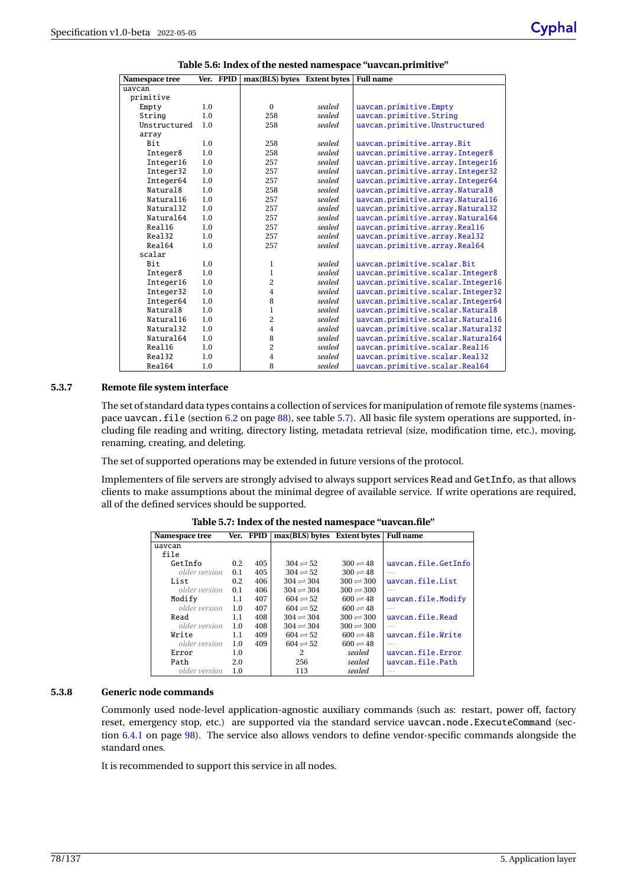**Table 5.6: Index of the nested namespace "uavcan.primitive"**

| Namespace tree | Ver. | FPID | max(BLS) bytes | Extent bytes | Full name |
|---|---|---|---|---|---|
| uavcan | | | | | |
| primitive | | | | | |
| Empty | 1.0 | | 0 | *sealed* | uavcan.primitive.Empty |
| String | 1.0 | | 258 | *sealed* | uavcan.primitive.String |
| Unstructured | 1.0 | | 258 | *sealed* | uavcan.primitive.Unstructured |
| array | | | | | |
| Bit | 1.0 | | 258 | *sealed* | uavcan.primitive.array.Bit |
| Integer8 | 1.0 | | 258 | *sealed* | uavcan.primitive.array.Integer8 |
| Integer16 | 1.0 | | 257 | *sealed* | uavcan.primitive.array.Integer16 |
| Integer32 | 1.0 | | 257 | *sealed* | uavcan.primitive.array.Integer32 |
| Integer64 | 1.0 | | 257 | *sealed* | uavcan.primitive.array.Integer64 |
| Natural8 | 1.0 | | 258 | *sealed* | uavcan.primitive.array.Natural8 |
| Natural16 | 1.0 | | 257 | *sealed* | uavcan.primitive.array.Natural16 |
| Natural32 | 1.0 | | 257 | *sealed* | uavcan.primitive.array.Natural32 |
| Natural64 | 1.0 | | 257 | *sealed* | uavcan.primitive.array.Natural64 |
| Real16 | 1.0 | | 257 | *sealed* | uavcan.primitive.array.Real16 |
| Real32 | 1.0 | | 257 | *sealed* | uavcan.primitive.array.Real32 |
| Real64 | 1.0 | | 257 | *sealed* | uavcan.primitive.array.Real64 |
| scalar | | | | | |
| Bit | 1.0 | | 1 | *sealed* | uavcan.primitive.scalar.Bit |
| Integer8 | 1.0 | | 1 | *sealed* | uavcan.primitive.scalar.Integer8 |
| Integer16 | 1.0 | | 2 | *sealed* | uavcan.primitive.scalar.Integer16 |
| Integer32 | 1.0 | | 4 | *sealed* | uavcan.primitive.scalar.Integer32 |
| Integer64 | 1.0 | | 8 | *sealed* | uavcan.primitive.scalar.Integer64 |
| Natural8 | 1.0 | | 1 | *sealed* | uavcan.primitive.scalar.Natural8 |
| Natural16 | 1.0 | | 2 | *sealed* | uavcan.primitive.scalar.Natural16 |
| Natural32 | 1.0 | | 4 | *sealed* | uavcan.primitive.scalar.Natural32 |
| Natural64 | 1.0 | | 8 | *sealed* | uavcan.primitive.scalar.Natural64 |
| Real16 | 1.0 | | 2 | *sealed* | uavcan.primitive.scalar.Real16 |
| Real32 | 1.0 | | 4 | *sealed* | uavcan.primitive.scalar.Real32 |
| Real64 | 1.0 | | 8 | *sealed* | uavcan.primitive.scalar.Real64 |

### 5.3.7 Remote file system interface

The set of standard data types contains a collection of services for manipulation of remote file systems (namespace `uavcan.file` (section 6.2 on page 88), see table 5.7). All basic file system operations are supported, including file reading and writing, directory listing, metadata retrieval (size, modification time, etc.), moving, renaming, creating, and deleting.

The set of supported operations may be extended in future versions of the protocol.

Implementers of file servers are strongly advised to always support services `Read` and `GetInfo`, as that allows clients to make assumptions about the minimal degree of available service. If write operations are required, all of the defined services should be supported.

**Table 5.7: Index of the nested namespace "uavcan.file"**

| Namespace tree | Ver. | FPID | max(BLS) bytes | Extent bytes | Full name |
|---|---|---|---|---|---|
| uavcan | | | | | |
| file | | | | | |
| GetInfo | 0.2 | 405 | 304 ⇌ 52 | 300 ⇌ 48 | uavcan.file.GetInfo |
| *older version* | 0.1 | 405 | 304 ⇌ 52 | 300 ⇌ 48 | ... |
| List | 0.2 | 406 | 304 ⇌ 304 | 300 ⇌ 300 | uavcan.file.List |
| *older version* | 0.1 | 406 | 304 ⇌ 304 | 300 ⇌ 300 | ... |
| Modify | 1.1 | 407 | 604 ⇌ 52 | 600 ⇌ 48 | uavcan.file.Modify |
| *older version* | 1.0 | 407 | 604 ⇌ 52 | 600 ⇌ 48 | ... |
| Read | 1.1 | 408 | 304 ⇌ 304 | 300 ⇌ 300 | uavcan.file.Read |
| *older version* | 1.0 | 408 | 304 ⇌ 304 | 300 ⇌ 300 | ... |
| Write | 1.1 | 409 | 604 ⇌ 52 | 600 ⇌ 48 | uavcan.file.Write |
| *older version* | 1.0 | 409 | 604 ⇌ 52 | 600 ⇌ 48 | ... |
| Error | 1.0 | | 2 | *sealed* | uavcan.file.Error |
| Path | 2.0 | | 256 | *sealed* | uavcan.file.Path |
| *older version* | 1.0 | | 113 | *sealed* | ... |

### 5.3.8 Generic node commands

Commonly used node-level application-agnostic auxiliary commands (such as: restart, power off, factory reset, emergency stop, etc.) are supported via the standard service `uavcan.node.ExecuteCommand` (section 6.4.1 on page 98). The service also allows vendors to define vendor-specific commands alongside the standard ones.

It is recommended to support this service in all nodes.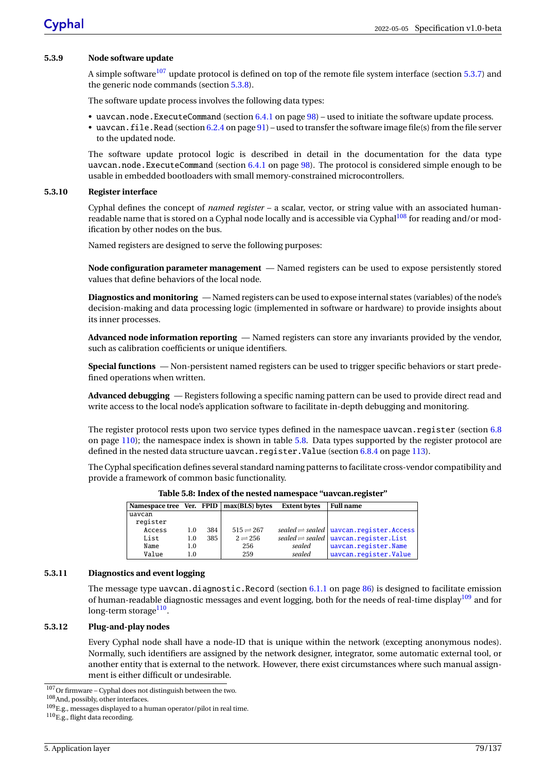### 5.3.9 Node software update

A simple software[107] update protocol is defined on top of the remote file system interface (section 5.3.7) and the generic node commands (section 5.3.8).

The software update process involves the following data types:

- `uavcan.node.ExecuteCommand` (section 6.4.1 on page 98) – used to initiate the software update process.
- `uavcan.file.Read` (section 6.2.4 on page 91) – used to transfer the software image file(s) from the file server to the updated node.

The software update protocol logic is described in detail in the documentation for the data type `uavcan.node.ExecuteCommand` (section 6.4.1 on page 98). The protocol is considered simple enough to be usable in embedded bootloaders with small memory-constrained microcontrollers.

### 5.3.10 Register interface

Cyphal defines the concept of *named register* – a scalar, vector, or string value with an associated human-readable name that is stored on a Cyphal node locally and is accessible via Cyphal[108] for reading and/or modification by other nodes on the bus.

Named registers are designed to serve the following purposes:

**Node configuration parameter management** — Named registers can be used to expose persistently stored values that define behaviors of the local node.

**Diagnostics and monitoring** — Named registers can be used to expose internal states (variables) of the node's decision-making and data processing logic (implemented in software or hardware) to provide insights about its inner processes.

**Advanced node information reporting** — Named registers can store any invariants provided by the vendor, such as calibration coefficients or unique identifiers.

**Special functions** — Non-persistent named registers can be used to trigger specific behaviors or start predefined operations when written.

**Advanced debugging** — Registers following a specific naming pattern can be used to provide direct read and write access to the local node's application software to facilitate in-depth debugging and monitoring.

The register protocol rests upon two service types defined in the namespace `uavcan.register` (section 6.8 on page 110); the namespace index is shown in table 5.8. Data types supported by the register protocol are defined in the nested data structure `uavcan.register.Value` (section 6.8.4 on page 113).

The Cyphal specification defines several standard naming patterns to facilitate cross-vendor compatibility and provide a framework of common basic functionality.

**Table 5.8: Index of the nested namespace "uavcan.register"**

| Namespace tree | Ver. | FPID | max(BLS) bytes | Extent bytes | Full name |
|---|---|---|---|---|---|
| uavcan | | | | | |
| register | | | | | |
| Access | 1.0 | 384 | 515 ⇌ 267 | *sealed* ⇌ *sealed* | uavcan.register.Access |
| List | 1.0 | 385 | 2 ⇌ 256 | *sealed* ⇌ *sealed* | uavcan.register.List |
| Name | 1.0 | | 256 | *sealed* | uavcan.register.Name |
| Value | 1.0 | | 259 | *sealed* | uavcan.register.Value |

### 5.3.11 Diagnostics and event logging

The message type `uavcan.diagnostic.Record` (section 6.1.1 on page 86) is designed to facilitate emission of human-readable diagnostic messages and event logging, both for the needs of real-time display[109] and for long-term storage[110].

### 5.3.12 Plug-and-play nodes

Every Cyphal node shall have a node-ID that is unique within the network (excepting anonymous nodes). Normally, such identifiers are assigned by the network designer, integrator, some automatic external tool, or another entity that is external to the network. However, there exist circumstances where such manual assignment is either difficult or undesirable.

[107] Or firmware – Cyphal does not distinguish between the two.
[108] And, possibly, other interfaces.
[109] E.g., messages displayed to a human operator/pilot in real time.
[110] E.g., flight data recording.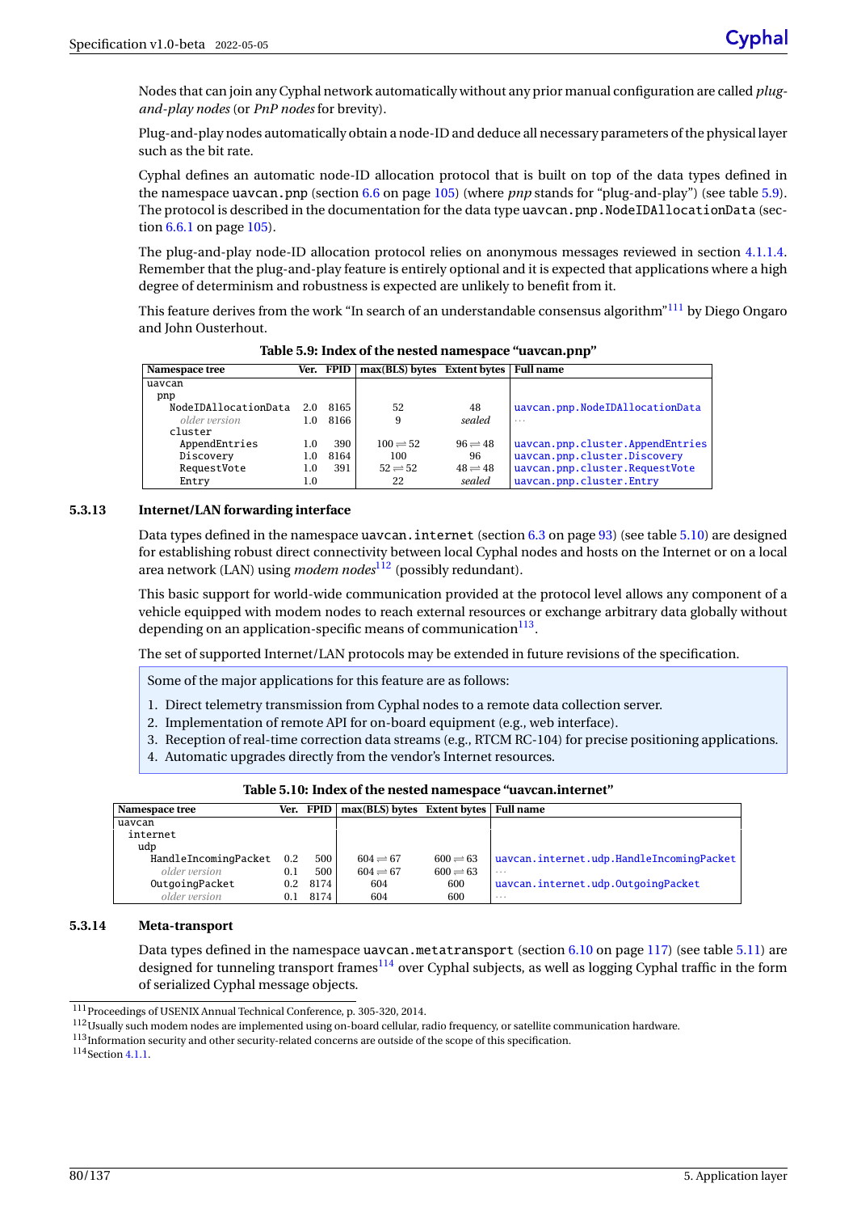Nodes that can join any Cyphal network automatically without any prior manual configuration are called *plug-and-play nodes* (or *PnP nodes* for brevity).

Plug-and-play nodes automatically obtain a node-ID and deduce all necessary parameters of the physical layer such as the bit rate.

Cyphal defines an automatic node-ID allocation protocol that is built on top of the data types defined in the namespace `uavcan.pnp` (section 6.6 on page 105) (where *pnp* stands for "plug-and-play") (see table 5.9). The protocol is described in the documentation for the data type `uavcan.pnp.NodeIDAllocationData` (section 6.6.1 on page 105).

The plug-and-play node-ID allocation protocol relies on anonymous messages reviewed in section 4.1.1.4. Remember that the plug-and-play feature is entirely optional and it is expected that applications where a high degree of determinism and robustness is expected are unlikely to benefit from it.

This feature derives from the work "In search of an understandable consensus algorithm"[111] by Diego Ongaro and John Ousterhout.

**Table 5.9: Index of the nested namespace "uavcan.pnp"**

| Namespace tree | Ver. | FPID | max(BLS) bytes | Extent bytes | Full name |
|---|---|---|---|---|---|
| uavcan | | | | | |
| pnp | | | | | |
| NodeIDAllocationData | 2.0 | 8165 | 52 | 48 | uavcan.pnp.NodeIDAllocationData |
| *older version* | 1.0 | 8166 | 9 | *sealed* | ... |
| cluster | | | | | |
| AppendEntries | 1.0 | 390 | 100 ⇌ 52 | 96 ⇌ 48 | uavcan.pnp.cluster.AppendEntries |
| Discovery | 1.0 | 8164 | 100 | 96 | uavcan.pnp.cluster.Discovery |
| RequestVote | 1.0 | 391 | 52 ⇌ 52 | 48 ⇌ 48 | uavcan.pnp.cluster.RequestVote |
| Entry | 1.0 | | 22 | *sealed* | uavcan.pnp.cluster.Entry |

### 5.3.13 Internet/LAN forwarding interface

Data types defined in the namespace `uavcan.internet` (section 6.3 on page 93) (see table 5.10) are designed for establishing robust direct connectivity between local Cyphal nodes and hosts on the Internet or on a local area network (LAN) using *modem nodes*[112] (possibly redundant).

This basic support for world-wide communication provided at the protocol level allows any component of a vehicle equipped with modem nodes to reach external resources or exchange arbitrary data globally without depending on an application-specific means of communication[113].

The set of supported Internet/LAN protocols may be extended in future revisions of the specification.

Some of the major applications for this feature are as follows:

1. Direct telemetry transmission from Cyphal nodes to a remote data collection server.
2. Implementation of remote API for on-board equipment (e.g., web interface).
3. Reception of real-time correction data streams (e.g., RTCM RC-104) for precise positioning applications.
4. Automatic upgrades directly from the vendor's Internet resources.

**Table 5.10: Index of the nested namespace "uavcan.internet"**

| Namespace tree | Ver. | FPID | max(BLS) bytes | Extent bytes | Full name |
|---|---|---|---|---|---|
| uavcan | | | | | |
| internet | | | | | |
| udp | | | | | |
| HandleIncomingPacket | 0.2 | 500 | 604 ⇌ 67 | 600 ⇌ 63 | uavcan.internet.udp.HandleIncomingPacket |
| *older version* | 0.1 | 500 | 604 ⇌ 67 | 600 ⇌ 63 | ... |
| OutgoingPacket | 0.2 | 8174 | 604 | 600 | uavcan.internet.udp.OutgoingPacket |
| *older version* | 0.1 | 8174 | 604 | 600 | ... |

### 5.3.14 Meta-transport

Data types defined in the namespace `uavcan.metatransport` (section 6.10 on page 117) (see table 5.11) are designed for tunneling transport frames[114] over Cyphal subjects, as well as logging Cyphal traffic in the form of serialized Cyphal message objects.

[111] Proceedings of USENIX Annual Technical Conference, p. 305-320, 2014.

[112] Usually such modem nodes are implemented using on-board cellular, radio frequency, or satellite communication hardware.

[113] Information security and other security-related concerns are outside of the scope of this specification.

[114] Section 4.1.1.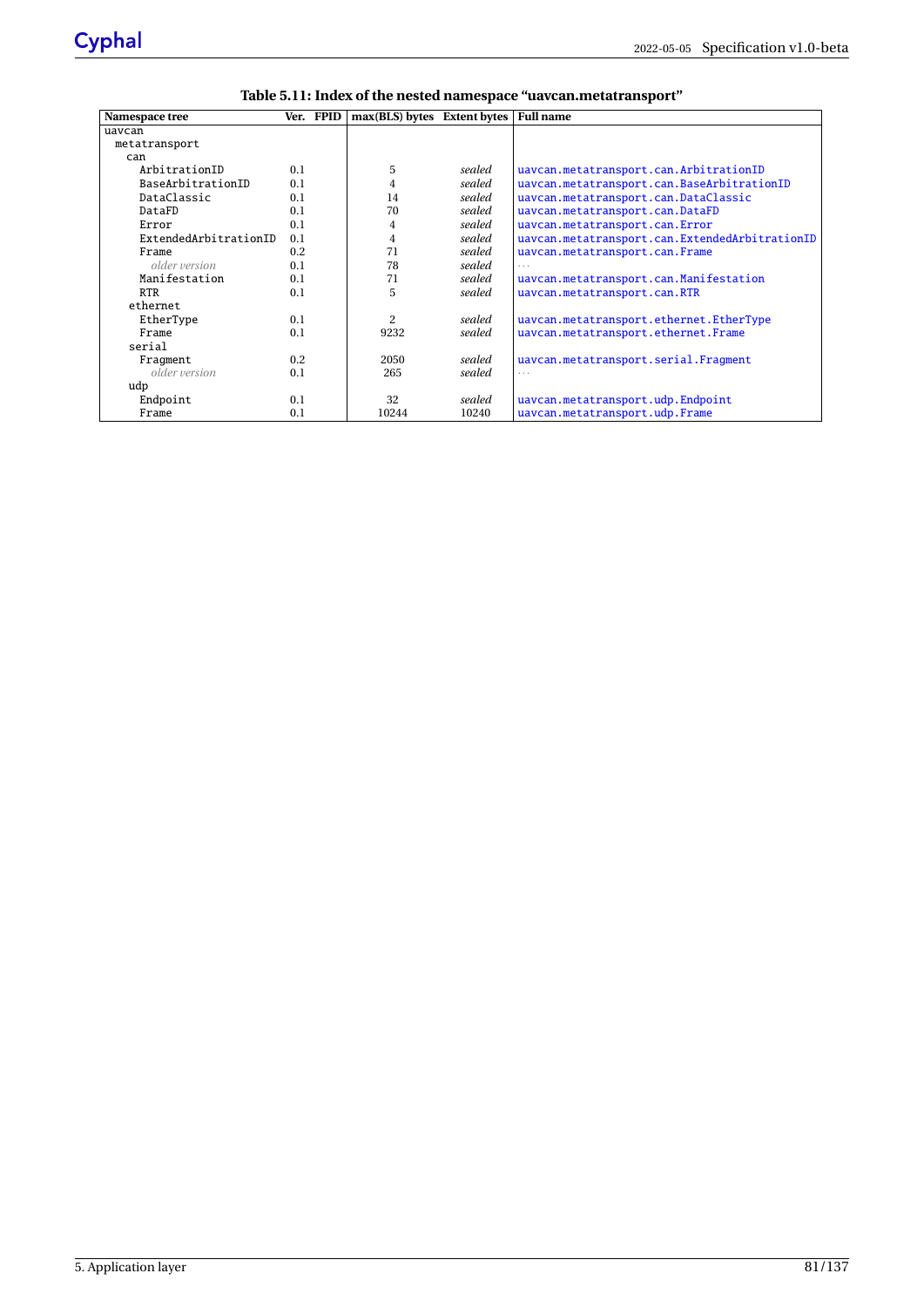**Table 5.11: Index of the nested namespace "uavcan.metatransport"**

| Namespace tree | Ver. | FPID | max(BLS) bytes | Extent bytes | Full name |
|---|---|---|---|---|---|
| uavcan | | | | | |
| metatransport | | | | | |
| can | | | | | |
| ArbitrationID | 0.1 | | 5 | *sealed* | uavcan.metatransport.can.ArbitrationID |
| BaseArbitrationID | 0.1 | | 4 | *sealed* | uavcan.metatransport.can.BaseArbitrationID |
| DataClassic | 0.1 | | 14 | *sealed* | uavcan.metatransport.can.DataClassic |
| DataFD | 0.1 | | 70 | *sealed* | uavcan.metatransport.can.DataFD |
| Error | 0.1 | | 4 | *sealed* | uavcan.metatransport.can.Error |
| ExtendedArbitrationID | 0.1 | | 4 | *sealed* | uavcan.metatransport.can.ExtendedArbitrationID |
| Frame | 0.2 | | 71 | *sealed* | uavcan.metatransport.can.Frame |
| *older version* | 0.1 | | 78 | *sealed* | ... |
| Manifestation | 0.1 | | 71 | *sealed* | uavcan.metatransport.can.Manifestation |
| RTR | 0.1 | | 5 | *sealed* | uavcan.metatransport.can.RTR |
| ethernet | | | | | |
| EtherType | 0.1 | | 2 | *sealed* | uavcan.metatransport.ethernet.EtherType |
| Frame | 0.1 | | 9232 | *sealed* | uavcan.metatransport.ethernet.Frame |
| serial | | | | | |
| Fragment | 0.2 | | 2050 | *sealed* | uavcan.metatransport.serial.Fragment |
| *older version* | 0.1 | | 265 | *sealed* | ... |
| udp | | | | | |
| Endpoint | 0.1 | | 32 | *sealed* | uavcan.metatransport.udp.Endpoint |
| Frame | 0.1 | | 10244 | 10240 | uavcan.metatransport.udp.Frame |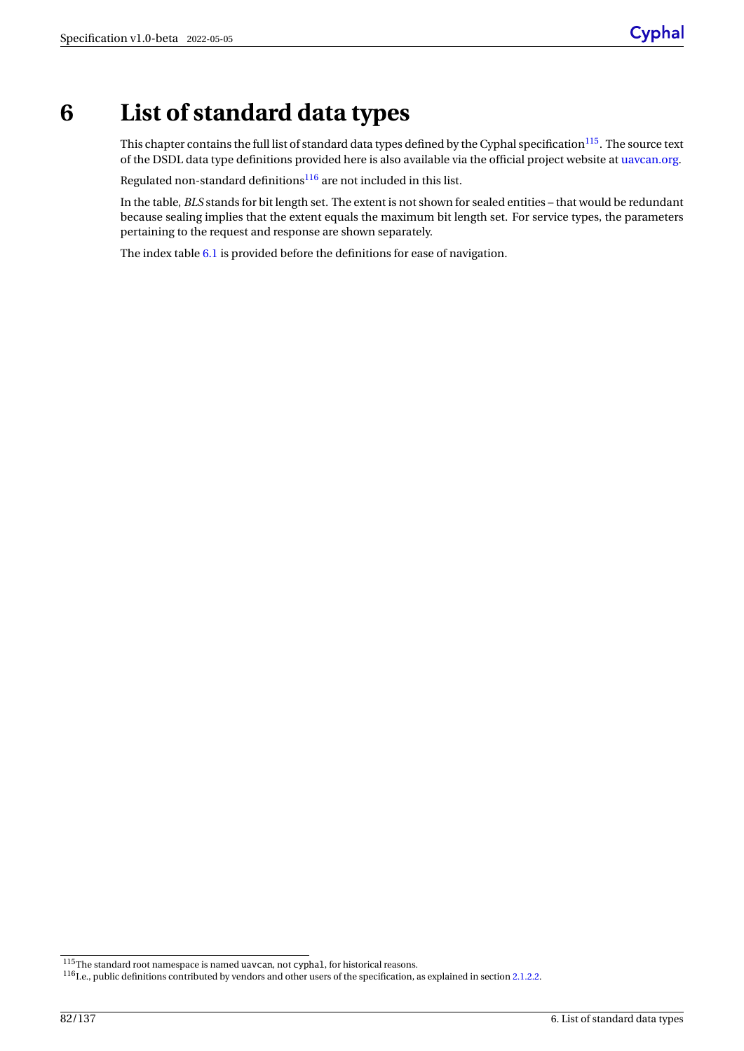# 6 List of standard data types

This chapter contains the full list of standard data types defined by the Cyphal specification[115]. The source text of the DSDL data type definitions provided here is also available via the official project website at uavcan.org.

Regulated non-standard definitions[116] are not included in this list.

In the table, *BLS* stands for bit length set. The extent is not shown for sealed entities – that would be redundant because sealing implies that the extent equals the maximum bit length set. For service types, the parameters pertaining to the request and response are shown separately.

The index table 6.1 is provided before the definitions for ease of navigation.

[115] The standard root namespace is named `uavcan`, not `cyphal`, for historical reasons.

[116] I.e., public definitions contributed by vendors and other users of the specification, as explained in section 2.1.2.2.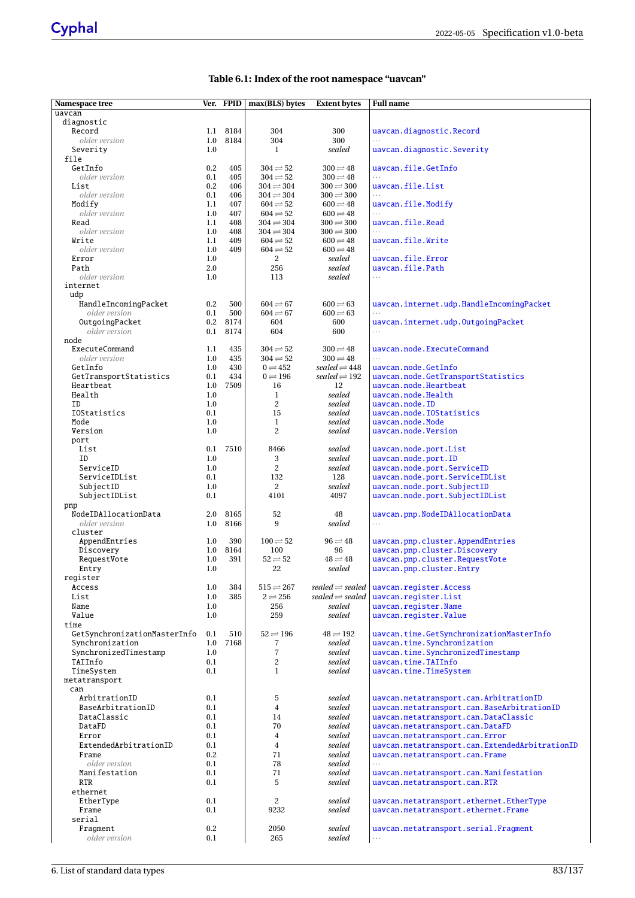**Table 6.1: Index of the root namespace "uavcan"**

| Namespace tree | Ver. | FPID | max(BLS) bytes | Extent bytes | Full name |
|---|---|---|---|---|---|
| uavcan | | | | | |
| diagnostic | | | | | |
| Record | 1.1 | 8184 | 304 | 300 | uavcan.diagnostic.Record |
| *older version* | 1.0 | 8184 | 304 | 300 | ... |
| Severity | 1.0 | | 1 | *sealed* | uavcan.diagnostic.Severity |
| file | | | | | |
| GetInfo | 0.2 | 405 | 304 ⇌ 52 | 300 ⇌ 48 | uavcan.file.GetInfo |
| *older version* | 0.1 | 405 | 304 ⇌ 52 | 300 ⇌ 48 | ... |
| List | 0.2 | 406 | 304 ⇌ 304 | 300 ⇌ 300 | uavcan.file.List |
| *older version* | 0.1 | 406 | 304 ⇌ 304 | 300 ⇌ 300 | ... |
| Modify | 1.1 | 407 | 604 ⇌ 52 | 600 ⇌ 48 | uavcan.file.Modify |
| *older version* | 1.0 | 407 | 604 ⇌ 52 | 600 ⇌ 48 | ... |
| Read | 1.1 | 408 | 304 ⇌ 304 | 300 ⇌ 300 | uavcan.file.Read |
| *older version* | 1.0 | 408 | 304 ⇌ 304 | 300 ⇌ 300 | ... |
| Write | 1.1 | 409 | 604 ⇌ 52 | 600 ⇌ 48 | uavcan.file.Write |
| *older version* | 1.0 | 409 | 604 ⇌ 52 | 600 ⇌ 48 | ... |
| Error | 1.0 | | 2 | *sealed* | uavcan.file.Error |
| Path | 2.0 | | 256 | *sealed* | uavcan.file.Path |
| *older version* | 1.0 | | 113 | *sealed* | ... |
| internet | | | | | |
| udp | | | | | |
| HandleIncomingPacket | 0.2 | 500 | 604 ⇌ 67 | 600 ⇌ 63 | uavcan.internet.udp.HandleIncomingPacket |
| *older version* | 0.1 | 500 | 604 ⇌ 67 | 600 ⇌ 63 | ... |
| OutgoingPacket | 0.2 | 8174 | 604 | 600 | uavcan.internet.udp.OutgoingPacket |
| *older version* | 0.1 | 8174 | 604 | 600 | ... |
| node | | | | | |
| ExecuteCommand | 1.1 | 435 | 304 ⇌ 52 | 300 ⇌ 48 | uavcan.node.ExecuteCommand |
| *older version* | 1.0 | 435 | 304 ⇌ 52 | 300 ⇌ 48 | ... |
| GetInfo | 1.0 | 430 | 0 ⇌ 452 | *sealed* ⇌ 448 | uavcan.node.GetInfo |
| GetTransportStatistics | 0.1 | 434 | 0 ⇌ 196 | *sealed* ⇌ 192 | uavcan.node.GetTransportStatistics |
| Heartbeat | 1.0 | 7509 | 16 | 12 | uavcan.node.Heartbeat |
| Health | 1.0 | | 1 | *sealed* | uavcan.node.Health |
| ID | 1.0 | | 2 | *sealed* | uavcan.node.ID |
| IOStatistics | 0.1 | | 15 | *sealed* | uavcan.node.IOStatistics |
| Mode | 1.0 | | 1 | *sealed* | uavcan.node.Mode |
| Version | 1.0 | | 2 | *sealed* | uavcan.node.Version |
| port | | | | | |
| List | 0.1 | 7510 | 8466 | *sealed* | uavcan.node.port.List |
| ID | 1.0 | | 3 | *sealed* | uavcan.node.port.ID |
| ServiceID | 1.0 | | 2 | *sealed* | uavcan.node.port.ServiceID |
| ServiceIDList | 0.1 | | 132 | 128 | uavcan.node.port.ServiceIDList |
| SubjectID | 1.0 | | 2 | *sealed* | uavcan.node.port.SubjectID |
| SubjectIDList | 0.1 | | 4101 | 4097 | uavcan.node.port.SubjectIDList |
| pnp | | | | | |
| NodeIDAllocationData | 2.0 | 8165 | 52 | 48 | uavcan.pnp.NodeIDAllocationData |
| *older version* | 1.0 | 8166 | 9 | *sealed* | ... |
| cluster | | | | | |
| AppendEntries | 1.0 | 390 | 100 ⇌ 52 | 96 ⇌ 48 | uavcan.pnp.cluster.AppendEntries |
| Discovery | 1.0 | 8164 | 100 | 96 | uavcan.pnp.cluster.Discovery |
| RequestVote | 1.0 | 391 | 52 ⇌ 52 | 48 ⇌ 48 | uavcan.pnp.cluster.RequestVote |
| Entry | 1.0 | | 22 | *sealed* | uavcan.pnp.cluster.Entry |
| register | | | | | |
| Access | 1.0 | 384 | 515 ⇌ 267 | *sealed* ⇌ *sealed* | uavcan.register.Access |
| List | 1.0 | 385 | 2 ⇌ 256 | *sealed* ⇌ *sealed* | uavcan.register.List |
| Name | 1.0 | | 256 | *sealed* | uavcan.register.Name |
| Value | 1.0 | | 259 | *sealed* | uavcan.register.Value |
| time | | | | | |
| GetSynchronizationMasterInfo | 0.1 | 510 | 52 ⇌ 196 | 48 ⇌ 192 | uavcan.time.GetSynchronizationMasterInfo |
| Synchronization | 1.0 | 7168 | 7 | *sealed* | uavcan.time.Synchronization |
| SynchronizedTimestamp | 1.0 | | 7 | *sealed* | uavcan.time.SynchronizedTimestamp |
| TAIInfo | 0.1 | | 2 | *sealed* | uavcan.time.TAIInfo |
| TimeSystem | 0.1 | | 1 | *sealed* | uavcan.time.TimeSystem |
| metatransport | | | | | |
| can | | | | | |
| ArbitrationID | 0.1 | | 5 | *sealed* | uavcan.metatransport.can.ArbitrationID |
| BaseArbitrationID | 0.1 | | 4 | *sealed* | uavcan.metatransport.can.BaseArbitrationID |
| DataClassic | 0.1 | | 14 | *sealed* | uavcan.metatransport.can.DataClassic |
| DataFD | 0.1 | | 70 | *sealed* | uavcan.metatransport.can.DataFD |
| Error | 0.1 | | 4 | *sealed* | uavcan.metatransport.can.Error |
| ExtendedArbitrationID | 0.1 | | 4 | *sealed* | uavcan.metatransport.can.ExtendedArbitrationID |
| Frame | 0.2 | | 71 | *sealed* | uavcan.metatransport.can.Frame |
| *older version* | 0.1 | | 78 | *sealed* | ... |
| Manifestation | 0.1 | | 71 | *sealed* | uavcan.metatransport.can.Manifestation |
| RTR | 0.1 | | 5 | *sealed* | uavcan.metatransport.can.RTR |
| ethernet | | | | | |
| EtherType | 0.1 | | 2 | *sealed* | uavcan.metatransport.ethernet.EtherType |
| Frame | 0.1 | | 9232 | *sealed* | uavcan.metatransport.ethernet.Frame |
| serial | | | | | |
| Fragment | 0.2 | | 2050 | *sealed* | uavcan.metatransport.serial.Fragment |
| *older version* | 0.1 | | 265 | *sealed* | ... |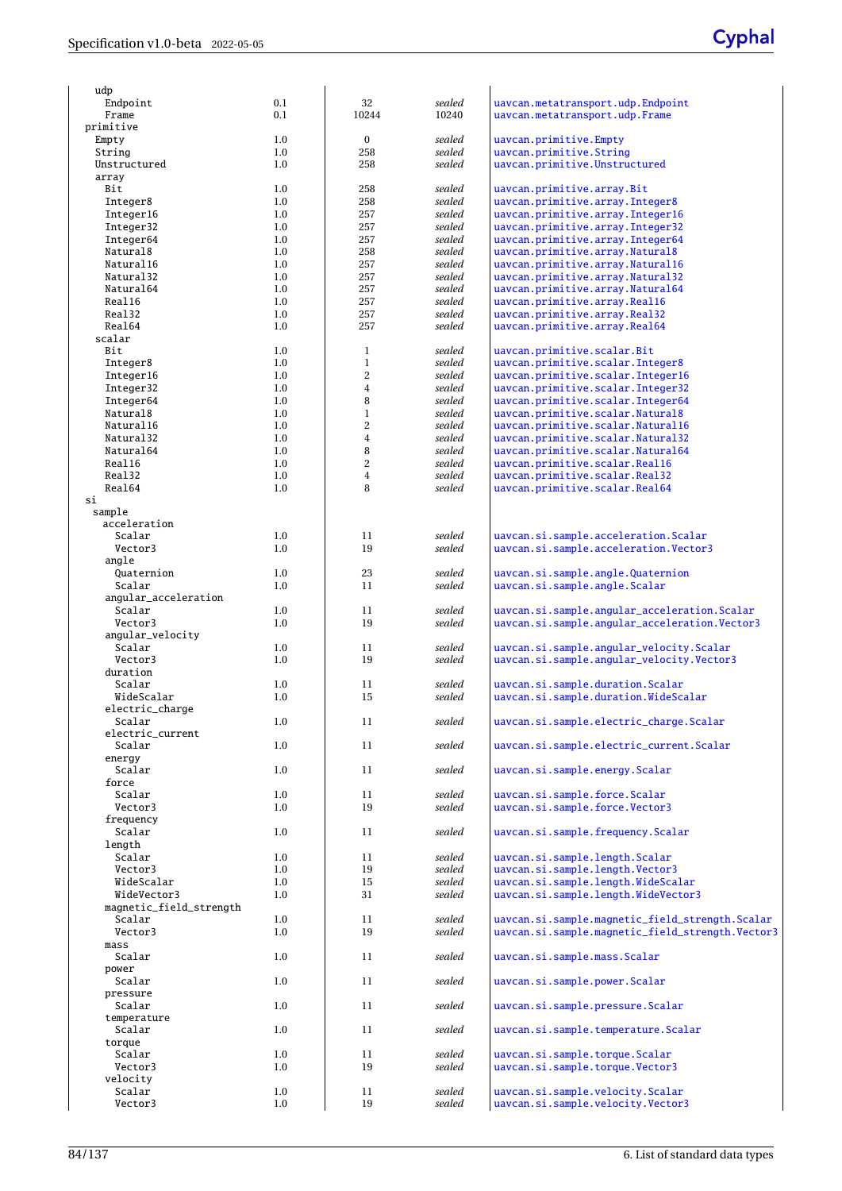| | | | | |
|---|---|---|---|---|
| udp | | | | |
| Endpoint | 0.1 | 32 | *sealed* | uavcan.metatransport.udp.Endpoint |
| Frame | 0.1 | 10244 | 10240 | uavcan.metatransport.udp.Frame |
| primitive | | | | |
| Empty | 1.0 | 0 | *sealed* | uavcan.primitive.Empty |
| String | 1.0 | 258 | *sealed* | uavcan.primitive.String |
| Unstructured | 1.0 | 258 | *sealed* | uavcan.primitive.Unstructured |
| array | | | | |
| Bit | 1.0 | 258 | *sealed* | uavcan.primitive.array.Bit |
| Integer8 | 1.0 | 258 | *sealed* | uavcan.primitive.array.Integer8 |
| Integer16 | 1.0 | 257 | *sealed* | uavcan.primitive.array.Integer16 |
| Integer32 | 1.0 | 257 | *sealed* | uavcan.primitive.array.Integer32 |
| Integer64 | 1.0 | 257 | *sealed* | uavcan.primitive.array.Integer64 |
| Natural8 | 1.0 | 258 | *sealed* | uavcan.primitive.array.Natural8 |
| Natural16 | 1.0 | 257 | *sealed* | uavcan.primitive.array.Natural16 |
| Natural32 | 1.0 | 257 | *sealed* | uavcan.primitive.array.Natural32 |
| Natural64 | 1.0 | 257 | *sealed* | uavcan.primitive.array.Natural64 |
| Real16 | 1.0 | 257 | *sealed* | uavcan.primitive.array.Real16 |
| Real32 | 1.0 | 257 | *sealed* | uavcan.primitive.array.Real32 |
| Real64 | 1.0 | 257 | *sealed* | uavcan.primitive.array.Real64 |
| scalar | | | | |
| Bit | 1.0 | 1 | *sealed* | uavcan.primitive.scalar.Bit |
| Integer8 | 1.0 | 1 | *sealed* | uavcan.primitive.scalar.Integer8 |
| Integer16 | 1.0 | 2 | *sealed* | uavcan.primitive.scalar.Integer16 |
| Integer32 | 1.0 | 4 | *sealed* | uavcan.primitive.scalar.Integer32 |
| Integer64 | 1.0 | 8 | *sealed* | uavcan.primitive.scalar.Integer64 |
| Natural8 | 1.0 | 1 | *sealed* | uavcan.primitive.scalar.Natural8 |
| Natural16 | 1.0 | 2 | *sealed* | uavcan.primitive.scalar.Natural16 |
| Natural32 | 1.0 | 4 | *sealed* | uavcan.primitive.scalar.Natural32 |
| Natural64 | 1.0 | 8 | *sealed* | uavcan.primitive.scalar.Natural64 |
| Real16 | 1.0 | 2 | *sealed* | uavcan.primitive.scalar.Real16 |
| Real32 | 1.0 | 4 | *sealed* | uavcan.primitive.scalar.Real32 |
| Real64 | 1.0 | 8 | *sealed* | uavcan.primitive.scalar.Real64 |
| si | | | | |
| sample | | | | |
| acceleration | | | | |
| Scalar | 1.0 | 11 | *sealed* | uavcan.si.sample.acceleration.Scalar |
| Vector3 | 1.0 | 19 | *sealed* | uavcan.si.sample.acceleration.Vector3 |
| angle | | | | |
| Quaternion | 1.0 | 23 | *sealed* | uavcan.si.sample.angle.Quaternion |
| Scalar | 1.0 | 11 | *sealed* | uavcan.si.sample.angle.Scalar |
| angular_acceleration | | | | |
| Scalar | 1.0 | 11 | *sealed* | uavcan.si.sample.angular_acceleration.Scalar |
| Vector3 | 1.0 | 19 | *sealed* | uavcan.si.sample.angular_acceleration.Vector3 |
| angular_velocity | | | | |
| Scalar | 1.0 | 11 | *sealed* | uavcan.si.sample.angular_velocity.Scalar |
| Vector3 | 1.0 | 19 | *sealed* | uavcan.si.sample.angular_velocity.Vector3 |
| duration | | | | |
| Scalar | 1.0 | 11 | *sealed* | uavcan.si.sample.duration.Scalar |
| WideScalar | 1.0 | 15 | *sealed* | uavcan.si.sample.duration.WideScalar |
| electric_charge | | | | |
| Scalar | 1.0 | 11 | *sealed* | uavcan.si.sample.electric_charge.Scalar |
| electric_current | | | | |
| Scalar | 1.0 | 11 | *sealed* | uavcan.si.sample.electric_current.Scalar |
| energy | | | | |
| Scalar | 1.0 | 11 | *sealed* | uavcan.si.sample.energy.Scalar |
| force | | | | |
| Scalar | 1.0 | 11 | *sealed* | uavcan.si.sample.force.Scalar |
| Vector3 | 1.0 | 19 | *sealed* | uavcan.si.sample.force.Vector3 |
| frequency | | | | |
| Scalar | 1.0 | 11 | *sealed* | uavcan.si.sample.frequency.Scalar |
| length | | | | |
| Scalar | 1.0 | 11 | *sealed* | uavcan.si.sample.length.Scalar |
| Vector3 | 1.0 | 19 | *sealed* | uavcan.si.sample.length.Vector3 |
| WideScalar | 1.0 | 15 | *sealed* | uavcan.si.sample.length.WideScalar |
| WideVector3 | 1.0 | 31 | *sealed* | uavcan.si.sample.length.WideVector3 |
| magnetic_field_strength | | | | |
| Scalar | 1.0 | 11 | *sealed* | uavcan.si.sample.magnetic_field_strength.Scalar |
| Vector3 | 1.0 | 19 | *sealed* | uavcan.si.sample.magnetic_field_strength.Vector3 |
| mass | | | | |
| Scalar | 1.0 | 11 | *sealed* | uavcan.si.sample.mass.Scalar |
| power | | | | |
| Scalar | 1.0 | 11 | *sealed* | uavcan.si.sample.power.Scalar |
| pressure | | | | |
| Scalar | 1.0 | 11 | *sealed* | uavcan.si.sample.pressure.Scalar |
| temperature | | | | |
| Scalar | 1.0 | 11 | *sealed* | uavcan.si.sample.temperature.Scalar |
| torque | | | | |
| Scalar | 1.0 | 11 | *sealed* | uavcan.si.sample.torque.Scalar |
| Vector3 | 1.0 | 19 | *sealed* | uavcan.si.sample.torque.Vector3 |
| velocity | | | | |
| Scalar | 1.0 | 11 | *sealed* | uavcan.si.sample.velocity.Scalar |
| Vector3 | 1.0 | 19 | *sealed* | uavcan.si.sample.velocity.Vector3 |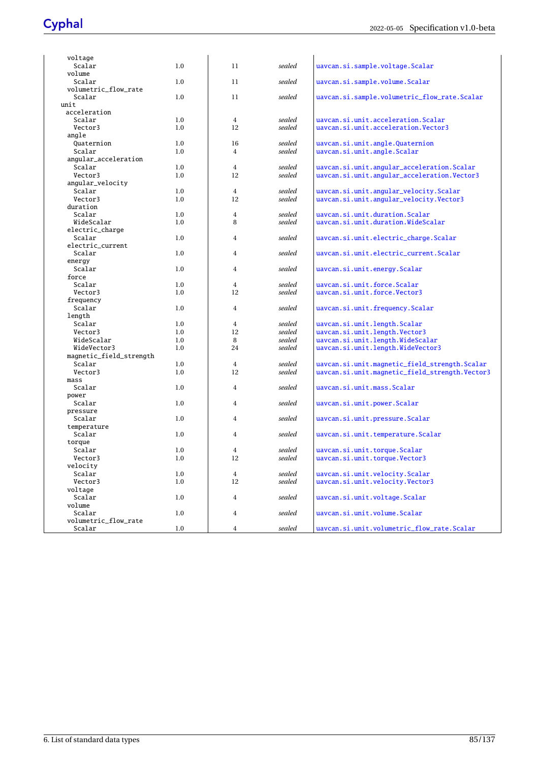| | | | | |
|---|---|---|---|---|
| voltage | | | | |
| Scalar | 1.0 | 11 | *sealed* | uavcan.si.sample.voltage.Scalar |
| volume | | | | |
| Scalar | 1.0 | 11 | *sealed* | uavcan.si.sample.volume.Scalar |
| volumetric_flow_rate | | | | |
| Scalar | 1.0 | 11 | *sealed* | uavcan.si.sample.volumetric_flow_rate.Scalar |
| unit | | | | |
| acceleration | | | | |
| Scalar | 1.0 | 4 | *sealed* | uavcan.si.unit.acceleration.Scalar |
| Vector3 | 1.0 | 12 | *sealed* | uavcan.si.unit.acceleration.Vector3 |
| angle | | | | |
| Quaternion | 1.0 | 16 | *sealed* | uavcan.si.unit.angle.Quaternion |
| Scalar | 1.0 | 4 | *sealed* | uavcan.si.unit.angle.Scalar |
| angular_acceleration | | | | |
| Scalar | 1.0 | 4 | *sealed* | uavcan.si.unit.angular_acceleration.Scalar |
| Vector3 | 1.0 | 12 | *sealed* | uavcan.si.unit.angular_acceleration.Vector3 |
| angular_velocity | | | | |
| Scalar | 1.0 | 4 | *sealed* | uavcan.si.unit.angular_velocity.Scalar |
| Vector3 | 1.0 | 12 | *sealed* | uavcan.si.unit.angular_velocity.Vector3 |
| duration | | | | |
| Scalar | 1.0 | 4 | *sealed* | uavcan.si.unit.duration.Scalar |
| WideScalar | 1.0 | 8 | *sealed* | uavcan.si.unit.duration.WideScalar |
| electric_charge | | | | |
| Scalar | 1.0 | 4 | *sealed* | uavcan.si.unit.electric_charge.Scalar |
| electric_current | | | | |
| Scalar | 1.0 | 4 | *sealed* | uavcan.si.unit.electric_current.Scalar |
| energy | | | | |
| Scalar | 1.0 | 4 | *sealed* | uavcan.si.unit.energy.Scalar |
| force | | | | |
| Scalar | 1.0 | 4 | *sealed* | uavcan.si.unit.force.Scalar |
| Vector3 | 1.0 | 12 | *sealed* | uavcan.si.unit.force.Vector3 |
| frequency | | | | |
| Scalar | 1.0 | 4 | *sealed* | uavcan.si.unit.frequency.Scalar |
| length | | | | |
| Scalar | 1.0 | 4 | *sealed* | uavcan.si.unit.length.Scalar |
| Vector3 | 1.0 | 12 | *sealed* | uavcan.si.unit.length.Vector3 |
| WideScalar | 1.0 | 8 | *sealed* | uavcan.si.unit.length.WideScalar |
| WideVector3 | 1.0 | 24 | *sealed* | uavcan.si.unit.length.WideVector3 |
| magnetic_field_strength | | | | |
| Scalar | 1.0 | 4 | *sealed* | uavcan.si.unit.magnetic_field_strength.Scalar |
| Vector3 | 1.0 | 12 | *sealed* | uavcan.si.unit.magnetic_field_strength.Vector3 |
| mass | | | | |
| Scalar | 1.0 | 4 | *sealed* | uavcan.si.unit.mass.Scalar |
| power | | | | |
| Scalar | 1.0 | 4 | *sealed* | uavcan.si.unit.power.Scalar |
| pressure | | | | |
| Scalar | 1.0 | 4 | *sealed* | uavcan.si.unit.pressure.Scalar |
| temperature | | | | |
| Scalar | 1.0 | 4 | *sealed* | uavcan.si.unit.temperature.Scalar |
| torque | | | | |
| Scalar | 1.0 | 4 | *sealed* | uavcan.si.unit.torque.Scalar |
| Vector3 | 1.0 | 12 | *sealed* | uavcan.si.unit.torque.Vector3 |
| velocity | | | | |
| Scalar | 1.0 | 4 | *sealed* | uavcan.si.unit.velocity.Scalar |
| Vector3 | 1.0 | 12 | *sealed* | uavcan.si.unit.velocity.Vector3 |
| voltage | | | | |
| Scalar | 1.0 | 4 | *sealed* | uavcan.si.unit.voltage.Scalar |
| volume | | | | |
| Scalar | 1.0 | 4 | *sealed* | uavcan.si.unit.volume.Scalar |
| volumetric_flow_rate | | | | |
| Scalar | 1.0 | 4 | *sealed* | uavcan.si.unit.volumetric_flow_rate.Scalar |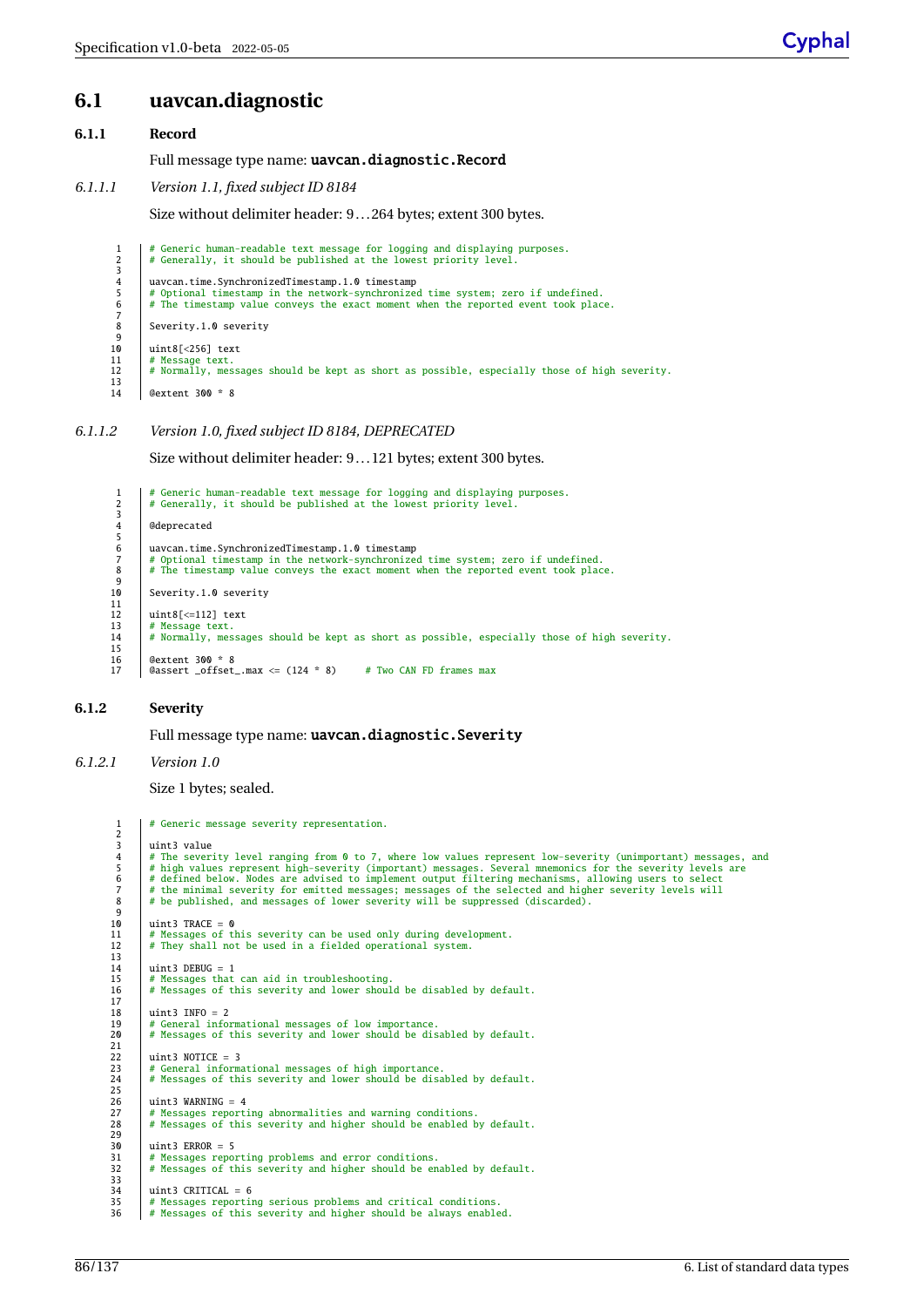## 6.1 uavcan.diagnostic

### 6.1.1 Record

Full message type name: **uavcan.diagnostic.Record**

#### 6.1.1.1 *Version 1.1, fixed subject ID 8184*

Size without delimiter header: 9…264 bytes; extent 300 bytes.

```
# Generic human-readable text message for logging and displaying purposes.
# Generally, it should be published at the lowest priority level.

uavcan.time.SynchronizedTimestamp.1.0 timestamp
# Optional timestamp in the network-synchronized time system; zero if undefined.
# The timestamp value conveys the exact moment when the reported event took place.

Severity.1.0 severity

uint8[<256] text
# Message text.
# Normally, messages should be kept as short as possible, especially those of high severity.

@extent 300 * 8
```

#### 6.1.1.2 *Version 1.0, fixed subject ID 8184, DEPRECATED*

Size without delimiter header: 9…121 bytes; extent 300 bytes.

```
# Generic human-readable text message for logging and displaying purposes.
# Generally, it should be published at the lowest priority level.

@deprecated

uavcan.time.SynchronizedTimestamp.1.0 timestamp
# Optional timestamp in the network-synchronized time system; zero if undefined.
# The timestamp value conveys the exact moment when the reported event took place.

Severity.1.0 severity

uint8[<=112] text
# Message text.
# Normally, messages should be kept as short as possible, especially those of high severity.

@extent 300 * 8
@assert _offset_.max <= (124 * 8)     # Two CAN FD frames max
```

### 6.1.2 Severity

Full message type name: **uavcan.diagnostic.Severity**

#### 6.1.2.1 *Version 1.0*

Size 1 bytes; sealed.

```
# Generic message severity representation.

uint3 value
# The severity level ranging from 0 to 7, where low values represent low-severity (unimportant) messages, and
# high values represent high-severity (important) messages. Several mnemonics for the severity levels are
# defined below. Nodes are advised to implement output filtering mechanisms, allowing users to select
# the minimal severity for emitted messages; messages of the selected and higher severity levels will
# be published, and messages of lower severity will be suppressed (discarded).

uint3 TRACE = 0
# Messages of this severity can be used only during development.
# They shall not be used in a fielded operational system.

uint3 DEBUG = 1
# Messages that can aid in troubleshooting.
# Messages of this severity and lower should be disabled by default.

uint3 INFO = 2
# General informational messages of low importance.
# Messages of this severity and lower should be disabled by default.

uint3 NOTICE = 3
# General informational messages of high importance.
# Messages of this severity and lower should be disabled by default.

uint3 WARNING = 4
# Messages reporting abnormalities and warning conditions.
# Messages of this severity and higher should be enabled by default.

uint3 ERROR = 5
# Messages reporting problems and error conditions.
# Messages of this severity and higher should be enabled by default.

uint3 CRITICAL = 6
# Messages reporting serious problems and critical conditions.
# Messages of this severity and higher should be always enabled.
```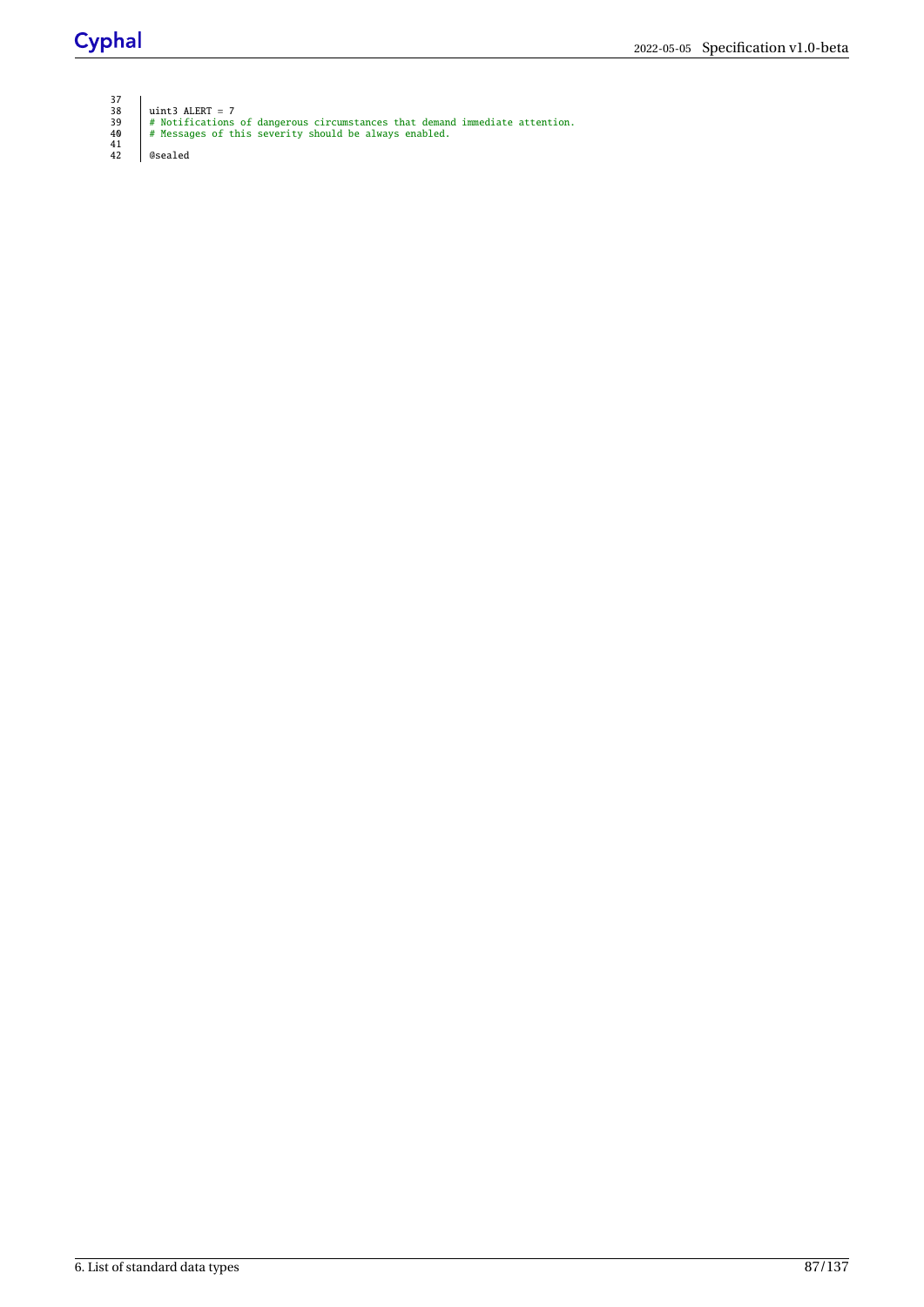```
37
38 uint3 ALERT = 7
39 # Notifications of dangerous circumstances that demand immediate attention.
40 # Messages of this severity should be always enabled.
41
42 @sealed
```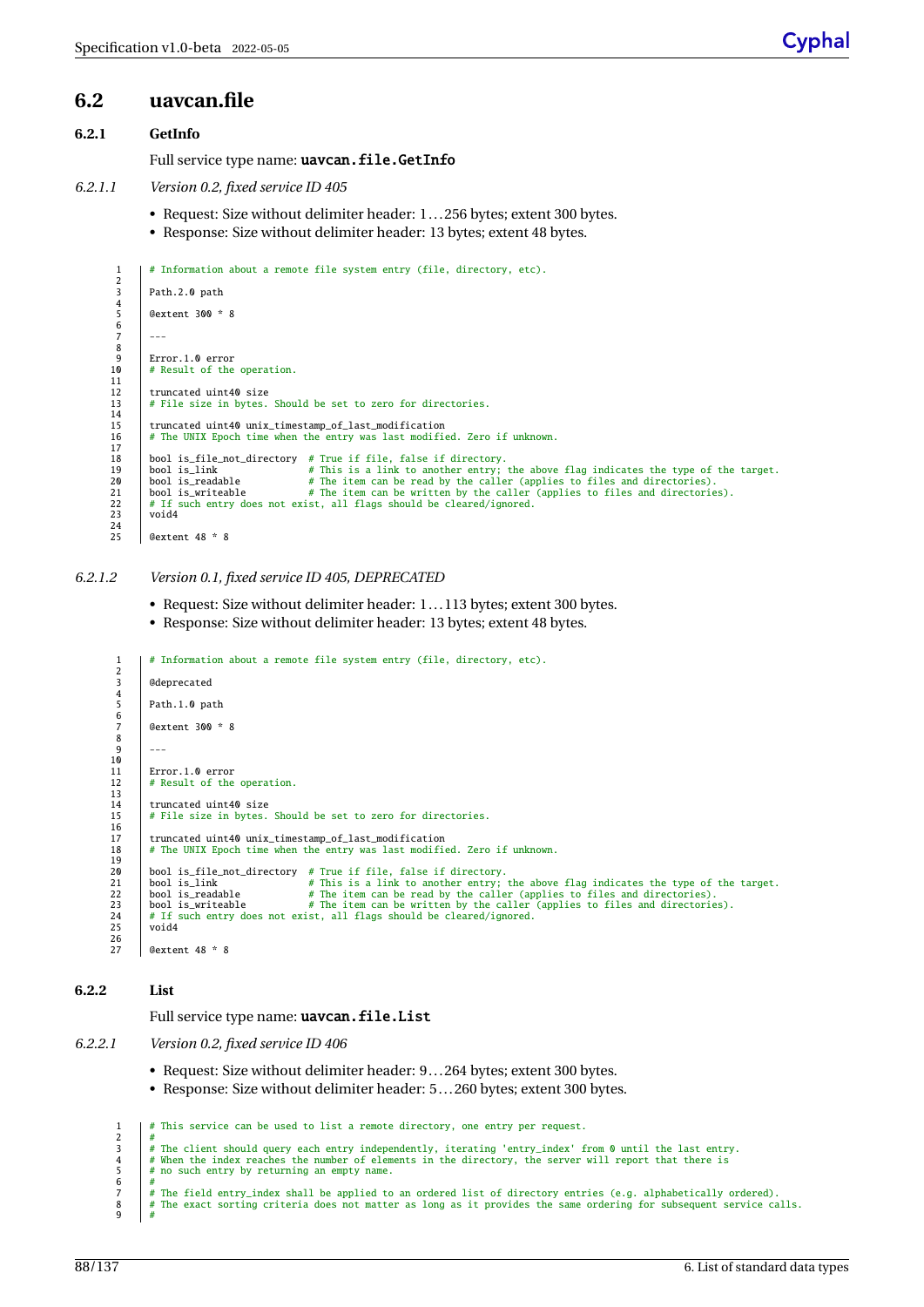## 6.2 uavcan.file

### 6.2.1 GetInfo

Full service type name: **uavcan.file.GetInfo**

#### *6.2.1.1 Version 0.2, fixed service ID 405*

- Request: Size without delimiter header: 1…256 bytes; extent 300 bytes.
- Response: Size without delimiter header: 13 bytes; extent 48 bytes.

```
# Information about a remote file system entry (file, directory, etc).

Path.2.0 path

@extent 300 * 8

---

Error.1.0 error
# Result of the operation.

truncated uint40 size
# File size in bytes. Should be set to zero for directories.

truncated uint40 unix_timestamp_of_last_modification
# The UNIX Epoch time when the entry was last modified. Zero if unknown.

bool is_file_not_directory  # True if file, false if directory.
bool is_link                # This is a link to another entry; the above flag indicates the type of the target.
bool is_readable            # The item can be read by the caller (applies to files and directories).
bool is_writeable           # The item can be written by the caller (applies to files and directories).
# If such entry does not exist, all flags should be cleared/ignored.
void4

@extent 48 * 8
```

#### *6.2.1.2 Version 0.1, fixed service ID 405, DEPRECATED*

- Request: Size without delimiter header: 1…113 bytes; extent 300 bytes.
- Response: Size without delimiter header: 13 bytes; extent 48 bytes.

```
# Information about a remote file system entry (file, directory, etc).

@deprecated

Path.1.0 path

@extent 300 * 8

---

Error.1.0 error
# Result of the operation.

truncated uint40 size
# File size in bytes. Should be set to zero for directories.

truncated uint40 unix_timestamp_of_last_modification
# The UNIX Epoch time when the entry was last modified. Zero if unknown.

bool is_file_not_directory  # True if file, false if directory.
bool is_link                # This is a link to another entry; the above flag indicates the type of the target.
bool is_readable            # The item can be read by the caller (applies to files and directories).
bool is_writeable           # The item can be written by the caller (applies to files and directories).
# If such entry does not exist, all flags should be cleared/ignored.
void4

@extent 48 * 8
```

### 6.2.2 List

Full service type name: **uavcan.file.List**

#### *6.2.2.1 Version 0.2, fixed service ID 406*

- Request: Size without delimiter header: 9…264 bytes; extent 300 bytes.
- Response: Size without delimiter header: 5…260 bytes; extent 300 bytes.

```
# This service can be used to list a remote directory, one entry per request.
#
# The client should query each entry independently, iterating 'entry_index' from 0 until the last entry.
# When the index reaches the number of elements in the directory, the server will report that there is
# no such entry by returning an empty name.
#
# The field entry_index shall be applied to an ordered list of directory entries (e.g. alphabetically ordered).
# The exact sorting criteria does not matter as long as it provides the same ordering for subsequent service calls.
#
```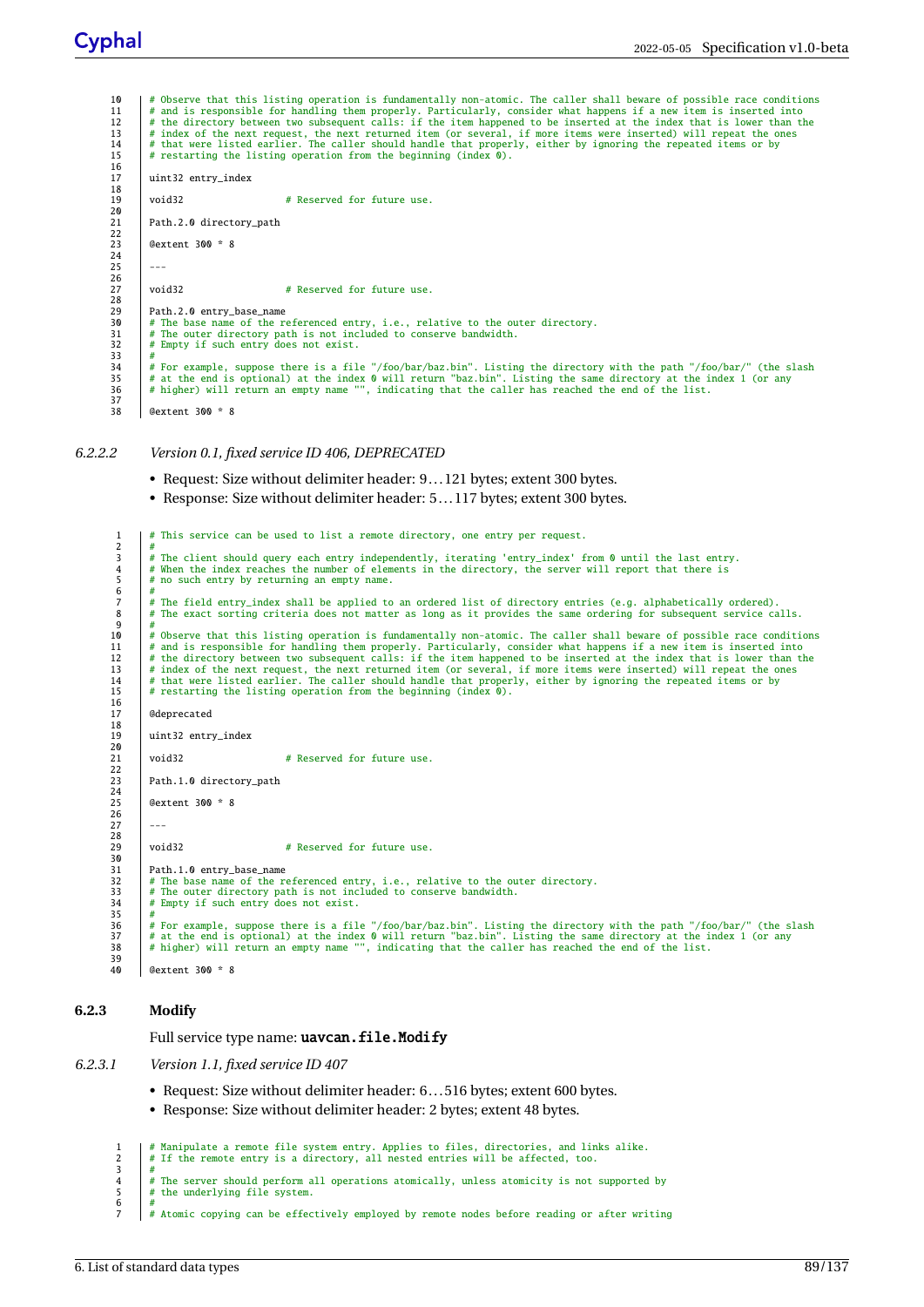```
# Observe that this listing operation is fundamentally non-atomic. The caller shall beware of possible race conditions
# and is responsible for handling them properly. Particularly, consider what happens if a new item is inserted into
# the directory between two subsequent calls: if the item happened to be inserted at the index that is lower than the
# index of the next request, the next returned item (or several, if more items were inserted) will repeat the ones
# that were listed earlier. The caller should handle that properly, either by ignoring the repeated items or by
# restarting the listing operation from the beginning (index 0).

uint32 entry_index

void32                  # Reserved for future use.

Path.2.0 directory_path

@extent 300 * 8

---

void32                  # Reserved for future use.

Path.2.0 entry_base_name
# The base name of the referenced entry, i.e., relative to the outer directory.
# The outer directory path is not included to conserve bandwidth.
# Empty if such entry does not exist.
#
# For example, suppose there is a file "/foo/bar/baz.bin". Listing the directory with the path "/foo/bar/" (the slash
# at the end is optional) at the index 0 will return "baz.bin". Listing the same directory at the index 1 (or any
# higher) will return an empty name "", indicating that the caller has reached the end of the list.

@extent 300 * 8
```

#### 6.2.2.2 *Version 0.1, fixed service ID 406, DEPRECATED*

- Request: Size without delimiter header: 9…121 bytes; extent 300 bytes.
- Response: Size without delimiter header: 5…117 bytes; extent 300 bytes.

```
# This service can be used to list a remote directory, one entry per request.
#
# The client should query each entry independently, iterating 'entry_index' from 0 until the last entry.
# When the index reaches the number of elements in the directory, the server will report that there is
# no such entry by returning an empty name.
#
# The field entry_index shall be applied to an ordered list of directory entries (e.g. alphabetically ordered).
# The exact sorting criteria does not matter as long as it provides the same ordering for subsequent service calls.
#
# Observe that this listing operation is fundamentally non-atomic. The caller shall beware of possible race conditions
# and is responsible for handling them properly. Particularly, consider what happens if a new item is inserted into
# the directory between two subsequent calls: if the item happened to be inserted at the index that is lower than the
# index of the next request, the next returned item (or several, if more items were inserted) will repeat the ones
# that were listed earlier. The caller should handle that properly, either by ignoring the repeated items or by
# restarting the listing operation from the beginning (index 0).

@deprecated

uint32 entry_index

void32                  # Reserved for future use.

Path.1.0 directory_path

@extent 300 * 8

---

void32                  # Reserved for future use.

Path.1.0 entry_base_name
# The base name of the referenced entry, i.e., relative to the outer directory.
# The outer directory path is not included to conserve bandwidth.
# Empty if such entry does not exist.
#
# For example, suppose there is a file "/foo/bar/baz.bin". Listing the directory with the path "/foo/bar/" (the slash
# at the end is optional) at the index 0 will return "baz.bin". Listing the same directory at the index 1 (or any
# higher) will return an empty name "", indicating that the caller has reached the end of the list.

@extent 300 * 8
```

### 6.2.3 Modify

Full service type name: **`uavcan.file.Modify`**

#### 6.2.3.1 *Version 1.1, fixed service ID 407*

- Request: Size without delimiter header: 6…516 bytes; extent 600 bytes.
- Response: Size without delimiter header: 2 bytes; extent 48 bytes.

```
# Manipulate a remote file system entry. Applies to files, directories, and links alike.
# If the remote entry is a directory, all nested entries will be affected, too.
#
# The server should perform all operations atomically, unless atomicity is not supported by
# the underlying file system.
#
# Atomic copying can be effectively employed by remote nodes before reading or after writing
```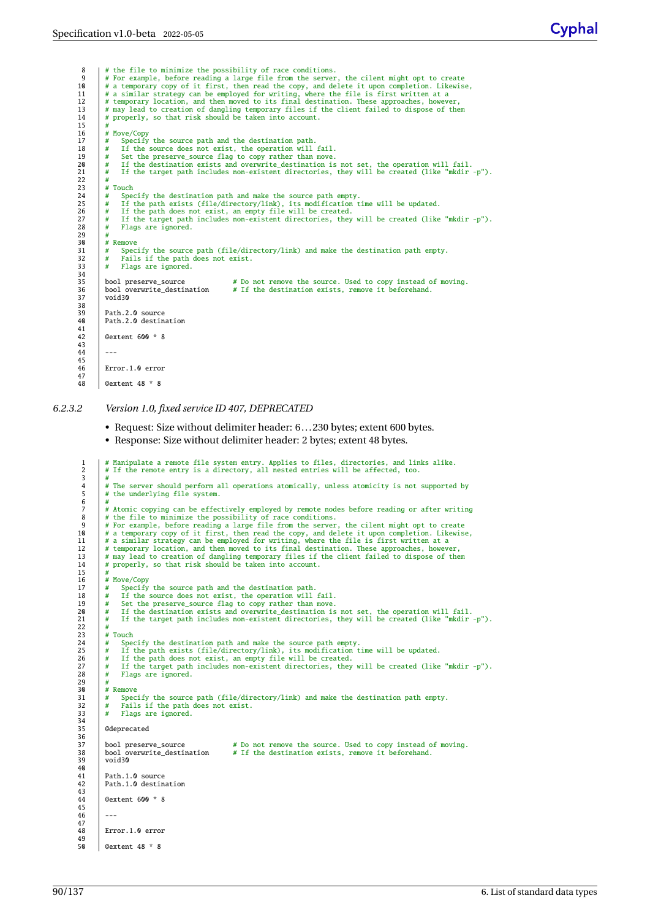```
# the file to minimize the possibility of race conditions.
# For example, before reading a large file from the server, the cilent might opt to create
# a temporary copy of it first, then read the copy, and delete it upon completion. Likewise,
# a similar strategy can be employed for writing, where the file is first written at a
# temporary location, and then moved to its final destination. These approaches, however,
# may lead to creation of dangling temporary files if the client failed to dispose of them
# properly, so that risk should be taken into account.
#
# Move/Copy
#   Specify the source path and the destination path.
#   If the source does not exist, the operation will fail.
#   Set the preserve_source flag to copy rather than move.
#   If the destination exists and overwrite_destination is not set, the operation will fail.
#   If the target path includes non-existent directories, they will be created (like "mkdir -p").
#
# Touch
#   Specify the destination path and make the source path empty.
#   If the path exists (file/directory/link), its modification time will be updated.
#   If the path does not exist, an empty file will be created.
#   If the target path includes non-existent directories, they will be created (like "mkdir -p").
#   Flags are ignored.
#
# Remove
#   Specify the source path (file/directory/link) and make the destination path empty.
#   Fails if the path does not exist.
#   Flags are ignored.

bool preserve_source            # Do not remove the source. Used to copy instead of moving.
bool overwrite_destination      # If the destination exists, remove it beforehand.
void30

Path.2.0 source
Path.2.0 destination

@extent 600 * 8

---

Error.1.0 error

@extent 48 * 8
```

#### 6.2.3.2 *Version 1.0, fixed service ID 407, DEPRECATED*

- Request: Size without delimiter header: 6…230 bytes; extent 600 bytes.
- Response: Size without delimiter header: 2 bytes; extent 48 bytes.

```
# Manipulate a remote file system entry. Applies to files, directories, and links alike.
# If the remote entry is a directory, all nested entries will be affected, too.
#
# The server should perform all operations atomically, unless atomicity is not supported by
# the underlying file system.
#
# Atomic copying can be effectively employed by remote nodes before reading or after writing
# the file to minimize the possibility of race conditions.
# For example, before reading a large file from the server, the cilent might opt to create
# a temporary copy of it first, then read the copy, and delete it upon completion. Likewise,
# a similar strategy can be employed for writing, where the file is first written at a
# temporary location, and then moved to its final destination. These approaches, however,
# may lead to creation of dangling temporary files if the client failed to dispose of them
# properly, so that risk should be taken into account.
#
# Move/Copy
#   Specify the source path and the destination path.
#   If the source does not exist, the operation will fail.
#   Set the preserve_source flag to copy rather than move.
#   If the destination exists and overwrite_destination is not set, the operation will fail.
#   If the target path includes non-existent directories, they will be created (like "mkdir -p").
#
# Touch
#   Specify the destination path and make the source path empty.
#   If the path exists (file/directory/link), its modification time will be updated.
#   If the path does not exist, an empty file will be created.
#   If the target path includes non-existent directories, they will be created (like "mkdir -p").
#   Flags are ignored.
#
# Remove
#   Specify the source path (file/directory/link) and make the destination path empty.
#   Fails if the path does not exist.
#   Flags are ignored.

@deprecated

bool preserve_source            # Do not remove the source. Used to copy instead of moving.
bool overwrite_destination      # If the destination exists, remove it beforehand.
void30

Path.1.0 source
Path.1.0 destination

@extent 600 * 8

---

Error.1.0 error

@extent 48 * 8
```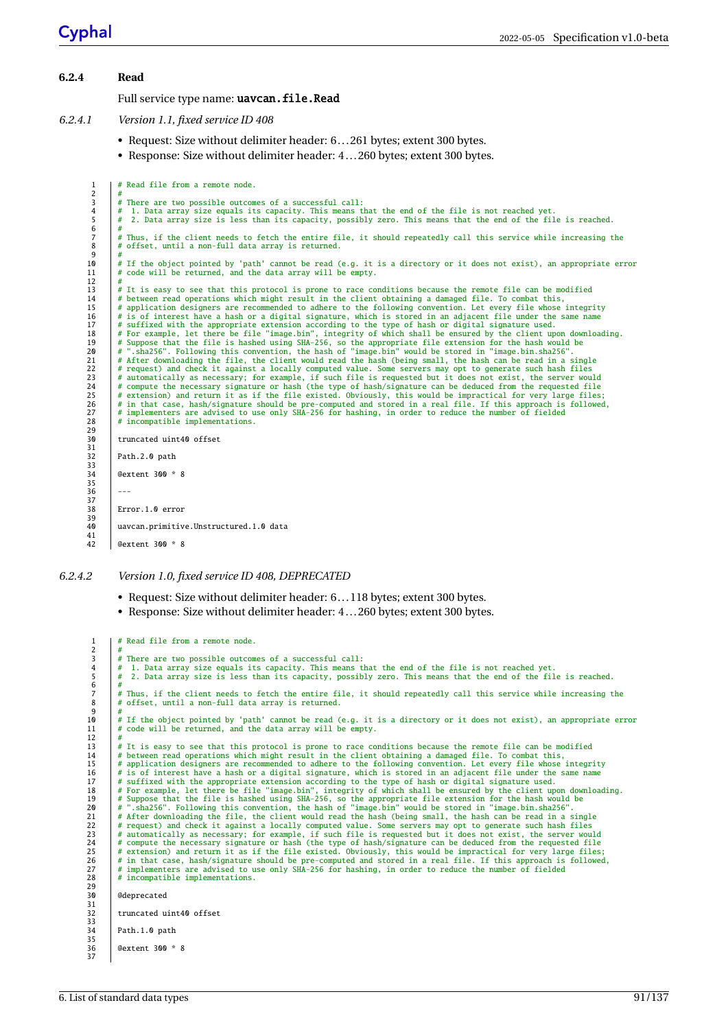### 6.2.4 Read

Full service type name: **uavcan.file.Read**

#### *6.2.4.1 Version 1.1, fixed service ID 408*

- Request: Size without delimiter header: 6…261 bytes; extent 300 bytes.
- Response: Size without delimiter header: 4…260 bytes; extent 300 bytes.

```
# Read file from a remote node.
#
# There are two possible outcomes of a successful call:
#  1. Data array size equals its capacity. This means that the end of the file is not reached yet.
#  2. Data array size is less than its capacity, possibly zero. This means that the end of the file is reached.
#
# Thus, if the client needs to fetch the entire file, it should repeatedly call this service while increasing the
# offset, until a non-full data array is returned.
#
# If the object pointed by 'path' cannot be read (e.g. it is a directory or it does not exist), an appropriate error
# code will be returned, and the data array will be empty.
#
# It is easy to see that this protocol is prone to race conditions because the remote file can be modified
# between read operations which might result in the client obtaining a damaged file. To combat this,
# application designers are recommended to adhere to the following convention. Let every file whose integrity
# is of interest have a hash or a digital signature, which is stored in an adjacent file under the same name
# suffixed with the appropriate extension according to the type of hash or digital signature used.
# For example, let there be file "image.bin", integrity of which shall be ensured by the client upon downloading.
# Suppose that the file is hashed using SHA-256, so the appropriate file extension for the hash would be
# ".sha256". Following this convention, the hash of "image.bin" would be stored in "image.bin.sha256".
# After downloading the file, the client would read the hash (being small, the hash can be read in a single
# request) and check it against a locally computed value. Some servers may opt to generate such hash files
# automatically as necessary; for example, if such file is requested but it does not exist, the server would
# compute the necessary signature or hash (the type of hash/signature can be deduced from the requested file
# extension) and return it as if the file existed. Obviously, this would be impractical for very large files;
# in that case, hash/signature should be pre-computed and stored in a real file. If this approach is followed,
# implementers are advised to use only SHA-256 for hashing, in order to reduce the number of fielded
# incompatible implementations.

truncated uint40 offset

Path.2.0 path

@extent 300 * 8

---

Error.1.0 error

uavcan.primitive.Unstructured.1.0 data

@extent 300 * 8
```

#### *6.2.4.2 Version 1.0, fixed service ID 408, DEPRECATED*

- Request: Size without delimiter header: 6…118 bytes; extent 300 bytes.
- Response: Size without delimiter header: 4…260 bytes; extent 300 bytes.

```
# Read file from a remote node.
#
# There are two possible outcomes of a successful call:
#  1. Data array size equals its capacity. This means that the end of the file is not reached yet.
#  2. Data array size is less than its capacity, possibly zero. This means that the end of the file is reached.
#
# Thus, if the client needs to fetch the entire file, it should repeatedly call this service while increasing the
# offset, until a non-full data array is returned.
#
# If the object pointed by 'path' cannot be read (e.g. it is a directory or it does not exist), an appropriate error
# code will be returned, and the data array will be empty.
#
# It is easy to see that this protocol is prone to race conditions because the remote file can be modified
# between read operations which might result in the client obtaining a damaged file. To combat this,
# application designers are recommended to adhere to the following convention. Let every file whose integrity
# is of interest have a hash or a digital signature, which is stored in an adjacent file under the same name
# suffixed with the appropriate extension according to the type of hash or digital signature used.
# For example, let there be file "image.bin", integrity of which shall be ensured by the client upon downloading.
# Suppose that the file is hashed using SHA-256, so the appropriate file extension for the hash would be
# ".sha256". Following this convention, the hash of "image.bin" would be stored in "image.bin.sha256".
# After downloading the file, the client would read the hash (being small, the hash can be read in a single
# request) and check it against a locally computed value. Some servers may opt to generate such hash files
# automatically as necessary; for example, if such file is requested but it does not exist, the server would
# compute the necessary signature or hash (the type of hash/signature can be deduced from the requested file
# extension) and return it as if the file existed. Obviously, this would be impractical for very large files;
# in that case, hash/signature should be pre-computed and stored in a real file. If this approach is followed,
# implementers are advised to use only SHA-256 for hashing, in order to reduce the number of fielded
# incompatible implementations.

@deprecated

truncated uint40 offset

Path.1.0 path

@extent 300 * 8

```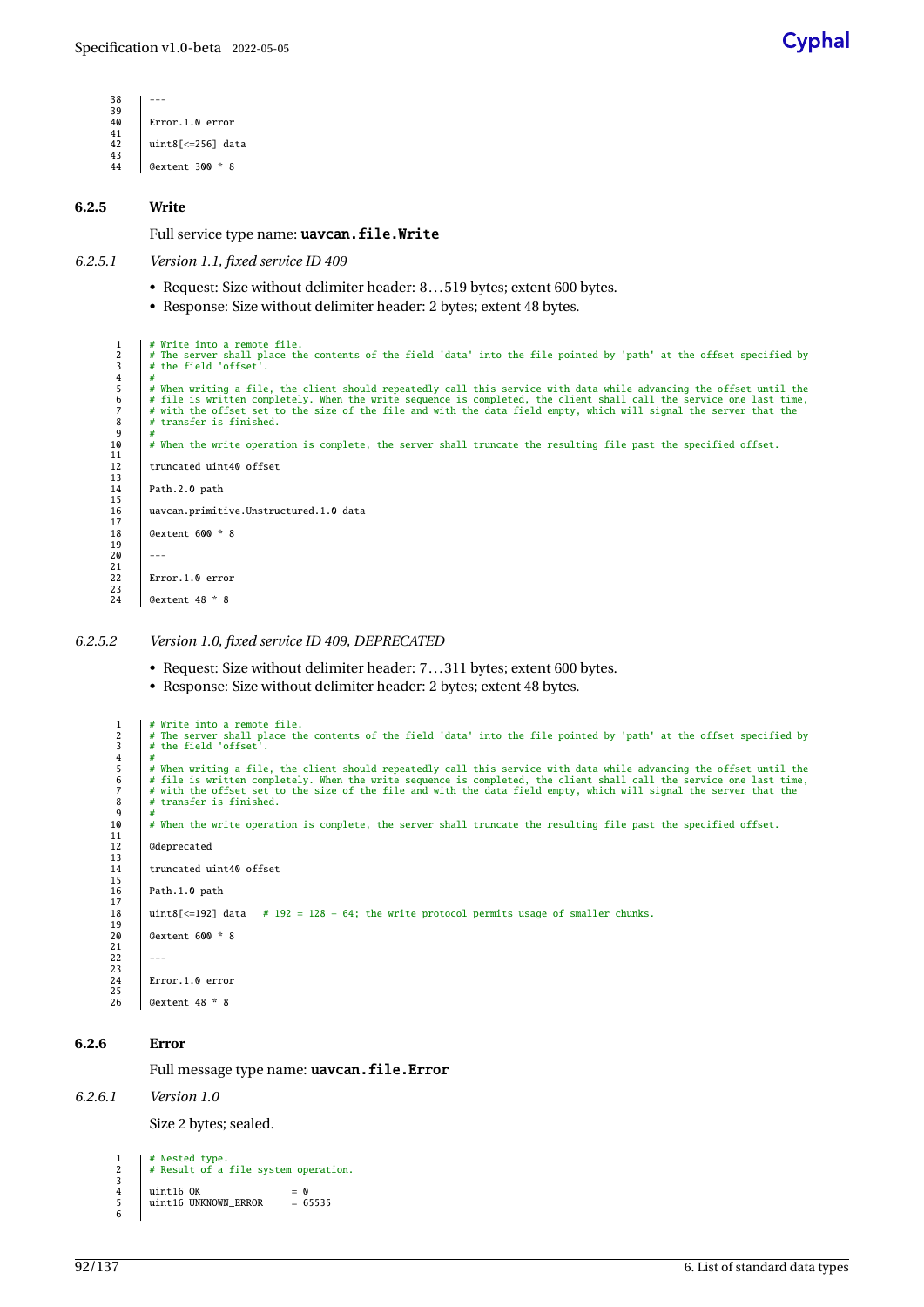```
---

Error.1.0 error

uint8[<=256] data

@extent 300 * 8
```

### 6.2.5 Write

Full service type name: **`uavcan.file.Write`**

#### 6.2.5.1 *Version 1.1, fixed service ID 409*

- Request: Size without delimiter header: 8…519 bytes; extent 600 bytes.
- Response: Size without delimiter header: 2 bytes; extent 48 bytes.

```
# Write into a remote file.
# The server shall place the contents of the field 'data' into the file pointed by 'path' at the offset specified by
# the field 'offset'.
#
# When writing a file, the client should repeatedly call this service with data while advancing the offset until the
# file is written completely. When the write sequence is completed, the client shall call the service one last time,
# with the offset set to the size of the file and with the data field empty, which will signal the server that the
# transfer is finished.
#
# When the write operation is complete, the server shall truncate the resulting file past the specified offset.

truncated uint40 offset

Path.2.0 path

uavcan.primitive.Unstructured.1.0 data

@extent 600 * 8

---

Error.1.0 error

@extent 48 * 8
```

#### 6.2.5.2 *Version 1.0, fixed service ID 409, DEPRECATED*

- Request: Size without delimiter header: 7…311 bytes; extent 600 bytes.
- Response: Size without delimiter header: 2 bytes; extent 48 bytes.

```
# Write into a remote file.
# The server shall place the contents of the field 'data' into the file pointed by 'path' at the offset specified by
# the field 'offset'.
#
# When writing a file, the client should repeatedly call this service with data while advancing the offset until the
# file is written completely. When the write sequence is completed, the client shall call the service one last time,
# with the offset set to the size of the file and with the data field empty, which will signal the server that the
# transfer is finished.
#
# When the write operation is complete, the server shall truncate the resulting file past the specified offset.

@deprecated

truncated uint40 offset

Path.1.0 path

uint8[<=192] data   # 192 = 128 + 64; the write protocol permits usage of smaller chunks.

@extent 600 * 8

---

Error.1.0 error

@extent 48 * 8
```

### 6.2.6 Error

Full message type name: **`uavcan.file.Error`**

#### 6.2.6.1 *Version 1.0*

Size 2 bytes; sealed.

```
# Nested type.
# Result of a file system operation.

uint16 OK                = 0
uint16 UNKNOWN_ERROR     = 65535

```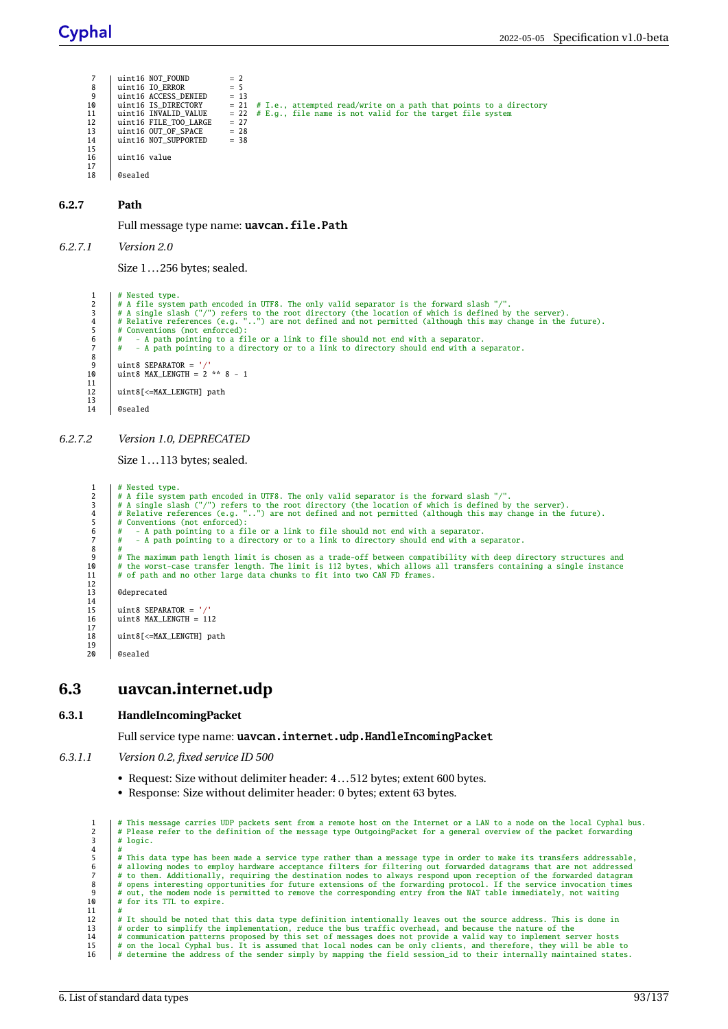```
uint16 NOT_FOUND         = 2
uint16 IO_ERROR          = 5
uint16 ACCESS_DENIED     = 13
uint16 IS_DIRECTORY      = 21  # I.e., attempted read/write on a path that points to a directory
uint16 INVALID_VALUE     = 22  # E.g., file name is not valid for the target file system
uint16 FILE_TOO_LARGE    = 27
uint16 OUT_OF_SPACE      = 28
uint16 NOT_SUPPORTED     = 38

uint16 value

@sealed
```

### 6.2.7 Path

Full message type name: **uavcan.file.Path**

#### 6.2.7.1 *Version 2.0*

Size 1…256 bytes; sealed.

```
# Nested type.
# A file system path encoded in UTF8. The only valid separator is the forward slash "/".
# A single slash ("/") refers to the root directory (the location of which is defined by the server).
# Relative references (e.g. "..") are not defined and not permitted (although this may change in the future).
# Conventions (not enforced):
#   - A path pointing to a file or a link to file should not end with a separator.
#   - A path pointing to a directory or to a link to directory should end with a separator.

uint8 SEPARATOR = '/'
uint8 MAX_LENGTH = 2 ** 8 - 1

uint8[<=MAX_LENGTH] path

@sealed
```

#### 6.2.7.2 *Version 1.0, DEPRECATED*

Size 1…113 bytes; sealed.

```
# Nested type.
# A file system path encoded in UTF8. The only valid separator is the forward slash "/".
# A single slash ("/") refers to the root directory (the location of which is defined by the server).
# Relative references (e.g. "..") are not defined and not permitted (although this may change in the future).
# Conventions (not enforced):
#   - A path pointing to a file or a link to file should not end with a separator.
#   - A path pointing to a directory or to a link to directory should end with a separator.
#
# The maximum path length limit is chosen as a trade-off between compatibility with deep directory structures and
# the worst-case transfer length. The limit is 112 bytes, which allows all transfers containing a single instance
# of path and no other large data chunks to fit into two CAN FD frames.

@deprecated

uint8 SEPARATOR = '/'
uint8 MAX_LENGTH = 112

uint8[<=MAX_LENGTH] path

@sealed
```

## 6.3 uavcan.internet.udp

### 6.3.1 HandleIncomingPacket

Full service type name: **uavcan.internet.udp.HandleIncomingPacket**

#### 6.3.1.1 *Version 0.2, fixed service ID 500*

- Request: Size without delimiter header: 4…512 bytes; extent 600 bytes.
- Response: Size without delimiter header: 0 bytes; extent 63 bytes.

```
# This message carries UDP packets sent from a remote host on the Internet or a LAN to a node on the local Cyphal bus.
# Please refer to the definition of the message type OutgoingPacket for a general overview of the packet forwarding
# logic.
#
# This data type has been made a service type rather than a message type in order to make its transfers addressable,
# allowing nodes to employ hardware acceptance filters for filtering out forwarded datagrams that are not addressed
# to them. Additionally, requiring the destination nodes to always respond upon reception of the forwarded datagram
# opens interesting opportunities for future extensions of the forwarding protocol. If the service invocation times
# out, the modem node is permitted to remove the corresponding entry from the NAT table immediately, not waiting
# for its TTL to expire.
#
# It should be noted that this data type definition intentionally leaves out the source address. This is done in
# order to simplify the implementation, reduce the bus traffic overhead, and because the nature of the
# communication patterns proposed by this set of messages does not provide a valid way to implement server hosts
# on the local Cyphal bus. It is assumed that local nodes can be only clients, and therefore, they will be able to
# determine the address of the sender simply by mapping the field session_id to their internally maintained states.
```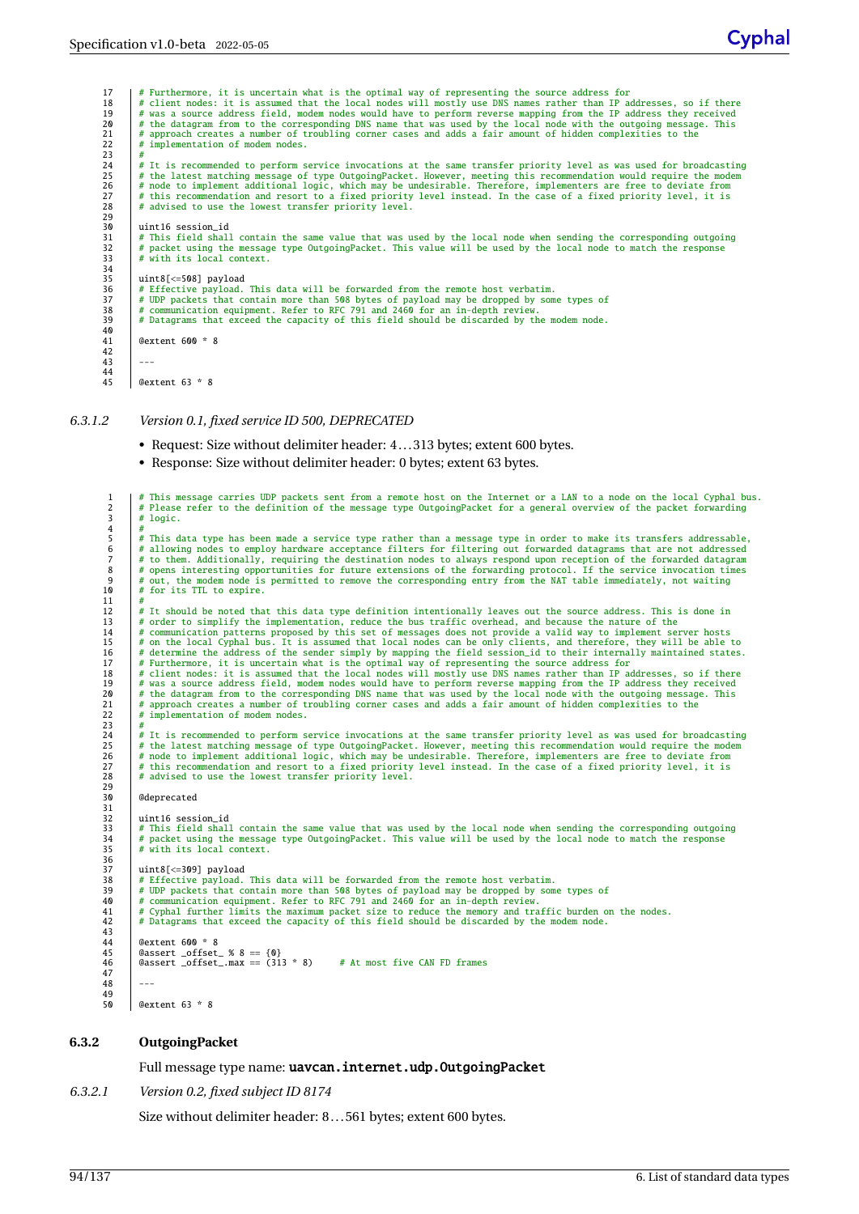```
# Furthermore, it is uncertain what is the optimal way of representing the source address for
# client nodes: it is assumed that the local nodes will mostly use DNS names rather than IP addresses, so if there
# was a source address field, modem nodes would have to perform reverse mapping from the IP address they received
# the datagram from to the corresponding DNS name that was used by the local node with the outgoing message. This
# approach creates a number of troubling corner cases and adds a fair amount of hidden complexities to the
# implementation of modem nodes.
#
# It is recommended to perform service invocations at the same transfer priority level as was used for broadcasting
# the latest matching message of type OutgoingPacket. However, meeting this recommendation would require the modem
# node to implement additional logic, which may be undesirable. Therefore, implementers are free to deviate from
# this recommendation and resort to a fixed priority level instead. In the case of a fixed priority level, it is
# advised to use the lowest transfer priority level.

uint16 session_id
# This field shall contain the same value that was used by the local node when sending the corresponding outgoing
# packet using the message type OutgoingPacket. This value will be used by the local node to match the response
# with its local context.

uint8[<=508] payload
# Effective payload. This data will be forwarded from the remote host verbatim.
# UDP packets that contain more than 508 bytes of payload may be dropped by some types of
# communication equipment. Refer to RFC 791 and 2460 for an in-depth review.
# Datagrams that exceed the capacity of this field should be discarded by the modem node.

@extent 600 * 8

---

@extent 63 * 8
```

#### 6.3.1.2 *Version 0.1, fixed service ID 500, DEPRECATED*

- Request: Size without delimiter header: 4…313 bytes; extent 600 bytes.
- Response: Size without delimiter header: 0 bytes; extent 63 bytes.

```
# This message carries UDP packets sent from a remote host on the Internet or a LAN to a node on the local Cyphal bus.
# Please refer to the definition of the message type OutgoingPacket for a general overview of the packet forwarding
# logic.
#
# This data type has been made a service type rather than a message type in order to make its transfers addressable,
# allowing nodes to employ hardware acceptance filters for filtering out forwarded datagrams that are not addressed
# to them. Additionally, requiring the destination nodes to always respond upon reception of the forwarded datagram
# opens interesting opportunities for future extensions of the forwarding protocol. If the service invocation times
# out, the modem node is permitted to remove the corresponding entry from the NAT table immediately, not waiting
# for its TTL to expire.
#
# It should be noted that this data type definition intentionally leaves out the source address. This is done in
# order to simplify the implementation, reduce the bus traffic overhead, and because the nature of the
# communication patterns proposed by this set of messages does not provide a valid way to implement server hosts
# on the local Cyphal bus. It is assumed that local nodes can be only clients, and therefore, they will be able to
# determine the address of the sender simply by mapping the field session_id to their internally maintained states.
# Furthermore, it is uncertain what is the optimal way of representing the source address for
# client nodes: it is assumed that the local nodes will mostly use DNS names rather than IP addresses, so if there
# was a source address field, modem nodes would have to perform reverse mapping from the IP address they received
# the datagram from to the corresponding DNS name that was used by the local node with the outgoing message. This
# approach creates a number of troubling corner cases and adds a fair amount of hidden complexities to the
# implementation of modem nodes.
#
# It is recommended to perform service invocations at the same transfer priority level as was used for broadcasting
# the latest matching message of type OutgoingPacket. However, meeting this recommendation would require the modem
# node to implement additional logic, which may be undesirable. Therefore, implementers are free to deviate from
# this recommendation and resort to a fixed priority level instead. In the case of a fixed priority level, it is
# advised to use the lowest transfer priority level.

@deprecated

uint16 session_id
# This field shall contain the same value that was used by the local node when sending the corresponding outgoing
# packet using the message type OutgoingPacket. This value will be used by the local node to match the response
# with its local context.

uint8[<=309] payload
# Effective payload. This data will be forwarded from the remote host verbatim.
# UDP packets that contain more than 508 bytes of payload may be dropped by some types of
# communication equipment. Refer to RFC 791 and 2460 for an in-depth review.
# Cyphal further limits the maximum packet size to reduce the memory and traffic burden on the nodes.
# Datagrams that exceed the capacity of this field should be discarded by the modem node.

@extent 600 * 8
@assert _offset_ % 8 == {0}
@assert _offset_.max == (313 * 8)     # At most five CAN FD frames

---

@extent 63 * 8
```

### 6.3.2 OutgoingPacket

Full message type name: **uavcan.internet.udp.OutgoingPacket**

#### 6.3.2.1 *Version 0.2, fixed subject ID 8174*

Size without delimiter header: 8…561 bytes; extent 600 bytes.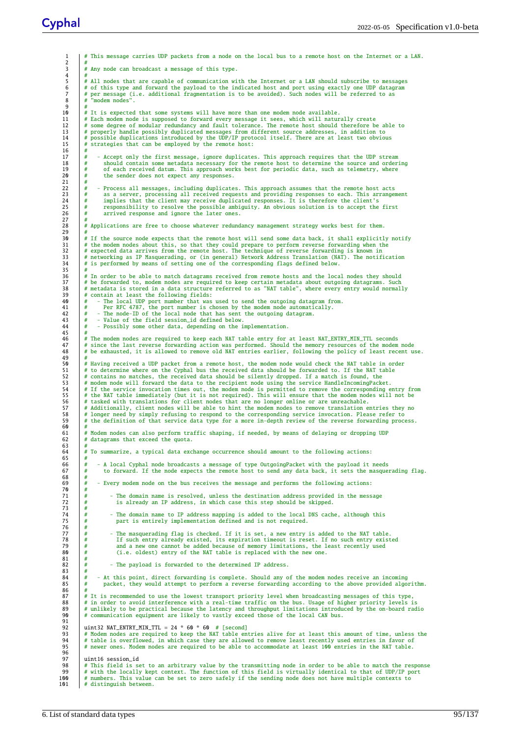```
# This message carries UDP packets from a node on the local bus to a remote host on the Internet or a LAN.
#
# Any node can broadcast a message of this type.
#
# All nodes that are capable of communication with the Internet or a LAN should subscribe to messages
# of this type and forward the payload to the indicated host and port using exactly one UDP datagram
# per message (i.e. additional fragmentation is to be avoided). Such nodes will be referred to as
# "modem nodes".
#
# It is expected that some systems will have more than one modem node available.
# Each modem node is supposed to forward every message it sees, which will naturally create
# some degree of modular redundancy and fault tolerance. The remote host should therefore be able to
# properly handle possibly duplicated messages from different source addresses, in addition to
# possible duplications introduced by the UDP/IP protocol itself. There are at least two obvious
# strategies that can be employed by the remote host:
#
#   - Accept only the first message, ignore duplicates. This approach requires that the UDP stream
#     should contain some metadata necessary for the remote host to determine the source and ordering
#     of each received datum. This approach works best for periodic data, such as telemetry, where
#     the sender does not expect any responses.
#
#   - Process all messages, including duplicates. This approach assumes that the remote host acts
#     as a server, processing all received requests and providing responses to each. This arrangement
#     implies that the client may receive duplicated responses. It is therefore the client's
#     responsibility to resolve the possible ambiguity. An obvious solution is to accept the first
#     arrived response and ignore the later ones.
#
# Applications are free to choose whatever redundancy management strategy works best for them.
#
# If the source node expects that the remote host will send some data back, it shall explicitly notify
# the modem nodes about this, so that they could prepare to perform reverse forwarding when the
# expected data arrives from the remote host. The technique of reverse forwarding is known in
# networking as IP Masquerading, or (in general) Network Address Translation (NAT). The notification
# is performed by means of setting one of the corresponding flags defined below.
#
# In order to be able to match datagrams received from remote hosts and the local nodes they should
# be forwarded to, modem nodes are required to keep certain metadata about outgoing datagrams. Such
# metadata is stored in a data structure referred to as "NAT table", where every entry would normally
# contain at least the following fields:
#   - The local UDP port number that was used to send the outgoing datagram from.
#     Per RFC 4787, the port number is chosen by the modem node automatically.
#   - The node-ID of the local node that has sent the outgoing datagram.
#   - Value of the field session_id defined below.
#   - Possibly some other data, depending on the implementation.
#
# The modem nodes are required to keep each NAT table entry for at least NAT_ENTRY_MIN_TTL seconds
# since the last reverse forwarding action was performed. Should the memory resources of the modem node
# be exhausted, it is allowed to remove old NAT entries earlier, following the policy of least recent use.
#
# Having received a UDP packet from a remote host, the modem node would check the NAT table in order
# to determine where on the Cyphal bus the received data should be forwarded to. If the NAT table
# contains no matches, the received data should be silently dropped. If a match is found, the
# modem node will forward the data to the recipient node using the service HandleIncomingPacket.
# If the service invocation times out, the modem node is permitted to remove the corresponding entry from
# the NAT table immediately (but it is not required). This will ensure that the modem nodes will not be
# tasked with translations for client nodes that are no longer online or are unreachable.
# Additionally, client nodes will be able to hint the modem nodes to remove translation entries they no
# longer need by simply refusing to respond to the corresponding service invocation. Please refer to
# the definition of that service data type for a more in-depth review of the reverse forwarding process.
#
# Modem nodes can also perform traffic shaping, if needed, by means of delaying or dropping UDP
# datagrams that exceed the quota.
#
# To summarize, a typical data exchange occurrence should amount to the following actions:
#
#   - A local Cyphal node broadcasts a message of type OutgoingPacket with the payload it needs
#     to forward. If the node expects the remote host to send any data back, it sets the masquerading flag.
#
#   - Every modem node on the bus receives the message and performs the following actions:
#
#       - The domain name is resolved, unless the destination address provided in the message
#         is already an IP address, in which case this step should be skipped.
#
#       - The domain name to IP address mapping is added to the local DNS cache, although this
#         part is entirely implementation defined and is not required.
#
#       - The masquerading flag is checked. If it is set, a new entry is added to the NAT table.
#         If such entry already existed, its expiration timeout is reset. If no such entry existed
#         and a new one cannot be added because of memory limitations, the least recently used
#         (i.e. oldest) entry of the NAT table is replaced with the new one.
#
#       - The payload is forwarded to the determined IP address.
#
#   - At this point, direct forwarding is complete. Should any of the modem nodes receive an incoming
#     packet, they would attempt to perform a reverse forwarding according to the above provided algorithm.
#
# It is recommended to use the lowest transport priority level when broadcasting messages of this type,
# in order to avoid interference with a real-time traffic on the bus. Usage of higher priority levels is
# unlikely to be practical because the latency and throughput limitations introduced by the on-board radio
# communication equipment are likely to vastly exceed those of the local CAN bus.

uint32 NAT_ENTRY_MIN_TTL = 24 * 60 * 60  # [second]
# Modem nodes are required to keep the NAT table entries alive for at least this amount of time, unless the
# table is overflowed, in which case they are allowed to remove least recently used entries in favor of
# newer ones. Modem nodes are required to be able to accommodate at least 100 entries in the NAT table.

uint16 session_id
# This field is set to an arbitrary value by the transmitting node in order to be able to match the response
# with the locally kept context. The function of this field is virtually identical to that of UDP/IP port
# numbers. This value can be set to zero safely if the sending node does not have multiple contexts to
# distinguish between.
```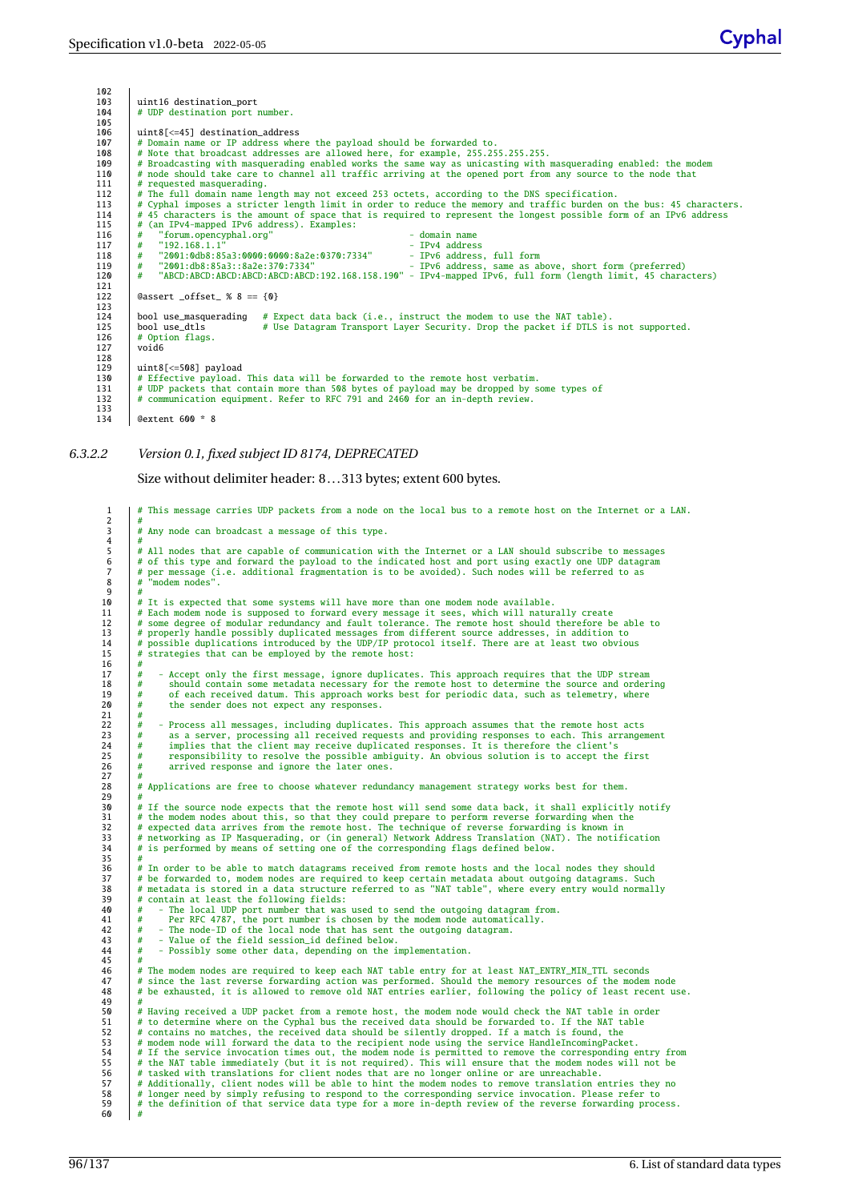```
uint16 destination_port
# UDP destination port number.

uint8[<=45] destination_address
# Domain name or IP address where the payload should be forwarded to.
# Note that broadcast addresses are allowed here, for example, 255.255.255.255.
# Broadcasting with masquerading enabled works the same way as unicasting with masquerading enabled: the modem
# node should take care to channel all traffic arriving at the opened port from any source to the node that
# requested masquerading.
# The full domain name length may not exceed 253 octets, according to the DNS specification.
# Cyphal imposes a stricter length limit in order to reduce the memory and traffic burden on the bus: 45 characters.
# 45 characters is the amount of space that is required to represent the longest possible form of an IPv6 address
# (an IPv4-mapped IPv6 address). Examples:
#   "forum.opencyphal.org"                          - domain name
#   "192.168.1.1"                                   - IPv4 address
#   "2001:0db8:85a3:0000:0000:8a2e:0370:7334"       - IPv6 address, full form
#   "2001:db8:85a3::8a2e:370:7334"                  - IPv6 address, same as above, short form (preferred)
#   "ABCD:ABCD:ABCD:ABCD:ABCD:ABCD:192.168.158.190" - IPv4-mapped IPv6, full form (length limit, 45 characters)

@assert _offset_ % 8 == {0}

bool use_masquerading   # Expect data back (i.e., instruct the modem to use the NAT table).
bool use_dtls           # Use Datagram Transport Layer Security. Drop the packet if DTLS is not supported.
# Option flags.
void6

uint8[<=508] payload
# Effective payload. This data will be forwarded to the remote host verbatim.
# UDP packets that contain more than 508 bytes of payload may be dropped by some types of
# communication equipment. Refer to RFC 791 and 2460 for an in-depth review.

@extent 600 * 8
```

#### 6.3.2.2 *Version 0.1, fixed subject ID 8174, DEPRECATED*

Size without delimiter header: 8…313 bytes; extent 600 bytes.

```
# This message carries UDP packets from a node on the local bus to a remote host on the Internet or a LAN.
#
# Any node can broadcast a message of this type.
#
# All nodes that are capable of communication with the Internet or a LAN should subscribe to messages
# of this type and forward the payload to the indicated host and port using exactly one UDP datagram
# per message (i.e. additional fragmentation is to be avoided). Such nodes will be referred to as
# "modem nodes".
#
# It is expected that some systems will have more than one modem node available.
# Each modem node is supposed to forward every message it sees, which will naturally create
# some degree of modular redundancy and fault tolerance. The remote host should therefore be able to
# properly handle possibly duplicated messages from different source addresses, in addition to
# possible duplications introduced by the UDP/IP protocol itself. There are at least two obvious
# strategies that can be employed by the remote host:
#
#   - Accept only the first message, ignore duplicates. This approach requires that the UDP stream
#     should contain some metadata necessary for the remote host to determine the source and ordering
#     of each received datum. This approach works best for periodic data, such as telemetry, where
#     the sender does not expect any responses.
#
#   - Process all messages, including duplicates. This approach assumes that the remote host acts
#     as a server, processing all received requests and providing responses to each. This arrangement
#     implies that the client may receive duplicated responses. It is therefore the client's
#     responsibility to resolve the possible ambiguity. An obvious solution is to accept the first
#     arrived response and ignore the later ones.
#
# Applications are free to choose whatever redundancy management strategy works best for them.
#
# If the source node expects that the remote host will send some data back, it shall explicitly notify
# the modem nodes about this, so that they could prepare to perform reverse forwarding when the
# expected data arrives from the remote host. The technique of reverse forwarding is known in
# networking as IP Masquerading, or (in general) Network Address Translation (NAT). The notification
# is performed by means of setting one of the corresponding flags defined below.
#
# In order to be able to match datagrams received from remote hosts and the local nodes they should
# be forwarded to, modem nodes are required to keep certain metadata about outgoing datagrams. Such
# metadata is stored in a data structure referred to as "NAT table", where every entry would normally
# contain at least the following fields:
#   - The local UDP port number that was used to send the outgoing datagram from.
#     Per RFC 4787, the port number is chosen by the modem node automatically.
#   - The node-ID of the local node that has sent the outgoing datagram.
#   - Value of the field session_id defined below.
#   - Possibly some other data, depending on the implementation.
#
# The modem nodes are required to keep each NAT table entry for at least NAT_ENTRY_MIN_TTL seconds
# since the last reverse forwarding action was performed. Should the memory resources of the modem node
# be exhausted, it is allowed to remove old NAT entries earlier, following the policy of least recent use.
#
# Having received a UDP packet from a remote host, the modem node would check the NAT table in order
# to determine where on the Cyphal bus the received data should be forwarded to. If the NAT table
# contains no matches, the received data should be silently dropped. If a match is found, the
# modem node will forward the data to the recipient node using the service HandleIncomingPacket.
# If the service invocation times out, the modem node is permitted to remove the corresponding entry from
# the NAT table immediately (but it is not required). This will ensure that the modem nodes will not be
# tasked with translations for client nodes that are no longer online or are unreachable.
# Additionally, client nodes will be able to remove translation entries they no
# longer need by simply refusing to respond to the corresponding service invocation. Please refer to
# the definition of that service data type for a more in-depth review of the reverse forwarding process.
#
```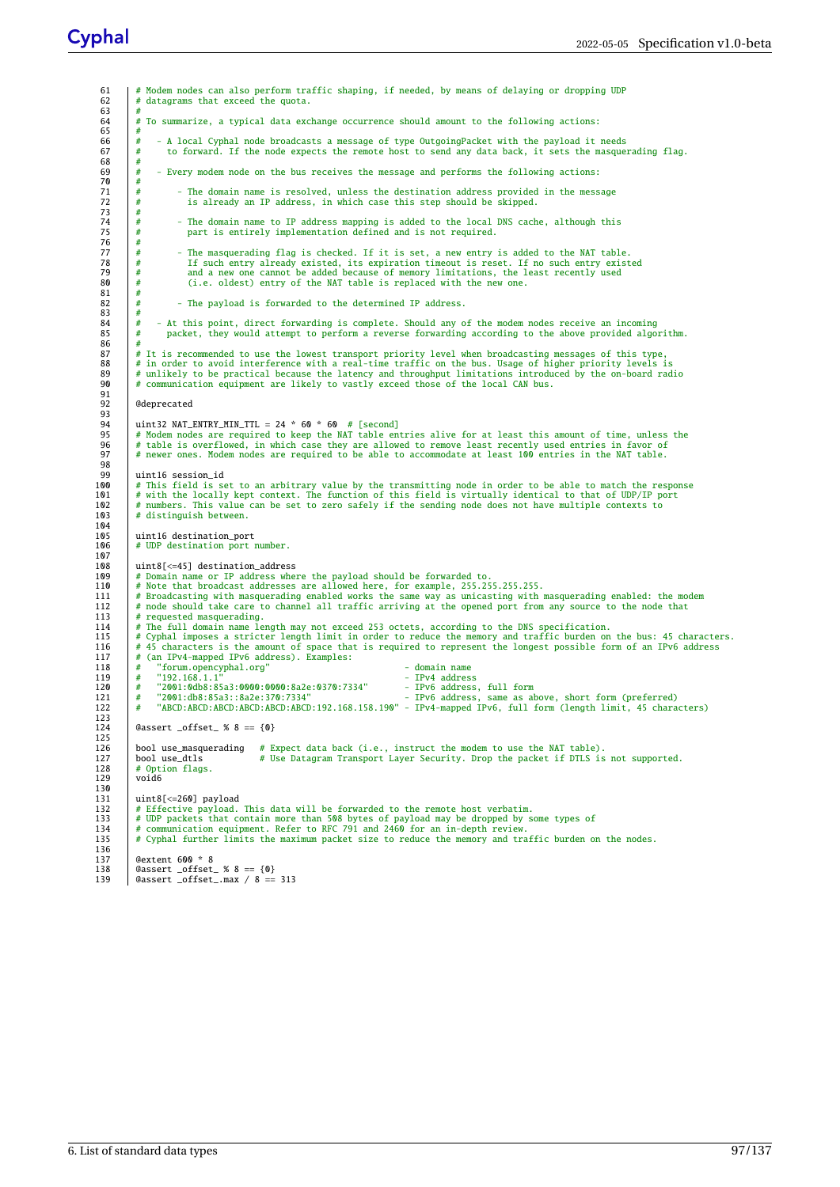```
# Modem nodes can also perform traffic shaping, if needed, by means of delaying or dropping UDP
# datagrams that exceed the quota.
#
# To summarize, a typical data exchange occurrence should amount to the following actions:
#
#   - A local Cyphal node broadcasts a message of type OutgoingPacket with the payload it needs
#     to forward. If the node expects the remote host to send any data back, it sets the masquerading flag.
#
#   - Every modem node on the bus receives the message and performs the following actions:
#
#       - The domain name is resolved, unless the destination address provided in the message
#         is already an IP address, in which case this step should be skipped.
#
#       - The domain name to IP address mapping is added to the local DNS cache, although this
#         part is entirely implementation defined and is not required.
#
#       - The masquerading flag is checked. If it is set, a new entry is added to the NAT table.
#         If such entry already existed, its expiration timeout is reset. If no such entry existed
#         and a new one cannot be added because of memory limitations, the least recently used
#         (i.e. oldest) entry of the NAT table is replaced with the new one.
#
#       - The payload is forwarded to the determined IP address.
#
#   - At this point, direct forwarding is complete. Should any of the modem nodes receive an incoming
#     packet, they would attempt to perform a reverse forwarding according to the above provided algorithm.
#
# It is recommended to use the lowest transport priority level when broadcasting messages of this type,
# in order to avoid interference with a real-time traffic on the bus. Usage of higher priority levels is
# unlikely to be practical because the latency and throughput limitations introduced by the on-board radio
# communication equipment are likely to vastly exceed those of the local CAN bus.

@deprecated

uint32 NAT_ENTRY_MIN_TTL = 24 * 60 * 60  # [second]
# Modem nodes are required to keep the NAT table entries alive for at least this amount of time, unless the
# table is overflowed, in which case they are allowed to remove least recently used entries in favor of
# newer ones. Modem nodes are required to be able to accommodate at least 100 entries in the NAT table.

uint16 session_id
# This field is set to an arbitrary value by the transmitting node in order to be able to match the response
# with the locally kept context. The function of this field is virtually identical to that of UDP/IP port
# numbers. This value can be set to zero safely if the sending node does not have multiple contexts to
# distinguish between.

uint16 destination_port
# UDP destination port number.

uint8[<=45] destination_address
# Domain name or IP address where the payload should be forwarded to.
# Note that broadcast addresses are allowed here, for example, 255.255.255.255.
# Broadcasting with masquerading enabled works the same way as unicasting with masquerading enabled: the modem
# node should take care to channel all traffic arriving at the opened port from any source to the node that
# requested masquerading.
# The full domain name length may not exceed 253 octets, according to the DNS specification.
# Cyphal imposes a stricter length limit in order to reduce the memory and traffic burden on the bus: 45 characters.
# 45 characters is the amount of space that is required to represent the longest possible form of an IPv6 address
# (an IPv4-mapped IPv6 address). Examples:
#   "forum.opencyphal.org"                          - domain name
#   "192.168.1.1"                                   - IPv4 address
#   "2001:0db8:85a3:0000:0000:8a2e:0370:7334"       - IPv6 address, full form
#   "2001:db8:85a3::8a2e:370:7334"                  - IPv6 address, same as above, short form (preferred)
#   "ABCD:ABCD:ABCD:ABCD:ABCD:ABCD:192.168.158.190" - IPv4-mapped IPv6, full form (length limit, 45 characters)

@assert _offset_ % 8 == {0}

bool use_masquerading   # Expect data back (i.e., instruct the modem to use the NAT table).
bool use_dtls           # Use Datagram Transport Layer Security. Drop the packet if DTLS is not supported.
# Option flags.
void6

uint8[<=260] payload
# Effective payload. This data will be forwarded to the remote host verbatim.
# UDP packets that contain more than 508 bytes of payload may be dropped by some types of
# communication equipment. Refer to RFC 791 and 2460 for an in-depth review.
# Cyphal further limits the maximum packet size to reduce the memory and traffic burden on the nodes.

@extent 600 * 8
@assert _offset_ % 8 == {0}
@assert _offset_.max / 8 == 313
```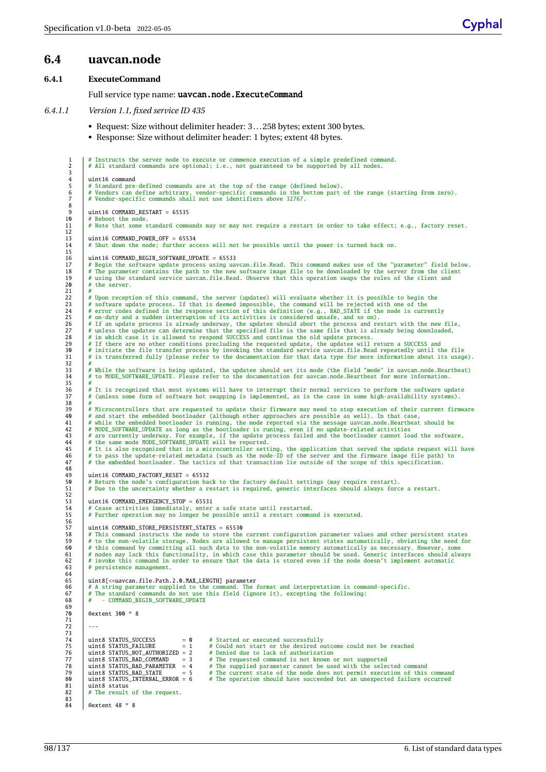## 6.4 uavcan.node

### 6.4.1 ExecuteCommand

Full service type name: **uavcan.node.ExecuteCommand**

#### 6.4.1.1 *Version 1.1, fixed service ID 435*

- Request: Size without delimiter header: 3…258 bytes; extent 300 bytes.
- Response: Size without delimiter header: 1 bytes; extent 48 bytes.

```
# Instructs the server node to execute or commence execution of a simple predefined command.
# All standard commands are optional; i.e., not guaranteed to be supported by all nodes.

uint16 command
# Standard pre-defined commands are at the top of the range (defined below).
# Vendors can define arbitrary, vendor-specific commands in the bottom part of the range (starting from zero).
# Vendor-specific commands shall not use identifiers above 32767.

uint16 COMMAND_RESTART = 65535
# Reboot the node.
# Note that some standard commands may or may not require a restart in order to take effect; e.g., factory reset.

uint16 COMMAND_POWER_OFF = 65534
# Shut down the node; further access will not be possible until the power is turned back on.

uint16 COMMAND_BEGIN_SOFTWARE_UPDATE = 65533
# Begin the software update process using uavcan.file.Read. This command makes use of the "parameter" field below.
# The parameter contains the path to the new software image file to be downloaded by the server from the client
# using the standard service uavcan.file.Read. Observe that this operation swaps the roles of the client and
# the server.
#
# Upon reception of this command, the server (updatee) will evaluate whether it is possible to begin the
# software update process. If that is deemed impossible, the command will be rejected with one of the
# error codes defined in the response section of this definition (e.g., BAD_STATE if the node is currently
# on-duty and a sudden interruption of its activities is considered unsafe, and so on).
# If an update process is already underway, the updatee should abort the process and restart with the new file,
# unless the updatee can determine that the specified file is the same file that is already being downloaded,
# in which case it is allowed to respond SUCCESS and continue the old update process.
# If there are no other conditions precluding the requested update, the updatee will return a SUCCESS and
# initiate the file transfer process by invoking the standard service uavcan.file.Read repeatedly until the file
# is transferred fully (please refer to the documentation for that data type for more information about its usage).
#
# While the software is being updated, the updatee should set its mode (the field "mode" in uavcan.node.Heartbeat)
# to MODE_SOFTWARE_UPDATE. Please refer to the documentation for uavcan.node.Heartbeat for more information.
#
# It is recognized that most systems will have to interrupt their normal services to perform the software update
# (unless some form of software hot swapping is implemented, as is the case in some high-availability systems).
#
# Microcontrollers that are requested to update their firmware may need to stop execution of their current firmware
# and start the embedded bootloader (although other approaches are possible as well). In that case,
# while the embedded bootloader is running, the mode reported via the message uavcan.node.Heartbeat should be
# MODE_SOFTWARE_UPDATE as long as the bootloader is runing, even if no update-related activities
# are currently underway. For example, if the update process failed and the bootloader cannot load the software,
# the same mode MODE_SOFTWARE_UPDATE will be reported.
# It is also recognized that in a microcontroller setting, the application that served the update request will have
# to pass the update-related metadata (such as the node-ID of the server and the firmware image file path) to
# the embedded bootloader. The tactics of that transaction lie outside of the scope of this specification.

uint16 COMMAND_FACTORY_RESET = 65532
# Return the node's configuration back to the factory default settings (may require restart).
# Due to the uncertainty whether a restart is required, generic interfaces should always force a restart.

uint16 COMMAND_EMERGENCY_STOP = 65531
# Cease activities immediately, enter a safe state until restarted.
# Further operation may no longer be possible until a restart command is executed.

uint16 COMMAND_STORE_PERSISTENT_STATES = 65530
# This command instructs the node to store the current configuration parameter values and other persistent states
# to the non-volatile storage. Nodes are allowed to manage persistent states automatically, obviating the need for
# this command by committing all such data to the non-volatile memory automatically as necessary. However, some
# nodes may lack this functionality, in which case this parameter should be used. Generic interfaces should always
# invoke this command in order to ensure that the data is stored even if the node doesn't implement automatic
# persistence management.

uint8[<=uavcan.file.Path.2.0.MAX_LENGTH] parameter
# A string parameter supplied to the command. The format and interpretation is command-specific.
# The standard commands do not use this field (ignore it), excepting the following:
#   - COMMAND_BEGIN_SOFTWARE_UPDATE

@extent 300 * 8

---

uint8 STATUS_SUCCESS        = 0     # Started or executed successfully
uint8 STATUS_FAILURE        = 1     # Could not start or the desired outcome could not be reached
uint8 STATUS_NOT_AUTHORIZED = 2     # Denied due to lack of authorization
uint8 STATUS_BAD_COMMAND    = 3     # The requested command is not known or not supported
uint8 STATUS_BAD_PARAMETER  = 4     # The supplied parameter cannot be used with the selected command
uint8 STATUS_BAD_STATE      = 5     # The current state of the node does not permit execution of this command
uint8 STATUS_INTERNAL_ERROR = 6     # The operation should have succeeded but an unexpected failure occurred
uint8 status
# The result of the request.

@extent 48 * 8
```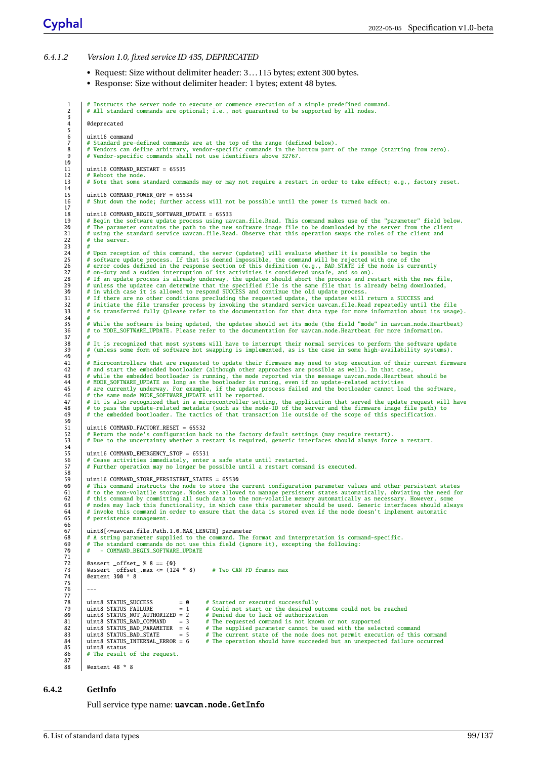#### 6.4.1.2 *Version 1.0, fixed service ID 435, DEPRECATED*

- Request: Size without delimiter header: 3…115 bytes; extent 300 bytes.
- Response: Size without delimiter header: 1 bytes; extent 48 bytes.

```
# Instructs the server node to execute or commence execution of a simple predefined command.
# All standard commands are optional; i.e., not guaranteed to be supported by all nodes.

@deprecated

uint16 command
# Standard pre-defined commands are at the top of the range (defined below).
# Vendors can define arbitrary, vendor-specific commands in the bottom part of the range (starting from zero).
# Vendor-specific commands shall not use identifiers above 32767.

uint16 COMMAND_RESTART = 65535
# Reboot the node.
# Note that some standard commands may or may not require a restart in order to take effect; e.g., factory reset.

uint16 COMMAND_POWER_OFF = 65534
# Shut down the node; further access will not be possible until the power is turned back on.

uint16 COMMAND_BEGIN_SOFTWARE_UPDATE = 65533
# Begin the software update process using uavcan.file.Read. This command makes use of the "parameter" field below.
# The parameter contains the path to the new software image file to be downloaded by the server from the client
# using the standard service uavcan.file.Read. Observe that this operation swaps the roles of the client and
# the server.
#
# Upon reception of this command, the server (updatee) will evaluate whether it is possible to begin the
# software update process. If that is deemed impossible, the command will be rejected with one of the
# error codes defined in the response section of this definition (e.g., BAD_STATE if the node is currently
# on-duty and a sudden interruption of its activities is considered unsafe, and so on).
# If an update process is already underway, the updatee should abort the process and restart with the new file,
# unless the updatee can determine that the specified file is the same file that is already being downloaded,
# in which case it is allowed to respond SUCCESS and continue the old update process.
# If there are no other conditions precluding the requested update, the updatee will return a SUCCESS and
# initiate the file transfer process by invoking the standard service uavcan.file.Read repeatedly until the file
# is transferred fully (please refer to the documentation for that data type for more information about its usage).
#
# While the software is being updated, the updatee should set its mode (the field "mode" in uavcan.node.Heartbeat)
# to MODE_SOFTWARE_UPDATE. Please refer to the documentation for uavcan.node.Heartbeat for more information.
#
# It is recognized that most systems will have to interrupt their normal services to perform the software update
# (unless some form of software hot swapping is implemented, as is the case in some high-availability systems).
#
# Microcontrollers that are requested to update their firmware may need to stop execution of their current firmware
# and start the embedded bootloader (although other approaches are possible as well). In that case,
# while the embedded bootloader is running, the mode reported via the message uavcan.node.Heartbeat should be
# MODE_SOFTWARE_UPDATE as long as the bootloader is runing, even if no update-related activities
# are currently underway. For example, if the update process failed and the bootloader cannot load the software,
# the same mode MODE_SOFTWARE_UPDATE will be reported.
# It is also recognized that in a microcontroller setting, the application that served the update request will have
# to pass the update-related metadata (such as the node-ID of the server and the firmware image file path) to
# the embedded bootloader. The tactics of that transaction lie outside of the scope of this specification.

uint16 COMMAND_FACTORY_RESET = 65532
# Return the node's configuration back to the factory default settings (may require restart).
# Due to the uncertainty whether a restart is required, generic interfaces should always force a restart.

uint16 COMMAND_EMERGENCY_STOP = 65531
# Cease activities immediately, enter a safe state until restarted.
# Further operation may no longer be possible until a restart command is executed.

uint16 COMMAND_STORE_PERSISTENT_STATES = 65530
# This command instructs the node to store the current configuration parameter values and other persistent states
# to the non-volatile storage. Nodes are allowed to manage persistent states automatically, obviating the need for
# this command by committing all such data to the non-volatile memory automatically as necessary. However, some
# nodes may lack this functionality, in which case this parameter should be used. Generic interfaces should always
# invoke this command in order to ensure that the data is stored even if the node doesn't implement automatic
# persistence management.

uint8[<=uavcan.file.Path.1.0.MAX_LENGTH] parameter
# A string parameter supplied to the command. The format and interpretation is command-specific.
# The standard commands do not use this field (ignore it), excepting the following:
#   - COMMAND_BEGIN_SOFTWARE_UPDATE

@assert _offset_ % 8 == {0}
@assert _offset_.max <= (124 * 8)     # Two CAN FD frames max
@extent 300 * 8

---

uint8 STATUS_SUCCESS        = 0     # Started or executed successfully
uint8 STATUS_FAILURE        = 1     # Could not start or the desired outcome could not be reached
uint8 STATUS_NOT_AUTHORIZED = 2     # Denied due to lack of authorization
uint8 STATUS_BAD_COMMAND    = 3     # The requested command is not known or not supported
uint8 STATUS_BAD_PARAMETER  = 4     # The supplied parameter cannot be used with the selected command
uint8 STATUS_BAD_STATE      = 5     # The current state of the node does not permit execution of this command
uint8 STATUS_INTERNAL_ERROR = 6     # The operation should have succeeded but an unexpected failure occurred
uint8 status
# The result of the request.

@extent 48 * 8
```

### 6.4.2 GetInfo

Full service type name: **`uavcan.node.GetInfo`**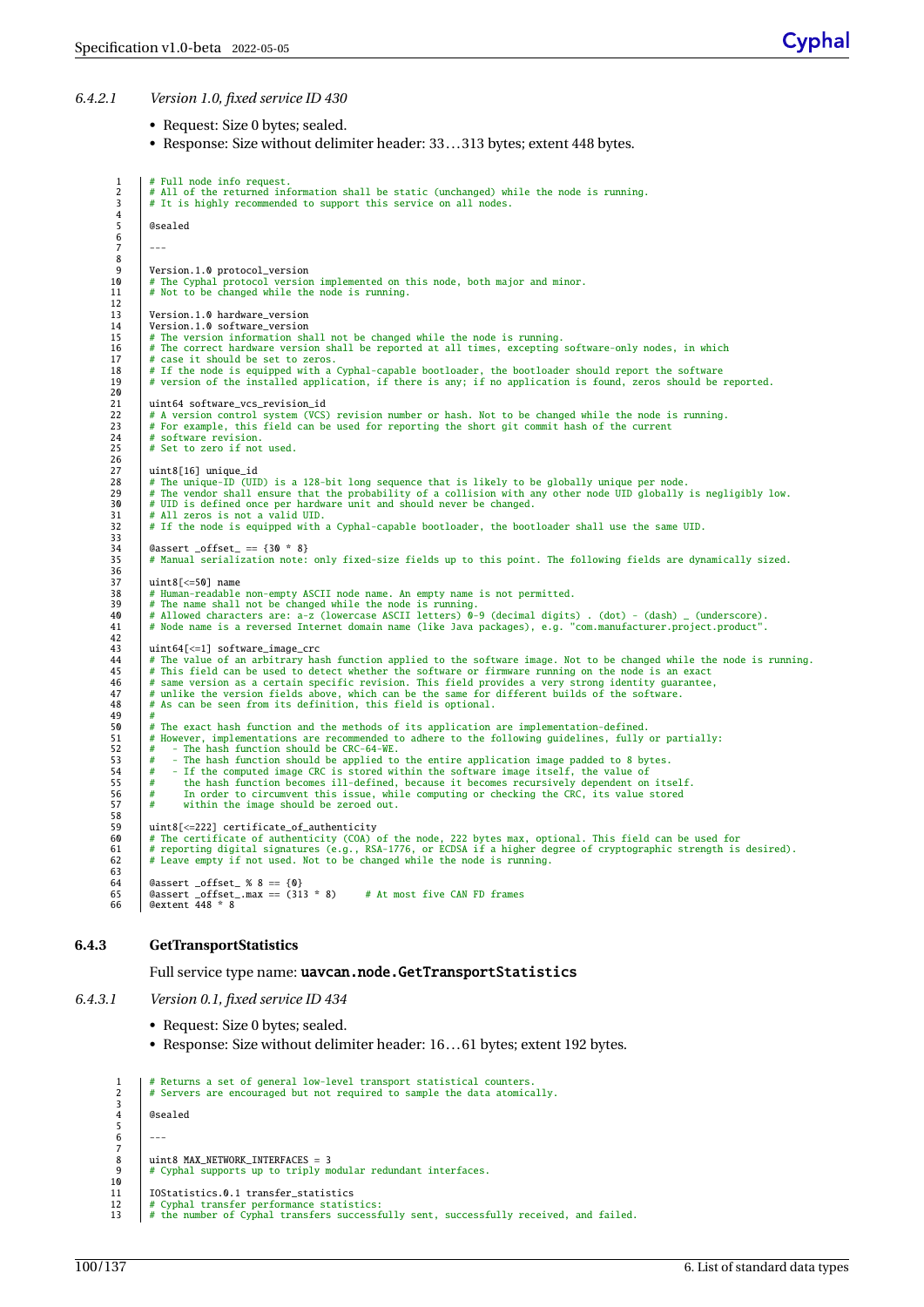#### 6.4.2.1 *Version 1.0, fixed service ID 430*

- Request: Size 0 bytes; sealed.
- Response: Size without delimiter header: 33…313 bytes; extent 448 bytes.

```
# Full node info request.
# All of the returned information shall be static (unchanged) while the node is running.
# It is highly recommended to support this service on all nodes.

@sealed

---

Version.1.0 protocol_version
# The Cyphal protocol version implemented on this node, both major and minor.
# Not to be changed while the node is running.

Version.1.0 hardware_version
Version.1.0 software_version
# The version information shall not be changed while the node is running.
# The correct hardware version shall be reported at all times, excepting software-only nodes, in which
# case it should be set to zeros.
# If the node is equipped with a Cyphal-capable bootloader, the bootloader should report the software
# version of the installed application, if there is any; if no application is found, zeros should be reported.

uint64 software_vcs_revision_id
# A version control system (VCS) revision number or hash. Not to be changed while the node is running.
# For example, this field can be used for reporting the short git commit hash of the current
# software revision.
# Set to zero if not used.

uint8[16] unique_id
# The unique-ID (UID) is a 128-bit long sequence that is likely to be globally unique per node.
# The vendor shall ensure that the probability of a collision with any other node UID globally is negligibly low.
# UID is defined once per hardware unit and should never be changed.
# All zeros is not a valid UID.
# If the node is equipped with a Cyphal-capable bootloader, the bootloader shall use the same UID.

@assert _offset_ == {30 * 8}
# Manual serialization note: only fixed-size fields up to this point. The following fields are dynamically sized.

uint8[<=50] name
# Human-readable non-empty ASCII node name. An empty name is not permitted.
# The name shall not be changed while the node is running.
# Allowed characters are: a-z (lowercase ASCII letters) 0-9 (decimal digits) . (dot) - (dash) _ (underscore).
# Node name is a reversed Internet domain name (like Java packages), e.g. "com.manufacturer.project.product".

uint64[<=1] software_image_crc
# The value of an arbitrary hash function applied to the software image. Not to be changed while the node is running.
# This field can be used to detect whether the software or firmware running on the node is an exact
# same version as a certain specific revision. This field provides a very strong identity guarantee,
# unlike the version fields above, which can be the same for different builds of the software.
# As can be seen from its definition, this field is optional.
#
# The exact hash function and the methods of its application are implementation-defined.
# However, implementations are recommended to adhere to the following guidelines, fully or partially:
#   - The hash function should be CRC-64-WE.
#   - The hash function should be applied to the entire application image padded to 8 bytes.
#   - If the computed image CRC is stored within the software image itself, the value of
#     the hash function becomes ill-defined, because it becomes recursively dependent on itself.
#     In order to circumvent this issue, while computing or checking the CRC, its value stored
#     within the image should be zeroed out.

uint8[<=222] certificate_of_authenticity
# The certificate of authenticity (COA) of the node, 222 bytes max, optional. This field can be used for
# reporting digital signatures (e.g., RSA-1776, or ECDSA if a higher degree of cryptographic strength is desired).
# Leave empty if not used. Not to be changed while the node is running.

@assert _offset_ % 8 == {0}
@assert _offset_.max == (313 * 8)     # At most five CAN FD frames
@extent 448 * 8
```

### 6.4.3 GetTransportStatistics

Full service type name: **uavcan.node.GetTransportStatistics**

#### 6.4.3.1 *Version 0.1, fixed service ID 434*

- Request: Size 0 bytes; sealed.
- Response: Size without delimiter header: 16…61 bytes; extent 192 bytes.

```
# Returns a set of general low-level transport statistical counters.
# Servers are encouraged but not required to sample the data atomically.

@sealed

---

uint8 MAX_NETWORK_INTERFACES = 3
# Cyphal supports up to triply modular redundant interfaces.

IOStatistics.0.1 transfer_statistics
# Cyphal transfer performance statistics:
# the number of Cyphal transfers successfully sent, successfully received, and failed.
```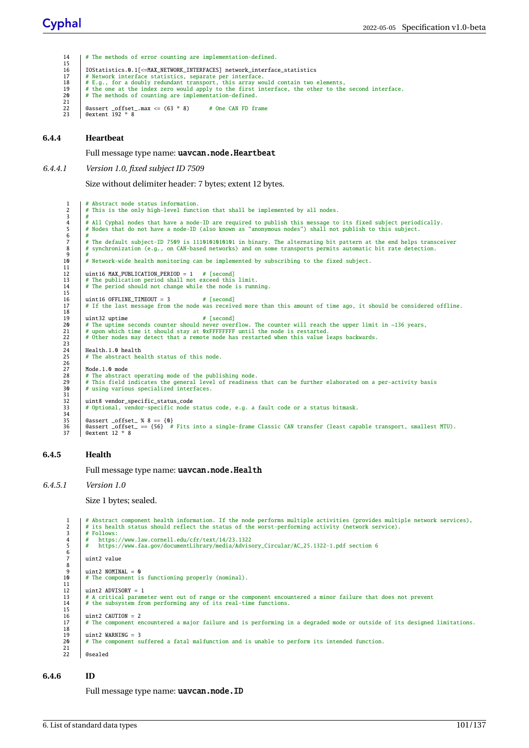```
14  # The methods of error counting are implementation-defined.
15
16  IOStatistics.0.1[<=MAX_NETWORK_INTERFACES] network_interface_statistics
17  # Network interface statistics, separate per interface.
18  # E.g., for a doubly redundant transport, this array would contain two elements,
19  # the one at the index zero would apply to the first interface, the other to the second interface.
20  # The methods of counting are implementation-defined.
21
22  @assert _offset_.max <= (63 * 8)      # One CAN FD frame
23  @extent 192 * 8
```

### 6.4.4 Heartbeat

Full message type name: **uavcan.node.Heartbeat**

#### 6.4.4.1 *Version 1.0, fixed subject ID 7509*

Size without delimiter header: 7 bytes; extent 12 bytes.

```
1   # Abstract node status information.
2   # This is the only high-level function that shall be implemented by all nodes.
3   #
4   # All Cyphal nodes that have a node-ID are required to publish this message to its fixed subject periodically.
5   # Nodes that do not have a node-ID (also known as "anonymous nodes") shall not publish to this subject.
6   #
7   # The default subject-ID 7509 is 1110101010101 in binary. The alternating bit pattern at the end helps transceiver
8   # synchronization (e.g., on CAN-based networks) and on some transports permits automatic bit rate detection.
9   #
10  # Network-wide health monitoring can be implemented by subscribing to the fixed subject.
11
12  uint16 MAX_PUBLICATION_PERIOD = 1   # [second]
13  # The publication period shall not exceed this limit.
14  # The period should not change while the node is running.
15
16  uint16 OFFLINE_TIMEOUT = 3          # [second]
17  # If the last message from the node was received more than this amount of time ago, it should be considered offline.
18
19  uint32 uptime                       # [second]
20  # The uptime seconds counter should never overflow. The counter will reach the upper limit in ~136 years,
21  # upon which time it should stay at 0xFFFFFFFF until the node is restarted.
22  # Other nodes may detect that a remote node has restarted when this value leaps backwards.
23
24  Health.1.0 health
25  # The abstract health status of this node.
26
27  Mode.1.0 mode
28  # The abstract operating mode of the publishing node.
29  # This field indicates the general level of readiness that can be further elaborated on a per-activity basis
30  # using various specialized interfaces.
31
32  uint8 vendor_specific_status_code
33  # Optional, vendor-specific node status code, e.g. a fault code or a status bitmask.
34
35  @assert _offset_ % 8 == {0}
36  @assert _offset_ == {56}  # Fits into a single-frame Classic CAN transfer (least capable transport, smallest MTU).
37  @extent 12 * 8
```

### 6.4.5 Health

Full message type name: **uavcan.node.Health**

#### 6.4.5.1 *Version 1.0*

Size 1 bytes; sealed.

```
1   # Abstract component health information. If the node performs multiple activities (provides multiple network services),
2   # its health status should reflect the status of the worst-performing activity (network service).
3   # Follows:
4   #   https://www.law.cornell.edu/cfr/text/14/23.1322
5   #   https://www.faa.gov/documentLibrary/media/Advisory_Circular/AC_25.1322-1.pdf section 6
6
7   uint2 value
8
9   uint2 NOMINAL = 0
10  # The component is functioning properly (nominal).
11
12  uint2 ADVISORY = 1
13  # A critical parameter went out of range or the component encountered a minor failure that does not prevent
14  # the subsystem from performing any of its real-time functions.
15
16  uint2 CAUTION = 2
17  # The component encountered a major failure and is performing in a degraded mode or outside of its designed limitations.
18
19  uint2 WARNING = 3
20  # The component suffered a fatal malfunction and is unable to perform its intended function.
21
22  @sealed
```

### 6.4.6 ID

Full message type name: **uavcan.node.ID**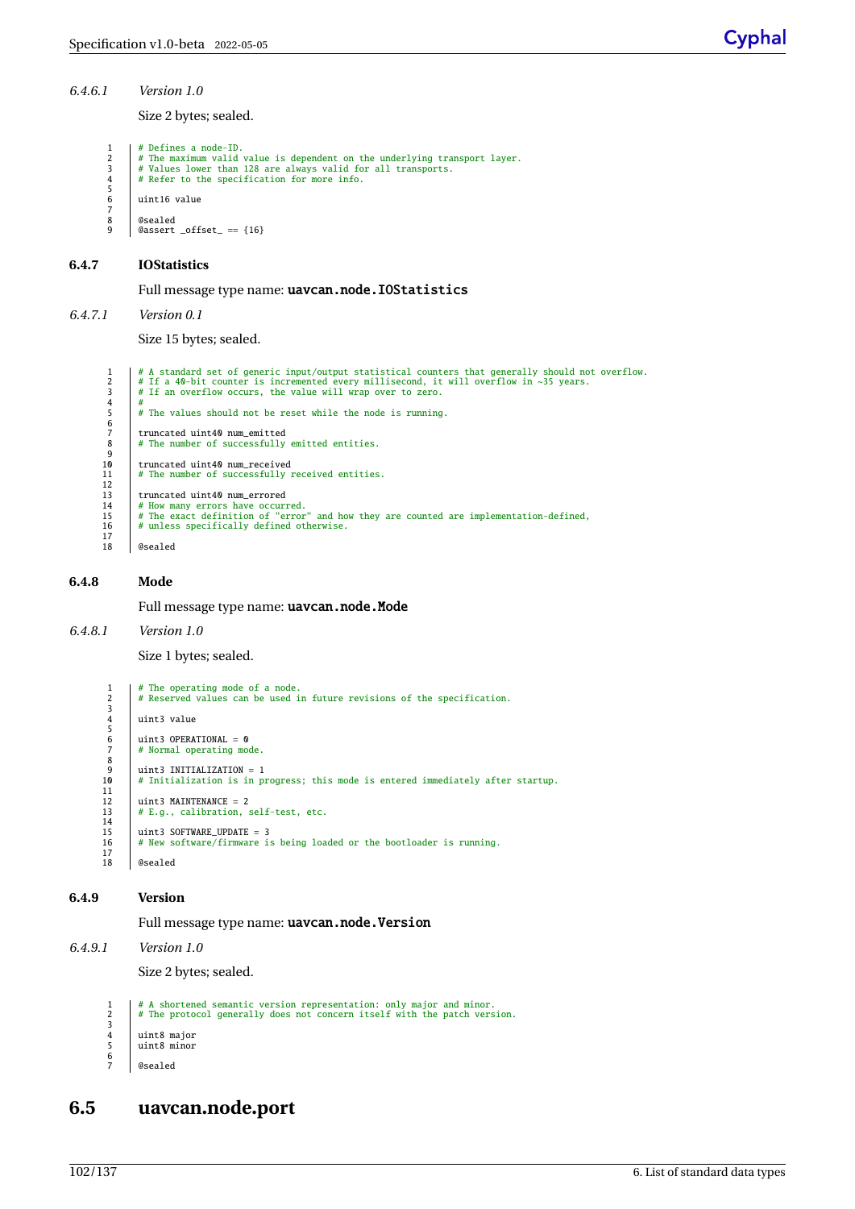#### 6.4.6.1 Version 1.0

Size 2 bytes; sealed.

```
# Defines a node-ID.
# The maximum valid value is dependent on the underlying transport layer.
# Values lower than 128 are always valid for all transports.
# Refer to the specification for more info.

uint16 value

@sealed
@assert _offset_ == {16}
```

### 6.4.7 IOStatistics

Full message type name: **uavcan.node.IOStatistics**

#### 6.4.7.1 Version 0.1

Size 15 bytes; sealed.

```
# A standard set of generic input/output statistical counters that generally should not overflow.
# If a 40-bit counter is incremented every millisecond, it will overflow in ~35 years.
# If an overflow occurs, the value will wrap over to zero.
#
# The values should not be reset while the node is running.

truncated uint40 num_emitted
# The number of successfully emitted entities.

truncated uint40 num_received
# The number of successfully received entities.

truncated uint40 num_errored
# How many errors have occurred.
# The exact definition of "error" and how they are counted are implementation-defined,
# unless specifically defined otherwise.

@sealed
```

### 6.4.8 Mode

Full message type name: **uavcan.node.Mode**

#### 6.4.8.1 Version 1.0

Size 1 bytes; sealed.

```
# The operating mode of a node.
# Reserved values can be used in future revisions of the specification.

uint3 value

uint3 OPERATIONAL = 0
# Normal operating mode.

uint3 INITIALIZATION = 1
# Initialization is in progress; this mode is entered immediately after startup.

uint3 MAINTENANCE = 2
# E.g., calibration, self-test, etc.

uint3 SOFTWARE_UPDATE = 3
# New software/firmware is being loaded or the bootloader is running.

@sealed
```

### 6.4.9 Version

Full message type name: **uavcan.node.Version**

#### 6.4.9.1 Version 1.0

Size 2 bytes; sealed.

```
# A shortened semantic version representation: only major and minor.
# The protocol generally does not concern itself with the patch version.

uint8 major
uint8 minor

@sealed
```

## 6.5 uavcan.node.port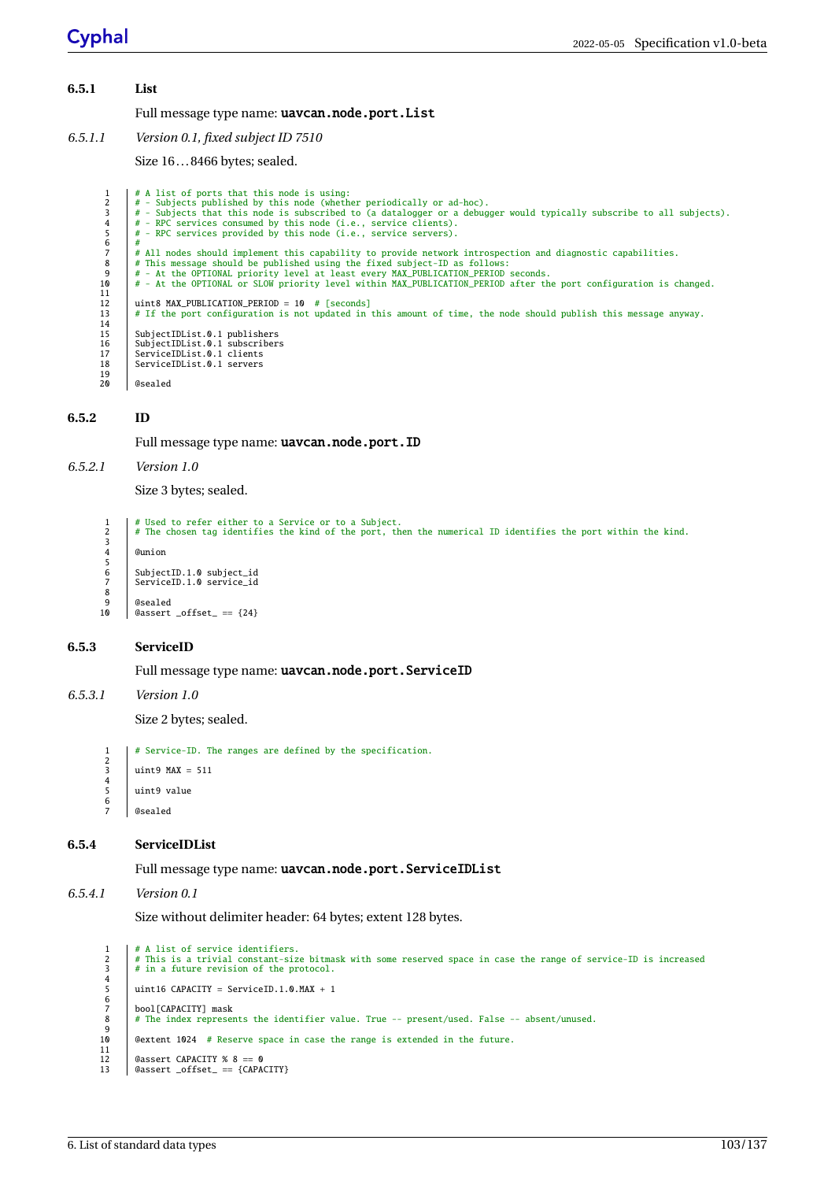### 6.5.1 List

Full message type name: **uavcan.node.port.List**

#### 6.5.1.1 *Version 0.1, fixed subject ID 7510*

Size 16…8466 bytes; sealed.

```
# A list of ports that this node is using:
# - Subjects published by this node (whether periodically or ad-hoc).
# - Subjects that this node is subscribed to (a datalogger or a debugger would typically subscribe to all subjects).
# - RPC services consumed by this node (i.e., service clients).
# - RPC services provided by this node (i.e., service servers).
#
# All nodes should implement this capability to provide network introspection and diagnostic capabilities.
# This message should be published using the fixed subject-ID as follows:
# - At the OPTIONAL priority level at least every MAX_PUBLICATION_PERIOD seconds.
# - At the OPTIONAL or SLOW priority level within MAX_PUBLICATION_PERIOD after the port configuration is changed.

uint8 MAX_PUBLICATION_PERIOD = 10  # [seconds]
# If the port configuration is not updated in this amount of time, the node should publish this message anyway.

SubjectIDList.0.1 publishers
SubjectIDList.0.1 subscribers
ServiceIDList.0.1 clients
ServiceIDList.0.1 servers

@sealed
```

### 6.5.2 ID

Full message type name: **uavcan.node.port.ID**

#### 6.5.2.1 *Version 1.0*

Size 3 bytes; sealed.

```
# Used to refer either to a Service or to a Subject.
# The chosen tag identifies the kind of the port, then the numerical ID identifies the port within the kind.

@union

SubjectID.1.0 subject_id
ServiceID.1.0 service_id

@sealed
@assert _offset_ == {24}
```

### 6.5.3 ServiceID

Full message type name: **uavcan.node.port.ServiceID**

#### 6.5.3.1 *Version 1.0*

Size 2 bytes; sealed.

```
# Service-ID. The ranges are defined by the specification.

uint9 MAX = 511

uint9 value

@sealed
```

### 6.5.4 ServiceIDList

Full message type name: **uavcan.node.port.ServiceIDList**

#### 6.5.4.1 *Version 0.1*

Size without delimiter header: 64 bytes; extent 128 bytes.

```
# A list of service identifiers.
# This is a trivial constant-size bitmask with some reserved space in case the range of service-ID is increased
# in a future revision of the protocol.

uint16 CAPACITY = ServiceID.1.0.MAX + 1

bool[CAPACITY] mask
# The index represents the identifier value. True -- present/used. False -- absent/unused.

@extent 1024  # Reserve space in case the range is extended in the future.

@assert CAPACITY % 8 == 0
@assert _offset_ == {CAPACITY}
```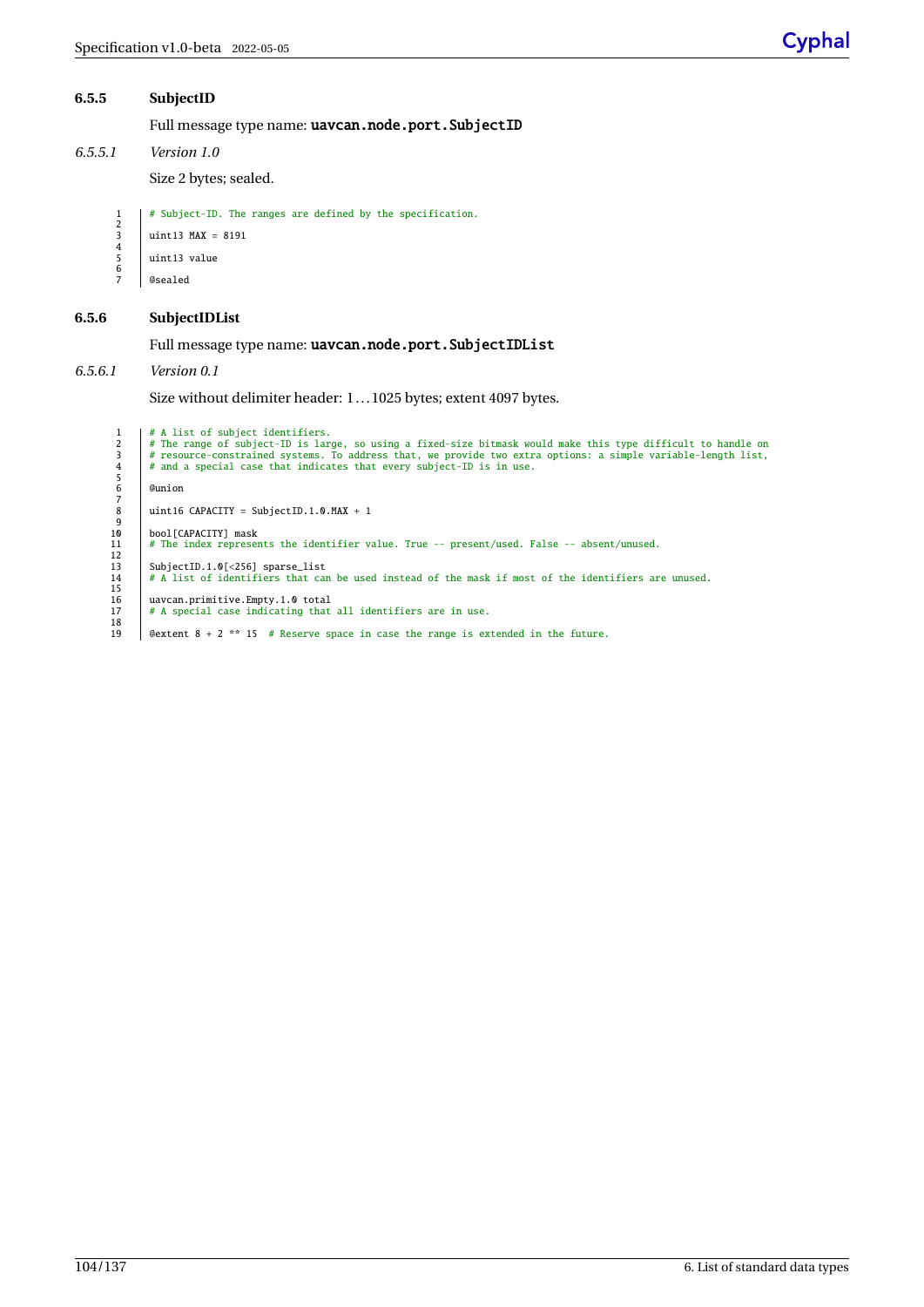### 6.5.5 SubjectID

Full message type name: **uavcan.node.port.SubjectID**

#### 6.5.5.1 *Version 1.0*

Size 2 bytes; sealed.

```
# Subject-ID. The ranges are defined by the specification.

uint13 MAX = 8191

uint13 value

@sealed
```

### 6.5.6 SubjectIDList

Full message type name: **uavcan.node.port.SubjectIDList**

#### 6.5.6.1 *Version 0.1*

Size without delimiter header: 1...1025 bytes; extent 4097 bytes.

```
# A list of subject identifiers.
# The range of subject-ID is large, so using a fixed-size bitmask would make this type difficult to handle on
# resource-constrained systems. To address that, we provide two extra options: a simple variable-length list,
# and a special case that indicates that every subject-ID is in use.

@union

uint16 CAPACITY = SubjectID.1.0.MAX + 1

bool[CAPACITY] mask
# The index represents the identifier value. True -- present/used. False -- absent/unused.

SubjectID.1.0[<256] sparse_list
# A list of identifiers that can be used instead of the mask if most of the identifiers are unused.

uavcan.primitive.Empty.1.0 total
# A special case indicating that all identifiers are in use.

@extent 8 + 2 ** 15  # Reserve space in case the range is extended in the future.
```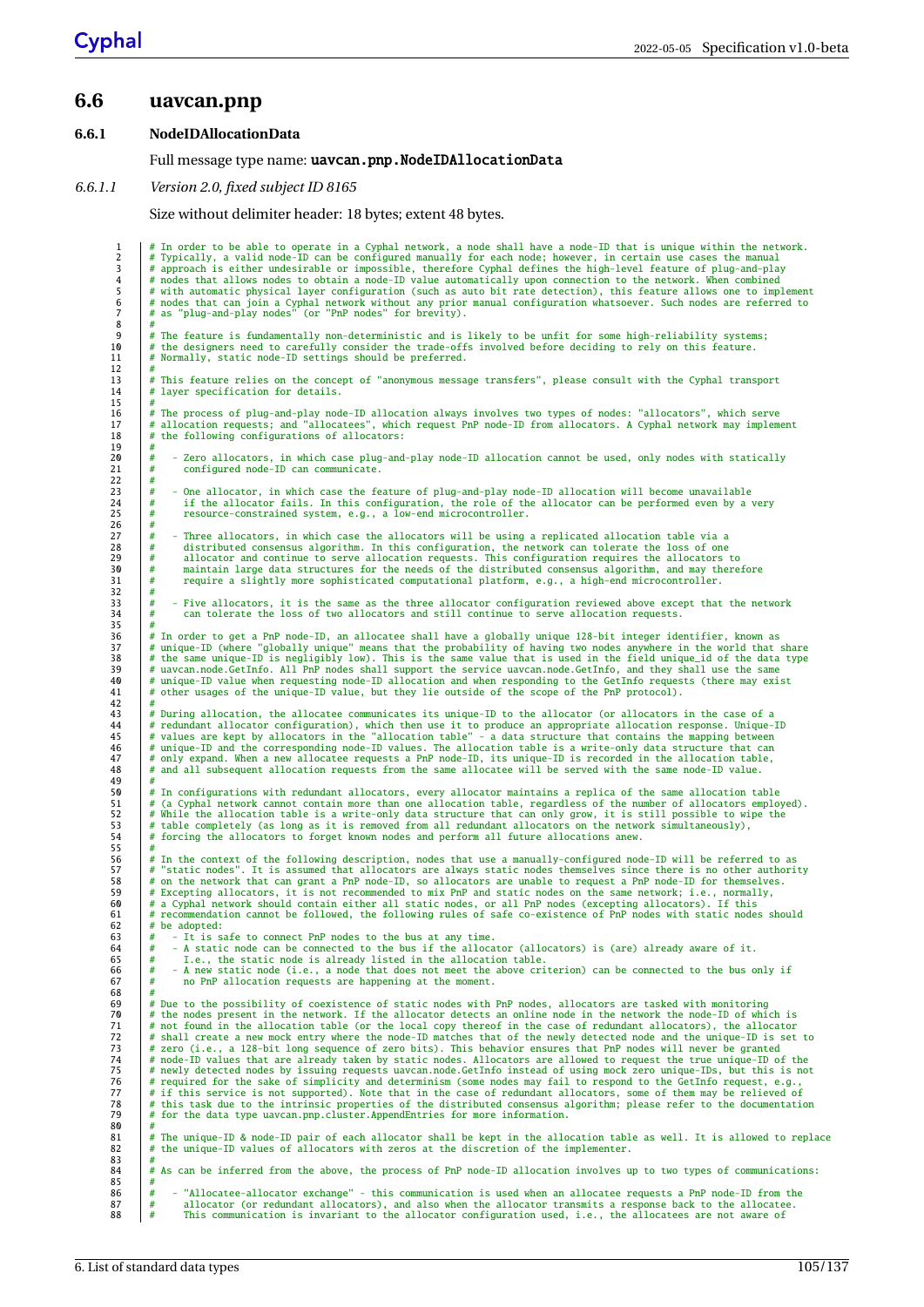## 6.6 uavcan.pnp

### 6.6.1 NodeIDAllocationData

Full message type name: **uavcan.pnp.NodeIDAllocationData**

#### 6.6.1.1 *Version 2.0, fixed subject ID 8165*

Size without delimiter header: 18 bytes; extent 48 bytes.

```
# In order to be able to operate in a Cyphal network, a node shall have a node-ID that is unique within the network.
# Typically, a valid node-ID can be configured manually for each node; however, in certain use cases the manual
# approach is either undesirable or impossible, therefore Cyphal defines the high-level feature of plug-and-play
# nodes that allows nodes to obtain a node-ID value automatically upon connection to the network. When combined
# with automatic physical layer configuration (such as auto bit rate detection), this feature allows one to implement
# nodes that can join a Cyphal network without any prior manual configuration whatsoever. Such nodes are referred to
# as "plug-and-play nodes" (or "PnP nodes" for brevity).
#
# The feature is fundamentally non-deterministic and is likely to be unfit for some high-reliability systems;
# the designers need to carefully consider the trade-offs involved before deciding to rely on this feature.
# Normally, static node-ID settings should be preferred.
#
# This feature relies on the concept of "anonymous message transfers", please consult with the Cyphal transport
# layer specification for details.
#
# The process of plug-and-play node-ID allocation always involves two types of nodes: "allocators", which serve
# allocation requests; and "allocatees", which request PnP node-ID from allocators. A Cyphal network may implement
# the following configurations of allocators:
#
#   - Zero allocators, in which case plug-and-play node-ID allocation cannot be used, only nodes with statically
#     configured node-ID can communicate.
#
#   - One allocator, in which case the feature of plug-and-play node-ID allocation will become unavailable
#     if the allocator fails. In this configuration, the role of the allocator can be performed even by a very
#     resource-constrained system, e.g., a low-end microcontroller.
#
#   - Three allocators, in which case the allocators will be using a replicated allocation table via a
#     distributed consensus algorithm. In this configuration, the network can tolerate the loss of one
#     allocator and continue to serve allocation requests. This configuration requires the allocators to
#     maintain large data structures for the needs of the distributed consensus algorithm, and may therefore
#     require a slightly more sophisticated computational platform, e.g., a high-end microcontroller.
#
#   - Five allocators, it is the same as the three allocator configuration reviewed above except that the network
#     can tolerate the loss of two allocators and still continue to serve allocation requests.
#
# In order to get a PnP node-ID, an allocatee shall have a globally unique 128-bit integer identifier, known as
# unique-ID (where "globally unique" means that the probability of having two nodes anywhere in the world that share
# the same unique-ID is negligibly low). This is the same value that is used in the field unique_id of the data type
# uavcan.node.GetInfo. All PnP nodes shall support the service uavcan.node.GetInfo, and they shall use the same
# unique-ID value when requesting node-ID allocation and when responding to the GetInfo requests (there may exist
# other usages of the unique-ID value, but they lie outside of the scope of the PnP protocol).
#
# During allocation, the allocatee communicates its unique-ID to the allocator (or allocators in the case of a
# redundant allocator configuration), which then use it to produce an appropriate allocation response. Unique-ID
# values are kept by allocators in the "allocation table" - a data structure that contains the mapping between
# unique-ID and the corresponding node-ID values. The allocation table is a write-only data structure that can
# only expand. When a new allocatee requests a PnP node-ID, its unique-ID is recorded in the allocation table,
# and all subsequent allocation requests from the same allocatee will be served with the same node-ID value.
#
# In configurations with redundant allocators, every allocator maintains a replica of the same allocation table
# (a Cyphal network cannot contain more than one allocation table, regardless of the number of allocators employed).
# While the allocation table is a write-only data structure that can only grow, it is still possible to wipe the
# table completely (as long as it is removed from all redundant allocators on the network simultaneously),
# forcing the allocators to forget known nodes and perform all future allocations anew.
#
# In the context of the following description, nodes that use a manually-configured node-ID will be referred to as
# "static nodes". It is assumed that allocators are always static nodes themselves since there is no other authority
# on the network that can grant a PnP node-ID, so allocators are unable to request a PnP node-ID for themselves.
# Excepting allocators, it is not recommended to mix PnP and static nodes on the same network; i.e., normally,
# a Cyphal network should contain either all static nodes, or all PnP nodes (excepting allocators). If this
# recommendation cannot be followed, the following rules of safe co-existence of PnP nodes with static nodes should
# be adopted:
#   - It is safe to connect PnP nodes to the bus at any time.
#   - A static node can be connected to the bus if the allocator (allocators) is (are) already aware of it.
#     I.e., the static node is already listed in the allocation table.
#   - A new static node (i.e., a node that does not meet the above criterion) can be connected to the bus only if
#     no PnP allocation requests are happening at the moment.
#
# Due to the possibility of coexistence of static nodes with PnP nodes, allocators are tasked with monitoring
# the nodes present in the network. If the allocator detects an online node in the network the node-ID of which is
# not found in the allocation table (or the local copy thereof in the case of redundant allocators), the allocator
# shall create a new mock entry where the node-ID matches that of the newly detected node and the unique-ID is set to
# zero (i.e., a 128-bit long sequence of zero bits). This behavior ensures that PnP nodes will never be granted
# node-ID values that are already taken by static nodes. Allocators are allowed to request the true unique-ID of the
# newly detected nodes by issuing requests uavcan.node.GetInfo instead of using mock zero unique-IDs, but this is not
# required for the sake of simplicity and determinism (some nodes may fail to respond to the GetInfo request, e.g.,
# if this service is not supported). Note that in the case of redundant allocators, some of them may be relieved of
# this task due to the intrinsic properties of the distributed consensus algorithm; please refer to the documentation
# for the data type uavcan.pnp.cluster.AppendEntries for more information.
#
# The unique-ID & node-ID pair of each allocator shall be kept in the allocation table as well. It is allowed to replace
# the unique-ID values of allocators with zeros at the discretion of the implementer.
#
# As can be inferred from the above, the process of PnP node-ID allocation involves up to two types of communications:
#
#   - "Allocatee-allocator exchange" - this communication is used when an allocatee requests a PnP node-ID from the
#     allocator (or redundant allocators), and also when the allocator transmits a response back to the allocatee.
#     This communication is invariant to the allocator configuration used, i.e., the allocatees are not aware of
```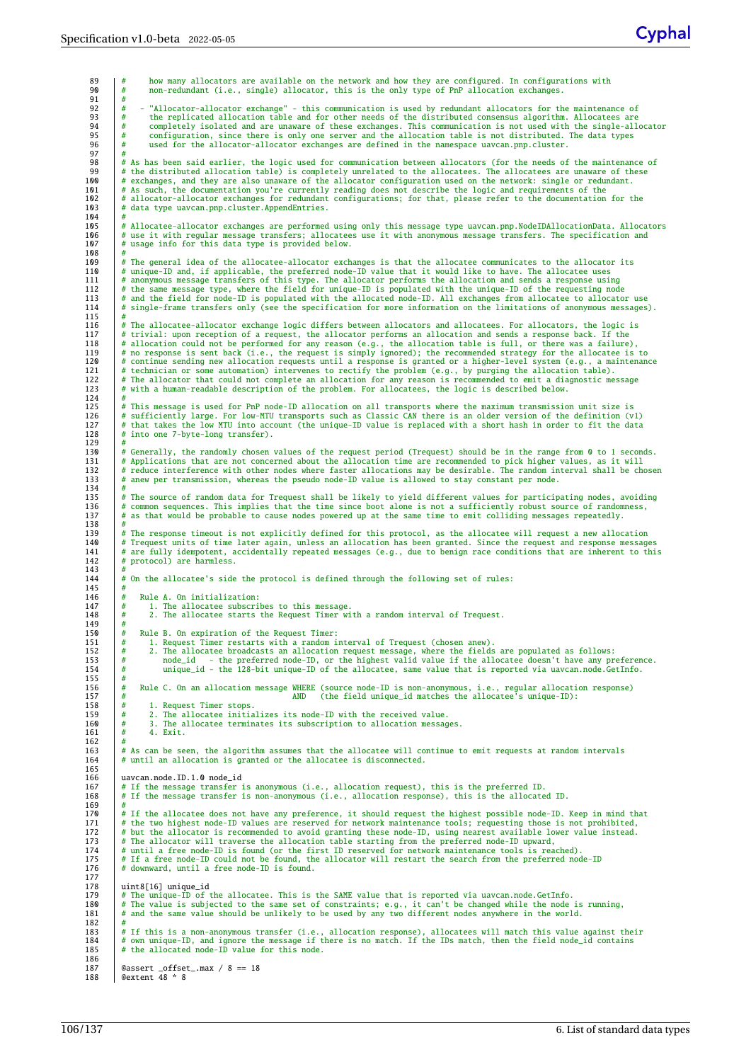```
#     how many allocators are available on the network and how they are configured. In configurations with
#     non-redundant (i.e., single) allocator, this is the only type of PnP allocation exchanges.
#
#   - "Allocator-allocator exchange" - this communication is used by redundant allocators for the maintenance of
#     the replicated allocation table and for other needs of the distributed consensus algorithm. Allocatees are
#     completely isolated and are unaware of these exchanges. This communication is not used with the single-allocator
#     configuration, since there is only one server and the allocation table is not distributed. The data types
#     used for the allocator-allocator exchanges are defined in the namespace uavcan.pnp.cluster.
#
# As has been said earlier, the logic used for communication between allocators (for the needs of the maintenance of
# the distributed allocation table) is completely unrelated to the allocatees. The allocatees are unaware of these
# exchanges, and they are also unaware of the allocator configuration used on the network: single or redundant.
# As such, the documentation you're currently reading does not describe the logic and requirements of the
# allocator-allocator exchanges for redundant configurations; for that, please refer to the documentation for the
# data type uavcan.pnp.cluster.AppendEntries.
#
# Allocatee-allocator exchanges are performed using only this message type uavcan.pnp.NodeIDAllocationData. Allocators
# use it with regular message transfers; allocatees use it with anonymous message transfers. The specification and
# usage info for this data type is provided below.
#
# The general idea of the allocatee-allocator exchanges is that the allocatee communicates to the allocator its
# unique-ID and, if applicable, the preferred node-ID value that it would like to have. The allocatee uses
# anonymous message transfers of this type. The allocator performs the allocation and sends a response using
# the same message type, where the field for unique-ID is populated with the unique-ID of the requesting node
# and the field for node-ID is populated with the allocated node-ID. All exchanges from allocatee to allocator use
# single-frame transfers only (see the specification for more information on the limitations of anonymous messages).
#
# The allocatee-allocator exchange logic differs between allocators and allocatees. For allocators, the logic is
# trivial: upon reception of a request, the allocator performs an allocation and sends a response back. If the
# allocation could not be performed for any reason (e.g., the allocation table is full, or there was a failure),
# no response is sent back (i.e., the request is simply ignored); the recommended strategy for the allocatee is to
# continue sending new allocation requests until a response is granted or a higher-level system (e.g., a maintenance
# technician or some automation) intervenes to rectify the problem (e.g., by purging the allocation table).
# The allocator that could not complete an allocation for any reason is recommended to emit a diagnostic message
# with a human-readable description of the problem. For allocatees, the logic is described below.
#
# This message is used for PnP node-ID allocation on all transports where the maximum transmission unit size is
# sufficiently large. For low-MTU transports such as Classic CAN there is an older version of the definition (v1)
# that takes the low MTU into account (the unique-ID value is replaced with a short hash in order to fit the data
# into one 7-byte-long transfer).
#
# Generally, the randomly chosen values of the request period (Trequest) should be in the range from 0 to 1 seconds.
# Applications that are not concerned about the allocation time are recommended to pick higher values, as it will
# reduce interference with other nodes where faster allocations may be desirable. The random interval shall be chosen
# anew per transmission, whereas the pseudo node-ID value is allowed to stay constant per node.
#
# The source of random data for Trequest shall be likely to yield different values for participating nodes, avoiding
# common sequences. This implies that the time since boot alone is not a sufficiently robust source of randomness,
# as that would be probable to cause nodes powered up at the same time to emit colliding messages repeatedly.
#
# The response timeout is not explicitly defined for this protocol, as the allocatee will request a new allocation
# Trequest units of time later again, unless an allocation has been granted. Since the request and response messages
# are fully idempotent, accidentally repeated messages (e.g., due to benign race conditions that are inherent to this
# protocol) are harmless.
#
# On the allocatee's side the protocol is defined through the following set of rules:
#
#   Rule A. On initialization:
#     1. The allocatee subscribes to this message.
#     2. The allocatee starts the Request Timer with a random interval of Trequest.
#
#   Rule B. On expiration of the Request Timer:
#     1. Request Timer restarts with a random interval of Trequest (chosen anew).
#     2. The allocatee broadcasts an allocation request message, where the fields are populated as follows:
#        node_id   - the preferred node-ID, or the highest valid value if the allocatee doesn't have any preference.
#        unique_id - the 128-bit unique-ID of the allocatee, same value that is reported via uavcan.node.GetInfo.
#
#   Rule C. On an allocation message WHERE (source node-ID is non-anonymous, i.e., regular allocation response)
#                                    AND   (the field unique_id matches the allocatee's unique-ID):
#     1. Request Timer stops.
#     2. The allocatee initializes its node-ID with the received value.
#     3. The allocatee terminates its subscription to allocation messages.
#     4. Exit.
#
# As can be seen, the algorithm assumes that the allocatee will continue to emit requests at random intervals
# until an allocation is granted or the allocatee is disconnected.

uavcan.node.ID.1.0 node_id
# If the message transfer is anonymous (i.e., allocation request), this is the preferred ID.
# If the message transfer is non-anonymous (i.e., allocation response), this is the allocated ID.
#
# If the allocatee does not have any preference, it should request the highest possible node-ID. Keep in mind that
# the two highest node-ID values are reserved for network maintenance tools; requesting those is not prohibited,
# but the allocator is recommended to avoid granting these node-ID, using nearest available lower value instead.
# The allocator will traverse the allocation table starting from the preferred node-ID upward,
# until a free node-ID is found (or the first ID reserved for network maintenance tools is reached).
# If a free node-ID could not be found, the allocator will restart the search from the preferred node-ID
# downward, until a free node-ID is found.

uint8[16] unique_id
# The unique-ID of the allocatee. This is the SAME value that is reported via uavcan.node.GetInfo.
# The value is subjected to the same set of constraints; e.g., it can't be changed while the node is running,
# and the same value should be unlikely to be used by any two different nodes anywhere in the world.
#
# If this is a non-anonymous transfer (i.e., allocation response), allocatees will match this value against their
# own unique-ID, and ignore the message if there is no match. If the IDs match, then the field node_id contains
# the allocated node-ID value for this node.

@assert _offset_.max / 8 == 18
@extent 48 * 8
```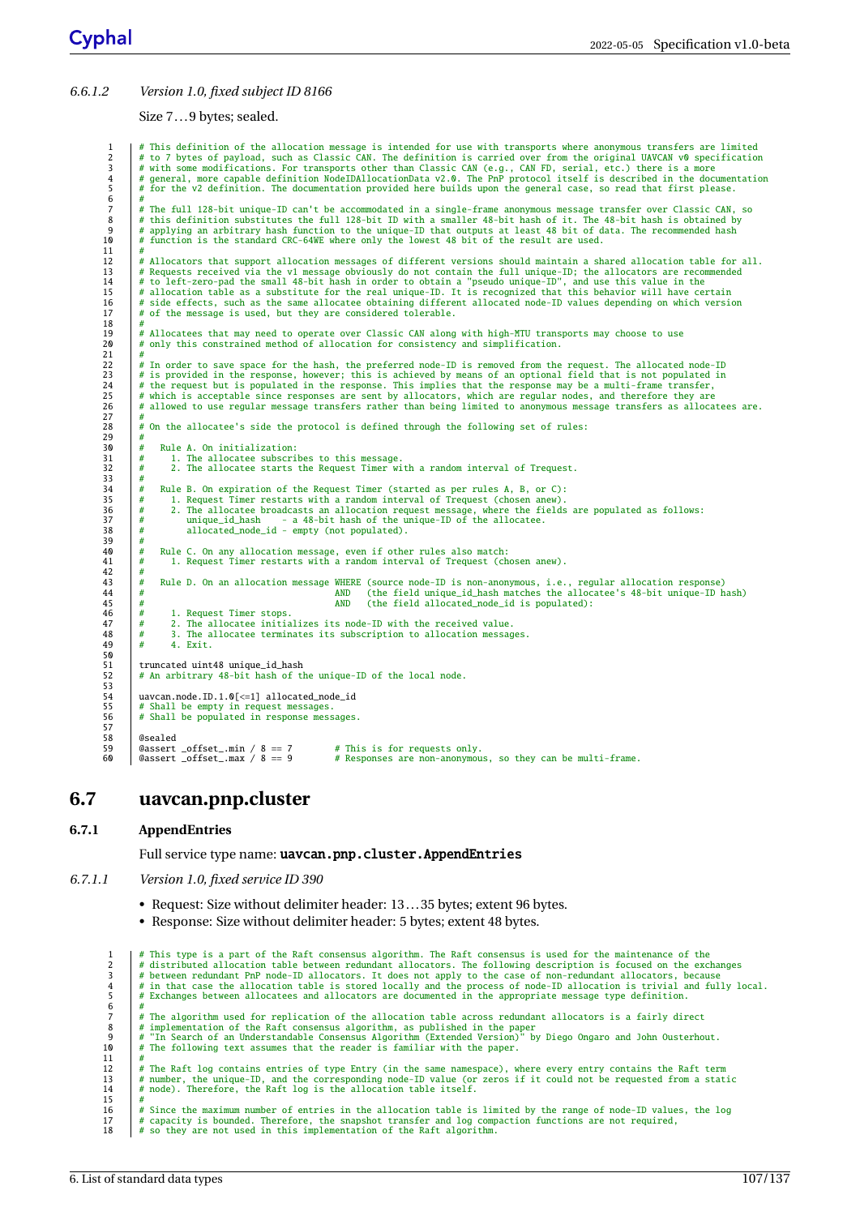#### 6.6.1.2 *Version 1.0, fixed subject ID 8166*

Size 7…9 bytes; sealed.

```
# This definition of the allocation message is intended for use with transports where anonymous transfers are limited
# to 7 bytes of payload, such as Classic CAN. The definition is carried over from the original UAVCAN v0 specification
# with some modifications. For transports other than Classic CAN (e.g., CAN FD, serial, etc.) there is a more
# general, more capable definition NodeIDAllocationData v2.0. The PnP protocol itself is described in the documentation
# for the v2 definition. The documentation provided here builds upon the general case, so read that first please.
#
# The full 128-bit unique-ID can't be accommodated in a single-frame anonymous message transfer over Classic CAN, so
# this definition substitutes the full 128-bit ID with a smaller 48-bit hash of it. The 48-bit hash is obtained by
# applying an arbitrary hash function to the unique-ID that outputs at least 48 bit of data. The recommended hash
# function is the standard CRC-64WE where only the lowest 48 bit of the result are used.
#
# Allocators that support allocation messages of different versions should maintain a shared allocation table for all.
# Requests received via the v1 message obviously do not contain the full unique-ID; the allocators are recommended
# to left-zero-pad the small 48-bit hash in order to obtain a "pseudo unique-ID", and use this value in the
# allocation table as a substitute for the real unique-ID. It is recognized that this behavior will have certain
# side effects, such as the same allocatee obtaining different allocated node-ID values depending on which version
# of the message is used, but they are considered tolerable.
#
# Allocatees that may need to operate over Classic CAN along with high-MTU transports may choose to use
# only this constrained method of allocation for consistency and simplification.
#
# In order to save space for the hash, the preferred node-ID is removed from the request. The allocated node-ID
# is provided in the response, however; this is achieved by means of an optional field that is not populated in
# the request but is populated in the response. This implies that the response may be a multi-frame transfer,
# which is acceptable since responses are sent by allocators, which are regular nodes, and therefore they are
# allowed to use regular message transfers rather than being limited to anonymous message transfers as allocatees are.
#
# On the allocatee's side the protocol is defined through the following set of rules:
#
#   Rule A. On initialization:
#     1. The allocatee subscribes to this message.
#     2. The allocatee starts the Request Timer with a random interval of Trequest.
#
#   Rule B. On expiration of the Request Timer (started as per rules A, B, or C):
#     1. Request Timer restarts with a random interval of Trequest (chosen anew).
#     2. The allocatee broadcasts an allocation request message, where the fields are populated as follows:
#        unique_id_hash    - a 48-bit hash of the unique-ID of the allocatee.
#        allocated_node_id - empty (not populated).
#
#   Rule C. On any allocation message, even if other rules also match:
#     1. Request Timer restarts with a random interval of Trequest (chosen anew).
#
#   Rule D. On an allocation message WHERE (source node-ID is non-anonymous, i.e., regular allocation response)
#                                  AND   (the field unique_id_hash matches the allocatee's 48-bit unique-ID hash)
#                                  AND   (the field allocated_node_id is populated):
#     1. Request Timer stops.
#     2. The allocatee initializes its node-ID with the received value.
#     3. The allocatee terminates its subscription to allocation messages.
#     4. Exit.

truncated uint48 unique_id_hash
# An arbitrary 48-bit hash of the unique-ID of the local node.

uavcan.node.ID.1.0[<=1] allocated_node_id
# Shall be empty in request messages.
# Shall be populated in response messages.

@sealed
@assert _offset_.min / 8 == 7        # This is for requests only.
@assert _offset_.max / 8 == 9        # Responses are non-anonymous, so they can be multi-frame.
```

## 6.7 uavcan.pnp.cluster

### 6.7.1 AppendEntries

Full service type name: **uavcan.pnp.cluster.AppendEntries**

#### 6.7.1.1 *Version 1.0, fixed service ID 390*

- Request: Size without delimiter header: 13…35 bytes; extent 96 bytes.
- Response: Size without delimiter header: 5 bytes; extent 48 bytes.

```
# This type is a part of the Raft consensus algorithm. The Raft consensus is used for the maintenance of the
# distributed allocation table between redundant allocators. The following description is focused on the exchanges
# between redundant PnP node-ID allocators. It does not apply to the case of non-redundant allocators, because
# in that case the allocation table is stored locally and the process of node-ID allocation is trivial and fully local.
# Exchanges between allocatees and allocators are documented in the appropriate message type definition.
#
# The algorithm used for replication of the allocation table across redundant allocators is a fairly direct
# implementation of the Raft consensus algorithm, as published in the paper
# "In Search of an Understandable Consensus Algorithm (Extended Version)" by Diego Ongaro and John Ousterhout.
# The following text assumes that the reader is familiar with the paper.
#
# The Raft log contains entries of type Entry (in the same namespace), where every entry contains the Raft term
# number, the unique-ID, and the corresponding node-ID value (or zeros if it could not be requested from a static
# node). Therefore, the Raft log is the allocation table itself.
#
# Since the maximum number of entries in the allocation table is limited by the range of node-ID values, the log
# capacity is bounded. Therefore, the snapshot transfer and log compaction functions are not required,
# so they are not used in this implementation of the Raft algorithm.
```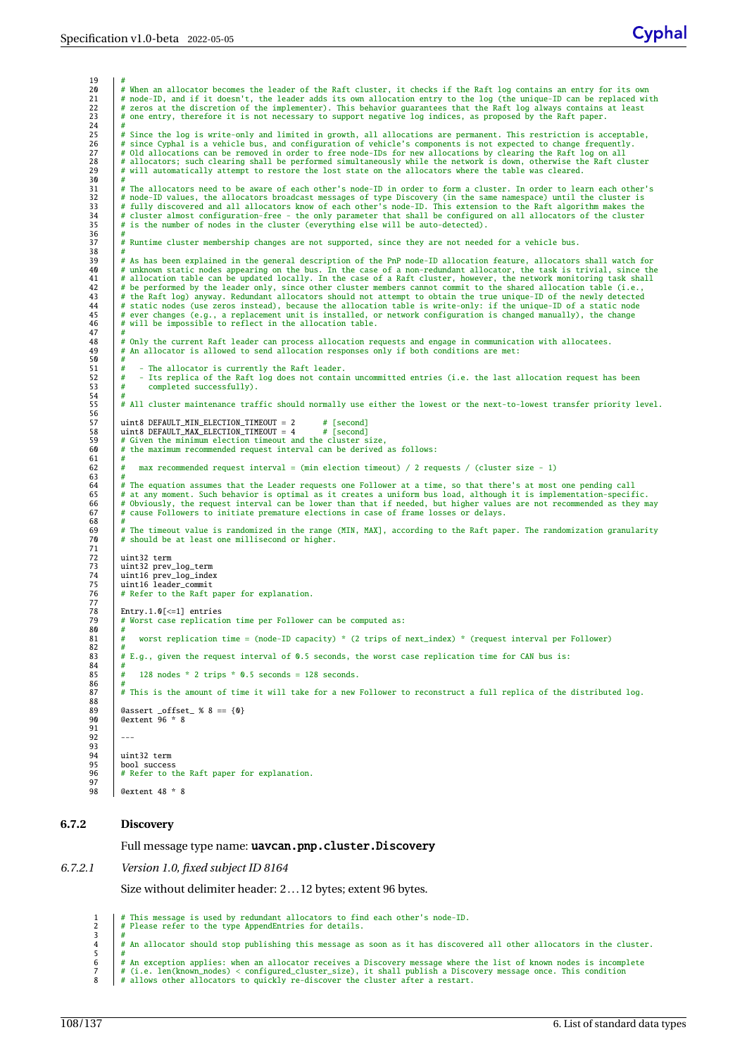```
#
# When an allocator becomes the leader of the Raft cluster, it checks if the Raft log contains an entry for its own
# node-ID, and if it doesn't, the leader adds its own allocation entry to the log (the unique-ID can be replaced with
# zeros at the discretion of the implementer). This behavior guarantees that the Raft log always contains at least
# one entry, therefore it is not necessary to support negative log indices, as proposed by the Raft paper.
#
# Since the log is write-only and limited in growth, all allocations are permanent. This restriction is acceptable,
# since Cyphal is a vehicle bus, and configuration of vehicle's components is not expected to change frequently.
# Old allocations can be removed in order to free node-IDs for new allocations by clearing the Raft log on all
# allocators; such clearing shall be performed simultaneously while the network is down, otherwise the Raft cluster
# will automatically attempt to restore the lost state on the allocators where the table was cleared.
#
# The allocators need to be aware of each other's node-ID in order to form a cluster. In order to learn each other's
# node-ID values, the allocators broadcast messages of type Discovery (in the same namespace) until the cluster is
# fully discovered and all allocators know of each other's node-ID. This extension to the Raft algorithm makes the
# cluster almost configuration-free - the only parameter that shall be configured on all allocators of the cluster
# is the number of nodes in the cluster (everything else will be auto-detected).
#
# Runtime cluster membership changes are not supported, since they are not needed for a vehicle bus.
#
# As has been explained in the general description of the PnP node-ID allocation feature, allocators shall watch for
# unknown static nodes appearing on the bus. In the case of a non-redundant allocator, the task is trivial, since the
# allocation table can be updated locally. In the case of a Raft cluster, however, the network monitoring task shall
# be performed by the leader only, since other cluster members cannot commit to the shared allocation table (i.e.,
# the Raft log) anyway. Redundant allocators should not attempt to obtain the true unique-ID of the newly detected
# static nodes (use zeros instead), because the allocation table is write-only: if the unique-ID of a static node
# ever changes (e.g., a replacement unit is installed, or network configuration is changed manually), the change
# will be impossible to reflect in the allocation table.
#
# Only the current Raft leader can process allocation requests and engage in communication with allocatees.
# An allocator is allowed to send allocation responses only if both conditions are met:
#
#   - The allocator is currently the Raft leader.
#   - Its replica of the Raft log does not contain uncommitted entries (i.e. the last allocation request has been
#     completed successfully).
#
# All cluster maintenance traffic should normally use either the lowest or the next-to-lowest transfer priority level.

uint8 DEFAULT_MIN_ELECTION_TIMEOUT = 2      # [second]
uint8 DEFAULT_MAX_ELECTION_TIMEOUT = 4      # [second]
# Given the minimum election timeout and the cluster size,
# the maximum recommended request interval can be derived as follows:
#
#   max recommended request interval = (min election timeout) / 2 requests / (cluster size - 1)
#
# The equation assumes that the Leader requests one Follower at a time, so that there's at most one pending call
# at any moment. Such behavior is optimal as it creates a uniform bus load, although it is implementation-specific.
# Obviously, the request interval can be lower than that if needed, but higher values are not recommended as they may
# cause Followers to initiate premature elections in case of frame losses or delays.
#
# The timeout value is randomized in the range (MIN, MAX], according to the Raft paper. The randomization granularity
# should be at least one millisecond or higher.

uint32 term
uint32 prev_log_term
uint16 prev_log_index
uint16 leader_commit
# Refer to the Raft paper for explanation.

Entry.1.0[<=1] entries
# Worst case replication time per Follower can be computed as:
#
#   worst replication time = (node-ID capacity) * (2 trips of next_index) * (request interval per Follower)
#
# E.g., given the request interval of 0.5 seconds, the worst case replication time for CAN bus is:
#
#   128 nodes * 2 trips * 0.5 seconds = 128 seconds.
#
# This is the amount of time it will take for a new Follower to reconstruct a full replica of the distributed log.

@assert _offset_ % 8 == {0}
@extent 96 * 8

---

uint32 term
bool success
# Refer to the Raft paper for explanation.

@extent 48 * 8
```

### 6.7.2 Discovery

Full message type name: **`uavcan.pnp.cluster.Discovery`**

#### 6.7.2.1 *Version 1.0, fixed subject ID 8164*

Size without delimiter header: 2…12 bytes; extent 96 bytes.

```
# This message is used by redundant allocators to find each other's node-ID.
# Please refer to the type AppendEntries for details.
#
# An allocator should stop publishing this message as soon as it has discovered all other allocators in the cluster.
#
# An exception applies: when an allocator receives a Discovery message where the list of known nodes is incomplete
# (i.e. len(known_nodes) < configured_cluster_size), it shall publish a Discovery message once. This condition
# allows other allocators to quickly re-discover the cluster after a restart.
```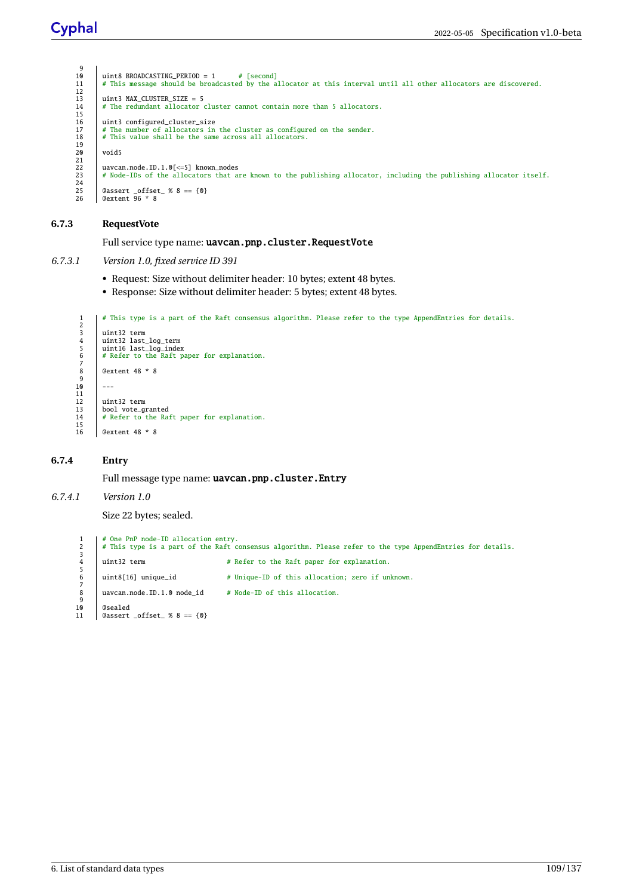```
uint8 BROADCASTING_PERIOD = 1      # [second]
# This message should be broadcasted by the allocator at this interval until all other allocators are discovered.

uint3 MAX_CLUSTER_SIZE = 5
# The redundant allocator cluster cannot contain more than 5 allocators.

uint3 configured_cluster_size
# The number of allocators in the cluster as configured on the sender.
# This value shall be the same across all allocators.

void5

uavcan.node.ID.1.0[<=5] known_nodes
# Node-IDs of the allocators that are known to the publishing allocator, including the publishing allocator itself.

@assert _offset_ % 8 == {0}
@extent 96 * 8
```

### 6.7.3 RequestVote

Full service type name: **uavcan.pnp.cluster.RequestVote**

#### 6.7.3.1 *Version 1.0, fixed service ID 391*

- Request: Size without delimiter header: 10 bytes; extent 48 bytes.
- Response: Size without delimiter header: 5 bytes; extent 48 bytes.

```
# This type is a part of the Raft consensus algorithm. Please refer to the type AppendEntries for details.

uint32 term
uint32 last_log_term
uint16 last_log_index
# Refer to the Raft paper for explanation.

@extent 48 * 8

---

uint32 term
bool vote_granted
# Refer to the Raft paper for explanation.

@extent 48 * 8
```

### 6.7.4 Entry

Full message type name: **uavcan.pnp.cluster.Entry**

#### 6.7.4.1 *Version 1.0*

Size 22 bytes; sealed.

```
# One PnP node-ID allocation entry.
# This type is a part of the Raft consensus algorithm. Please refer to the type AppendEntries for details.

uint32 term                     # Refer to the Raft paper for explanation.

uint8[16] unique_id             # Unique-ID of this allocation; zero if unknown.

uavcan.node.ID.1.0 node_id      # Node-ID of this allocation.

@sealed
@assert _offset_ % 8 == {0}
```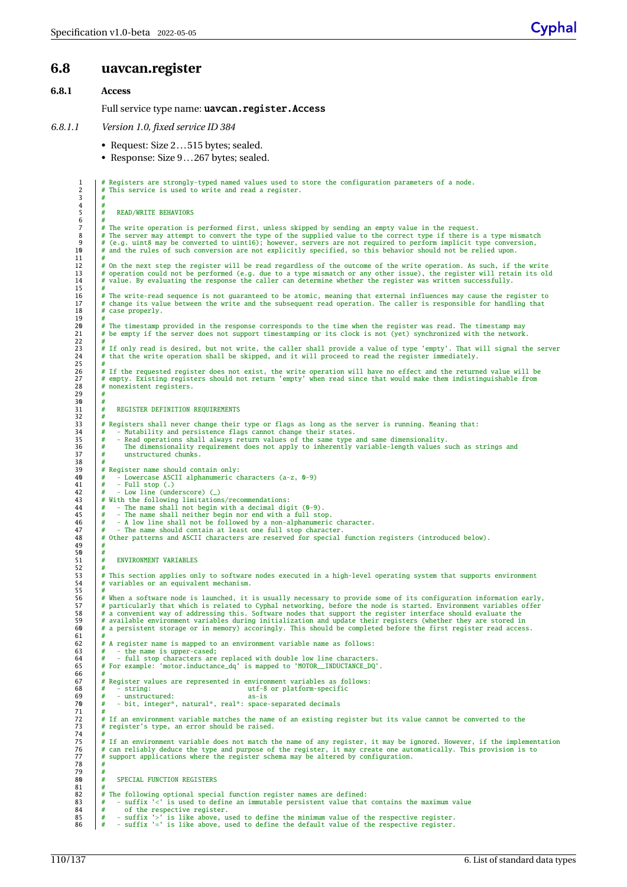## 6.8 uavcan.register

### 6.8.1 Access

Full service type name: **uavcan.register.Access**

#### 6.8.1.1 *Version 1.0, fixed service ID 384*

- Request: Size 2…515 bytes; sealed.
- Response: Size 9…267 bytes; sealed.

```
# Registers are strongly-typed named values used to store the configuration parameters of a node.
# This service is used to write and read a register.
#
#
#   READ/WRITE BEHAVIORS
#
# The write operation is performed first, unless skipped by sending an empty value in the request.
# The server may attempt to convert the type of the supplied value to the correct type if there is a type mismatch
# (e.g. uint8 may be converted to uint16); however, servers are not required to perform implicit type conversion,
# and the rules of such conversion are not explicitly specified, so this behavior should not be relied upon.
#
# On the next step the register will be read regardless of the outcome of the write operation. As such, if the write
# operation could not be performed (e.g. due to a type mismatch or any other issue), the register will retain its old
# value. By evaluating the response the caller can determine whether the register was written successfully.
#
# The write-read sequence is not guaranteed to be atomic, meaning that external influences may cause the register to
# change its value between the write and the subsequent read operation. The caller is responsible for handling that
# case properly.
#
# The timestamp provided in the response corresponds to the time when the register was read. The timestamp may
# be empty if the server does not support timestamping or its clock is not (yet) synchronized with the network.
#
# If only read is desired, but not write, the caller shall provide a value of type 'empty'. That will signal the server
# that the write operation shall be skipped, and it will proceed to read the register immediately.
#
# If the requested register does not exist, the write operation will have no effect and the returned value will be
# empty. Existing registers should not return 'empty' when read since that would make them indistinguishable from
# nonexistent registers.
#
#
#   REGISTER DEFINITION REQUIREMENTS
#
# Registers shall never change their type or flags as long as the server is running. Meaning that:
#   - Mutability and persistence flags cannot change their states.
#   - Read operations shall always return values of the same type and same dimensionality.
#     The dimensionality requirement does not apply to inherently variable-length values such as strings and
#     unstructured chunks.
#
# Register name should contain only:
#   - Lowercase ASCII alphanumeric characters (a-z, 0-9)
#   - Full stop (.)
#   - Low line (underscore) (_)
# With the following limitations/recommendations:
#   - The name shall not begin with a decimal digit (0-9).
#   - The name shall neither begin nor end with a full stop.
#   - A low line shall not be followed by a non-alphanumeric character.
#   - The name should contain at least one full stop character.
# Other patterns and ASCII characters are reserved for special function registers (introduced below).
#
#
#   ENVIRONMENT VARIABLES
#
# This section applies only to software nodes executed in a high-level operating system that supports environment
# variables or an equivalent mechanism.
#
# When a software node is launched, it is usually necessary to provide some of its configuration information early,
# particularly that which is related to Cyphal networking, before the node is started. Environment variables offer
# a convenient way of addressing this. Software nodes that support the register interface should evaluate the
# available environment variables during initialization and update their registers (whether they are stored in
# a persistent storage or in memory) accordingly. This should be completed before the first register read access.
#
# A register name is mapped to an environment variable name as follows:
#   - the name is upper-cased;
#   - full stop characters are replaced with double low line characters.
# For example: 'motor.inductance_dq' is mapped to 'MOTOR__INDUCTANCE_DQ'.
#
# Register values are represented in environment variables as follows:
#   - string:                        utf-8 or platform-specific
#   - unstructured:                  as-is
#   - bit, integer*, natural*, real*: space-separated decimals
#
# If an environment variable matches the name of an existing register but its value cannot be converted to the
# register's type, an error should be raised.
#
# If an environment variable does not match the name of any register, it may be ignored. However, if the implementation
# can reliably deduce the type and purpose of the register, it may create one automatically. This provision is to
# support applications where the register schema may be altered by configuration.
#
#
#   SPECIAL FUNCTION REGISTERS
#
# The following optional special function register names are defined:
#   - suffix '<' is used to define an immutable persistent value that contains the maximum value
#     of the respective register.
#   - suffix '>' is like above, used to define the minimum value of the respective register.
#   - suffix '=' is like above, used to define the default value of the respective register.
```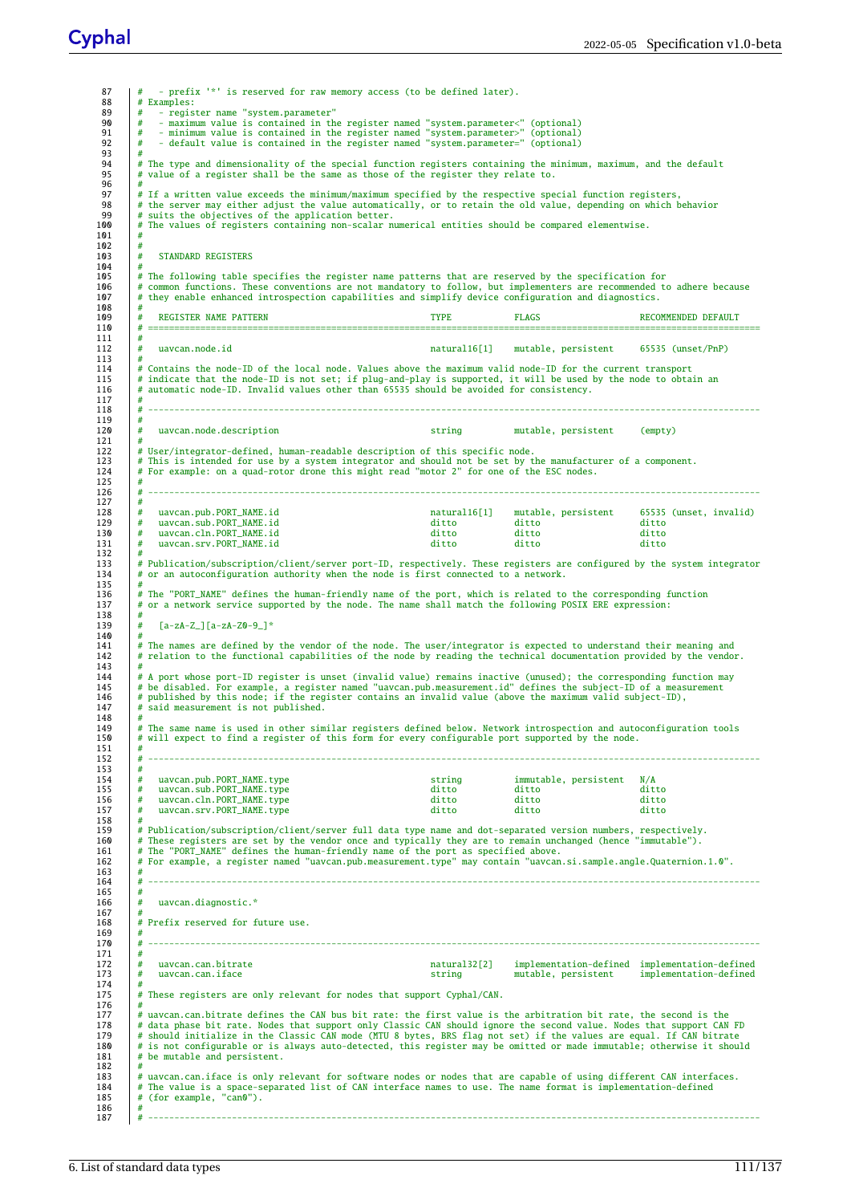```
87  #   - prefix '*' is reserved for raw memory access (to be defined later).
88  # Examples:
89  #   - register name "system.parameter"
90  #   - maximum value is contained in the register named "system.parameter<" (optional)
91  #   - minimum value is contained in the register named "system.parameter>" (optional)
92  #   - default value is contained in the register named "system.parameter=" (optional)
93  #
94  # The type and dimensionality of the special function registers containing the minimum, maximum, and the default
95  # value of a register shall be the same as those of the register they relate to.
96  #
97  # If a written value exceeds the minimum/maximum specified by the respective special function registers,
98  # the server may either adjust the value automatically, or to retain the old value, depending on which behavior
99  # suits the objectives of the application better.
100 # The values of registers containing non-scalar numerical entities should be compared elementwise.
101 #
102 #
103 #   STANDARD REGISTERS
104 #
105 # The following table specifies the register name patterns that are reserved by the specification for
106 # common functions. These conventions are not mandatory to follow, but implementers are recommended to adhere because
107 # they enable enhanced introspection capabilities and simplify device configuration and diagnostics.
108 #
109 #   REGISTER NAME PATTERN                               TYPE            FLAGS                   RECOMMENDED DEFAULT
110 # =====================================================================================================================
111 #
112 #   uavcan.node.id                                      natural16[1]    mutable, persistent     65535 (unset/PnP)
113 #
114 # Contains the node-ID of the local node. Values above the maximum valid node-ID for the current transport
115 # indicate that the node-ID is not set; if plug-and-play is supported, it will be used by the node to obtain an
116 # automatic node-ID. Invalid values other than 65535 should be avoided for consistency.
117 #
118 # ---------------------------------------------------------------------------------------------------------------------
119 #
120 #   uavcan.node.description                             string          mutable, persistent     (empty)
121 #
122 # User/integrator-defined, human-readable description of this specific node.
123 # This is intended for use by a system integrator and should not be set by the manufacturer of a component.
124 # For example: on a quad-rotor drone this might read "motor 2" for one of the ESC nodes.
125 #
126 # ---------------------------------------------------------------------------------------------------------------------
127 #
128 #   uavcan.pub.PORT_NAME.id                             natural16[1]    mutable, persistent     65535 (unset, invalid)
129 #   uavcan.sub.PORT_NAME.id                             ditto           ditto                   ditto
130 #   uavcan.cln.PORT_NAME.id                             ditto           ditto                   ditto
131 #   uavcan.srv.PORT_NAME.id                             ditto           ditto                   ditto
132 #
133 # Publication/subscription/client/server port-ID, respectively. These registers are configured by the system integrator
134 # or an autoconfiguration authority when the node is first connected to a network.
135 #
136 # The "PORT_NAME" defines the human-friendly name of the port, which is related to the corresponding function
137 # or a network service supported by the node. The name shall match the following POSIX ERE expression:
138 #
139 #   [a-zA-Z_][a-zA-Z0-9_]*
140 #
141 # The names are defined by the vendor of the node. The user/integrator is expected to understand their meaning and
142 # relation to the functional capabilities of the node by reading the technical documentation provided by the vendor.
143 #
144 # A port whose port-ID register is unset (invalid value) remains inactive (unused); the corresponding function may
145 # be disabled. For example, a register named "uavcan.pub.measurement.id" defines the subject-ID of a measurement
146 # published by this node; if the register contains an invalid value (above the maximum valid subject-ID),
147 # said measurement is not published.
148 #
149 # The same name is used in other similar registers defined below. Network introspection and autoconfiguration tools
150 # will expect to find a register of this form for every configurable port supported by the node.
151 #
152 # ---------------------------------------------------------------------------------------------------------------------
153 #
154 #   uavcan.pub.PORT_NAME.type                           string          immutable, persistent   N/A
155 #   uavcan.sub.PORT_NAME.type                           ditto           ditto                   ditto
156 #   uavcan.cln.PORT_NAME.type                           ditto           ditto                   ditto
157 #   uavcan.srv.PORT_NAME.type                           ditto           ditto                   ditto
158 #
159 # Publication/subscription/client/server full data type name and dot-separated version numbers, respectively.
160 # These registers are set by the vendor once and typically they are to remain unchanged (hence "immutable").
161 # The "PORT_NAME" defines the human-friendly name of the port as specified above.
162 # For example, a register named "uavcan.pub.measurement.type" may contain "uavcan.si.sample.angle.Quaternion.1.0".
163 #
164 # ---------------------------------------------------------------------------------------------------------------------
165 #
166 #   uavcan.diagnostic.*
167 #
168 # Prefix reserved for future use.
169 #
170 # ---------------------------------------------------------------------------------------------------------------------
171 #
172 #   uavcan.can.bitrate                                  natural32[2]    implementation-defined  implementation-defined
173 #   uavcan.can.iface                                    string          mutable, persistent     implementation-defined
174 #
175 # These registers are only relevant for nodes that support Cyphal/CAN.
176 #
177 # uavcan.can.bitrate defines the CAN bus bit rate: the first value is the arbitration bit rate, the second is the
178 # data phase bit rate. Nodes that support only Classic CAN should ignore the second value. Nodes that support CAN FD
179 # should initialize in the Classic CAN mode (MTU 8 bytes, BRS flag not set) if the values are equal. If CAN bitrate
180 # is not configurable or is always auto-detected, this register may be omitted or made immutable; otherwise it should
181 # be mutable and persistent.
182 #
183 # uavcan.can.iface is only relevant for software nodes or nodes that are capable of using different CAN interfaces.
184 # The value is a space-separated list of CAN interface names to use. The name format is implementation-defined
185 # (for example, "can0").
186 #
187 # ---------------------------------------------------------------------------------------------------------------------
```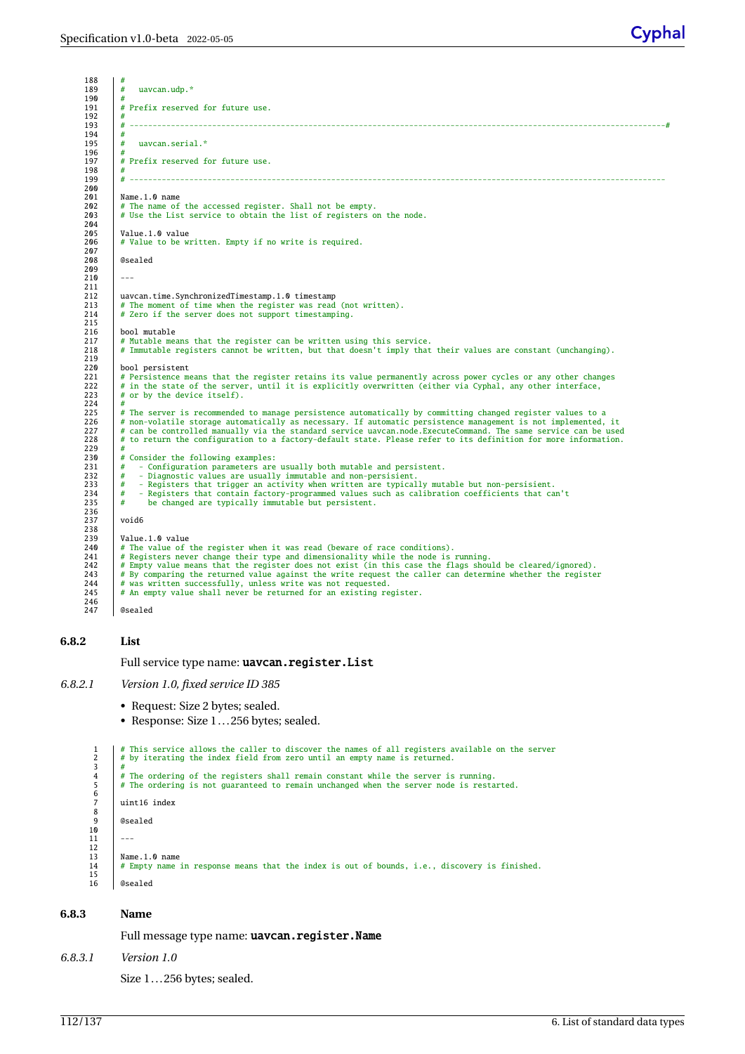```
#
#   uavcan.udp.*
#
# Prefix reserved for future use.
#
# --------------------------------------------------------------------------------------------------------------------#
#
#   uavcan.serial.*
#
# Prefix reserved for future use.
#
# --------------------------------------------------------------------------------------------------------------------

Name.1.0 name
# The name of the accessed register. Shall not be empty.
# Use the List service to obtain the list of registers on the node.

Value.1.0 value
# Value to be written. Empty if no write is required.

@sealed

---

uavcan.time.SynchronizedTimestamp.1.0 timestamp
# The moment of time when the register was read (not written).
# Zero if the server does not support timestamping.

bool mutable
# Mutable means that the register can be written using this service.
# Immutable registers cannot be written, but that doesn't imply that their values are constant (unchanging).

bool persistent
# Persistence means that the register retains its value permanently across power cycles or any other changes
# in the state of the server, until it is explicitly overwritten (either via Cyphal, any other interface,
# or by the device itself).
#
# The server is recommended to manage persistence automatically by committing changed register values to a
# non-volatile storage automatically as necessary. If automatic persistence management is not implemented, it
# can be controlled manually via the standard service uavcan.node.ExecuteCommand. The same service can be used
# to return the configuration to a factory-default state. Please refer to its definition for more information.
#
# Consider the following examples:
#   - Configuration parameters are usually both mutable and persistent.
#   - Diagnostic values are usually immutable and non-persisient.
#   - Registers that trigger an activity when written are typically mutable but non-persisient.
#   - Registers that contain factory-programmed values such as calibration coefficients that can't
#     be changed are typically immutable but persistent.

void6

Value.1.0 value
# The value of the register when it was read (beware of race conditions).
# Registers never change their type and dimensionality while the node is running.
# Empty value means that the register does not exist (in this case the flags should be cleared/ignored).
# By comparing the returned value against the write request the caller can determine whether the register
# was written successfully, unless write was not requested.
# An empty value shall never be returned for an existing register.

@sealed
```

### 6.8.2 List

Full service type name: **uavcan.register.List**

#### 6.8.2.1 *Version 1.0, fixed service ID 385*

- Request: Size 2 bytes; sealed.
- Response: Size 1...256 bytes; sealed.

```
# This service allows the caller to discover the names of all registers available on the server
# by iterating the index field from zero until an empty name is returned.
#
# The ordering of the registers shall remain constant while the server is running.
# The ordering is not guaranteed to remain unchanged when the server node is restarted.

uint16 index

@sealed

---

Name.1.0 name
# Empty name in response means that the index is out of bounds, i.e., discovery is finished.

@sealed
```

### 6.8.3 Name

Full message type name: **uavcan.register.Name**

#### 6.8.3.1 *Version 1.0*

Size 1...256 bytes; sealed.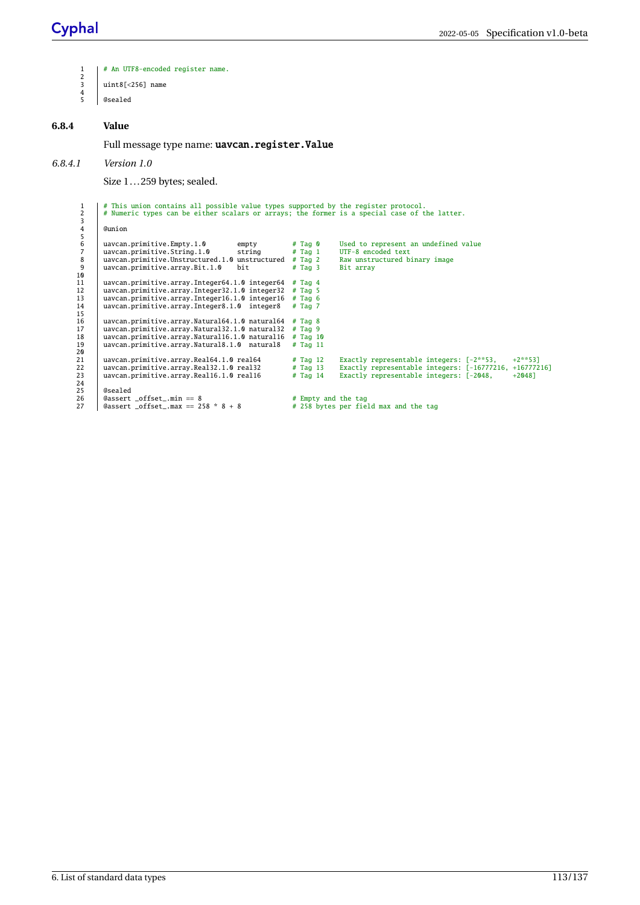```
# An UTF8-encoded register name.

uint8[<256] name

@sealed
```

### 6.8.4 Value

Full message type name: **`uavcan.register.Value`**

#### *6.8.4.1 Version 1.0*

Size 1…259 bytes; sealed.

```
# This union contains all possible value types supported by the register protocol.
# Numeric types can be either scalars or arrays; the former is a special case of the latter.

@union

uavcan.primitive.Empty.1.0        empty         # Tag 0     Used to represent an undefined value
uavcan.primitive.String.1.0       string        # Tag 1     UTF-8 encoded text
uavcan.primitive.Unstructured.1.0 unstructured  # Tag 2     Raw unstructured binary image
uavcan.primitive.array.Bit.1.0    bit           # Tag 3     Bit array

uavcan.primitive.array.Integer64.1.0 integer64  # Tag 4
uavcan.primitive.array.Integer32.1.0 integer32  # Tag 5
uavcan.primitive.array.Integer16.1.0 integer16  # Tag 6
uavcan.primitive.array.Integer8.1.0  integer8   # Tag 7

uavcan.primitive.array.Natural64.1.0 natural64  # Tag 8
uavcan.primitive.array.Natural32.1.0 natural32  # Tag 9
uavcan.primitive.array.Natural16.1.0 natural16  # Tag 10
uavcan.primitive.array.Natural8.1.0  natural8   # Tag 11

uavcan.primitive.array.Real64.1.0 real64        # Tag 12    Exactly representable integers: [-2**53,    +2**53]
uavcan.primitive.array.Real32.1.0 real32        # Tag 13    Exactly representable integers: [-16777216, +16777216]
uavcan.primitive.array.Real16.1.0 real16        # Tag 14    Exactly representable integers: [-2048,     +2048]

@sealed
@assert _offset_.min == 8                       # Empty and the tag
@assert _offset_.max == 258 * 8 + 8             # 258 bytes per field max and the tag
```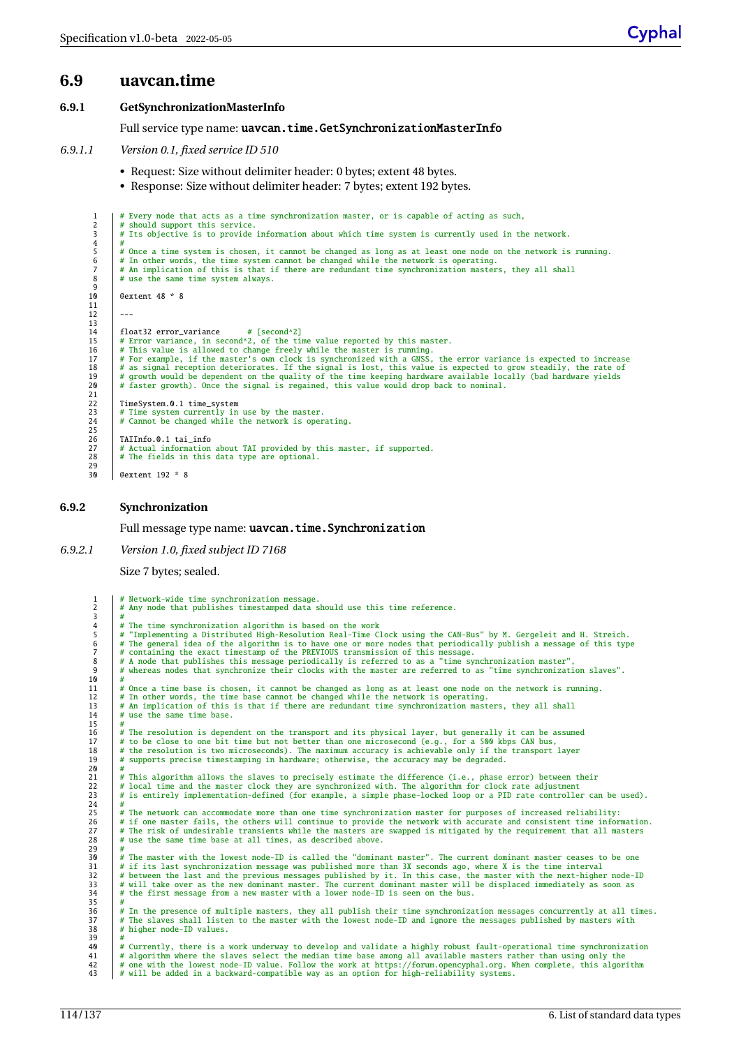## 6.9 uavcan.time

### 6.9.1 GetSynchronizationMasterInfo

Full service type name: **uavcan.time.GetSynchronizationMasterInfo**

#### 6.9.1.1 *Version 0.1, fixed service ID 510*

- Request: Size without delimiter header: 0 bytes; extent 48 bytes.
- Response: Size without delimiter header: 7 bytes; extent 192 bytes.

```
# Every node that acts as a time synchronization master, or is capable of acting as such,
# should support this service.
# Its objective is to provide information about which time system is currently used in the network.
#
# Once a time system is chosen, it cannot be changed as long as at least one node on the network is running.
# In other words, the time system cannot be changed while the network is operating.
# An implication of this is that if there are redundant time synchronization masters, they all shall
# use the same time system always.

@extent 48 * 8

---

float32 error_variance      # [second^2]
# Error variance, in second^2, of the time value reported by this master.
# This value is allowed to change freely while the master is running.
# For example, if the master's own clock is synchronized with a GNSS, the error variance is expected to increase
# as signal reception deteriorates. If the signal is lost, this value is expected to grow steadily, the rate of
# growth would be dependent on the quality of the time keeping hardware available locally (bad hardware yields
# faster growth). Once the signal is regained, this value would drop back to nominal.

TimeSystem.0.1 time_system
# Time system currently in use by the master.
# Cannot be changed while the network is operating.

TAIInfo.0.1 tai_info
# Actual information about TAI provided by this master, if supported.
# The fields in this data type are optional.

@extent 192 * 8
```

### 6.9.2 Synchronization

Full message type name: **uavcan.time.Synchronization**

#### 6.9.2.1 *Version 1.0, fixed subject ID 7168*

Size 7 bytes; sealed.

```
# Network-wide time synchronization message.
# Any node that publishes timestamped data should use this time reference.
#
# The time synchronization algorithm is based on the work
# "Implementing a Distributed High-Resolution Real-Time Clock using the CAN-Bus" by M. Gergeleit and H. Streich.
# The general idea of the algorithm is to have one or more nodes that periodically publish a message of this type
# containing the exact timestamp of the PREVIOUS transmission of this message.
# A node that publishes this message periodically is referred to as a "time synchronization master",
# whereas nodes that synchronize their clocks with the master are referred to as "time synchronization slaves".
#
# Once a time base is chosen, it cannot be changed as long as at least one node on the network is running.
# In other words, the time base cannot be changed while the network is operating.
# An implication of this is that if there are redundant time synchronization masters, they all shall
# use the same time base.
#
# The resolution is dependent on the transport and its physical layer, but generally it can be assumed
# to be close to one bit time but not better than one microsecond (e.g., for a 500 kbps CAN bus,
# the resolution is two microseconds). The maximum accuracy is achievable only if the transport layer
# supports precise timestamping in hardware; otherwise, the accuracy may be degraded.
#
# This algorithm allows the slaves to precisely estimate the difference (i.e., phase error) between their
# local time and the master clock they are synchronized with. The algorithm for clock rate adjustment
# is entirely implementation-defined (for example, a simple phase-locked loop or a PID rate controller can be used).
#
# The network can accommodate more than one time synchronization master for purposes of increased reliability:
# if one master fails, the others will continue to provide the network with accurate and consistent time information.
# The risk of undesirable transients while the masters are swapped is mitigated by the requirement that all masters
# use the same time base at all times, as described above.
#
# The master with the lowest node-ID is called the "dominant master". The current dominant master ceases to be one
# if its last synchronization message was published more than 3X seconds ago, where X is the time interval
# between the last and the previous messages published by it. In this case, the master with the next-higher node-ID
# will take over as the new dominant master. The current dominant master will be displaced immediately as soon as
# the first message from a new master with a lower node-ID is seen on the bus.
#
# In the presence of multiple masters, they all publish their time synchronization messages concurrently at all times.
# The slaves shall listen to the master with the lowest node-ID and ignore the messages published by masters with
# higher node-ID values.
#
# Currently, there is a work underway to develop and validate a highly robust fault-operational time synchronization
# algorithm where the slaves select the median time base among all available masters rather than using only the
# one with the lowest node-ID value. Follow the work at https://forum.opencyphal.org. When complete, this algorithm
# will be added in a backward-compatible way as an option for high-reliability systems.
```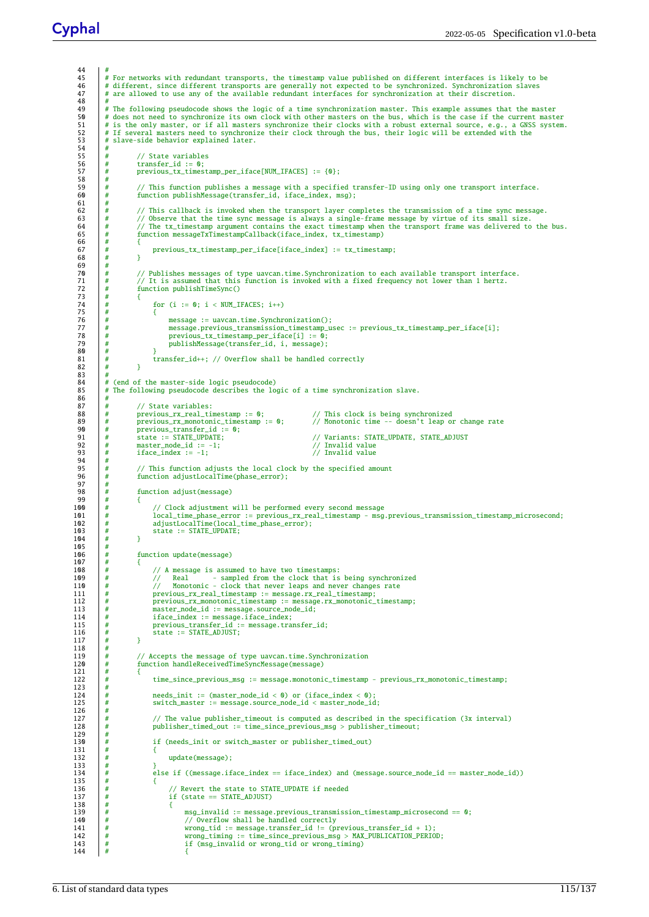```
44  #
45  # For networks with redundant transports, the timestamp value published on different interfaces is likely to be
46  # different, since different transports are generally not expected to be synchronized. Synchronization slaves
47  # are allowed to use any of the available redundant interfaces for synchronization at their discretion.
48  #
49  # The following pseudocode shows the logic of a time synchronization master. This example assumes that the master
50  # does not need to synchronize its own clock with other masters on the bus, which is the case if the current master
51  # is the only master, or if all masters synchronize their clocks with a robust external source, e.g., a GNSS system.
52  # If several masters need to synchronize their clock through the bus, their logic will be extended with the
53  # slave-side behavior explained later.
54  #
55  #       // State variables
56  #       transfer_id := 0;
57  #       previous_tx_timestamp_per_iface[NUM_IFACES] := {0};
58  #
59  #       // This function publishes a message with a specified transfer-ID using only one transport interface.
60  #       function publishMessage(transfer_id, iface_index, msg);
61  #
62  #       // This callback is invoked when the transport layer completes the transmission of a time sync message.
63  #       // Observe that the time sync message is always a single-frame message by virtue of its small size.
64  #       // The tx_timestamp argument contains the exact timestamp when the transport frame was delivered to the bus.
65  #       function messageTxTimestampCallback(iface_index, tx_timestamp)
66  #       {
67  #           previous_tx_timestamp_per_iface[iface_index] := tx_timestamp;
68  #       }
69  #
70  #       // Publishes messages of type uavcan.time.Synchronization to each available transport interface.
71  #       // It is assumed that this function is invoked with a fixed frequency not lower than 1 hertz.
72  #       function publishTimeSync()
73  #       {
74  #           for (i := 0; i < NUM_IFACES; i++)
75  #           {
76  #               message := uavcan.time.Synchronization();
77  #               message.previous_transmission_timestamp_usec := previous_tx_timestamp_per_iface[i];
78  #               previous_tx_timestamp_per_iface[i] := 0;
79  #               publishMessage(transfer_id, i, message);
80  #           }
81  #           transfer_id++; // Overflow shall be handled correctly
82  #       }
83  #
84  # (end of the master-side logic pseudocode)
85  # The following pseudocode describes the logic of a time synchronization slave.
86  #
87  #       // State variables:
88  #       previous_rx_real_timestamp := 0;            // This clock is being synchronized
89  #       previous_rx_monotonic_timestamp := 0;       // Monotonic time -- doesn't leap or change rate
90  #       previous_transfer_id := 0;
91  #       state := STATE_UPDATE;                      // Variants: STATE_UPDATE, STATE_ADJUST
92  #       master_node_id := -1;                       // Invalid value
93  #       iface_index := -1;                          // Invalid value
94  #
95  #       // This function adjusts the local clock by the specified amount
96  #       function adjustLocalTime(phase_error);
97  #
98  #       function adjust(message)
99  #       {
100 #           // Clock adjustment will be performed every second message
101 #           local_time_phase_error := previous_rx_real_timestamp - msg.previous_transmission_timestamp_microsecond;
102 #           adjustLocalTime(local_time_phase_error);
103 #           state := STATE_UPDATE;
104 #       }
105 #
106 #       function update(message)
107 #       {
108 #           // A message is assumed to have two timestamps:
109 #           //   Real      - sampled from the clock that is being synchronized
110 #           //   Monotonic - clock that never leaps and never changes rate
111 #           previous_rx_real_timestamp := message.rx_real_timestamp;
112 #           previous_rx_monotonic_timestamp := message.rx_monotonic_timestamp;
113 #           master_node_id := message.source_node_id;
114 #           iface_index := message.iface_index;
115 #           previous_transfer_id := message.transfer_id;
116 #           state := STATE_ADJUST;
117 #       }
118 #
119 #       // Accepts the message of type uavcan.time.Synchronization
120 #       function handleReceivedTimeSyncMessage(message)
121 #       {
122 #           time_since_previous_msg := message.monotonic_timestamp - previous_rx_monotonic_timestamp;
123 #
124 #           needs_init := (master_node_id < 0) or (iface_index < 0);
125 #           switch_master := message.source_node_id < master_node_id;
126 #
127 #           // The value publisher_timeout is computed as described in the specification (3x interval)
128 #           publisher_timed_out := time_since_previous_msg > publisher_timeout;
129 #
130 #           if (needs_init or switch_master or publisher_timed_out)
131 #           {
132 #               update(message);
133 #           }
134 #           else if ((message.iface_index == iface_index) and (message.source_node_id == master_node_id))
135 #           {
136 #               // Revert the state to STATE_UPDATE if needed
137 #               if (state == STATE_ADJUST)
138 #               {
139 #                   msg_invalid := message.previous_transmission_timestamp_microsecond == 0;
140 #                   // Overflow shall be handled correctly
141 #                   wrong_tid := message.transfer_id != (previous_transfer_id + 1);
142 #                   wrong_timing := time_since_previous_msg > MAX_PUBLICATION_PERIOD;
143 #                   if (msg_invalid or wrong_tid or wrong_timing)
144 #                   {
```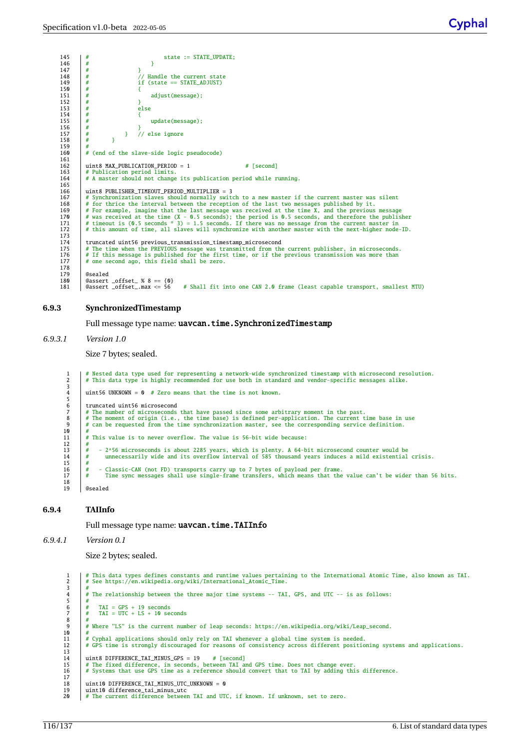```
145 #                       state := STATE_UPDATE;
146 #                   }
147 #               }
148 #               // Handle the current state
149 #               if (state == STATE_ADJUST)
150 #               {
151 #                   adjust(message);
152 #               }
153 #               else
154 #               {
155 #                   update(message);
156 #               }
157 #           }   // else ignore
158 #       }
159 #
160 # (end of the slave-side logic pseudocode)
161
162 uint8 MAX_PUBLICATION_PERIOD = 1                # [second]
163 # Publication period limits.
164 # A master should not change its publication period while running.
165
166 uint8 PUBLISHER_TIMEOUT_PERIOD_MULTIPLIER = 3
167 # Synchronization slaves should normally switch to a new master if the current master was silent
168 # for thrice the interval between the reception of the last two messages published by it.
169 # For example, imagine that the last message was received at the time X, and the previous message
170 # was received at the time (X - 0.5 seconds); the period is 0.5 seconds, and therefore the publisher
171 # timeout is (0.5 seconds * 3) = 1.5 seconds. If there was no message from the current master in
172 # this amount of time, all slaves will synchronize with another master with the next-higher node-ID.
173
174 truncated uint56 previous_transmission_timestamp_microsecond
175 # The time when the PREVIOUS message was transmitted from the current publisher, in microseconds.
176 # If this message is published for the first time, or if the previous transmission was more than
177 # one second ago, this field shall be zero.
178
179 @sealed
180 @assert _offset_ % 8 == {0}
181 @assert _offset_.max <= 56    # Shall fit into one CAN 2.0 frame (least capable transport, smallest MTU)
```

### 6.9.3 SynchronizedTimestamp

Full message type name: **uavcan.time.SynchronizedTimestamp**

#### *6.9.3.1 Version 1.0*

Size 7 bytes; sealed.

```
1 # Nested data type used for representing a network-wide synchronized timestamp with microsecond resolution.
2 # This data type is highly recommended for use both in standard and vendor-specific messages alike.
3
4 uint56 UNKNOWN = 0  # Zero means that the time is not known.
5
6 truncated uint56 microsecond
7 # The number of microseconds that have passed since some arbitrary moment in the past.
8 # The moment of origin (i.e., the time base) is defined per-application. The current time base in use
9 # can be requested from the time synchronization master, see the corresponding service definition.
10 #
11 # This value is to never overflow. The value is 56-bit wide because:
12 #
13 #   - 2^56 microseconds is about 2285 years, which is plenty. A 64-bit microsecond counter would be
14 #     unnecessarily wide and its overflow interval of 585 thousand years induces a mild existential crisis.
15 #
16 #   - Classic-CAN (not FD) transports carry up to 7 bytes of payload per frame.
17 #     Time sync messages shall use single-frame transfers, which means that the value can't be wider than 56 bits.
18
19 @sealed
```

### 6.9.4 TAIInfo

Full message type name: **uavcan.time.TAIInfo**

#### *6.9.4.1 Version 0.1*

Size 2 bytes; sealed.

```
1 # This data types defines constants and runtime values pertaining to the International Atomic Time, also known as TAI.
2 # See https://en.wikipedia.org/wiki/International_Atomic_Time.
3 #
4 # The relationship between the three major time systems -- TAI, GPS, and UTC -- is as follows:
5 #
6 #   TAI = GPS + 19 seconds
7 #   TAI = UTC + LS + 10 seconds
8 #
9 # Where "LS" is the current number of leap seconds: https://en.wikipedia.org/wiki/Leap_second.
10 #
11 # Cyphal applications should only rely on TAI whenever a global time system is needed.
12 # GPS time is strongly discouraged for reasons of consistency across different positioning systems and applications.
13
14 uint8 DIFFERENCE_TAI_MINUS_GPS = 19    # [second]
15 # The fixed difference, in seconds, between TAI and GPS time. Does not change ever.
16 # Systems that use GPS time as a reference should convert that to TAI by adding this difference.
17
18 uint10 DIFFERENCE_TAI_MINUS_UTC_UNKNOWN = 0
19 uint10 difference_tai_minus_utc
20 # The current difference between TAI and UTC, if known. If unknown, set to zero.
```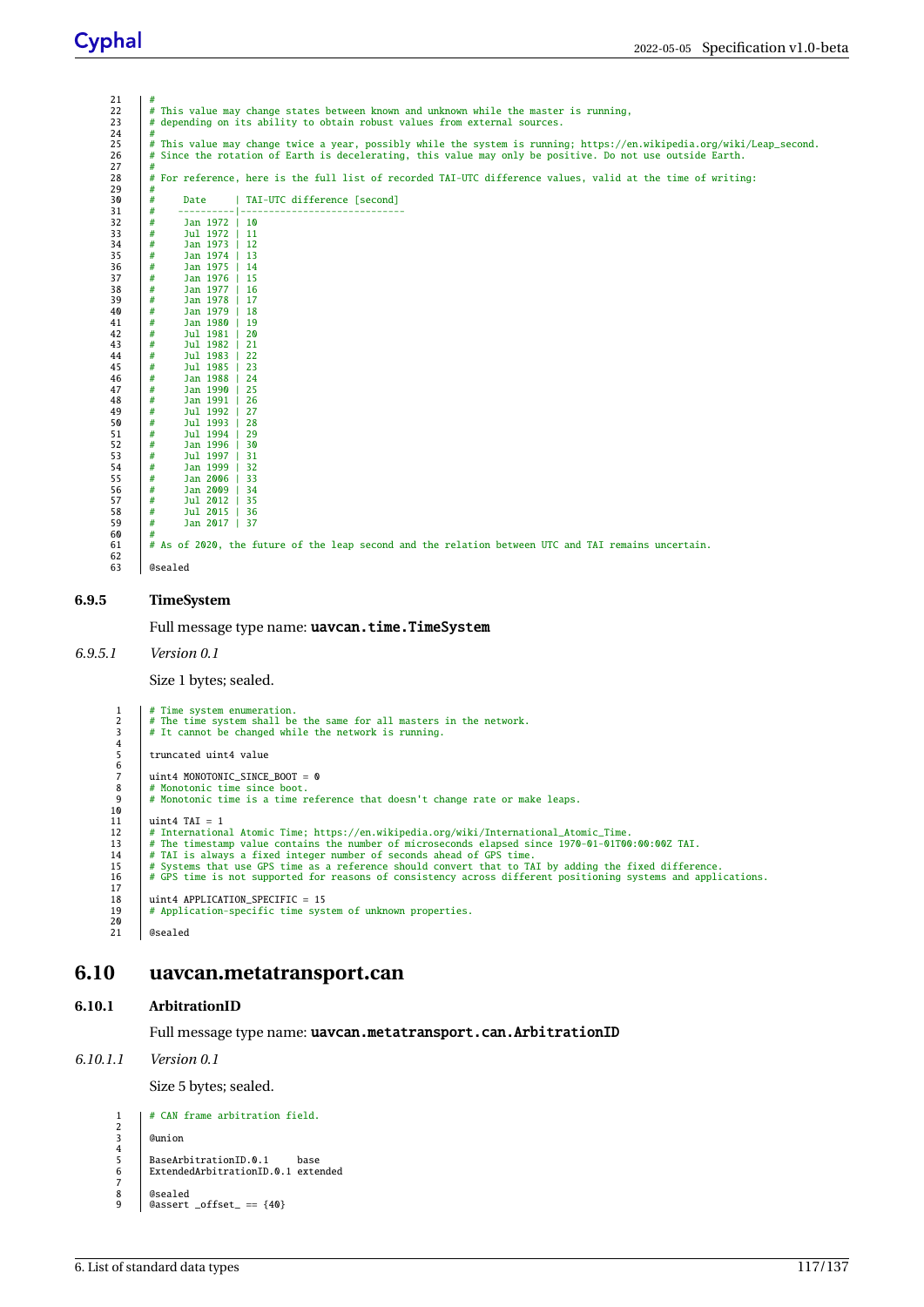```
21  #
22  # This value may change states between known and unknown while the master is running,
23  # depending on its ability to obtain robust values from external sources.
24  #
25  # This value may change twice a year, possibly while the system is running; https://en.wikipedia.org/wiki/Leap_second.
26  # Since the rotation of Earth is decelerating, this value may only be positive. Do not use outside Earth.
27  #
28  # For reference, here is the full list of recorded TAI-UTC difference values, valid at the time of writing:
29  #
30  #     Date     | TAI-UTC difference [second]
31  #    ----------|-----------------------------
32  #     Jan 1972 | 10
33  #     Jul 1972 | 11
34  #     Jan 1973 | 12
35  #     Jan 1974 | 13
36  #     Jan 1975 | 14
37  #     Jan 1976 | 15
38  #     Jan 1977 | 16
39  #     Jan 1978 | 17
40  #     Jan 1979 | 18
41  #     Jan 1980 | 19
42  #     Jul 1981 | 20
43  #     Jul 1982 | 21
44  #     Jul 1983 | 22
45  #     Jul 1985 | 23
46  #     Jan 1988 | 24
47  #     Jan 1990 | 25
48  #     Jan 1991 | 26
49  #     Jul 1992 | 27
50  #     Jul 1993 | 28
51  #     Jul 1994 | 29
52  #     Jan 1996 | 30
53  #     Jul 1997 | 31
54  #     Jan 1999 | 32
55  #     Jan 2006 | 33
56  #     Jan 2009 | 34
57  #     Jul 2012 | 35
58  #     Jul 2015 | 36
59  #     Jan 2017 | 37
60  #
61  # As of 2020, the future of the leap second and the relation between UTC and TAI remains uncertain.
62
63  @sealed
```

### 6.9.5 TimeSystem

Full message type name: **uavcan.time.TimeSystem**

#### *6.9.5.1 Version 0.1*

Size 1 bytes; sealed.

```
1   # Time system enumeration.
2   # The time system shall be the same for all masters in the network.
3   # It cannot be changed while the network is running.
4
5   truncated uint4 value
6
7   uint4 MONOTONIC_SINCE_BOOT = 0
8   # Monotonic time since boot.
9   # Monotonic time is a time reference that doesn't change rate or make leaps.
10
11  uint4 TAI = 1
12  # International Atomic Time; https://en.wikipedia.org/wiki/International_Atomic_Time.
13  # The timestamp value contains the number of microseconds elapsed since 1970-01-01T00:00:00Z TAI.
14  # TAI is always a fixed integer number of seconds ahead of GPS time.
15  # Systems that use GPS time as a reference should convert that to TAI by adding the fixed difference.
16  # GPS time is not supported for reasons of consistency across different positioning systems and applications.
17
18  uint4 APPLICATION_SPECIFIC = 15
19  # Application-specific time system of unknown properties.
20
21  @sealed
```

## 6.10 uavcan.metatransport.can

### 6.10.1 ArbitrationID

Full message type name: **uavcan.metatransport.can.ArbitrationID**

#### *6.10.1.1 Version 0.1*

Size 5 bytes; sealed.

```
1   # CAN frame arbitration field.
2
3   @union
4
5   BaseArbitrationID.0.1     base
6   ExtendedArbitrationID.0.1 extended
7
8   @sealed
9   @assert _offset_ == {40}
```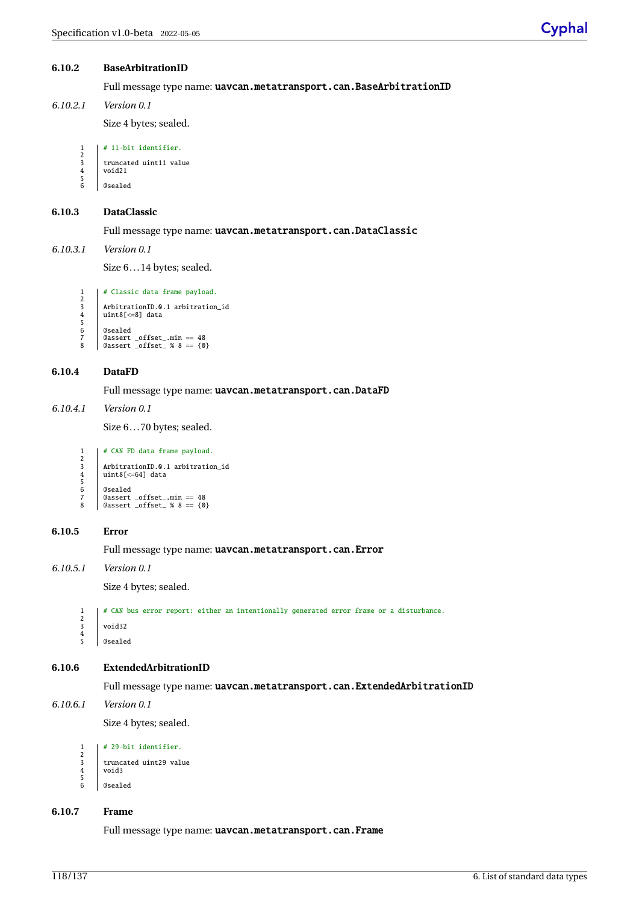### 6.10.2 BaseArbitrationID

Full message type name: **uavcan.metatransport.can.BaseArbitrationID**

#### *6.10.2.1 Version 0.1*

Size 4 bytes; sealed.

```
# 11-bit identifier.

truncated uint11 value
void21

@sealed
```

### 6.10.3 DataClassic

Full message type name: **uavcan.metatransport.can.DataClassic**

#### *6.10.3.1 Version 0.1*

Size 6...14 bytes; sealed.

```
# Classic data frame payload.

ArbitrationID.0.1 arbitration_id
uint8[<=8] data

@sealed
@assert _offset_.min == 48
@assert _offset_ % 8 == {0}
```

### 6.10.4 DataFD

Full message type name: **uavcan.metatransport.can.DataFD**

#### *6.10.4.1 Version 0.1*

Size 6...70 bytes; sealed.

```
# CAN FD data frame payload.

ArbitrationID.0.1 arbitration_id
uint8[<=64] data

@sealed
@assert _offset_.min == 48
@assert _offset_ % 8 == {0}
```

### 6.10.5 Error

Full message type name: **uavcan.metatransport.can.Error**

#### *6.10.5.1 Version 0.1*

Size 4 bytes; sealed.

```
# CAN bus error report: either an intentionally generated error frame or a disturbance.

void32

@sealed
```

### 6.10.6 ExtendedArbitrationID

Full message type name: **uavcan.metatransport.can.ExtendedArbitrationID**

#### *6.10.6.1 Version 0.1*

Size 4 bytes; sealed.

```
# 29-bit identifier.

truncated uint29 value
void3

@sealed
```

### 6.10.7 Frame

Full message type name: **uavcan.metatransport.can.Frame**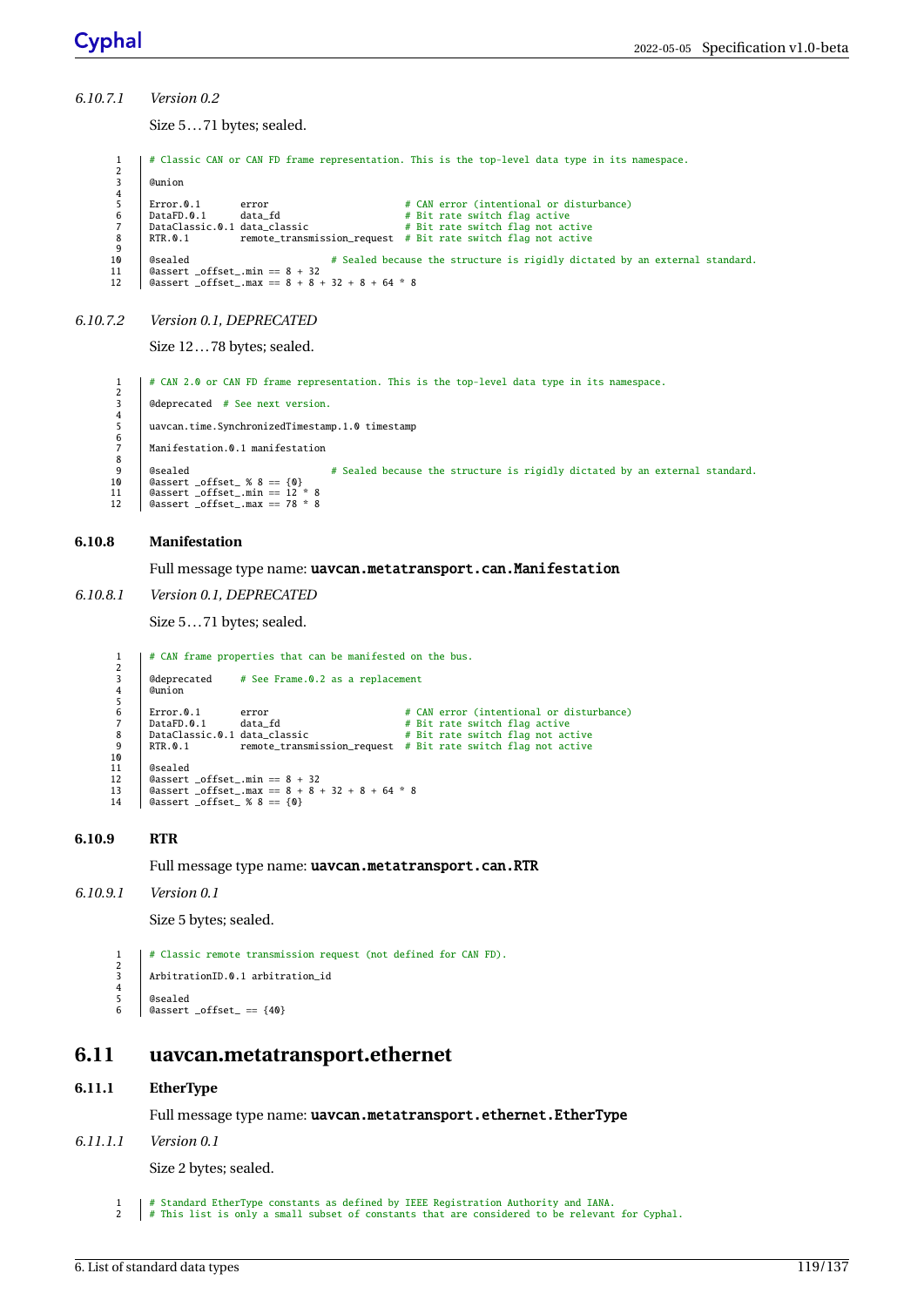#### 6.10.7.1 *Version 0.2*

Size 5…71 bytes; sealed.

```
# Classic CAN or CAN FD frame representation. This is the top-level data type in its namespace.

@union

Error.0.1       error                        # CAN error (intentional or disturbance)
DataFD.0.1      data_fd                      # Bit rate switch flag active
DataClassic.0.1 data_classic                 # Bit rate switch flag not active
RTR.0.1         remote_transmission_request  # Bit rate switch flag not active

@sealed                         # Sealed because the structure is rigidly dictated by an external standard.
@assert _offset_.min == 8 + 32
@assert _offset_.max == 8 + 8 + 32 + 8 + 64 * 8
```

#### 6.10.7.2 *Version 0.1, DEPRECATED*

Size 12…78 bytes; sealed.

```
# CAN 2.0 or CAN FD frame representation. This is the top-level data type in its namespace.

@deprecated  # See next version.

uavcan.time.SynchronizedTimestamp.1.0 timestamp

Manifestation.0.1 manifestation

@sealed                         # Sealed because the structure is rigidly dictated by an external standard.
@assert _offset_ % 8 == {0}
@assert _offset_.min == 12 * 8
@assert _offset_.max == 78 * 8
```

### 6.10.8 Manifestation

Full message type name: **`uavcan.metatransport.can.Manifestation`**

#### 6.10.8.1 *Version 0.1, DEPRECATED*

Size 5…71 bytes; sealed.

```
# CAN frame properties that can be manifested on the bus.

@deprecated     # See Frame.0.2 as a replacement
@union

Error.0.1       error                        # CAN error (intentional or disturbance)
DataFD.0.1      data_fd                      # Bit rate switch flag active
DataClassic.0.1 data_classic                 # Bit rate switch flag not active
RTR.0.1         remote_transmission_request  # Bit rate switch flag not active

@sealed
@assert _offset_.min == 8 + 32
@assert _offset_.max == 8 + 8 + 32 + 8 + 64 * 8
@assert _offset_ % 8 == {0}
```

### 6.10.9 RTR

Full message type name: **`uavcan.metatransport.can.RTR`**

#### 6.10.9.1 *Version 0.1*

Size 5 bytes; sealed.

```
# Classic remote transmission request (not defined for CAN FD).

ArbitrationID.0.1 arbitration_id

@sealed
@assert _offset_ == {40}
```

## 6.11 uavcan.metatransport.ethernet

### 6.11.1 EtherType

Full message type name: **`uavcan.metatransport.ethernet.EtherType`**

#### 6.11.1.1 *Version 0.1*

Size 2 bytes; sealed.

```
# Standard EtherType constants as defined by IEEE Registration Authority and IANA.
# This list is only a small subset of constants that are considered to be relevant for Cyphal.
```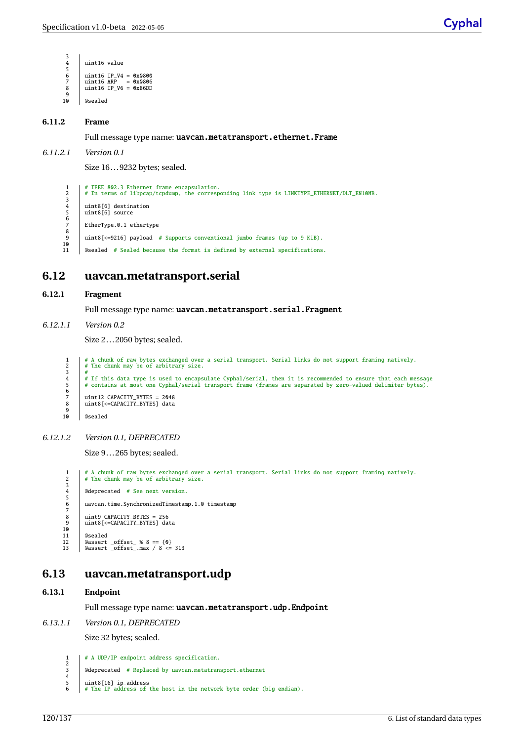```
uint16 value

uint16 IP_V4 = 0x0800
uint16 ARP   = 0x0806
uint16 IP_V6 = 0x86DD

@sealed
```

### 6.11.2 Frame

Full message type name: **uavcan.metatransport.ethernet.Frame**

#### 6.11.2.1 Version 0.1

Size 16…9232 bytes; sealed.

```
# IEEE 802.3 Ethernet frame encapsulation.
# In terms of libpcap/tcpdump, the corresponding link type is LINKTYPE_ETHERNET/DLT_EN10MB.

uint8[6] destination
uint8[6] source

EtherType.0.1 ethertype

uint8[<=9216] payload  # Supports conventional jumbo frames (up to 9 KiB).

@sealed  # Sealed because the format is defined by external specifications.
```

## 6.12 uavcan.metatransport.serial

### 6.12.1 Fragment

Full message type name: **uavcan.metatransport.serial.Fragment**

#### 6.12.1.1 Version 0.2

Size 2…2050 bytes; sealed.

```
# A chunk of raw bytes exchanged over a serial transport. Serial links do not support framing natively.
# The chunk may be of arbitrary size.
#
# If this data type is used to encapsulate Cyphal/serial, then it is recommended to ensure that each message
# contains at most one Cyphal/serial transport frame (frames are separated by zero-valued delimiter bytes).

uint12 CAPACITY_BYTES = 2048
uint8[<=CAPACITY_BYTES] data

@sealed
```

#### 6.12.1.2 Version 0.1, DEPRECATED

Size 9…265 bytes; sealed.

```
# A chunk of raw bytes exchanged over a serial transport. Serial links do not support framing natively.
# The chunk may be of arbitrary size.

@deprecated  # See next version.

uavcan.time.SynchronizedTimestamp.1.0 timestamp

uint9 CAPACITY_BYTES = 256
uint8[<=CAPACITY_BYTES] data

@sealed
@assert _offset_ % 8 == {0}
@assert _offset_.max / 8 <= 313
```

## 6.13 uavcan.metatransport.udp

### 6.13.1 Endpoint

Full message type name: **uavcan.metatransport.udp.Endpoint**

#### 6.13.1.1 Version 0.1, DEPRECATED

Size 32 bytes; sealed.

```
# A UDP/IP endpoint address specification.

@deprecated  # Replaced by uavcan.metatransport.ethernet

uint8[16] ip_address
# The IP address of the host in the network byte order (big endian).
```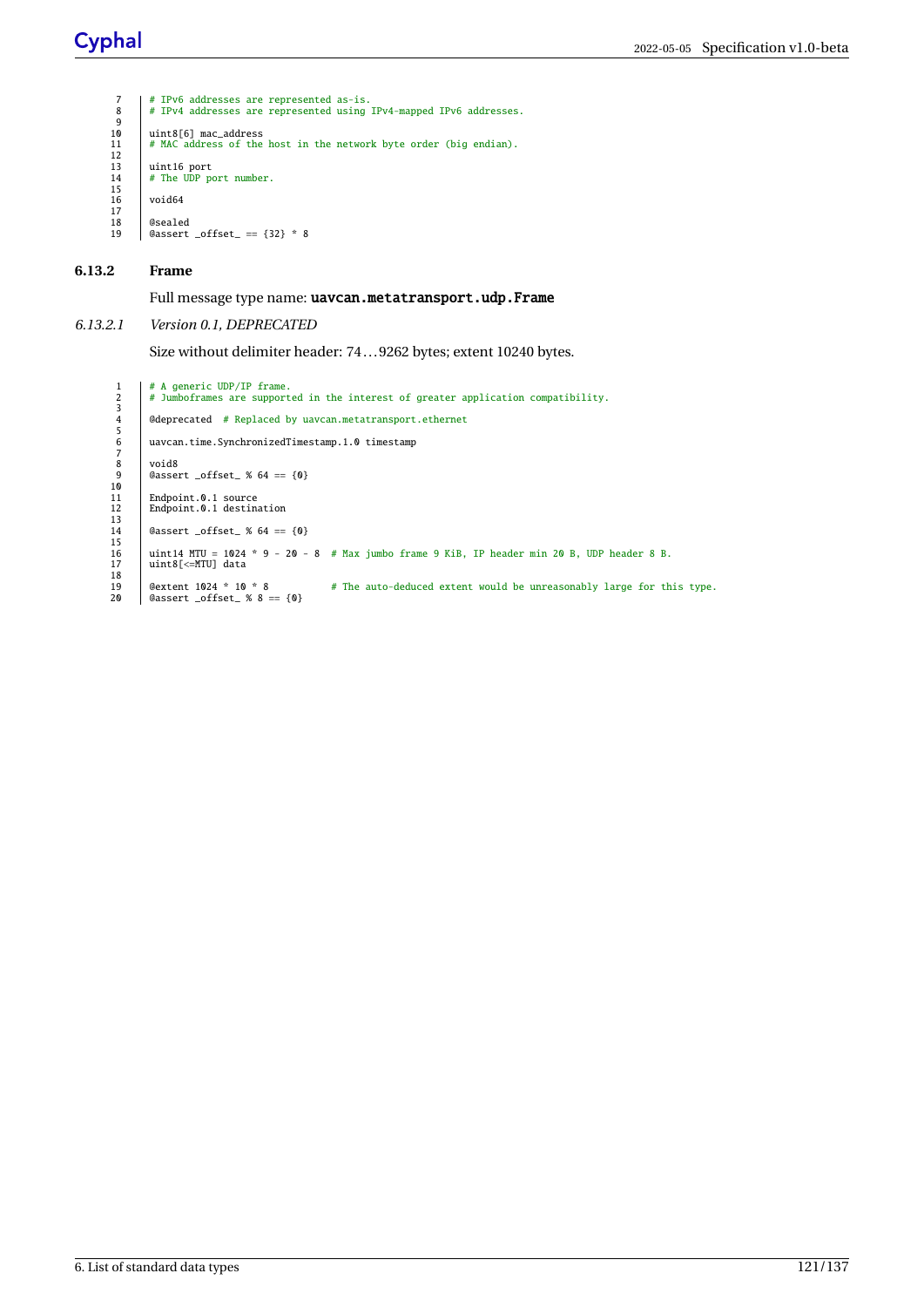```
# IPv6 addresses are represented as-is.
# IPv4 addresses are represented using IPv4-mapped IPv6 addresses.

uint8[6] mac_address
# MAC address of the host in the network byte order (big endian).

uint16 port
# The UDP port number.

void64

@sealed
@assert _offset_ == {32} * 8
```

### 6.13.2 Frame

Full message type name: **`uavcan.metatransport.udp.Frame`**

#### *6.13.2.1 Version 0.1, DEPRECATED*

Size without delimiter header: 74 . . . 9262 bytes; extent 10240 bytes.

```
# A generic UDP/IP frame.
# Jumboframes are supported in the interest of greater application compatibility.

@deprecated  # Replaced by uavcan.metatransport.ethernet

uavcan.time.SynchronizedTimestamp.1.0 timestamp

void8
@assert _offset_ % 64 == {0}

Endpoint.0.1 source
Endpoint.0.1 destination

@assert _offset_ % 64 == {0}

uint14 MTU = 1024 * 9 - 20 - 8  # Max jumbo frame 9 KiB, IP header min 20 B, UDP header 8 B.
uint8[<=MTU] data

@extent 1024 * 10 * 8           # The auto-deduced extent would be unreasonably large for this type.
@assert _offset_ % 8 == {0}
```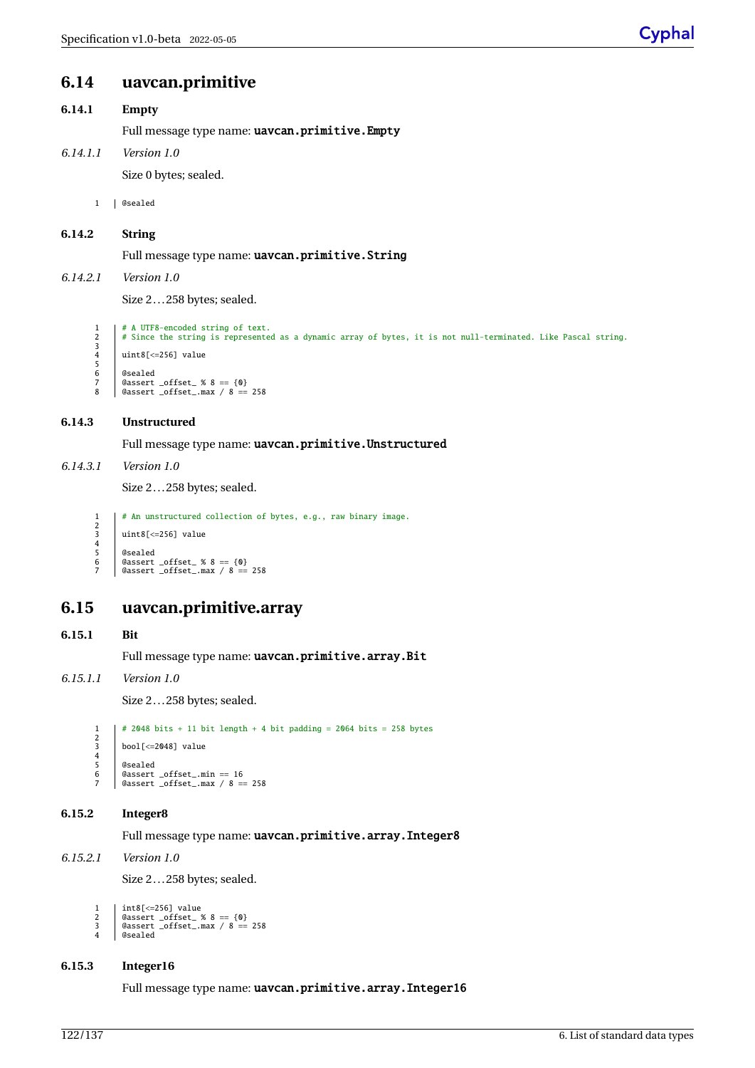## 6.14 uavcan.primitive

### 6.14.1 Empty

Full message type name: **uavcan.primitive.Empty**

#### 6.14.1.1 *Version 1.0*

Size 0 bytes; sealed.

```
@sealed
```

### 6.14.2 String

Full message type name: **uavcan.primitive.String**

#### 6.14.2.1 *Version 1.0*

Size 2…258 bytes; sealed.

```
# A UTF8-encoded string of text.
# Since the string is represented as a dynamic array of bytes, it is not null-terminated. Like Pascal string.

uint8[<=256] value

@sealed
@assert _offset_ % 8 == {0}
@assert _offset_.max / 8 == 258
```

### 6.14.3 Unstructured

Full message type name: **uavcan.primitive.Unstructured**

#### 6.14.3.1 *Version 1.0*

Size 2…258 bytes; sealed.

```
# An unstructured collection of bytes, e.g., raw binary image.

uint8[<=256] value

@sealed
@assert _offset_ % 8 == {0}
@assert _offset_.max / 8 == 258
```

## 6.15 uavcan.primitive.array

### 6.15.1 Bit

Full message type name: **uavcan.primitive.array.Bit**

#### 6.15.1.1 *Version 1.0*

Size 2…258 bytes; sealed.

```
# 2048 bits + 11 bit length + 4 bit padding = 2064 bits = 258 bytes

bool[<=2048] value

@sealed
@assert _offset_.min == 16
@assert _offset_.max / 8 == 258
```

### 6.15.2 Integer8

Full message type name: **uavcan.primitive.array.Integer8**

#### 6.15.2.1 *Version 1.0*

Size 2…258 bytes; sealed.

```
int8[<=256] value
@assert _offset_ % 8 == {0}
@assert _offset_.max / 8 == 258
@sealed
```

### 6.15.3 Integer16

Full message type name: **uavcan.primitive.array.Integer16**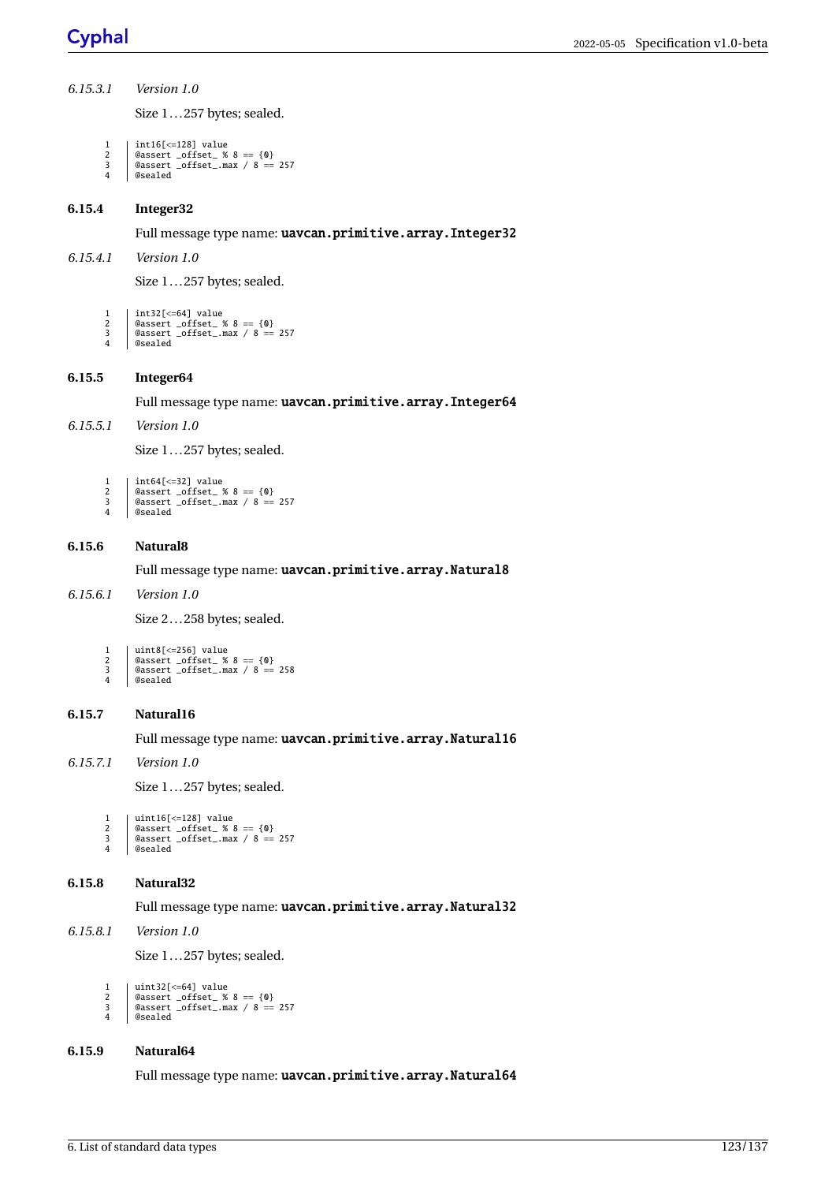###### 6.15.3.1 Version 1.0

Size 1…257 bytes; sealed.

```
int16[<=128] value
@assert _offset_ % 8 == {0}
@assert _offset_.max / 8 == 257
@sealed
```

### 6.15.4 Integer32

Full message type name: **uavcan.primitive.array.Integer32**

###### 6.15.4.1 Version 1.0

Size 1…257 bytes; sealed.

```
int32[<=64] value
@assert _offset_ % 8 == {0}
@assert _offset_.max / 8 == 257
@sealed
```

### 6.15.5 Integer64

Full message type name: **uavcan.primitive.array.Integer64**

###### 6.15.5.1 Version 1.0

Size 1…257 bytes; sealed.

```
int64[<=32] value
@assert _offset_ % 8 == {0}
@assert _offset_.max / 8 == 257
@sealed
```

### 6.15.6 Natural8

Full message type name: **uavcan.primitive.array.Natural8**

###### 6.15.6.1 Version 1.0

Size 2…258 bytes; sealed.

```
uint8[<=256] value
@assert _offset_ % 8 == {0}
@assert _offset_.max / 8 == 258
@sealed
```

### 6.15.7 Natural16

Full message type name: **uavcan.primitive.array.Natural16**

###### 6.15.7.1 Version 1.0

Size 1…257 bytes; sealed.

```
uint16[<=128] value
@assert _offset_ % 8 == {0}
@assert _offset_.max / 8 == 257
@sealed
```

### 6.15.8 Natural32

Full message type name: **uavcan.primitive.array.Natural32**

###### 6.15.8.1 Version 1.0

Size 1…257 bytes; sealed.

```
uint32[<=64] value
@assert _offset_ % 8 == {0}
@assert _offset_.max / 8 == 257
@sealed
```

### 6.15.9 Natural64

Full message type name: **uavcan.primitive.array.Natural64**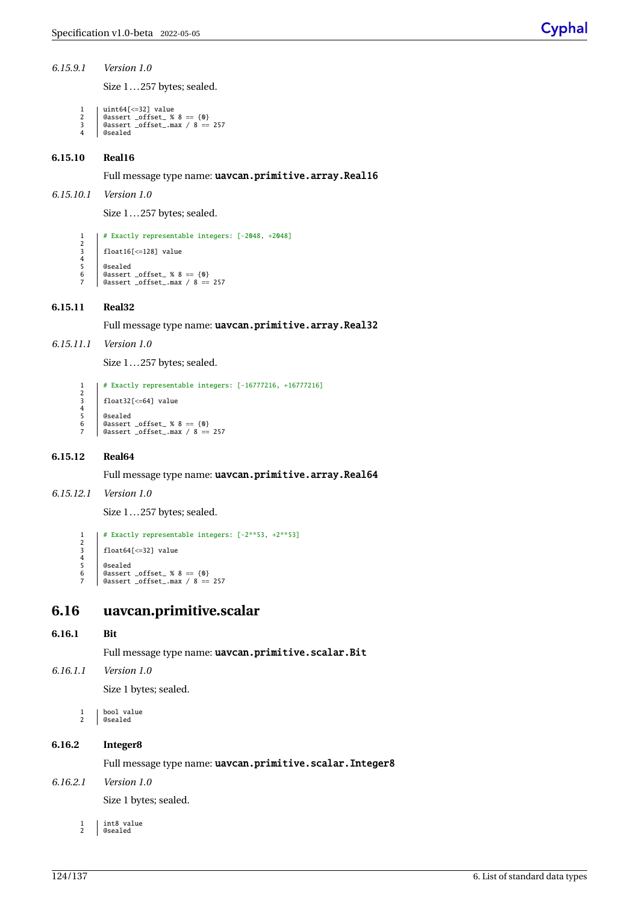#### 6.15.9.1 *Version 1.0*

Size 1…257 bytes; sealed.

```
uint64[<=32] value
@assert _offset_ % 8 == {0}
@assert _offset_.max / 8 == 257
@sealed
```

### 6.15.10 Real16

Full message type name: **`uavcan.primitive.array.Real16`**

#### 6.15.10.1 *Version 1.0*

Size 1…257 bytes; sealed.

```
# Exactly representable integers: [-2048, +2048]

float16[<=128] value

@sealed
@assert _offset_ % 8 == {0}
@assert _offset_.max / 8 == 257
```

### 6.15.11 Real32

Full message type name: **`uavcan.primitive.array.Real32`**

#### 6.15.11.1 *Version 1.0*

Size 1…257 bytes; sealed.

```
# Exactly representable integers: [-16777216, +16777216]

float32[<=64] value

@sealed
@assert _offset_ % 8 == {0}
@assert _offset_.max / 8 == 257
```

### 6.15.12 Real64

Full message type name: **`uavcan.primitive.array.Real64`**

#### 6.15.12.1 *Version 1.0*

Size 1…257 bytes; sealed.

```
# Exactly representable integers: [-2**53, +2**53]

float64[<=32] value

@sealed
@assert _offset_ % 8 == {0}
@assert _offset_.max / 8 == 257
```

## 6.16 uavcan.primitive.scalar

### 6.16.1 Bit

Full message type name: **`uavcan.primitive.scalar.Bit`**

#### 6.16.1.1 *Version 1.0*

Size 1 bytes; sealed.

```
bool value
@sealed
```

### 6.16.2 Integer8

Full message type name: **`uavcan.primitive.scalar.Integer8`**

#### 6.16.2.1 *Version 1.0*

Size 1 bytes; sealed.

```
int8 value
@sealed
```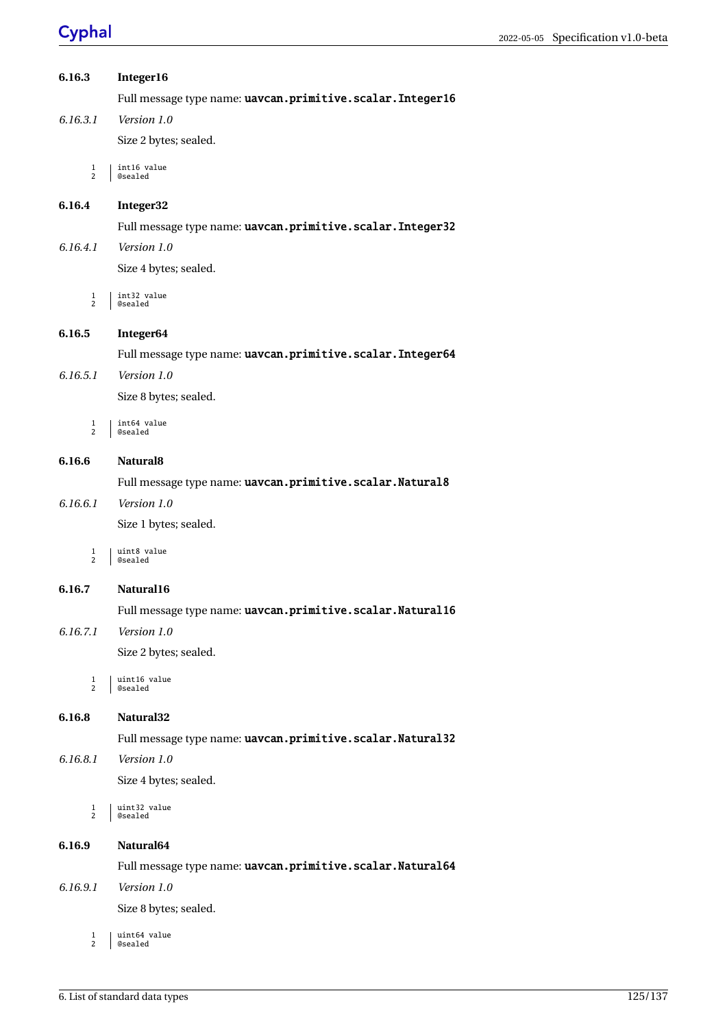### 6.16.3 Integer16

Full message type name: **`uavcan.primitive.scalar.Integer16`**

#### *6.16.3.1 Version 1.0*

Size 2 bytes; sealed.

```
int16 value
@sealed
```

### 6.16.4 Integer32

Full message type name: **`uavcan.primitive.scalar.Integer32`**

#### *6.16.4.1 Version 1.0*

Size 4 bytes; sealed.

```
int32 value
@sealed
```

### 6.16.5 Integer64

Full message type name: **`uavcan.primitive.scalar.Integer64`**

#### *6.16.5.1 Version 1.0*

Size 8 bytes; sealed.

```
int64 value
@sealed
```

### 6.16.6 Natural8

Full message type name: **`uavcan.primitive.scalar.Natural8`**

#### *6.16.6.1 Version 1.0*

Size 1 bytes; sealed.

```
uint8 value
@sealed
```

### 6.16.7 Natural16

Full message type name: **`uavcan.primitive.scalar.Natural16`**

#### *6.16.7.1 Version 1.0*

Size 2 bytes; sealed.

```
uint16 value
@sealed
```

### 6.16.8 Natural32

Full message type name: **`uavcan.primitive.scalar.Natural32`**

#### *6.16.8.1 Version 1.0*

Size 4 bytes; sealed.

```
uint32 value
@sealed
```

### 6.16.9 Natural64

Full message type name: **`uavcan.primitive.scalar.Natural64`**

#### *6.16.9.1 Version 1.0*

Size 8 bytes; sealed.

```
uint64 value
@sealed
```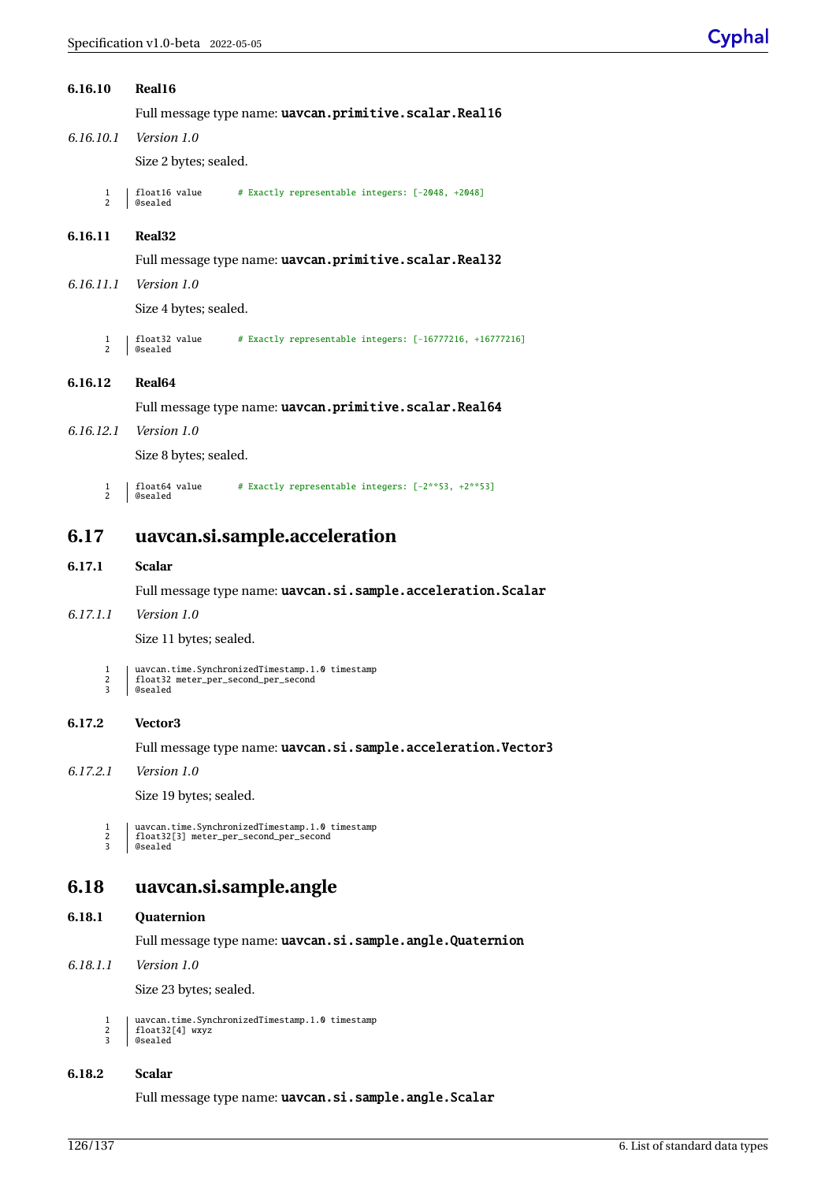### 6.16.10 Real16

Full message type name: **uavcan.primitive.scalar.Real16**

#### *6.16.10.1 Version 1.0*

Size 2 bytes; sealed.

```
float16 value       # Exactly representable integers: [-2048, +2048]
@sealed
```

### 6.16.11 Real32

Full message type name: **uavcan.primitive.scalar.Real32**

#### *6.16.11.1 Version 1.0*

Size 4 bytes; sealed.

```
float32 value       # Exactly representable integers: [-16777216, +16777216]
@sealed
```

### 6.16.12 Real64

Full message type name: **uavcan.primitive.scalar.Real64**

#### *6.16.12.1 Version 1.0*

Size 8 bytes; sealed.

```
float64 value       # Exactly representable integers: [-2**53, +2**53]
@sealed
```

## 6.17 uavcan.si.sample.acceleration

### 6.17.1 Scalar

Full message type name: **uavcan.si.sample.acceleration.Scalar**

#### *6.17.1.1 Version 1.0*

Size 11 bytes; sealed.

```
uavcan.time.SynchronizedTimestamp.1.0 timestamp
float32 meter_per_second_per_second
@sealed
```

### 6.17.2 Vector3

Full message type name: **uavcan.si.sample.acceleration.Vector3**

#### *6.17.2.1 Version 1.0*

Size 19 bytes; sealed.

```
uavcan.time.SynchronizedTimestamp.1.0 timestamp
float32[3] meter_per_second_per_second
@sealed
```

## 6.18 uavcan.si.sample.angle

### 6.18.1 Quaternion

Full message type name: **uavcan.si.sample.angle.Quaternion**

#### *6.18.1.1 Version 1.0*

Size 23 bytes; sealed.

```
uavcan.time.SynchronizedTimestamp.1.0 timestamp
float32[4] wxyz
@sealed
```

### 6.18.2 Scalar

Full message type name: **uavcan.si.sample.angle.Scalar**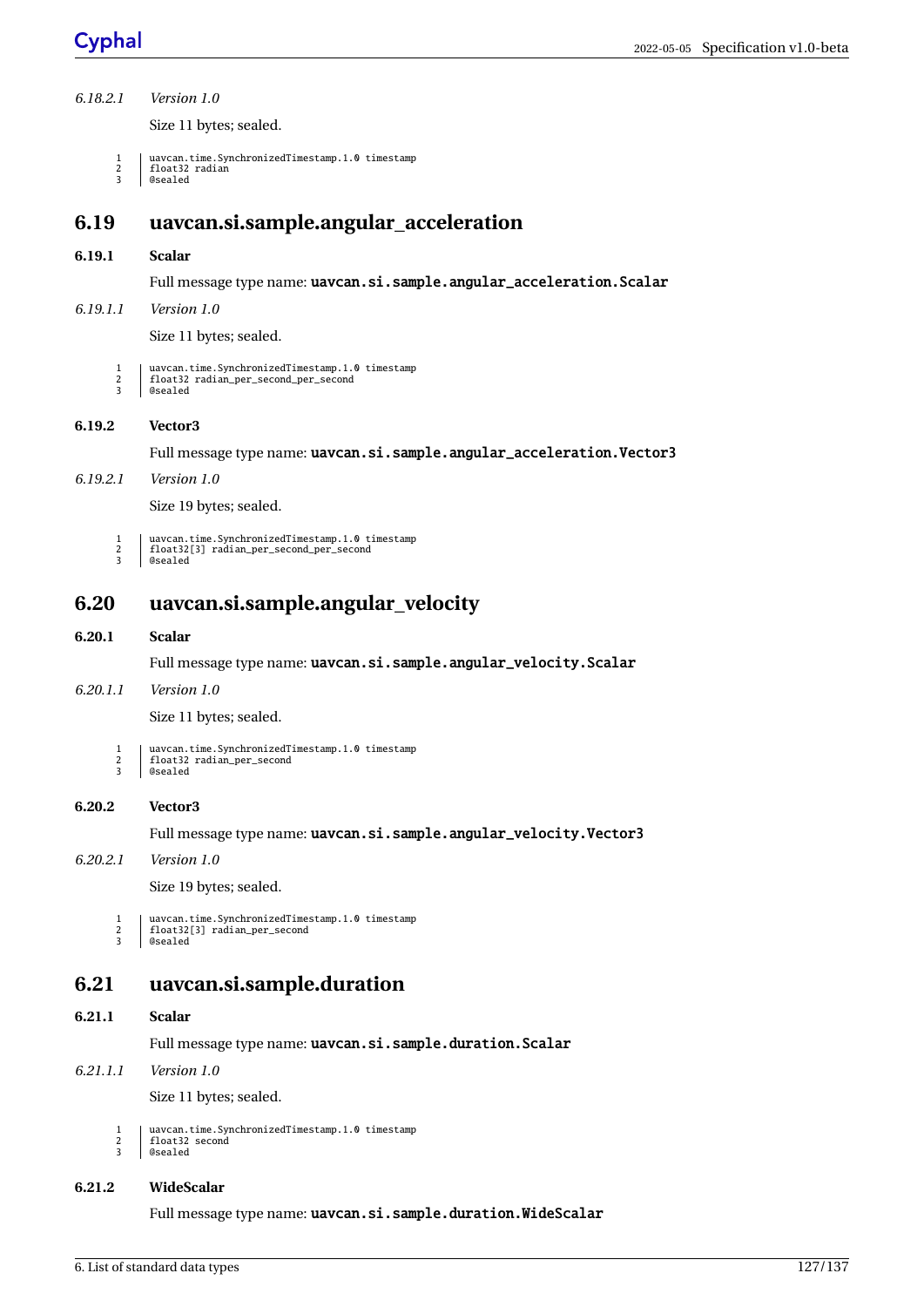#### 6.18.2.1 *Version 1.0*

Size 11 bytes; sealed.

```
uavcan.time.SynchronizedTimestamp.1.0 timestamp
float32 radian
@sealed
```

## 6.19 uavcan.si.sample.angular_acceleration

### 6.19.1 Scalar

Full message type name: **uavcan.si.sample.angular_acceleration.Scalar**

#### 6.19.1.1 *Version 1.0*

Size 11 bytes; sealed.

```
uavcan.time.SynchronizedTimestamp.1.0 timestamp
float32 radian_per_second_per_second
@sealed
```

### 6.19.2 Vector3

Full message type name: **uavcan.si.sample.angular_acceleration.Vector3**

#### 6.19.2.1 *Version 1.0*

Size 19 bytes; sealed.

```
uavcan.time.SynchronizedTimestamp.1.0 timestamp
float32[3] radian_per_second_per_second
@sealed
```

## 6.20 uavcan.si.sample.angular_velocity

### 6.20.1 Scalar

Full message type name: **uavcan.si.sample.angular_velocity.Scalar**

#### 6.20.1.1 *Version 1.0*

Size 11 bytes; sealed.

```
uavcan.time.SynchronizedTimestamp.1.0 timestamp
float32 radian_per_second
@sealed
```

### 6.20.2 Vector3

Full message type name: **uavcan.si.sample.angular_velocity.Vector3**

#### 6.20.2.1 *Version 1.0*

Size 19 bytes; sealed.

```
uavcan.time.SynchronizedTimestamp.1.0 timestamp
float32[3] radian_per_second
@sealed
```

## 6.21 uavcan.si.sample.duration

### 6.21.1 Scalar

Full message type name: **uavcan.si.sample.duration.Scalar**

#### 6.21.1.1 *Version 1.0*

Size 11 bytes; sealed.

```
uavcan.time.SynchronizedTimestamp.1.0 timestamp
float32 second
@sealed
```

### 6.21.2 WideScalar

Full message type name: **uavcan.si.sample.duration.WideScalar**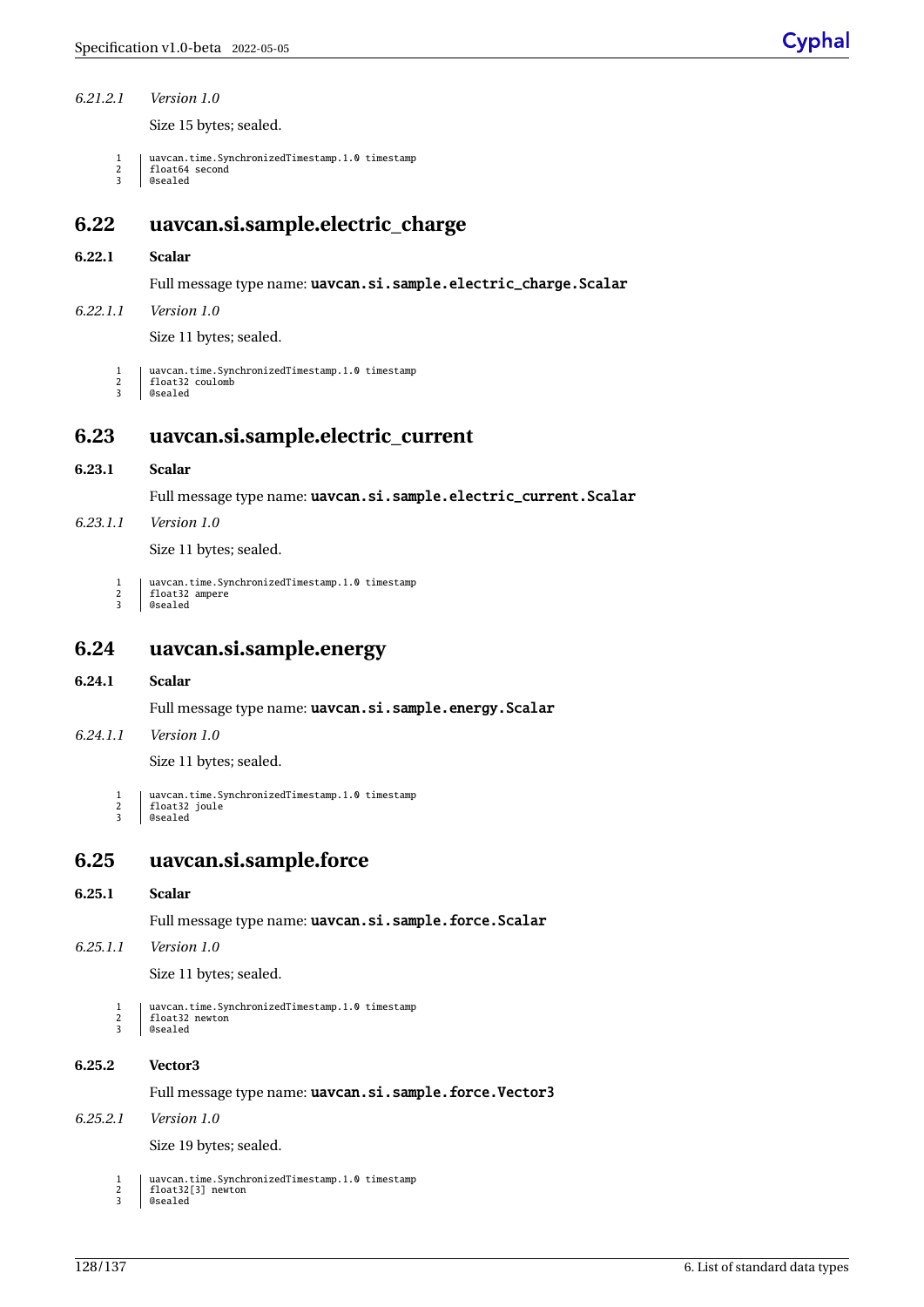#### 6.21.2.1 Version 1.0

Size 15 bytes; sealed.

```
uavcan.time.SynchronizedTimestamp.1.0 timestamp
float64 second
@sealed
```

## 6.22 uavcan.si.sample.electric_charge

### 6.22.1 Scalar

Full message type name: **uavcan.si.sample.electric_charge.Scalar**

#### 6.22.1.1 Version 1.0

Size 11 bytes; sealed.

```
uavcan.time.SynchronizedTimestamp.1.0 timestamp
float32 coulomb
@sealed
```

## 6.23 uavcan.si.sample.electric_current

### 6.23.1 Scalar

Full message type name: **uavcan.si.sample.electric_current.Scalar**

#### 6.23.1.1 Version 1.0

Size 11 bytes; sealed.

```
uavcan.time.SynchronizedTimestamp.1.0 timestamp
float32 ampere
@sealed
```

## 6.24 uavcan.si.sample.energy

### 6.24.1 Scalar

Full message type name: **uavcan.si.sample.energy.Scalar**

#### 6.24.1.1 Version 1.0

Size 11 bytes; sealed.

```
uavcan.time.SynchronizedTimestamp.1.0 timestamp
float32 joule
@sealed
```

## 6.25 uavcan.si.sample.force

### 6.25.1 Scalar

Full message type name: **uavcan.si.sample.force.Scalar**

#### 6.25.1.1 Version 1.0

Size 11 bytes; sealed.

```
uavcan.time.SynchronizedTimestamp.1.0 timestamp
float32 newton
@sealed
```

### 6.25.2 Vector3

Full message type name: **uavcan.si.sample.force.Vector3**

#### 6.25.2.1 Version 1.0

Size 19 bytes; sealed.

```
uavcan.time.SynchronizedTimestamp.1.0 timestamp
float32[3] newton
@sealed
```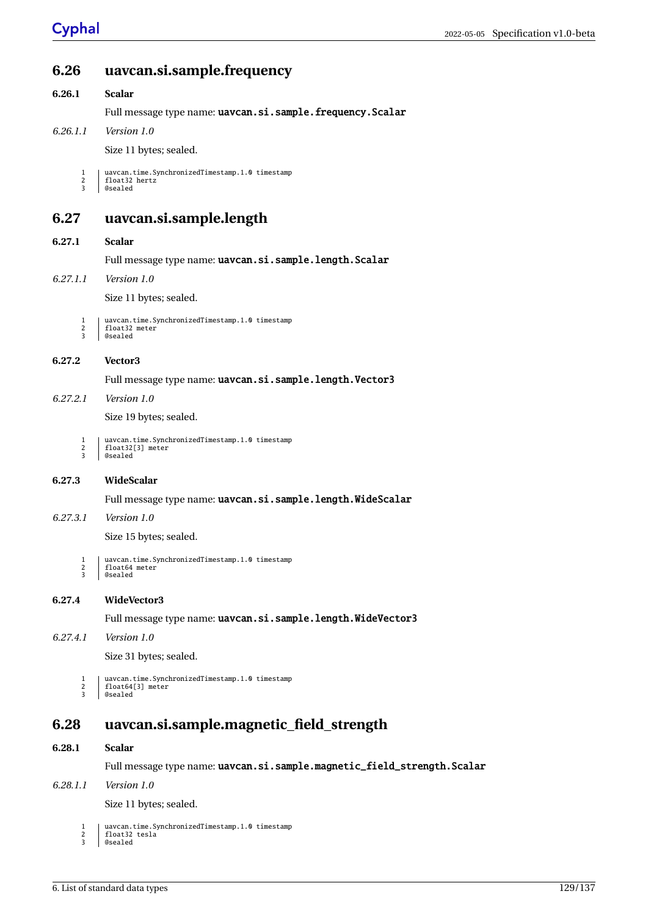## 6.26 uavcan.si.sample.frequency

### 6.26.1 Scalar

Full message type name: **uavcan.si.sample.frequency.Scalar**

#### *6.26.1.1 Version 1.0*

Size 11 bytes; sealed.

```
uavcan.time.SynchronizedTimestamp.1.0 timestamp
float32 hertz
@sealed
```

## 6.27 uavcan.si.sample.length

### 6.27.1 Scalar

Full message type name: **uavcan.si.sample.length.Scalar**

#### *6.27.1.1 Version 1.0*

Size 11 bytes; sealed.

```
uavcan.time.SynchronizedTimestamp.1.0 timestamp
float32 meter
@sealed
```

### 6.27.2 Vector3

Full message type name: **uavcan.si.sample.length.Vector3**

#### *6.27.2.1 Version 1.0*

Size 19 bytes; sealed.

```
uavcan.time.SynchronizedTimestamp.1.0 timestamp
float32[3] meter
@sealed
```

### 6.27.3 WideScalar

Full message type name: **uavcan.si.sample.length.WideScalar**

#### *6.27.3.1 Version 1.0*

Size 15 bytes; sealed.

```
uavcan.time.SynchronizedTimestamp.1.0 timestamp
float64 meter
@sealed
```

### 6.27.4 WideVector3

Full message type name: **uavcan.si.sample.length.WideVector3**

#### *6.27.4.1 Version 1.0*

Size 31 bytes; sealed.

```
uavcan.time.SynchronizedTimestamp.1.0 timestamp
float64[3] meter
@sealed
```

## 6.28 uavcan.si.sample.magnetic_field_strength

### 6.28.1 Scalar

Full message type name: **uavcan.si.sample.magnetic_field_strength.Scalar**

#### *6.28.1.1 Version 1.0*

Size 11 bytes; sealed.

```
uavcan.time.SynchronizedTimestamp.1.0 timestamp
float32 tesla
@sealed
```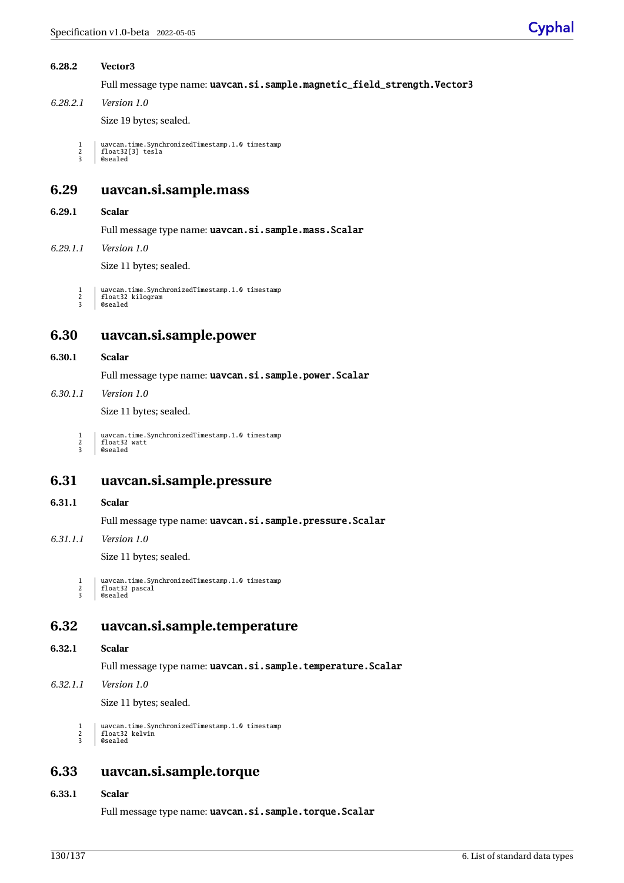#### 6.28.2 Vector3

Full message type name: **uavcan.si.sample.magnetic_field_strength.Vector3**

##### *6.28.2.1 Version 1.0*

Size 19 bytes; sealed.

```
uavcan.time.SynchronizedTimestamp.1.0 timestamp
float32[3] tesla
@sealed
```

## 6.29 uavcan.si.sample.mass

#### 6.29.1 Scalar

Full message type name: **uavcan.si.sample.mass.Scalar**

##### *6.29.1.1 Version 1.0*

Size 11 bytes; sealed.

```
uavcan.time.SynchronizedTimestamp.1.0 timestamp
float32 kilogram
@sealed
```

## 6.30 uavcan.si.sample.power

#### 6.30.1 Scalar

Full message type name: **uavcan.si.sample.power.Scalar**

##### *6.30.1.1 Version 1.0*

Size 11 bytes; sealed.

```
uavcan.time.SynchronizedTimestamp.1.0 timestamp
float32 watt
@sealed
```

## 6.31 uavcan.si.sample.pressure

#### 6.31.1 Scalar

Full message type name: **uavcan.si.sample.pressure.Scalar**

##### *6.31.1.1 Version 1.0*

Size 11 bytes; sealed.

```
uavcan.time.SynchronizedTimestamp.1.0 timestamp
float32 pascal
@sealed
```

## 6.32 uavcan.si.sample.temperature

#### 6.32.1 Scalar

Full message type name: **uavcan.si.sample.temperature.Scalar**

##### *6.32.1.1 Version 1.0*

Size 11 bytes; sealed.

```
uavcan.time.SynchronizedTimestamp.1.0 timestamp
float32 kelvin
@sealed
```

## 6.33 uavcan.si.sample.torque

#### 6.33.1 Scalar

Full message type name: **uavcan.si.sample.torque.Scalar**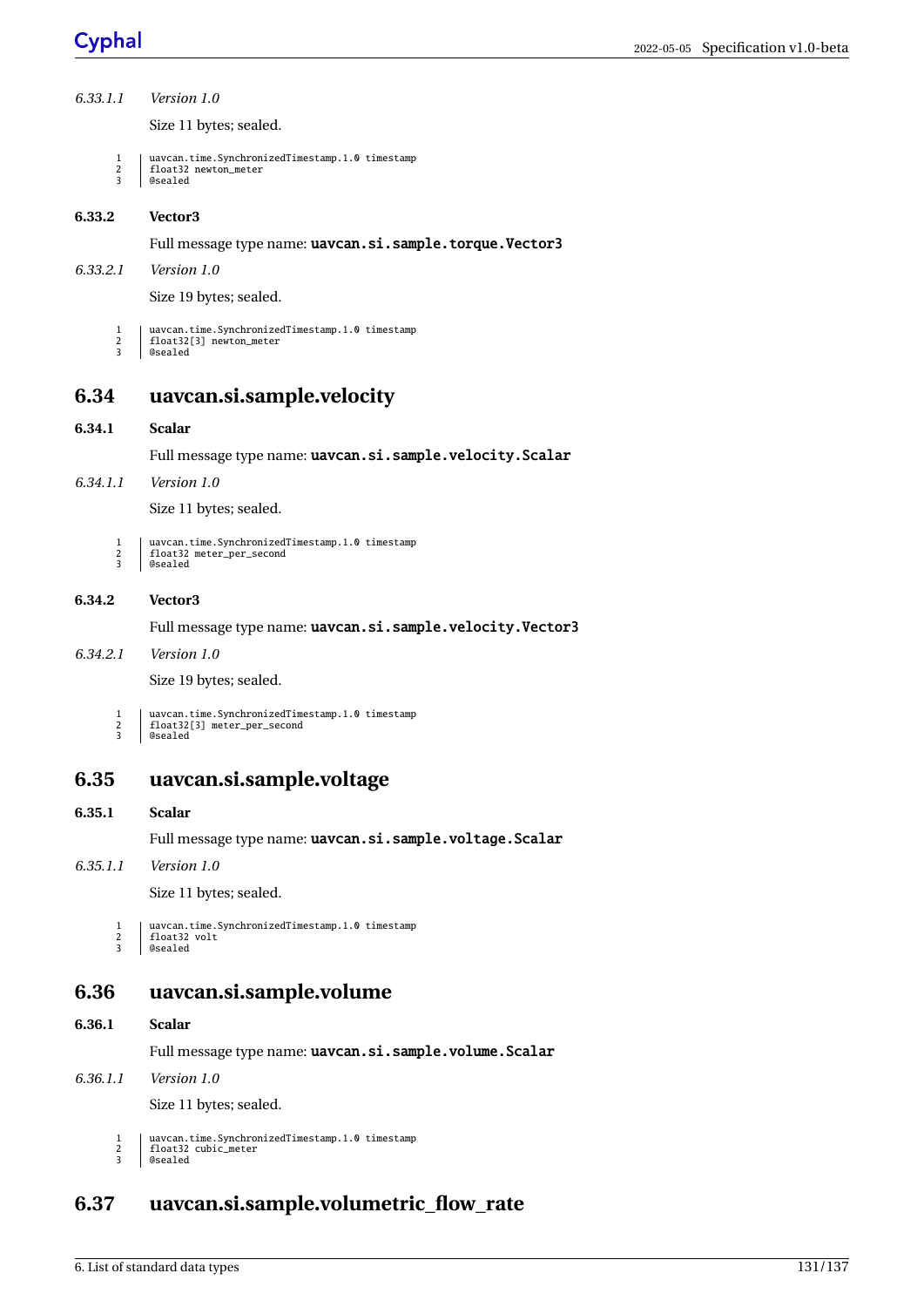#### 6.33.1.1 *Version 1.0*

Size 11 bytes; sealed.

```
uavcan.time.SynchronizedTimestamp.1.0 timestamp
float32 newton_meter
@sealed
```

### 6.33.2 Vector3

Full message type name: **`uavcan.si.sample.torque.Vector3`**

#### 6.33.2.1 *Version 1.0*

Size 19 bytes; sealed.

```
uavcan.time.SynchronizedTimestamp.1.0 timestamp
float32[3] newton_meter
@sealed
```

## 6.34 uavcan.si.sample.velocity

### 6.34.1 Scalar

Full message type name: **`uavcan.si.sample.velocity.Scalar`**

#### 6.34.1.1 *Version 1.0*

Size 11 bytes; sealed.

```
uavcan.time.SynchronizedTimestamp.1.0 timestamp
float32 meter_per_second
@sealed
```

### 6.34.2 Vector3

Full message type name: **`uavcan.si.sample.velocity.Vector3`**

#### 6.34.2.1 *Version 1.0*

Size 19 bytes; sealed.

```
uavcan.time.SynchronizedTimestamp.1.0 timestamp
float32[3] meter_per_second
@sealed
```

## 6.35 uavcan.si.sample.voltage

### 6.35.1 Scalar

Full message type name: **`uavcan.si.sample.voltage.Scalar`**

#### 6.35.1.1 *Version 1.0*

Size 11 bytes; sealed.

```
uavcan.time.SynchronizedTimestamp.1.0 timestamp
float32 volt
@sealed
```

## 6.36 uavcan.si.sample.volume

### 6.36.1 Scalar

Full message type name: **`uavcan.si.sample.volume.Scalar`**

#### 6.36.1.1 *Version 1.0*

Size 11 bytes; sealed.

```
uavcan.time.SynchronizedTimestamp.1.0 timestamp
float32 cubic_meter
@sealed
```

## 6.37 uavcan.si.sample.volumetric_flow_rate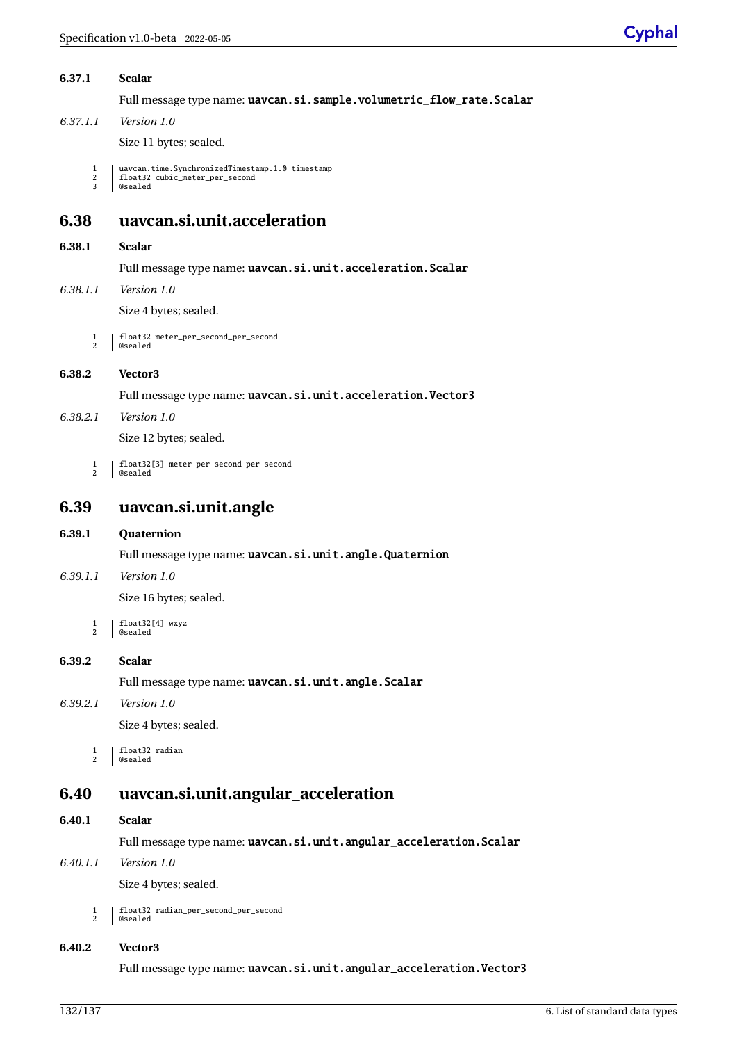### 6.37.1 Scalar

Full message type name: **uavcan.si.sample.volumetric_flow_rate.Scalar**

#### *6.37.1.1 Version 1.0*

Size 11 bytes; sealed.

```
uavcan.time.SynchronizedTimestamp.1.0 timestamp
float32 cubic_meter_per_second
@sealed
```

## 6.38 uavcan.si.unit.acceleration

### 6.38.1 Scalar

Full message type name: **uavcan.si.unit.acceleration.Scalar**

#### *6.38.1.1 Version 1.0*

Size 4 bytes; sealed.

```
float32 meter_per_second_per_second
@sealed
```

### 6.38.2 Vector3

Full message type name: **uavcan.si.unit.acceleration.Vector3**

#### *6.38.2.1 Version 1.0*

Size 12 bytes; sealed.

```
float32[3] meter_per_second_per_second
@sealed
```

## 6.39 uavcan.si.unit.angle

### 6.39.1 Quaternion

Full message type name: **uavcan.si.unit.angle.Quaternion**

#### *6.39.1.1 Version 1.0*

Size 16 bytes; sealed.

```
float32[4] wxyz
@sealed
```

### 6.39.2 Scalar

Full message type name: **uavcan.si.unit.angle.Scalar**

#### *6.39.2.1 Version 1.0*

Size 4 bytes; sealed.

```
float32 radian
@sealed
```

## 6.40 uavcan.si.unit.angular_acceleration

### 6.40.1 Scalar

Full message type name: **uavcan.si.unit.angular_acceleration.Scalar**

#### *6.40.1.1 Version 1.0*

Size 4 bytes; sealed.

```
float32 radian_per_second_per_second
@sealed
```

### 6.40.2 Vector3

Full message type name: **uavcan.si.unit.angular_acceleration.Vector3**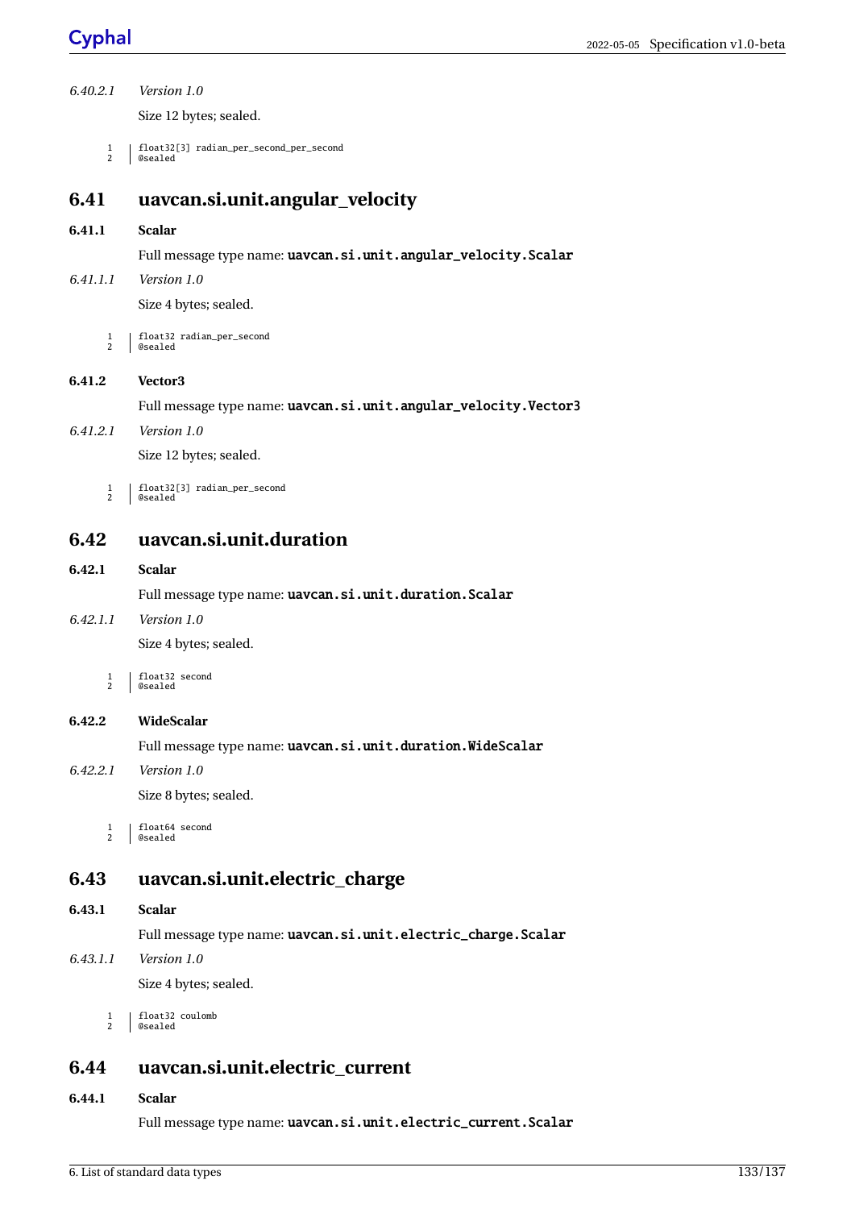#### 6.40.2.1 *Version 1.0*

Size 12 bytes; sealed.

```
1  float32[3] radian_per_second_per_second
2  @sealed
```

## 6.41 uavcan.si.unit.angular_velocity

### 6.41.1 Scalar

Full message type name: **`uavcan.si.unit.angular_velocity.Scalar`**

#### 6.41.1.1 *Version 1.0*

Size 4 bytes; sealed.

```
1  float32 radian_per_second
2  @sealed
```

### 6.41.2 Vector3

Full message type name: **`uavcan.si.unit.angular_velocity.Vector3`**

#### 6.41.2.1 *Version 1.0*

Size 12 bytes; sealed.

```
1  float32[3] radian_per_second
2  @sealed
```

## 6.42 uavcan.si.unit.duration

### 6.42.1 Scalar

Full message type name: **`uavcan.si.unit.duration.Scalar`**

#### 6.42.1.1 *Version 1.0*

Size 4 bytes; sealed.

```
1  float32 second
2  @sealed
```

### 6.42.2 WideScalar

Full message type name: **`uavcan.si.unit.duration.WideScalar`**

#### 6.42.2.1 *Version 1.0*

Size 8 bytes; sealed.

```
1  float64 second
2  @sealed
```

## 6.43 uavcan.si.unit.electric_charge

### 6.43.1 Scalar

Full message type name: **`uavcan.si.unit.electric_charge.Scalar`**

#### 6.43.1.1 *Version 1.0*

Size 4 bytes; sealed.

```
1  float32 coulomb
2  @sealed
```

## 6.44 uavcan.si.unit.electric_current

### 6.44.1 Scalar

Full message type name: **`uavcan.si.unit.electric_current.Scalar`**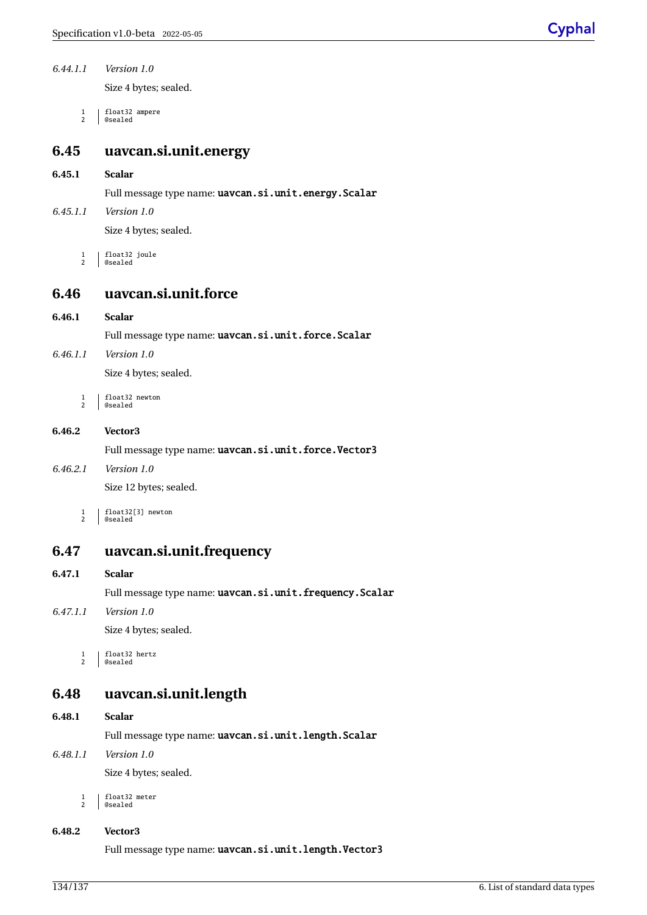#### 6.44.1.1 Version 1.0

Size 4 bytes; sealed.

```
float32 ampere
@sealed
```

## 6.45 uavcan.si.unit.energy

### 6.45.1 Scalar

Full message type name: **uavcan.si.unit.energy.Scalar**

#### 6.45.1.1 Version 1.0

Size 4 bytes; sealed.

```
float32 joule
@sealed
```

## 6.46 uavcan.si.unit.force

### 6.46.1 Scalar

Full message type name: **uavcan.si.unit.force.Scalar**

#### 6.46.1.1 Version 1.0

Size 4 bytes; sealed.

```
float32 newton
@sealed
```

### 6.46.2 Vector3

Full message type name: **uavcan.si.unit.force.Vector3**

#### 6.46.2.1 Version 1.0

Size 12 bytes; sealed.

```
float32[3] newton
@sealed
```

## 6.47 uavcan.si.unit.frequency

### 6.47.1 Scalar

Full message type name: **uavcan.si.unit.frequency.Scalar**

#### 6.47.1.1 Version 1.0

Size 4 bytes; sealed.

```
float32 hertz
@sealed
```

## 6.48 uavcan.si.unit.length

### 6.48.1 Scalar

Full message type name: **uavcan.si.unit.length.Scalar**

#### 6.48.1.1 Version 1.0

Size 4 bytes; sealed.

```
float32 meter
@sealed
```

### 6.48.2 Vector3

Full message type name: **uavcan.si.unit.length.Vector3**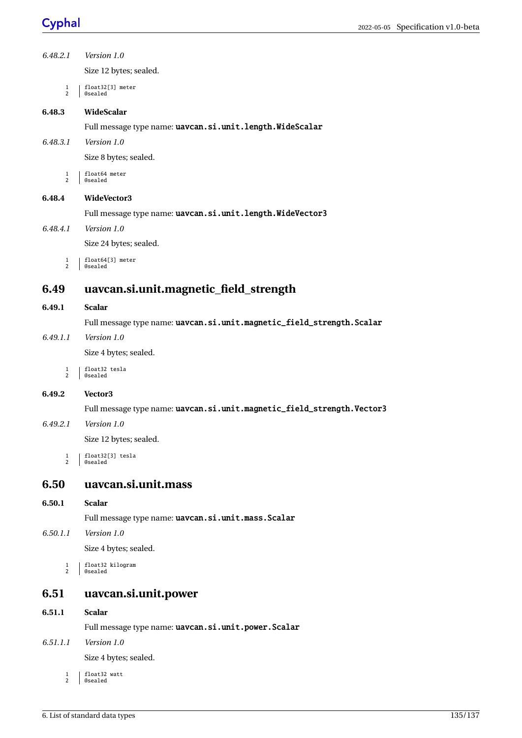#### 6.48.2.1 *Version 1.0*

Size 12 bytes; sealed.

```
float32[3] meter
@sealed
```

### 6.48.3 WideScalar

Full message type name: **`uavcan.si.unit.length.WideScalar`**

#### 6.48.3.1 *Version 1.0*

Size 8 bytes; sealed.

```
float64 meter
@sealed
```

### 6.48.4 WideVector3

Full message type name: **`uavcan.si.unit.length.WideVector3`**

#### 6.48.4.1 *Version 1.0*

Size 24 bytes; sealed.

```
float64[3] meter
@sealed
```

## 6.49 uavcan.si.unit.magnetic_field_strength

### 6.49.1 Scalar

Full message type name: **`uavcan.si.unit.magnetic_field_strength.Scalar`**

#### 6.49.1.1 *Version 1.0*

Size 4 bytes; sealed.

```
float32 tesla
@sealed
```

### 6.49.2 Vector3

Full message type name: **`uavcan.si.unit.magnetic_field_strength.Vector3`**

#### 6.49.2.1 *Version 1.0*

Size 12 bytes; sealed.

```
float32[3] tesla
@sealed
```

## 6.50 uavcan.si.unit.mass

### 6.50.1 Scalar

Full message type name: **`uavcan.si.unit.mass.Scalar`**

#### 6.50.1.1 *Version 1.0*

Size 4 bytes; sealed.

```
float32 kilogram
@sealed
```

## 6.51 uavcan.si.unit.power

### 6.51.1 Scalar

Full message type name: **`uavcan.si.unit.power.Scalar`**

#### 6.51.1.1 *Version 1.0*

Size 4 bytes; sealed.

```
float32 watt
@sealed
```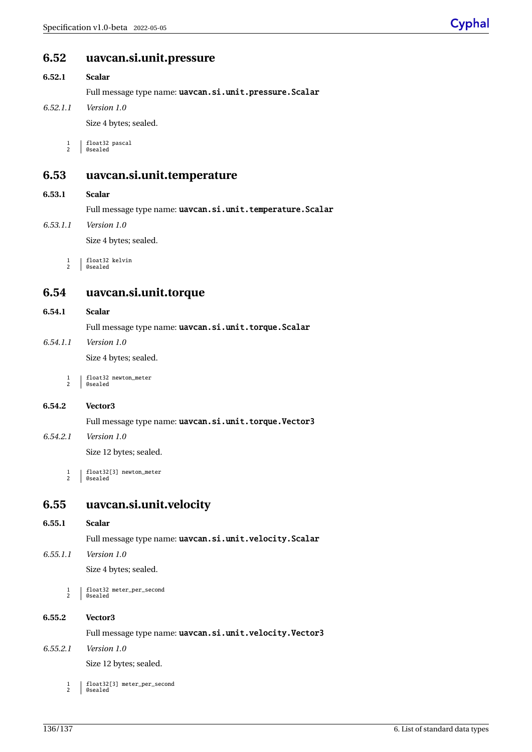## 6.52 uavcan.si.unit.pressure

### 6.52.1 Scalar

Full message type name: **uavcan.si.unit.pressure.Scalar**

#### *6.52.1.1 Version 1.0*

Size 4 bytes; sealed.

```
float32 pascal
@sealed
```

## 6.53 uavcan.si.unit.temperature

### 6.53.1 Scalar

Full message type name: **uavcan.si.unit.temperature.Scalar**

#### *6.53.1.1 Version 1.0*

Size 4 bytes; sealed.

```
float32 kelvin
@sealed
```

## 6.54 uavcan.si.unit.torque

### 6.54.1 Scalar

Full message type name: **uavcan.si.unit.torque.Scalar**

#### *6.54.1.1 Version 1.0*

Size 4 bytes; sealed.

```
float32 newton_meter
@sealed
```

### 6.54.2 Vector3

Full message type name: **uavcan.si.unit.torque.Vector3**

#### *6.54.2.1 Version 1.0*

Size 12 bytes; sealed.

```
float32[3] newton_meter
@sealed
```

## 6.55 uavcan.si.unit.velocity

### 6.55.1 Scalar

Full message type name: **uavcan.si.unit.velocity.Scalar**

#### *6.55.1.1 Version 1.0*

Size 4 bytes; sealed.

```
float32 meter_per_second
@sealed
```

### 6.55.2 Vector3

Full message type name: **uavcan.si.unit.velocity.Vector3**

#### *6.55.2.1 Version 1.0*

Size 12 bytes; sealed.

```
float32[3] meter_per_second
@sealed
```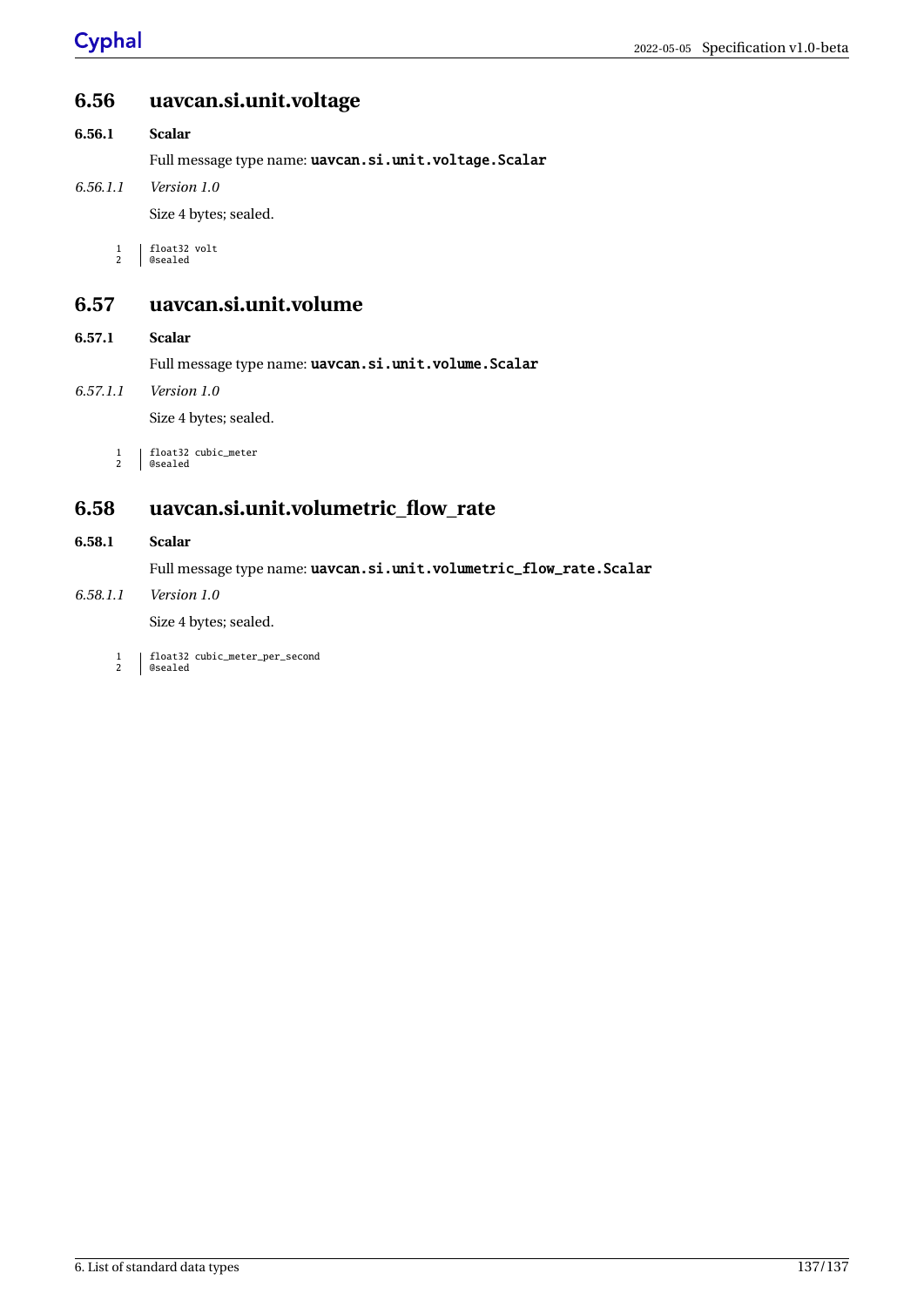## 6.56 uavcan.si.unit.voltage

### 6.56.1 Scalar

Full message type name: **`uavcan.si.unit.voltage.Scalar`**

#### *6.56.1.1 Version 1.0*

Size 4 bytes; sealed.

```
float32 volt
@sealed
```

## 6.57 uavcan.si.unit.volume

### 6.57.1 Scalar

Full message type name: **`uavcan.si.unit.volume.Scalar`**

#### *6.57.1.1 Version 1.0*

Size 4 bytes; sealed.

```
float32 cubic_meter
@sealed
```

## 6.58 uavcan.si.unit.volumetric_flow_rate

### 6.58.1 Scalar

Full message type name: **`uavcan.si.unit.volumetric_flow_rate.Scalar`**

#### *6.58.1.1 Version 1.0*

Size 4 bytes; sealed.

```
float32 cubic_meter_per_second
@sealed
```